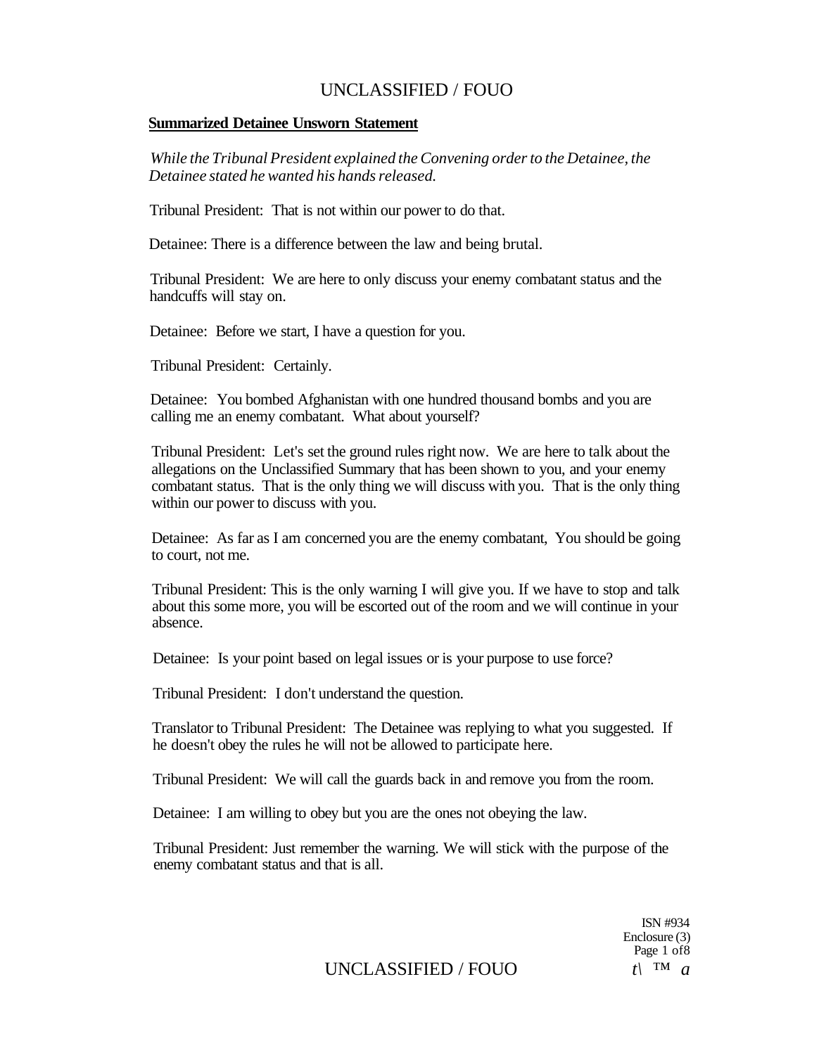**Summarized Detainee Unsworn Statement**

*While the Tribunal President explained the Convening order to the Detainee, the Detainee stated he wanted his hands released.*

Tribunal President: That is not within our power to do that.

Detainee: There is a difference between the law and being brutal.

Tribunal President: We are here to only discuss your enemy combatant status and the handcuffs will stay on.

Detainee: Before we start, I have a question for you.

Tribunal President: Certainly.

Detainee: You bombed Afghanistan with one hundred thousand bombs and you are calling me an enemy combatant. What about yourself?

Tribunal President: Let's set the ground rules right now. We are here to talk about the allegations on the Unclassified Summary that has been shown to you, and your enemy combatant status. That is the only thing we will discuss with you. That is the only thing within our power to discuss with you.

Detainee: As far as I am concerned you are the enemy combatant, You should be going to court, not me.

Tribunal President: This is the only warning I will give you. If we have to stop and talk about this some more, you will be escorted out of the room and we will continue in your absence.

Detainee: Is your point based on legal issues or is your purpose to use force?

Tribunal President: I don't understand the question.

Translator to Tribunal President: The Detainee was replying to what you suggested. If he doesn't obey the rules he will not be allowed to participate here.

Tribunal President: We will call the guards back in and remove you from the room.

Detainee: I am willing to obey but you are the ones not obeying the law.

Tribunal President: Just remember the warning. We will stick with the purpose of the enemy combatant status and that is all.

ISN #934
Enclosure (3)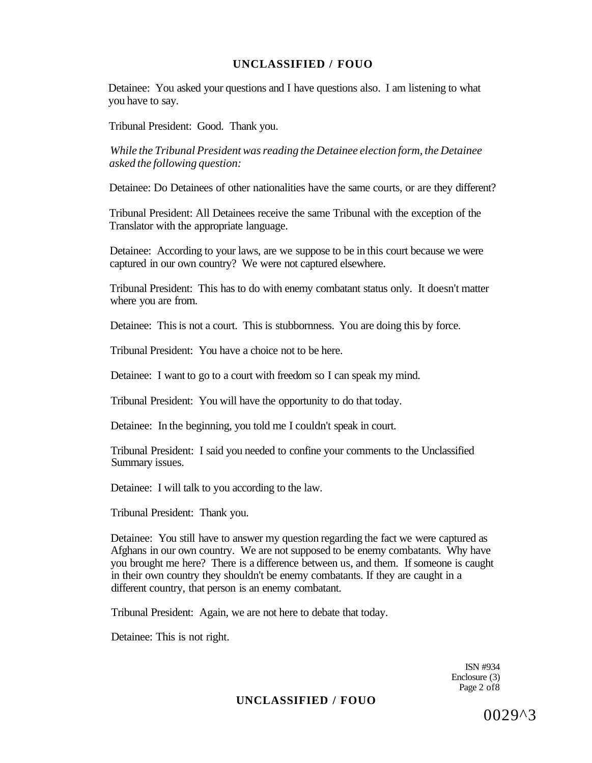Detainee: You asked your questions and I have questions also. I am listening to what you have to say.

Tribunal President: Good. Thank you.

*While the Tribunal President was reading the Detainee election form, the Detainee asked the following question:*

Detainee: Do Detainees of other nationalities have the same courts, or are they different?

Tribunal President: All Detainees receive the same Tribunal with the exception of the Translator with the appropriate language.

Detainee: According to your laws, are we suppose to be in this court because we were captured in our own country? We were not captured elsewhere.

Tribunal President: This has to do with enemy combatant status only. It doesn't matter where you are from.

Detainee: This is not a court. This is stubbornness. You are doing this by force.

Tribunal President: You have a choice not to be here.

Detainee: I want to go to a court with freedom so I can speak my mind.

Tribunal President: You will have the opportunity to do that today.

Detainee: In the beginning, you told me I couldn't speak in court.

Tribunal President: I said you needed to confine your comments to the Unclassified Summary issues.

Detainee: I will talk to you according to the law.

Tribunal President: Thank you.

Detainee: You still have to answer my question regarding the fact we were captured as Afghans in our own country. We are not supposed to be enemy combatants. Why have you brought me here? There is a difference between us, and them. If someone is caught in their own country they shouldn't be enemy combatants. If they are caught in a different country, that person is an enemy combatant.

Tribunal President: Again, we are not here to debate that today.

Detainee: This is not right.

ISN #934
Enclosure (3)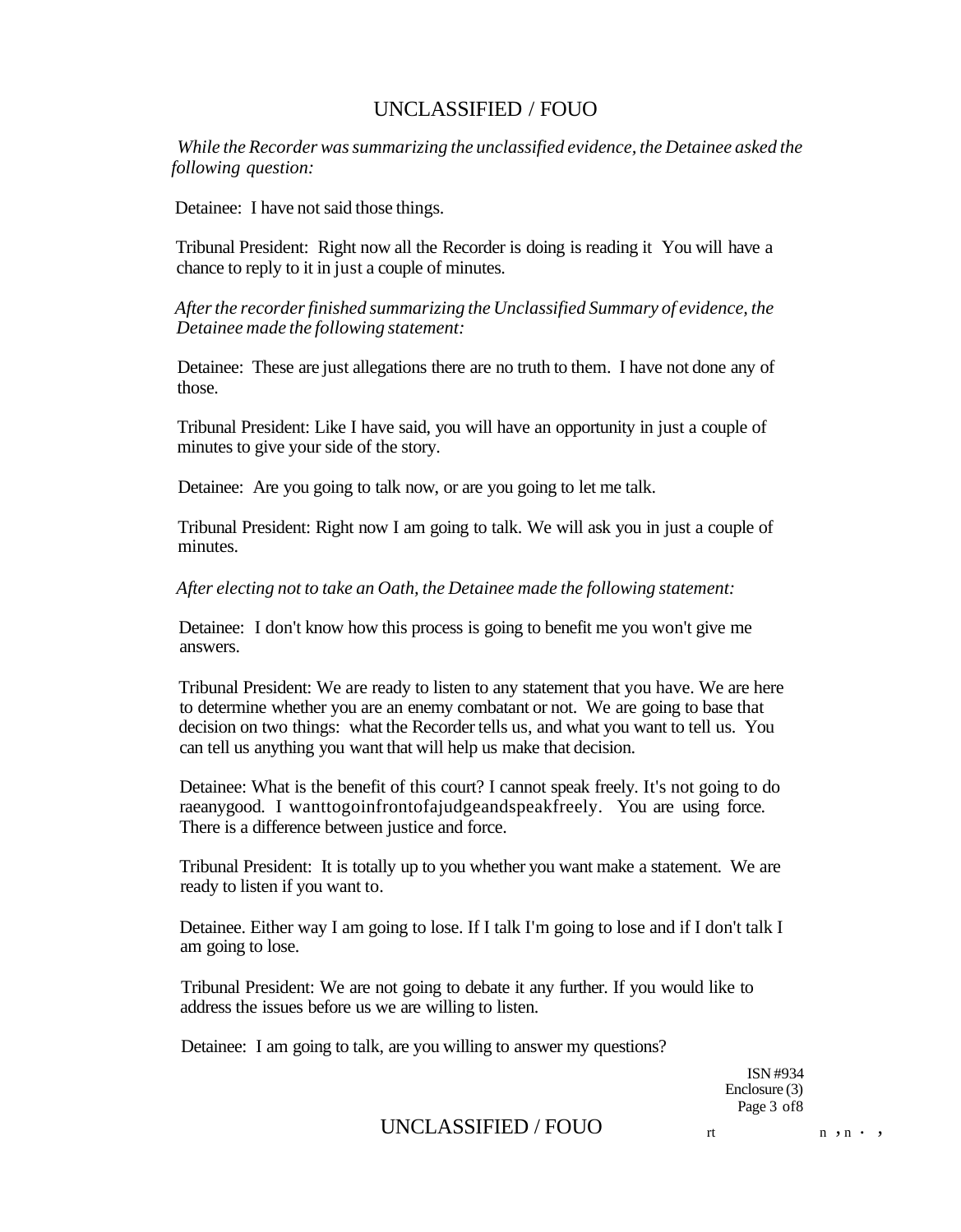*While the Recorder was summarizing the unclassified evidence, the Detainee asked the following question:*

Detainee: I have not said those things.

Tribunal President: Right now all the Recorder is doing is reading it You will have a chance to reply to it in just a couple of minutes.

*After the recorder finished summarizing the Unclassified Summary of evidence, the Detainee made the following statement:*

Detainee: These are just allegations there are no truth to them. I have not done any of those.

Tribunal President: Like I have said, you will have an opportunity in just a couple of minutes to give your side of the story.

Detainee: Are you going to talk now, or are you going to let me talk.

Tribunal President: Right now I am going to talk. We will ask you in just a couple of minutes.

*After electing not to take an Oath, the Detainee made the following statement:*

Detainee: I don't know how this process is going to benefit me you won't give me answers.

Tribunal President: We are ready to listen to any statement that you have. We are here to determine whether you are an enemy combatant or not. We are going to base that decision on two things: what the Recorder tells us, and what you want to tell us. You can tell us anything you want that will help us make that decision.

Detainee: What is the benefit of this court? I cannot speak freely. It's not going to do raeanygood. I wanttogoinfrontofajudgeandspeakfreely. You are using force. There is a difference between justice and force.

Tribunal President: It is totally up to you whether you want make a statement. We are ready to listen if you want to.

Detainee. Either way I am going to lose. If I talk I'm going to lose and if I don't talk I am going to lose.

Tribunal President: We are not going to debate it any further. If you would like to address the issues before us we are willing to listen.

Detainee: I am going to talk, are you willing to answer my questions?

ISN #934
Enclosure (3)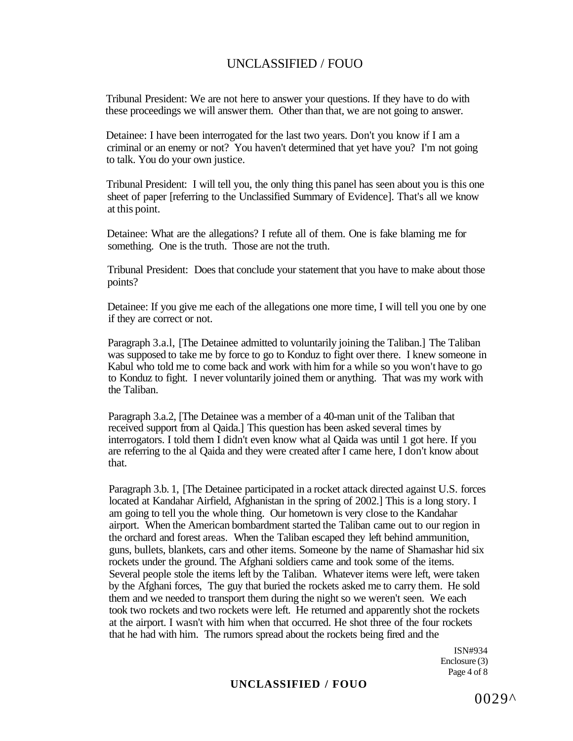Tribunal President: We are not here to answer your questions. If they have to do with these proceedings we will answer them. Other than that, we are not going to answer.

Detainee: I have been interrogated for the last two years. Don't you know if I am a criminal or an enemy or not? You haven't determined that yet have you? I'm not going to talk. You do your own justice.

Tribunal President: I will tell you, the only thing this panel has seen about you is this one sheet of paper [referring to the Unclassified Summary of Evidence]. That's all we know at this point.

Detainee: What are the allegations? I refute all of them. One is fake blaming me for something. One is the truth. Those are not the truth.

Tribunal President: Does that conclude your statement that you have to make about those points?

Detainee: If you give me each of the allegations one more time, I will tell you one by one if they are correct or not.

Paragraph 3.a.l, [The Detainee admitted to voluntarily joining the Taliban.] The Taliban was supposed to take me by force to go to Konduz to fight over there. I knew someone in Kabul who told me to come back and work with him for a while so you won't have to go to Konduz to fight. I never voluntarily joined them or anything. That was my work with the Taliban.

Paragraph 3.a.2, [The Detainee was a member of a 40-man unit of the Taliban that received support from al Qaida.] This question has been asked several times by interrogators. I told them I didn't even know what al Qaida was until 1 got here. If you are referring to the al Qaida and they were created after I came here, I don't know about that.

Paragraph 3.b. 1, [The Detainee participated in a rocket attack directed against U.S. forces located at Kandahar Airfield, Afghanistan in the spring of 2002.] This is a long story. I am going to tell you the whole thing. Our hometown is very close to the Kandahar airport. When the American bombardment started the Taliban came out to our region in the orchard and forest areas. When the Taliban escaped they left behind ammunition, guns, bullets, blankets, cars and other items. Someone by the name of Shamashar hid six rockets under the ground. The Afghani soldiers came and took some of the items. Several people stole the items left by the Taliban. Whatever items were left, were taken by the Afghani forces, The guy that buried the rockets asked me to carry them. He sold them and we needed to transport them during the night so we weren't seen. We each took two rockets and two rockets were left. He returned and apparently shot the rockets at the airport. I wasn't with him when that occurred. He shot three of the four rockets that he had with him. The rumors spread about the rockets being fired and the

ISN#934
Enclosure (3)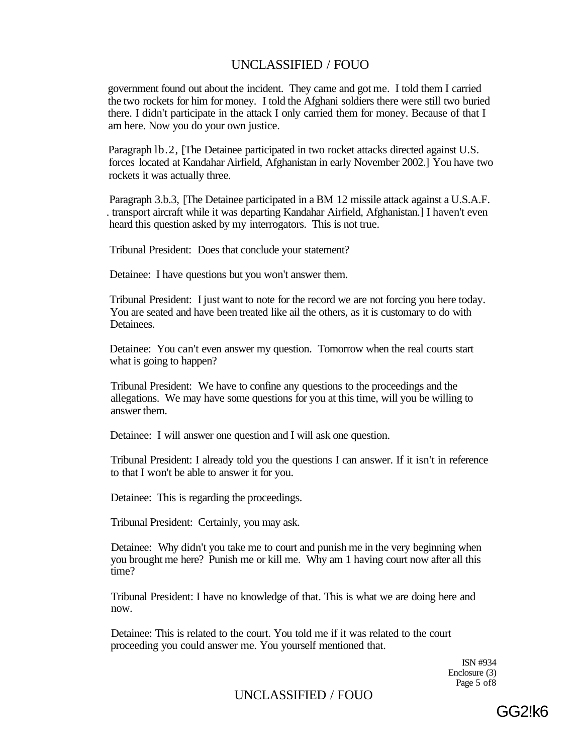government found out about the incident. They came and got me. I told them I carried the two rockets for him for money. I told the Afghani soldiers there were still two buried there. I didn't participate in the attack I only carried them for money. Because of that I am here. Now you do your own justice.

Paragraph lb.2, [The Detainee participated in two rocket attacks directed against U.S. forces located at Kandahar Airfield, Afghanistan in early November 2002.] You have two rockets it was actually three.

Paragraph 3.b.3, [The Detainee participated in a BM 12 missile attack against a U.S.A.F. . transport aircraft while it was departing Kandahar Airfield, Afghanistan.] I haven't even heard this question asked by my interrogators. This is not true.

Tribunal President: Does that conclude your statement?

Detainee: I have questions but you won't answer them.

Tribunal President: I just want to note for the record we are not forcing you here today. You are seated and have been treated like ail the others, as it is customary to do with Detainees.

Detainee: You can't even answer my question. Tomorrow when the real courts start what is going to happen?

Tribunal President: We have to confine any questions to the proceedings and the allegations. We may have some questions for you at this time, will you be willing to answer them.

Detainee: I will answer one question and I will ask one question.

Tribunal President: I already told you the questions I can answer. If it isn't in reference to that I won't be able to answer it for you.

Detainee: This is regarding the proceedings.

Tribunal President: Certainly, you may ask.

Detainee: Why didn't you take me to court and punish me in the very beginning when you brought me here? Punish me or kill me. Why am 1 having court now after all this time?

Tribunal President: I have no knowledge of that. This is what we are doing here and now.

Detainee: This is related to the court. You told me if it was related to the court proceeding you could answer me. You yourself mentioned that.

ISN #934
Enclosure (3)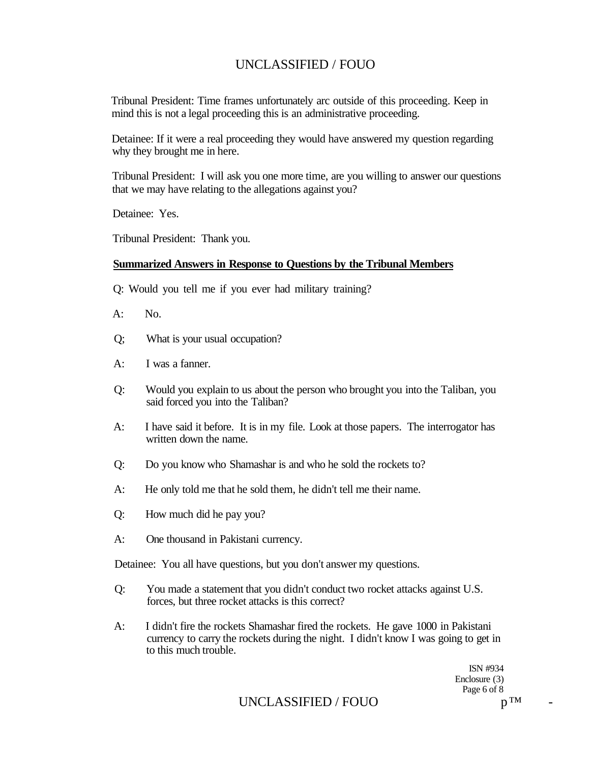Tribunal President: Time frames unfortunately arc outside of this proceeding. Keep in mind this is not a legal proceeding this is an administrative proceeding.

Detainee: If it were a real proceeding they would have answered my question regarding why they brought me in here.

Tribunal President: I will ask you one more time, are you willing to answer our questions that we may have relating to the allegations against you?

Detainee: Yes.

Tribunal President: Thank you.

**Summarized Answers in Response to Questions by the Tribunal Members**

Q: Would you tell me if you ever had military training?

A: No.

Q; What is your usual occupation?

A: I was a fanner.

Q: Would you explain to us about the person who brought you into the Taliban, you said forced you into the Taliban?

A: I have said it before. It is in my file. Look at those papers. The interrogator has written down the name.

Q: Do you know who Shamashar is and who he sold the rockets to?

A: He only told me that he sold them, he didn't tell me their name.

Q: How much did he pay you?

A: One thousand in Pakistani currency.

Detainee: You all have questions, but you don't answer my questions.

Q: You made a statement that you didn't conduct two rocket attacks against U.S. forces, but three rocket attacks is this correct?

A: I didn't fire the rockets Shamashar fired the rockets. He gave 1000 in Pakistani currency to carry the rockets during the night. I didn't know I was going to get in to this much trouble.

ISN #934
Enclosure (3)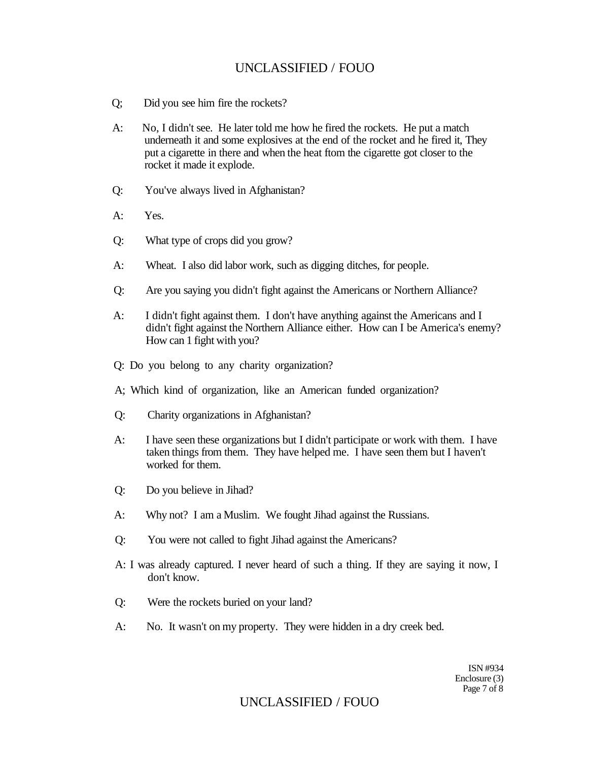Q; Did you see him fire the rockets?

A: No, I didn't see. He later told me how he fired the rockets. He put a match underneath it and some explosives at the end of the rocket and he fired it, They put a cigarette in there and when the heat ftom the cigarette got closer to the rocket it made it explode.

Q: You've always lived in Afghanistan?

A: Yes.

Q: What type of crops did you grow?

A: Wheat. I also did labor work, such as digging ditches, for people.

Q: Are you saying you didn't fight against the Americans or Northern Alliance?

A: I didn't fight against them. I don't have anything against the Americans and I didn't fight against the Northern Alliance either. How can I be America's enemy? How can 1 fight with you?

Q: Do you belong to any charity organization?

A; Which kind of organization, like an American funded organization?

Q: Charity organizations in Afghanistan?

A: I have seen these organizations but I didn't participate or work with them. I have taken things from them. They have helped me. I have seen them but I haven't worked for them.

Q: Do you believe in Jihad?

A: Why not? I am a Muslim. We fought Jihad against the Russians.

Q: You were not called to fight Jihad against the Americans?

A: I was already captured. I never heard of such a thing. If they are saying it now, I don't know.

Q: Were the rockets buried on your land?

A: No. It wasn't on my property. They were hidden in a dry creek bed.

ISN #934
Enclosure (3)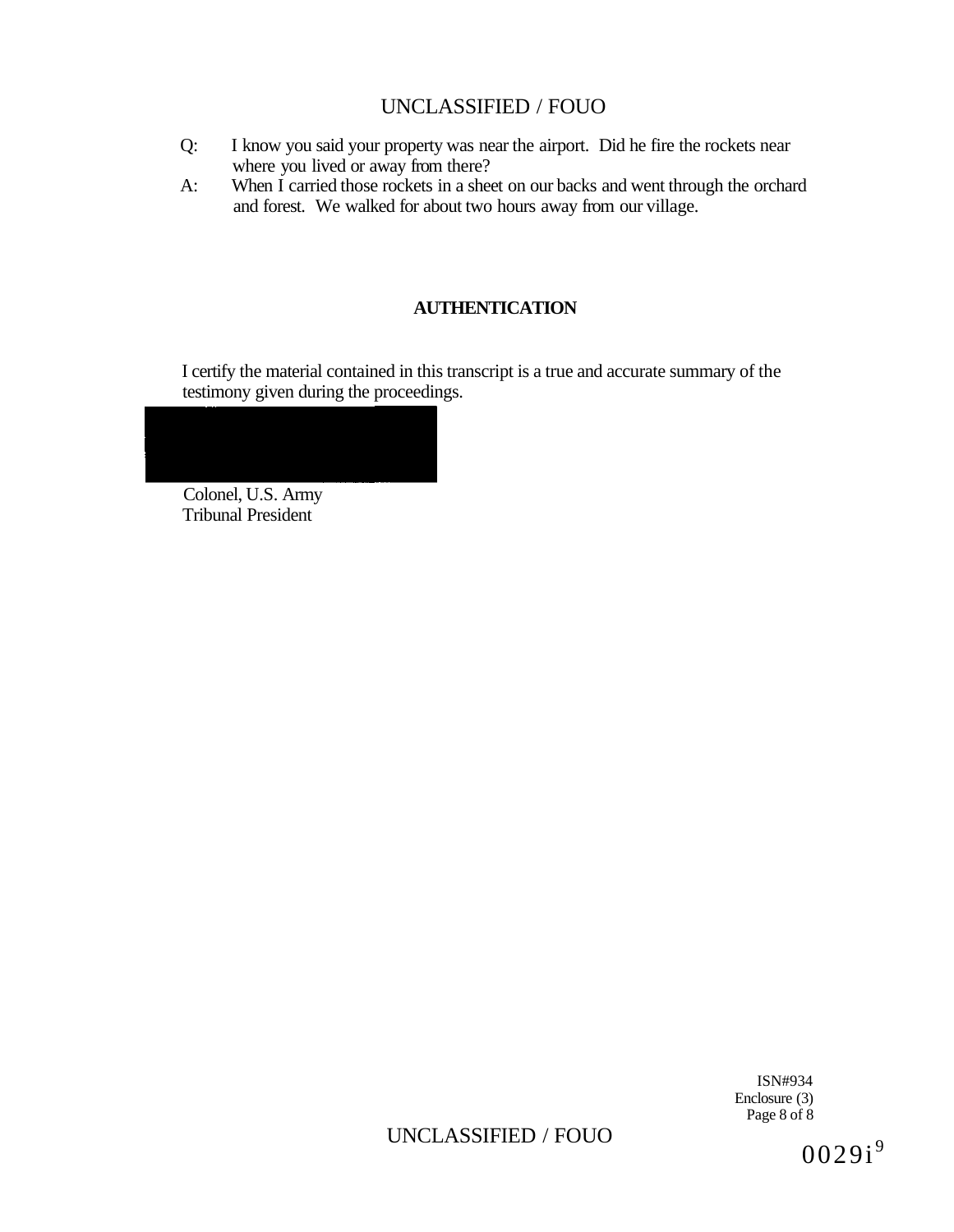Q: I know you said your property was near the airport. Did he fire the rockets near where you lived or away from there?

A: When I carried those rockets in a sheet on our backs and went through the orchard and forest. We walked for about two hours away from our village.

**AUTHENTICATION**

I certify the material contained in this transcript is a true and accurate summary of the testimony given during the proceedings.

Colonel, U.S. Army
Tribunal President

ISN#934
Enclosure (3)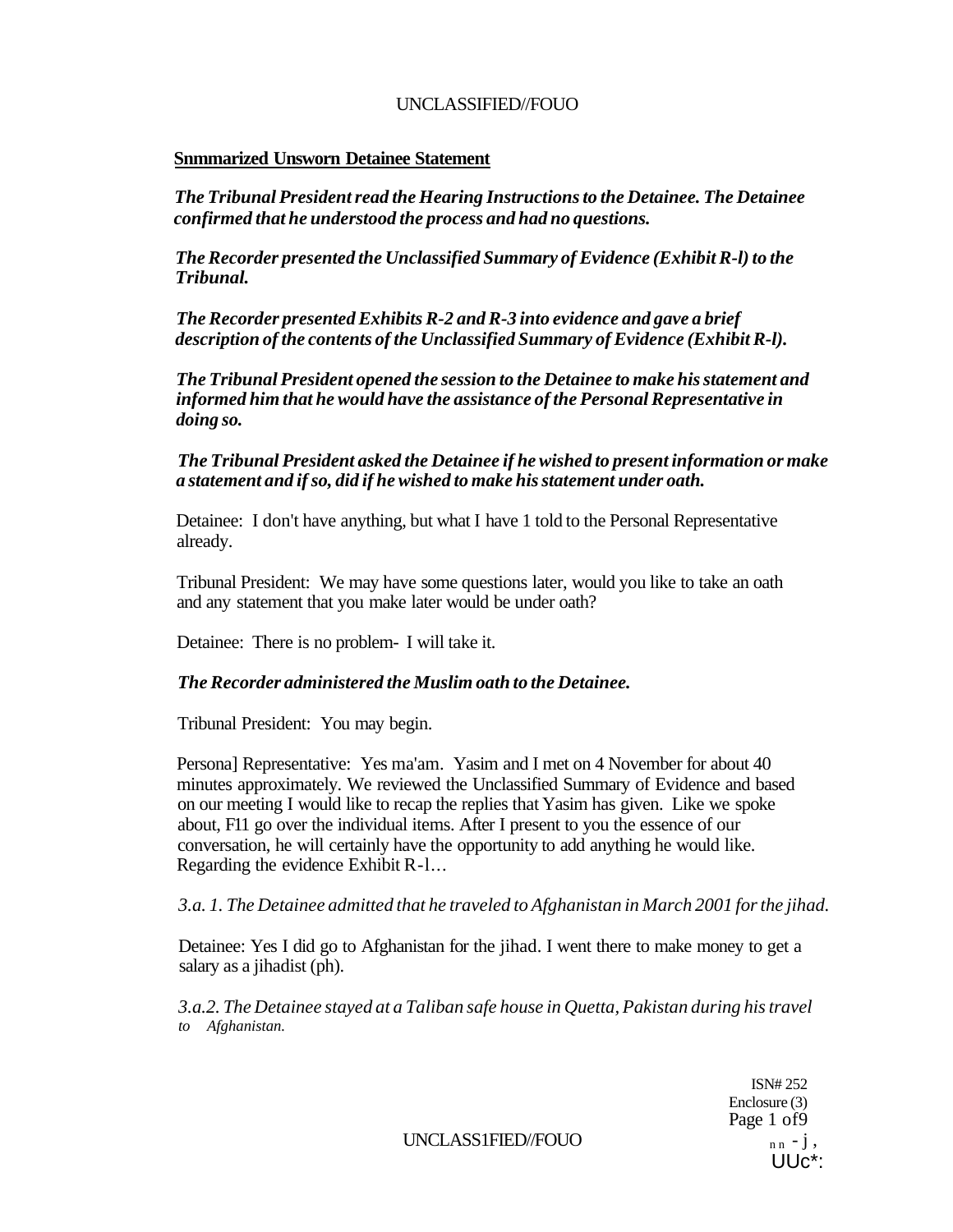**Snmmarized Unsworn Detainee Statement**

***The Tribunal President read the Hearing Instructions to the Detainee. The Detainee confirmed that he understood the process and had no questions.***

***The Recorder presented the Unclassified Summary of Evidence (Exhibit R-l) to the Tribunal.***

***The Recorder presented Exhibits R-2 and R-3 into evidence and gave a brief description of the contents of the Unclassified Summary of Evidence (Exhibit R-l).***

***The Tribunal President opened the session to the Detainee to make his statement and informed him that he would have the assistance of the Personal Representative in doing so.***

***The Tribunal President asked the Detainee if he wished to present information or make a statement and if so, did if he wished to make his statement under oath.***

Detainee: I don't have anything, but what I have 1 told to the Personal Representative already.

Tribunal President: We may have some questions later, would you like to take an oath and any statement that you make later would be under oath?

Detainee: There is no problem- I will take it.

***The Recorder administered the Muslim oath to the Detainee.***

Tribunal President: You may begin.

Persona] Representative: Yes ma'am. Yasim and I met on 4 November for about 40 minutes approximately. We reviewed the Unclassified Summary of Evidence and based on our meeting I would like to recap the replies that Yasim has given. Like we spoke about, F11 go over the individual items. After I present to you the essence of our conversation, he will certainly have the opportunity to add anything he would like. Regarding the evidence Exhibit R-l…

*3.a. 1. The Detainee admitted that he traveled to Afghanistan in March 2001 for the jihad.*

Detainee: Yes I did go to Afghanistan for the jihad. I went there to make money to get a salary as a jihadist (ph).

*3.a.2. The Detainee stayed at a Taliban safe house in Quetta, Pakistan during his travel to Afghanistan.*

ISN# 252
Enclosure (3)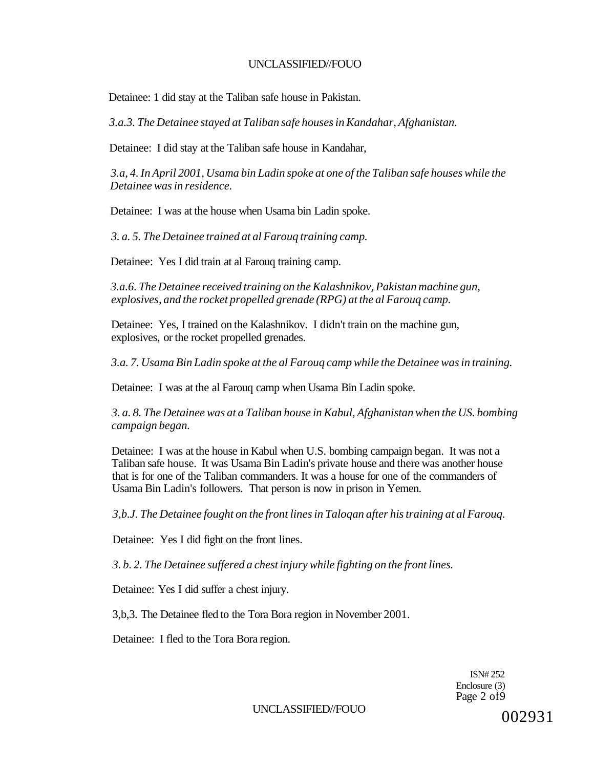Detainee: 1 did stay at the Taliban safe house in Pakistan.

*3.a.3. The Detainee stayed at Taliban safe houses in Kandahar, Afghanistan.*

Detainee: I did stay at the Taliban safe house in Kandahar,

*3.a, 4. In April 2001, Usama bin Ladin spoke at one of the Taliban safe houses while the Detainee was in residence.*

Detainee: I was at the house when Usama bin Ladin spoke.

*3. a. 5. The Detainee trained at al Farouq training camp.*

Detainee: Yes I did train at al Farouq training camp.

*3.a.6. The Detainee received training on the Kalashnikov, Pakistan machine gun, explosives, and the rocket propelled grenade (RPG) at the al Farouq camp.*

Detainee: Yes, I trained on the Kalashnikov. I didn't train on the machine gun, explosives, or the rocket propelled grenades.

*3.a. 7. Usama Bin Ladin spoke at the al Farouq camp while the Detainee was in training.*

Detainee: I was at the al Farouq camp when Usama Bin Ladin spoke.

*3. a. 8. The Detainee was at a Taliban house in Kabul, Afghanistan when the US. bombing campaign began.*

Detainee: I was at the house in Kabul when U.S. bombing campaign began. It was not a Taliban safe house. It was Usama Bin Ladin's private house and there was another house that is for one of the Taliban commanders. It was a house for one of the commanders of Usama Bin Ladin's followers. That person is now in prison in Yemen.

*3,b.J. The Detainee fought on the front lines in Taloqan after his training at al Farouq.*

Detainee: Yes I did fight on the front lines.

*3. b. 2. The Detainee suffered a chest injury while fighting on the front lines.*

Detainee: Yes I did suffer a chest injury.

3,b,3. The Detainee fled to the Tora Bora region in November 2001.

Detainee: I fled to the Tora Bora region.

ISN# 252
Enclosure (3)
Page 2 of9

002931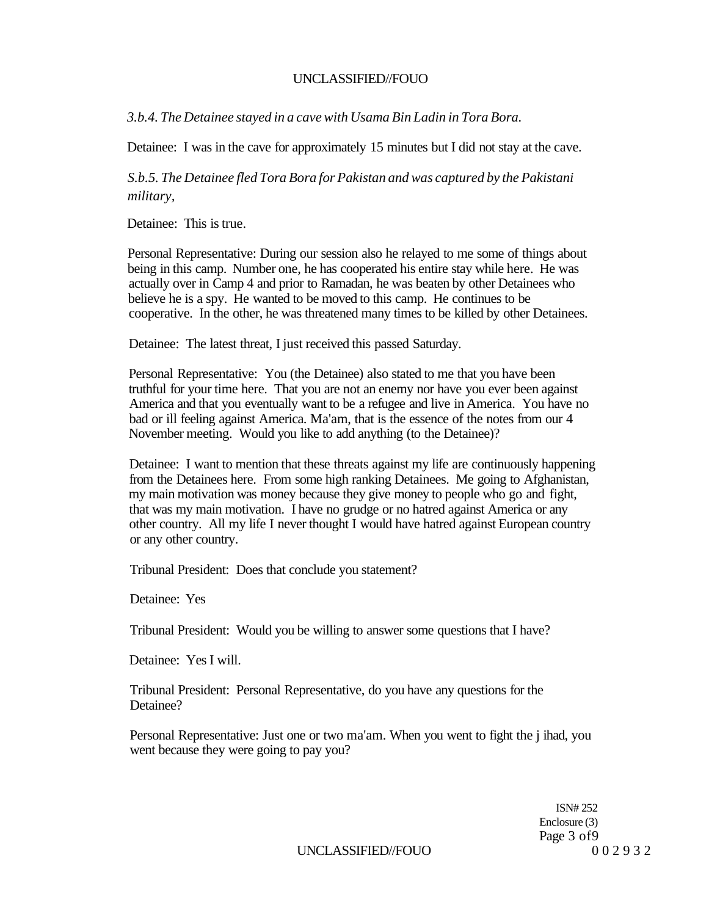*3.b.4. The Detainee stayed in a cave with Usama Bin Ladin in Tora Bora.*

Detainee: I was in the cave for approximately 15 minutes but I did not stay at the cave.

*S.b.5. The Detainee fled Tora Bora for Pakistan and was captured by the Pakistani military,*

Detainee: This is true.

Personal Representative: During our session also he relayed to me some of things about being in this camp. Number one, he has cooperated his entire stay while here. He was actually over in Camp 4 and prior to Ramadan, he was beaten by other Detainees who believe he is a spy. He wanted to be moved to this camp. He continues to be cooperative. In the other, he was threatened many times to be killed by other Detainees.

Detainee: The latest threat, I just received this passed Saturday.

Personal Representative: You (the Detainee) also stated to me that you have been truthful for your time here. That you are not an enemy nor have you ever been against America and that you eventually want to be a refugee and live in America. You have no bad or ill feeling against America. Ma'am, that is the essence of the notes from our 4 November meeting. Would you like to add anything (to the Detainee)?

Detainee: I want to mention that these threats against my life are continuously happening from the Detainees here. From some high ranking Detainees. Me going to Afghanistan, my main motivation was money because they give money to people who go and fight, that was my main motivation. I have no grudge or no hatred against America or any other country. All my life I never thought I would have hatred against European country or any other country.

Tribunal President: Does that conclude you statement?

Detainee: Yes

Tribunal President: Would you be willing to answer some questions that I have?

Detainee: Yes I will.

Tribunal President: Personal Representative, do you have any questions for the Detainee?

Personal Representative: Just one or two ma'am. When you went to fight the j ihad, you went because they were going to pay you?

ISN# 252
Enclosure (3)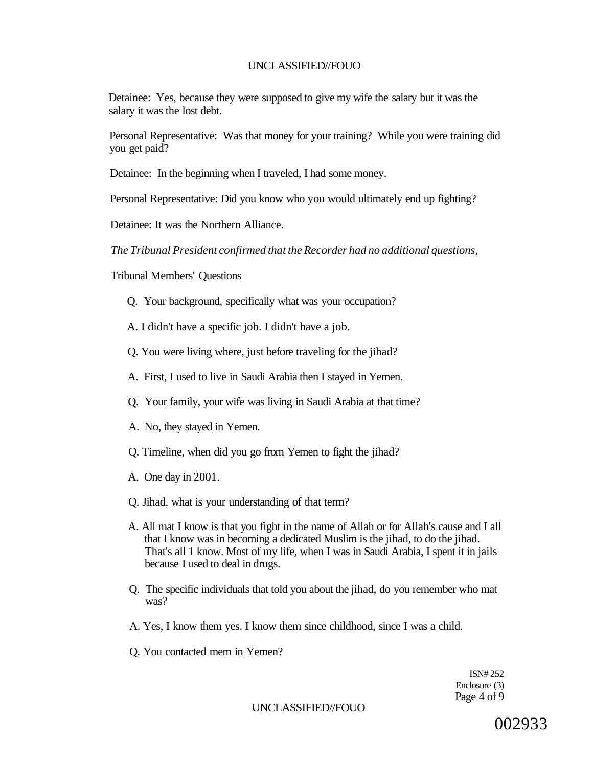Detainee: Yes, because they were supposed to give my wife the salary but it was the salary it was the lost debt.

Personal Representative: Was that money for your training? While you were training did you get paid?

Detainee: In the beginning when I traveled, I had some money.

Personal Representative: Did you know who you would ultimately end up fighting?

Detainee: It was the Northern Alliance.

*The Tribunal President confirmed that the Recorder had no additional questions,*

Tribunal Members' Questions

Q. Your background, specifically what was your occupation?

A. I didn't have a specific job. I didn't have a job.

Q. You were living where, just before traveling for the jihad?

A. First, I used to live in Saudi Arabia then I stayed in Yemen.

Q. Your family, your wife was living in Saudi Arabia at that time?

A. No, they stayed in Yemen.

Q. Timeline, when did you go from Yemen to fight the jihad?

A. One day in 2001.

Q. Jihad, what is your understanding of that term?

A. All mat I know is that you fight in the name of Allah or for Allah's cause and I all that I know was in becoming a dedicated Muslim is the jihad, to do the jihad. That's all 1 know. Most of my life, when I was in Saudi Arabia, I spent it in jails because I used to deal in drugs.

Q. The specific individuals that told you about the jihad, do you remember who mat was?

A. Yes, I know them yes. I know them since childhood, since I was a child.

Q. You contacted mem in Yemen?

ISN# 252
Enclosure (3)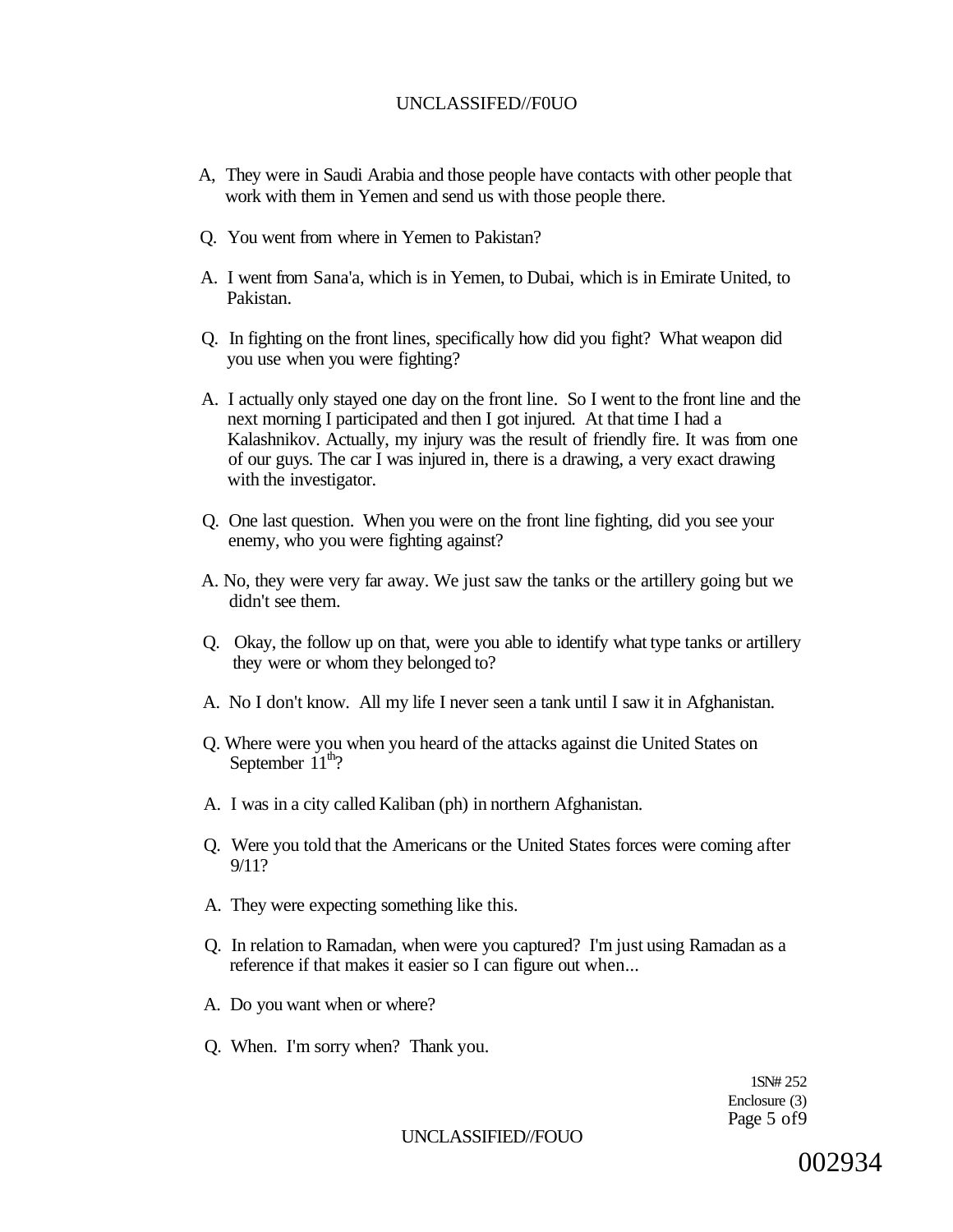A, They were in Saudi Arabia and those people have contacts with other people that work with them in Yemen and send us with those people there.

Q. You went from where in Yemen to Pakistan?

A. I went from Sana'a, which is in Yemen, to Dubai, which is in Emirate United, to Pakistan.

Q. In fighting on the front lines, specifically how did you fight? What weapon did you use when you were fighting?

A. I actually only stayed one day on the front line. So I went to the front line and the next morning I participated and then I got injured. At that time I had a Kalashnikov. Actually, my injury was the result of friendly fire. It was from one of our guys. The car I was injured in, there is a drawing, a very exact drawing with the investigator.

Q. One last question. When you were on the front line fighting, did you see your enemy, who you were fighting against?

A. No, they were very far away. We just saw the tanks or the artillery going but we didn't see them.

Q. Okay, the follow up on that, were you able to identify what type tanks or artillery they were or whom they belonged to?

A. No I don't know. All my life I never seen a tank until I saw it in Afghanistan.

Q. Where were you when you heard of the attacks against die United States on September 11th?

A. I was in a city called Kaliban (ph) in northern Afghanistan.

Q. Were you told that the Americans or the United States forces were coming after 9/11?

A. They were expecting something like this.

Q. In relation to Ramadan, when were you captured? I'm just using Ramadan as a reference if that makes it easier so I can figure out when...

A. Do you want when or where?

Q. When. I'm sorry when? Thank you.

1SN# 252
Enclosure (3)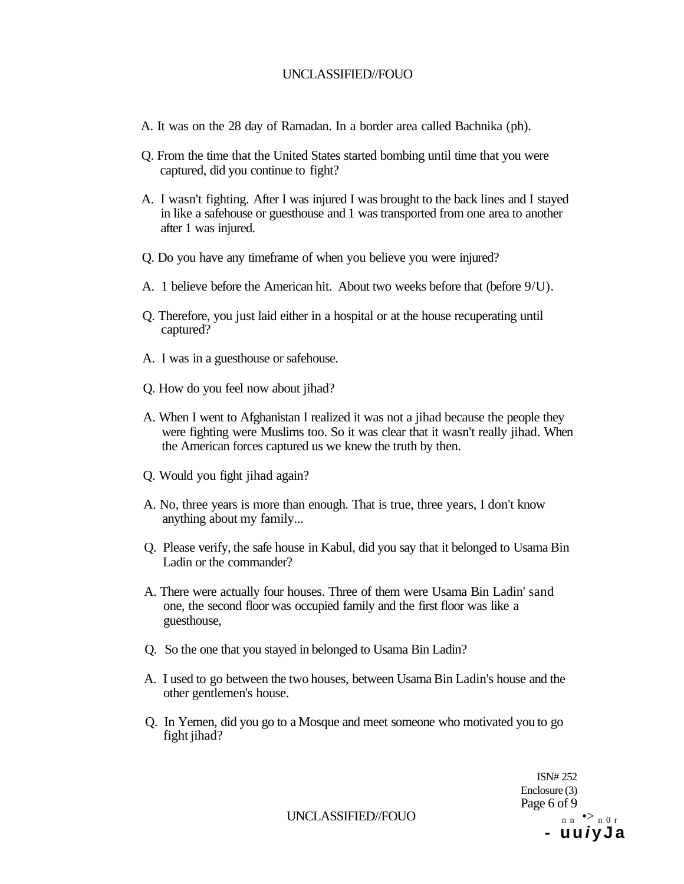A. It was on the 28 day of Ramadan. In a border area called Bachnika (ph).

Q. From the time that the United States started bombing until time that you were captured, did you continue to fight?

A. I wasn't fighting. After I was injured I was brought to the back lines and I stayed in like a safehouse or guesthouse and 1 was transported from one area to another after 1 was injured.

Q. Do you have any timeframe of when you believe you were injured?

A. 1 believe before the American hit. About two weeks before that (before 9/U).

Q. Therefore, you just laid either in a hospital or at the house recuperating until captured?

A. I was in a guesthouse or safehouse.

Q. How do you feel now about jihad?

A. When I went to Afghanistan I realized it was not a jihad because the people they were fighting were Muslims too. So it was clear that it wasn't really jihad. When the American forces captured us we knew the truth by then.

Q. Would you fight jihad again?

A. No, three years is more than enough. That is true, three years, I don't know anything about my family...

Q. Please verify, the safe house in Kabul, did you say that it belonged to Usama Bin Ladin or the commander?

A. There were actually four houses. Three of them were Usama Bin Ladin' sand one, the second floor was occupied family and the first floor was like a guesthouse,

Q. So the one that you stayed in belonged to Usama Bin Ladin?

A. I used to go between the two houses, between Usama Bin Ladin's house and the other gentlemen's house.

Q. In Yemen, did you go to a Mosque and meet someone who motivated you to go fight jihad?

ISN# 252
Enclosure (3)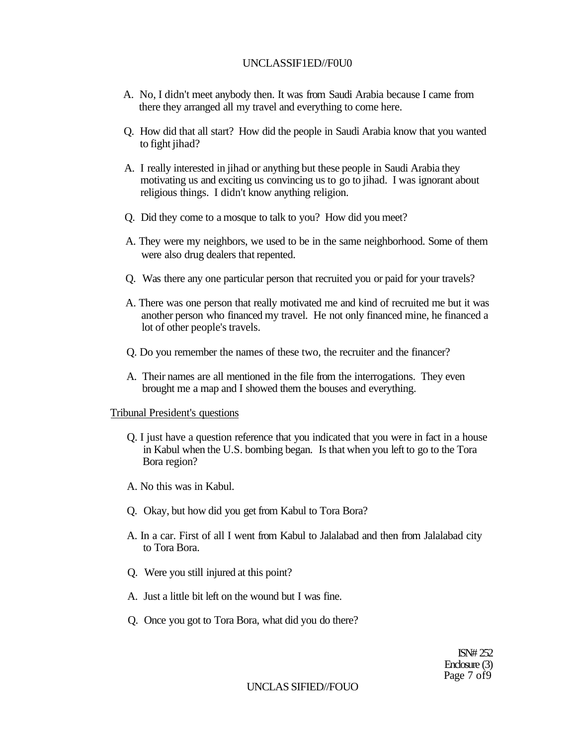A. No, I didn't meet anybody then. It was from Saudi Arabia because I came from there they arranged all my travel and everything to come here.

Q. How did that all start? How did the people in Saudi Arabia know that you wanted to fight jihad?

A. I really interested in jihad or anything but these people in Saudi Arabia they motivating us and exciting us convincing us to go to jihad. I was ignorant about religious things. I didn't know anything religion.

Q. Did they come to a mosque to talk to you? How did you meet?

A. They were my neighbors, we used to be in the same neighborhood. Some of them were also drug dealers that repented.

Q. Was there any one particular person that recruited you or paid for your travels?

A. There was one person that really motivated me and kind of recruited me but it was another person who financed my travel. He not only financed mine, he financed a lot of other people's travels.

Q. Do you remember the names of these two, the recruiter and the financer?

A. Their names are all mentioned in the file from the interrogations. They even brought me a map and I showed them the bouses and everything.

Tribunal President's questions

Q. I just have a question reference that you indicated that you were in fact in a house in Kabul when the U.S. bombing began. Is that when you left to go to the Tora Bora region?

A. No this was in Kabul.

Q. Okay, but how did you get from Kabul to Tora Bora?

A. In a car. First of all I went from Kabul to Jalalabad and then from Jalalabad city to Tora Bora.

Q. Were you still injured at this point?

A. Just a little bit left on the wound but I was fine.

Q. Once you got to Tora Bora, what did you do there?

ISN# 252
Enclosure (3)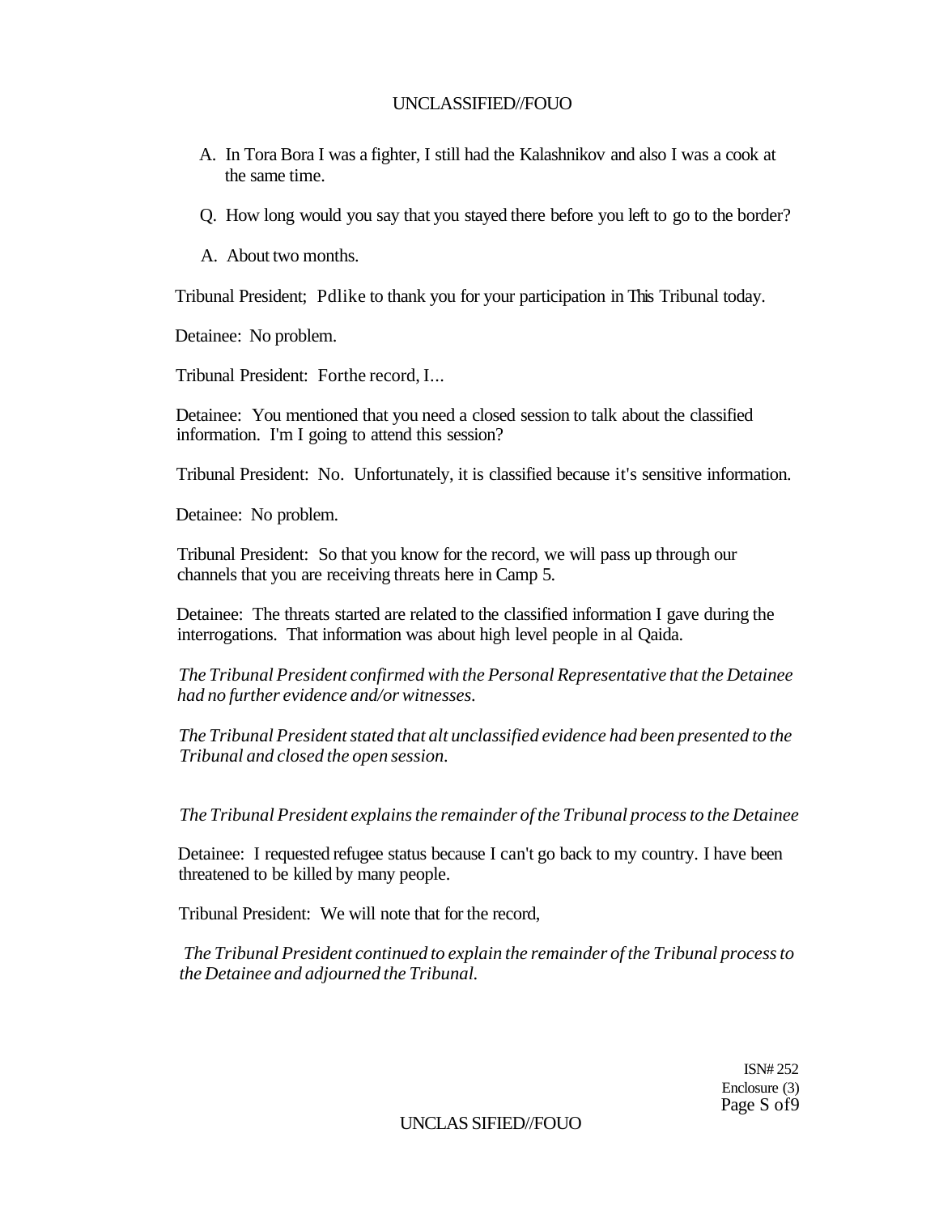A. In Tora Bora I was a fighter, I still had the Kalashnikov and also I was a cook at the same time.

Q. How long would you say that you stayed there before you left to go to the border?

A. About two months.

Tribunal President; Pdlike to thank you for your participation in This Tribunal today.

Detainee: No problem.

Tribunal President: Forthe record, I...

Detainee: You mentioned that you need a closed session to talk about the classified information. I'm I going to attend this session?

Tribunal President: No. Unfortunately, it is classified because it's sensitive information.

Detainee: No problem.

Tribunal President: So that you know for the record, we will pass up through our channels that you are receiving threats here in Camp 5.

Detainee: The threats started are related to the classified information I gave during the interrogations. That information was about high level people in al Qaida.

*The Tribunal President confirmed with the Personal Representative that the Detainee had no further evidence and/or witnesses.*

*The Tribunal President stated that alt unclassified evidence had been presented to the Tribunal and closed the open session.*

*The Tribunal President explains the remainder of the Tribunal process to the Detainee*

Detainee: I requested refugee status because I can't go back to my country. I have been threatened to be killed by many people.

Tribunal President: We will note that for the record,

*The Tribunal President continued to explain the remainder of the Tribunal process to the Detainee and adjourned the Tribunal.*

ISN# 252
Enclosure (3)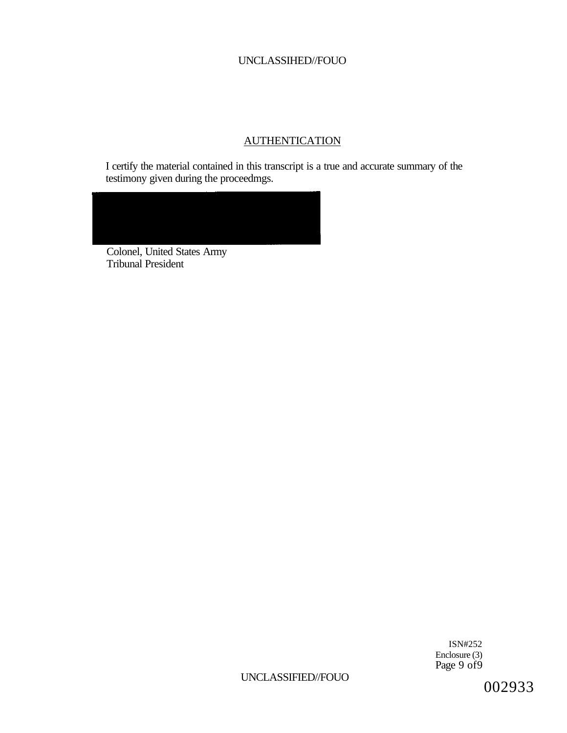## AUTHENTICATION

I certify the material contained in this transcript is a true and accurate summary of the testimony given during the proceedmgs.

Colonel, United States Army
Tribunal President

ISN#252
Enclosure (3)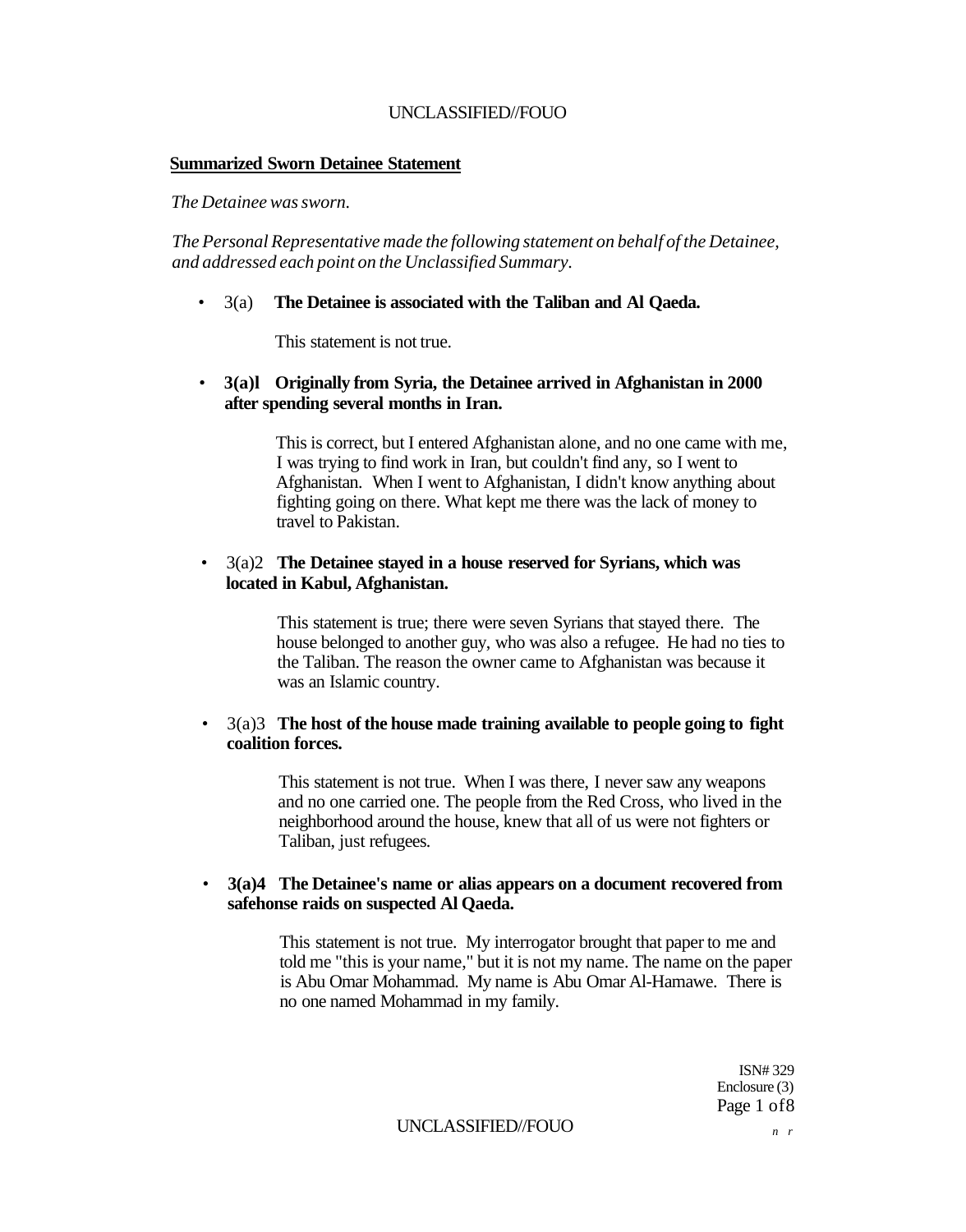**Summarized Sworn Detainee Statement**

*The Detainee was sworn.*

*The Personal Representative made the following statement on behalf of the Detainee, and addressed each point on the Unclassified Summary.*

- 3(a) **The Detainee is associated with the Taliban and Al Qaeda.**

  This statement is not true.

- **3(a)l Originally from Syria, the Detainee arrived in Afghanistan in 2000 after spending several months in Iran.**

  This is correct, but I entered Afghanistan alone, and no one came with me, I was trying to find work in Iran, but couldn't find any, so I went to Afghanistan. When I went to Afghanistan, I didn't know anything about fighting going on there. What kept me there was the lack of money to travel to Pakistan.

- 3(a)2 **The Detainee stayed in a house reserved for Syrians, which was located in Kabul, Afghanistan.**

  This statement is true; there were seven Syrians that stayed there. The house belonged to another guy, who was also a refugee. He had no ties to the Taliban. The reason the owner came to Afghanistan was because it was an Islamic country.

- 3(a)3 **The host of the house made training available to people going to fight coalition forces.**

  This statement is not true. When I was there, I never saw any weapons and no one carried one. The people from the Red Cross, who lived in the neighborhood around the house, knew that all of us were not fighters or Taliban, just refugees.

- **3(a)4 The Detainee's name or alias appears on a document recovered from safehonse raids on suspected Al Qaeda.**

  This statement is not true. My interrogator brought that paper to me and told me "this is your name," but it is not my name. The name on the paper is Abu Omar Mohammad. My name is Abu Omar Al-Hamawe. There is no one named Mohammad in my family.

ISN# 329
Enclosure (3)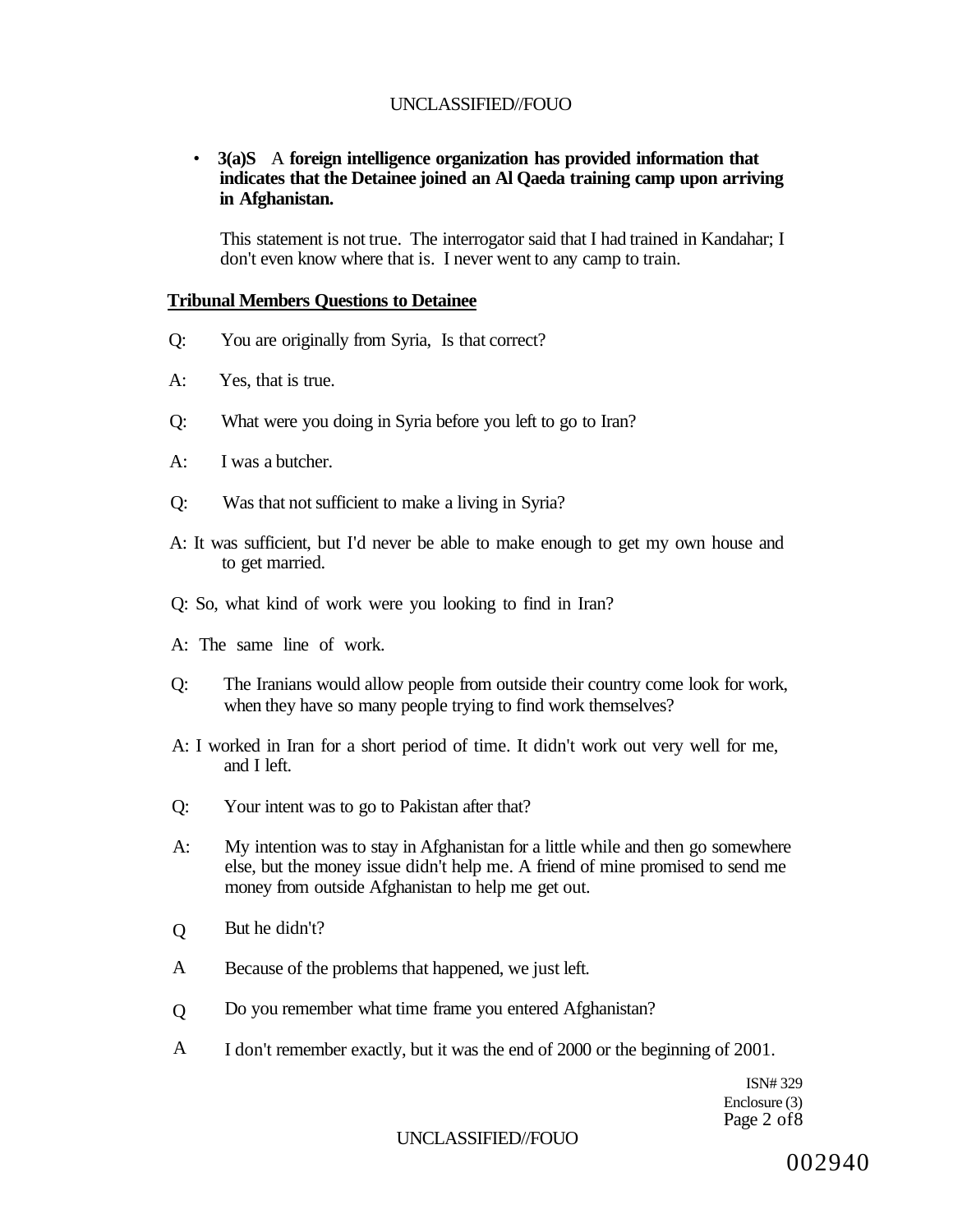- **3(a)S** A **foreign intelligence organization has provided information that indicates that the Detainee joined an Al Qaeda training camp upon arriving in Afghanistan.**

  This statement is not true. The interrogator said that I had trained in Kandahar; I don't even know where that is. I never went to any camp to train.

**Tribunal Members Questions to Detainee**

Q: You are originally from Syria, Is that correct?

A: Yes, that is true.

Q: What were you doing in Syria before you left to go to Iran?

A: I was a butcher.

Q: Was that not sufficient to make a living in Syria?

A: It was sufficient, but I'd never be able to make enough to get my own house and to get married.

Q: So, what kind of work were you looking to find in Iran?

A: The same line of work.

Q: The Iranians would allow people from outside their country come look for work, when they have so many people trying to find work themselves?

A: I worked in Iran for a short period of time. It didn't work out very well for me, and I left.

Q: Your intent was to go to Pakistan after that?

A: My intention was to stay in Afghanistan for a little while and then go somewhere else, but the money issue didn't help me. A friend of mine promised to send me money from outside Afghanistan to help me get out.

Q But he didn't?

A Because of the problems that happened, we just left.

Q Do you remember what time frame you entered Afghanistan?

A I don't remember exactly, but it was the end of 2000 or the beginning of 2001.

ISN# 329
Enclosure (3)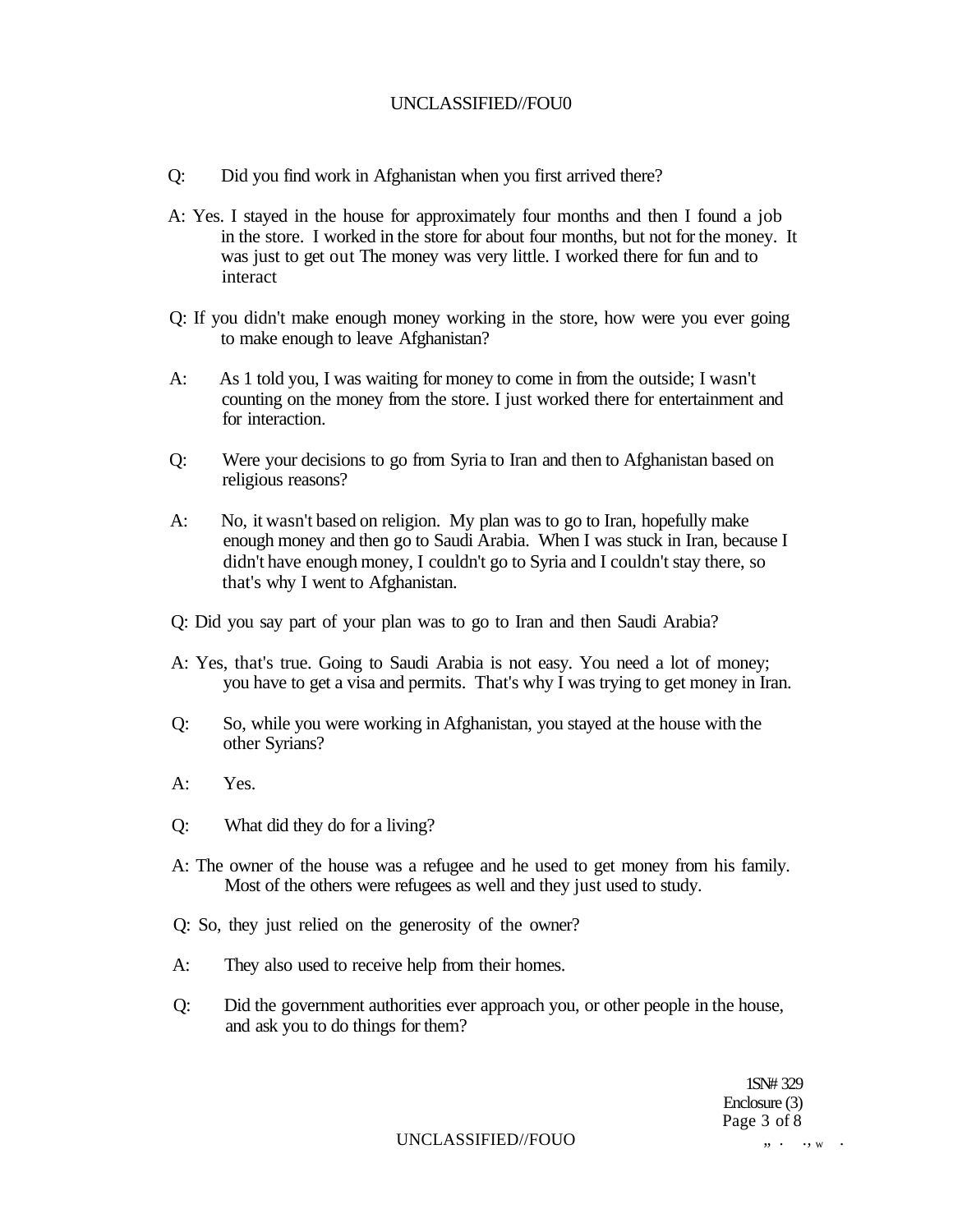Q: Did you find work in Afghanistan when you first arrived there?

A: Yes. I stayed in the house for approximately four months and then I found a job in the store. I worked in the store for about four months, but not for the money. It was just to get out The money was very little. I worked there for fun and to interact

Q: If you didn't make enough money working in the store, how were you ever going to make enough to leave Afghanistan?

A: As 1 told you, I was waiting for money to come in from the outside; I wasn't counting on the money from the store. I just worked there for entertainment and for interaction.

Q: Were your decisions to go from Syria to Iran and then to Afghanistan based on religious reasons?

A: No, it wasn't based on religion. My plan was to go to Iran, hopefully make enough money and then go to Saudi Arabia. When I was stuck in Iran, because I didn't have enough money, I couldn't go to Syria and I couldn't stay there, so that's why I went to Afghanistan.

Q: Did you say part of your plan was to go to Iran and then Saudi Arabia?

A: Yes, that's true. Going to Saudi Arabia is not easy. You need a lot of money; you have to get a visa and permits. That's why I was trying to get money in Iran.

Q: So, while you were working in Afghanistan, you stayed at the house with the other Syrians?

A: Yes.

Q: What did they do for a living?

A: The owner of the house was a refugee and he used to get money from his family. Most of the others were refugees as well and they just used to study.

Q: So, they just relied on the generosity of the owner?

A: They also used to receive help from their homes.

Q: Did the government authorities ever approach you, or other people in the house, and ask you to do things for them?

1SN# 329
Enclosure (3)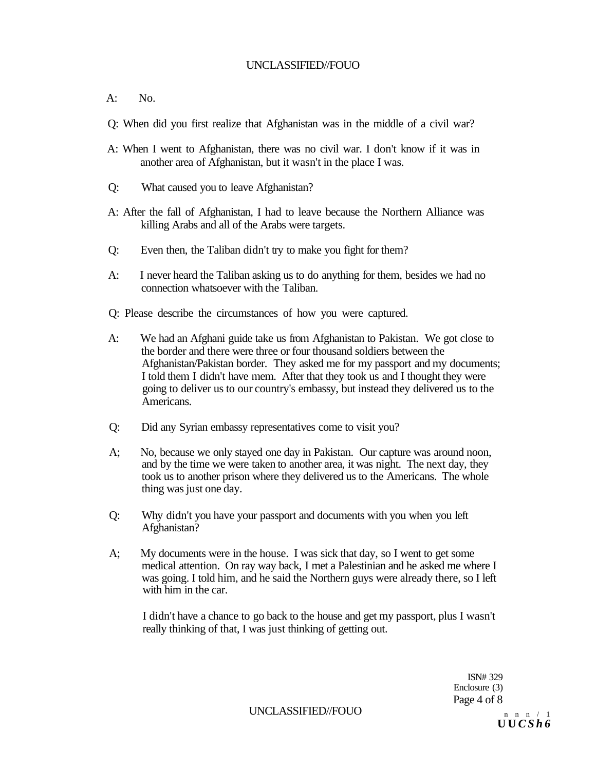A: No.

Q: When did you first realize that Afghanistan was in the middle of a civil war?

A: When I went to Afghanistan, there was no civil war. I don't know if it was in another area of Afghanistan, but it wasn't in the place I was.

Q: What caused you to leave Afghanistan?

A: After the fall of Afghanistan, I had to leave because the Northern Alliance was killing Arabs and all of the Arabs were targets.

Q: Even then, the Taliban didn't try to make you fight for them?

A: I never heard the Taliban asking us to do anything for them, besides we had no connection whatsoever with the Taliban.

Q: Please describe the circumstances of how you were captured.

A: We had an Afghani guide take us from Afghanistan to Pakistan. We got close to the border and there were three or four thousand soldiers between the Afghanistan/Pakistan border. They asked me for my passport and my documents; I told them I didn't have mem. After that they took us and I thought they were going to deliver us to our country's embassy, but instead they delivered us to the Americans.

Q: Did any Syrian embassy representatives come to visit you?

A; No, because we only stayed one day in Pakistan. Our capture was around noon, and by the time we were taken to another area, it was night. The next day, they took us to another prison where they delivered us to the Americans. The whole thing was just one day.

Q: Why didn't you have your passport and documents with you when you left Afghanistan?

A; My documents were in the house. I was sick that day, so I went to get some medical attention. On ray way back, I met a Palestinian and he asked me where I was going. I told him, and he said the Northern guys were already there, so I left with him in the car.

I didn't have a chance to go back to the house and get my passport, plus I wasn't really thinking of that, I was just thinking of getting out.

ISN# 329
Enclosure (3)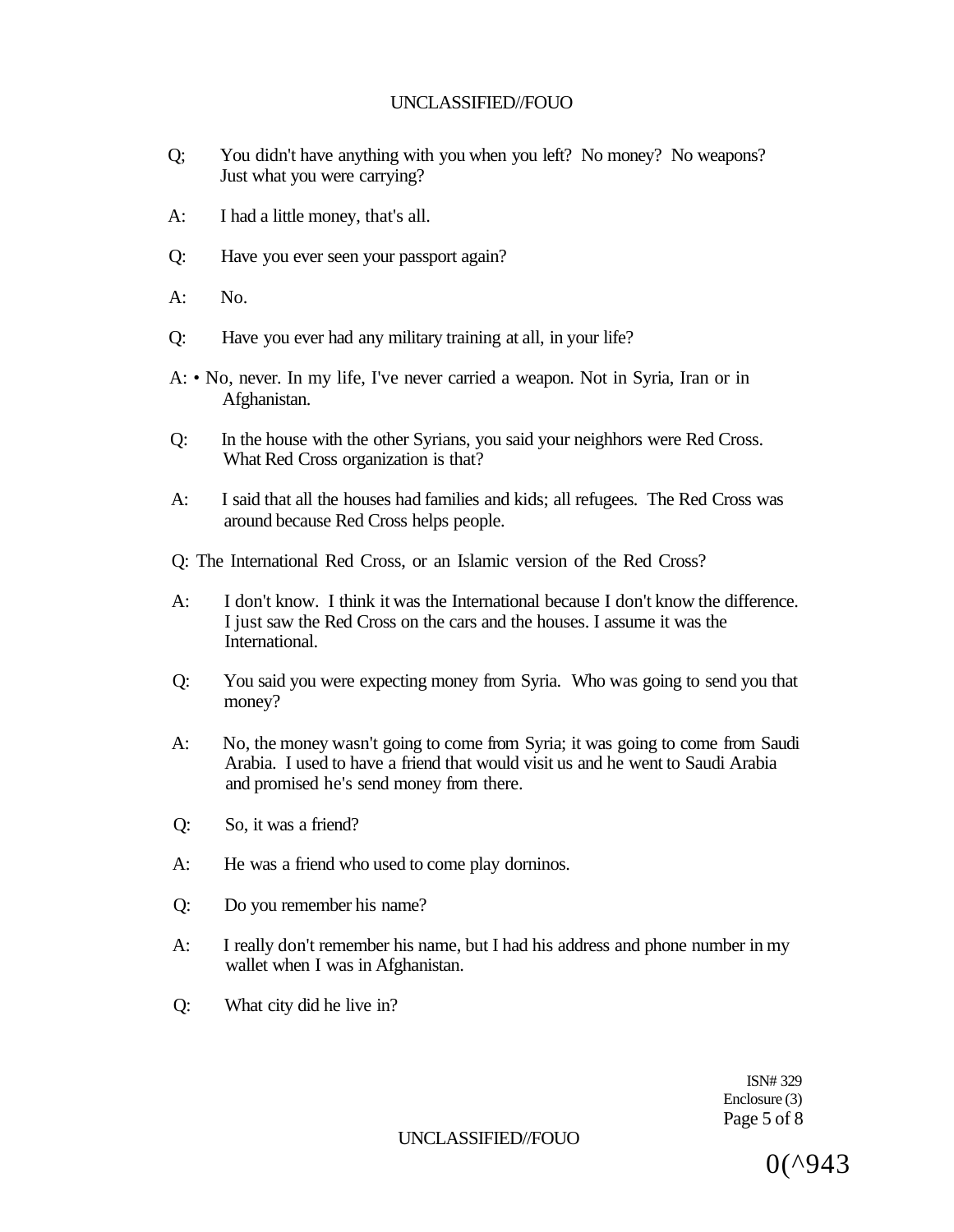Q; You didn't have anything with you when you left? No money? No weapons? Just what you were carrying?

A: I had a little money, that's all.

Q: Have you ever seen your passport again?

A: No.

Q: Have you ever had any military training at all, in your life?

A: • No, never. In my life, I've never carried a weapon. Not in Syria, Iran or in Afghanistan.

Q: In the house with the other Syrians, you said your neighhors were Red Cross. What Red Cross organization is that?

A: I said that all the houses had families and kids; all refugees. The Red Cross was around because Red Cross helps people.

Q: The International Red Cross, or an Islamic version of the Red Cross?

A: I don't know. I think it was the International because I don't know the difference. I just saw the Red Cross on the cars and the houses. I assume it was the International.

Q: You said you were expecting money from Syria. Who was going to send you that money?

A: No, the money wasn't going to come from Syria; it was going to come from Saudi Arabia. I used to have a friend that would visit us and he went to Saudi Arabia and promised he's send money from there.

Q: So, it was a friend?

A: He was a friend who used to come play dorninos.

Q: Do you remember his name?

A: I really don't remember his name, but I had his address and phone number in my wallet when I was in Afghanistan.

Q: What city did he live in?

ISN# 329
Enclosure (3)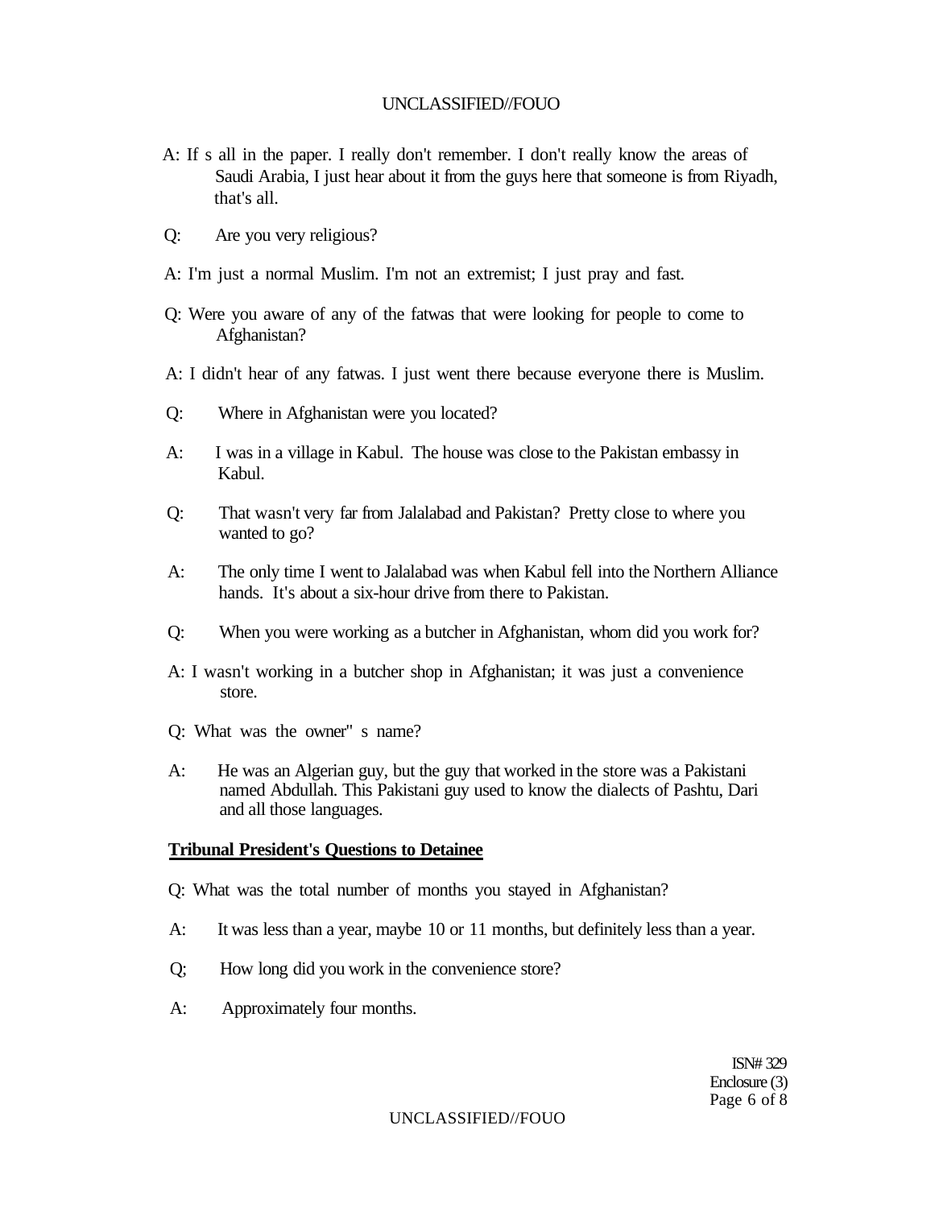A: If s all in the paper. I really don't remember. I don't really know the areas of Saudi Arabia, I just hear about it from the guys here that someone is from Riyadh, that's all.

Q: Are you very religious?

A: I'm just a normal Muslim. I'm not an extremist; I just pray and fast.

Q: Were you aware of any of the fatwas that were looking for people to come to Afghanistan?

A: I didn't hear of any fatwas. I just went there because everyone there is Muslim.

Q: Where in Afghanistan were you located?

A: I was in a village in Kabul. The house was close to the Pakistan embassy in Kabul.

Q: That wasn't very far from Jalalabad and Pakistan? Pretty close to where you wanted to go?

A: The only time I went to Jalalabad was when Kabul fell into the Northern Alliance hands. It's about a six-hour drive from there to Pakistan.

Q: When you were working as a butcher in Afghanistan, whom did you work for?

A: I wasn't working in a butcher shop in Afghanistan; it was just a convenience store.

Q: What was the owner" s name?

A: He was an Algerian guy, but the guy that worked in the store was a Pakistani named Abdullah. This Pakistani guy used to know the dialects of Pashtu, Dari and all those languages.

**Tribunal President's Questions to Detainee**

Q: What was the total number of months you stayed in Afghanistan?

A: It was less than a year, maybe 10 or 11 months, but definitely less than a year.

Q; How long did you work in the convenience store?

A: Approximately four months.

ISN# 329
Enclosure (3)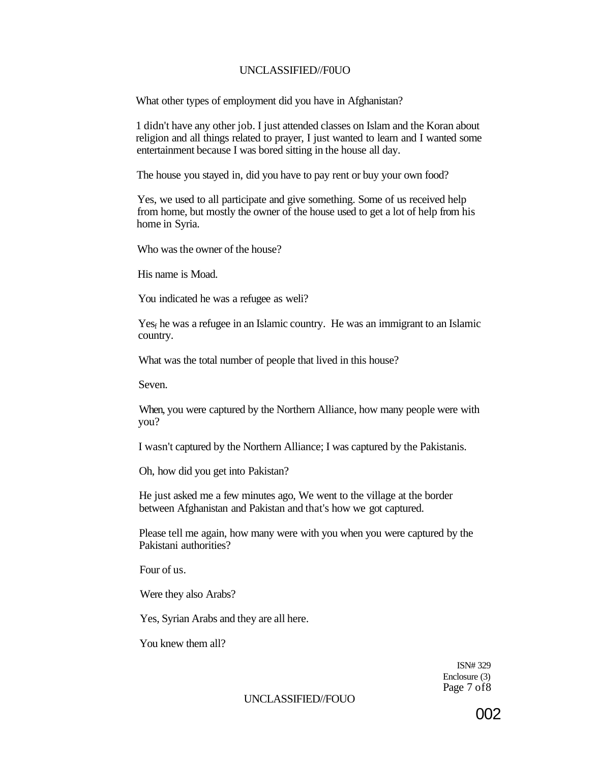What other types of employment did you have in Afghanistan?

1 didn't have any other job. I just attended classes on Islam and the Koran about religion and all things related to prayer, I just wanted to learn and I wanted some entertainment because I was bored sitting in the house all day.

The house you stayed in, did you have to pay rent or buy your own food?

Yes, we used to all participate and give something. Some of us received help from home, but mostly the owner of the house used to get a lot of help from his home in Syria.

Who was the owner of the house?

His name is Moad.

You indicated he was a refugee as weli?

Yes, he was a refugee in an Islamic country. He was an immigrant to an Islamic country.

What was the total number of people that lived in this house?

Seven.

When, you were captured by the Northern Alliance, how many people were with you?

I wasn't captured by the Northern Alliance; I was captured by the Pakistanis.

Oh, how did you get into Pakistan?

He just asked me a few minutes ago, We went to the village at the border between Afghanistan and Pakistan and that's how we got captured.

Please tell me again, how many were with you when you were captured by the Pakistani authorities?

Four of us.

Were they also Arabs?

Yes, Syrian Arabs and they are all here.

You knew them all?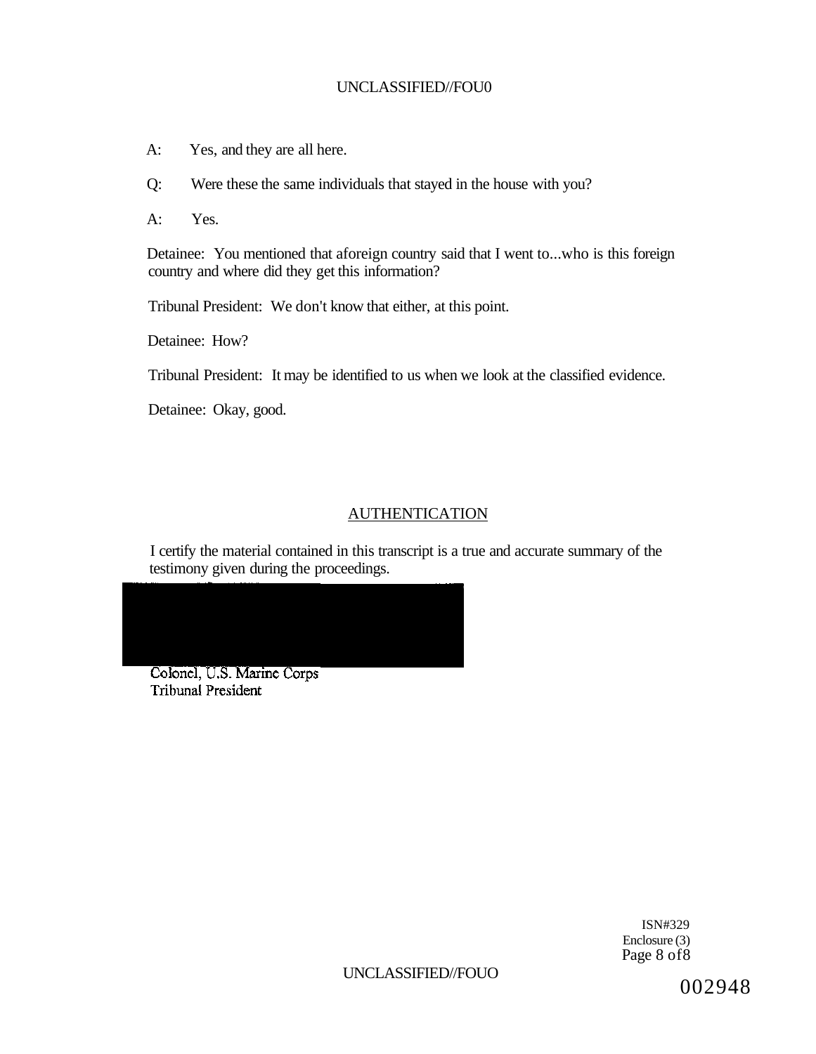A: Yes, and they are all here.

Q: Were these the same individuals that stayed in the house with you?

A: Yes.

Detainee: You mentioned that aforeign country said that I went to...who is this foreign country and where did they get this information?

Tribunal President: We don't know that either, at this point.

Detainee: How?

Tribunal President: It may be identified to us when we look at the classified evidence.

Detainee: Okay, good.

## AUTHENTICATION

I certify the material contained in this transcript is a true and accurate summary of the testimony given during the proceedings.

Colonel, U.S. Marine Corps
Tribunal President

ISN#329
Enclosure (3)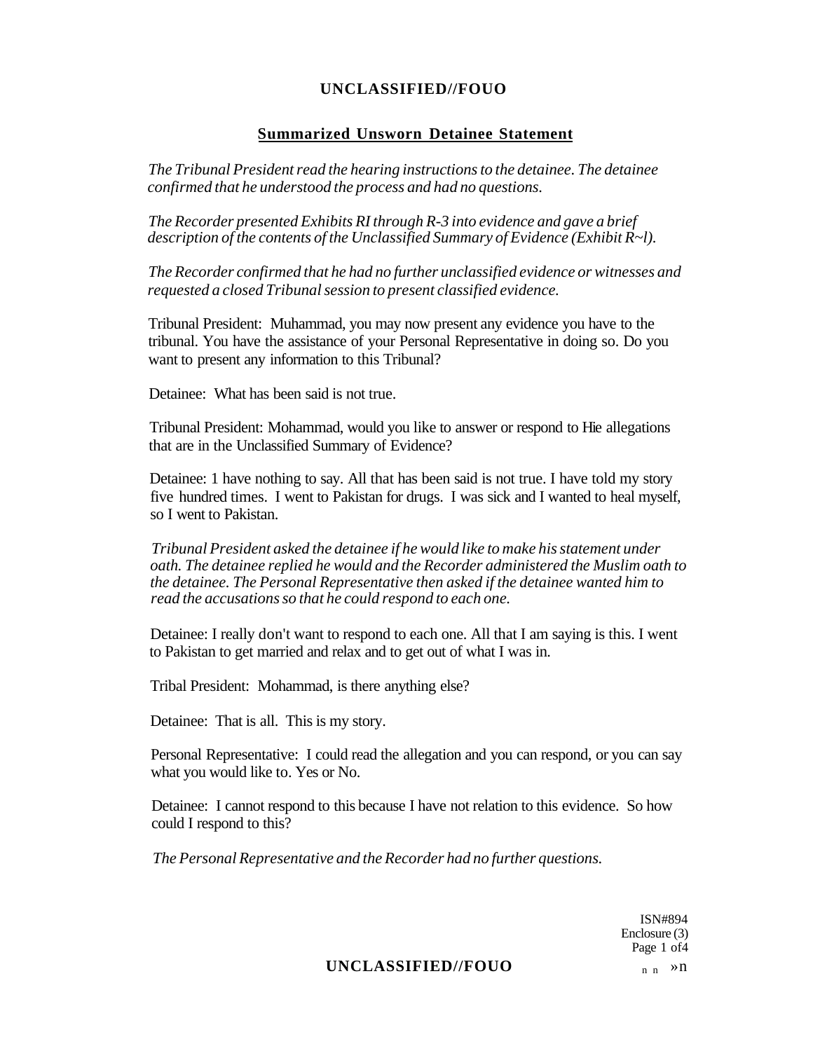## Summarized Unsworn Detainee Statement

*The Tribunal President read the hearing instructions to the detainee. The detainee confirmed that he understood the process and had no questions.*

*The Recorder presented Exhibits RI through R-3 into evidence and gave a brief description of the contents of the Unclassified Summary of Evidence (Exhibit R~l).*

*The Recorder confirmed that he had no further unclassified evidence or witnesses and requested a closed Tribunal session to present classified evidence.*

Tribunal President: Muhammad, you may now present any evidence you have to the tribunal. You have the assistance of your Personal Representative in doing so. Do you want to present any information to this Tribunal?

Detainee: What has been said is not true.

Tribunal President: Mohammad, would you like to answer or respond to Hie allegations that are in the Unclassified Summary of Evidence?

Detainee: 1 have nothing to say. All that has been said is not true. I have told my story five hundred times. I went to Pakistan for drugs. I was sick and I wanted to heal myself, so I went to Pakistan.

*Tribunal President asked the detainee if he would like to make his statement under oath. The detainee replied he would and the Recorder administered the Muslim oath to the detainee. The Personal Representative then asked if the detainee wanted him to read the accusations so that he could respond to each one.*

Detainee: I really don't want to respond to each one. All that I am saying is this. I went to Pakistan to get married and relax and to get out of what I was in.

Tribal President: Mohammad, is there anything else?

Detainee: That is all. This is my story.

Personal Representative: I could read the allegation and you can respond, or you can say what you would like to. Yes or No.

Detainee: I cannot respond to this because I have not relation to this evidence. So how could I respond to this?

*The Personal Representative and the Recorder had no further questions.*

ISN#894
Enclosure (3)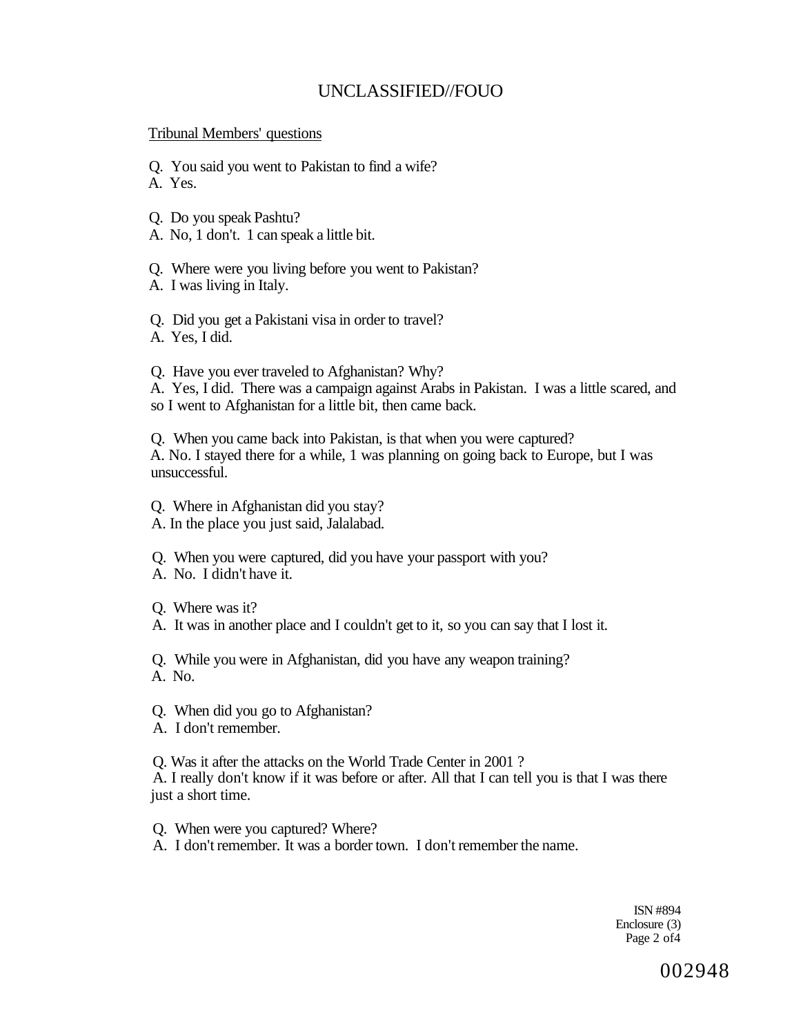Tribunal Members' questions

Q. You said you went to Pakistan to find a wife?
A. Yes.

Q. Do you speak Pashtu?
A. No, 1 don't. 1 can speak a little bit.

Q. Where were you living before you went to Pakistan?
A. I was living in Italy.

Q. Did you get a Pakistani visa in order to travel?
A. Yes, I did.

Q. Have you ever traveled to Afghanistan? Why?
A. Yes, I did. There was a campaign against Arabs in Pakistan. I was a little scared, and so I went to Afghanistan for a little bit, then came back.

Q. When you came back into Pakistan, is that when you were captured?
A. No. I stayed there for a while, 1 was planning on going back to Europe, but I was unsuccessful.

Q. Where in Afghanistan did you stay?
A. In the place you just said, Jalalabad.

Q. When you were captured, did you have your passport with you?
A. No. I didn't have it.

Q. Where was it?
A. It was in another place and I couldn't get to it, so you can say that I lost it.

Q. While you were in Afghanistan, did you have any weapon training?
A. No.

Q. When did you go to Afghanistan?
A. I don't remember.

Q. Was it after the attacks on the World Trade Center in 2001 ?
A. I really don't know if it was before or after. All that I can tell you is that I was there just a short time.

Q. When were you captured? Where?
A. I don't remember. It was a border town. I don't remember the name.

ISN #894
Enclosure (3)
Page 2 of4

002948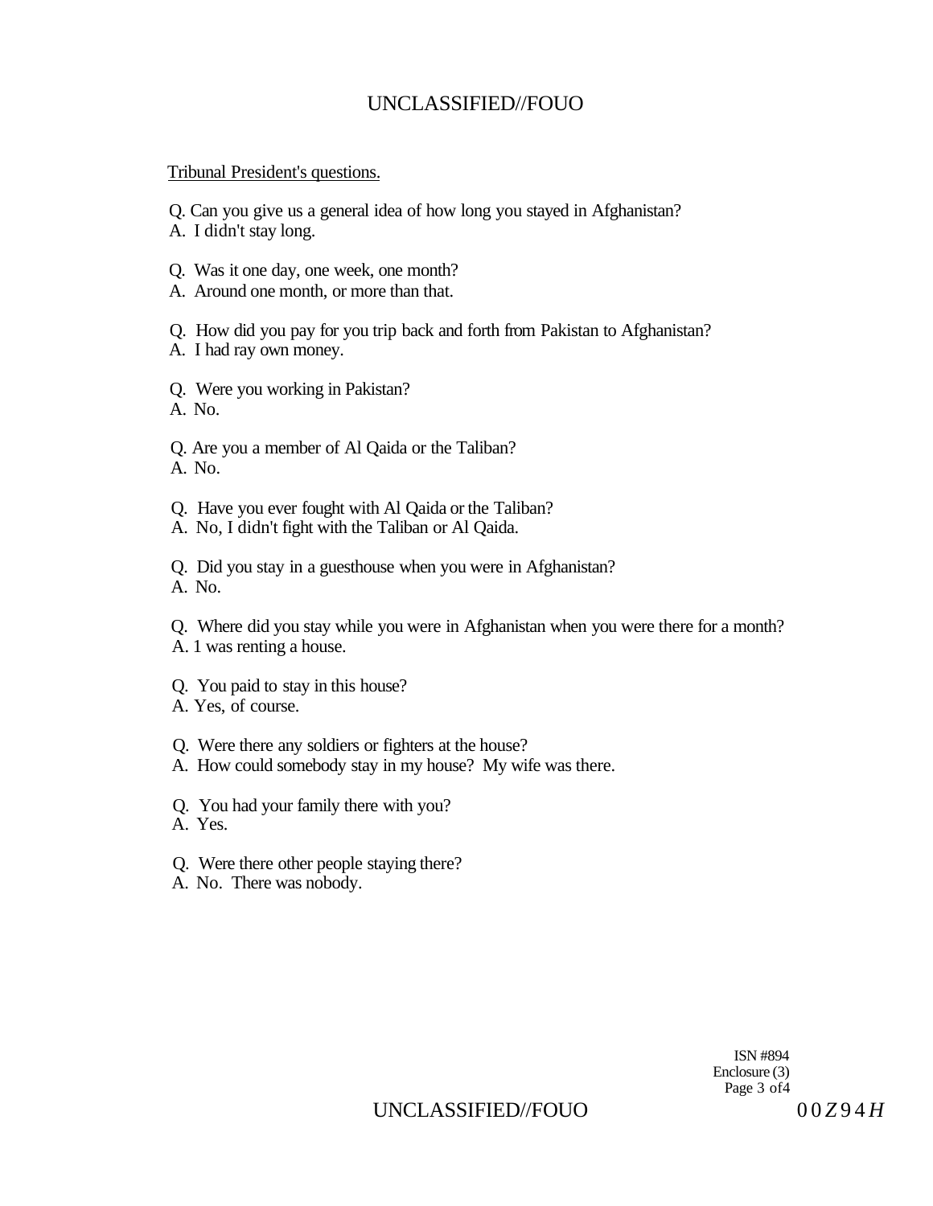Tribunal President's questions.

Q. Can you give us a general idea of how long you stayed in Afghanistan?
A. I didn't stay long.

Q. Was it one day, one week, one month?
A. Around one month, or more than that.

Q. How did you pay for you trip back and forth from Pakistan to Afghanistan?
A. I had ray own money.

Q. Were you working in Pakistan?
A. No.

Q. Are you a member of Al Qaida or the Taliban?
A. No.

Q. Have you ever fought with Al Qaida or the Taliban?
A. No, I didn't fight with the Taliban or Al Qaida.

Q. Did you stay in a guesthouse when you were in Afghanistan?
A. No.

Q. Where did you stay while you were in Afghanistan when you were there for a month?
A. 1 was renting a house.

Q. You paid to stay in this house?
A. Yes, of course.

Q. Were there any soldiers or fighters at the house?
A. How could somebody stay in my house? My wife was there.

Q. You had your family there with you?
A. Yes.

Q. Were there other people staying there?
A. No. There was nobody.

ISN #894
Enclosure (3)
Page 3 of4

00Z94H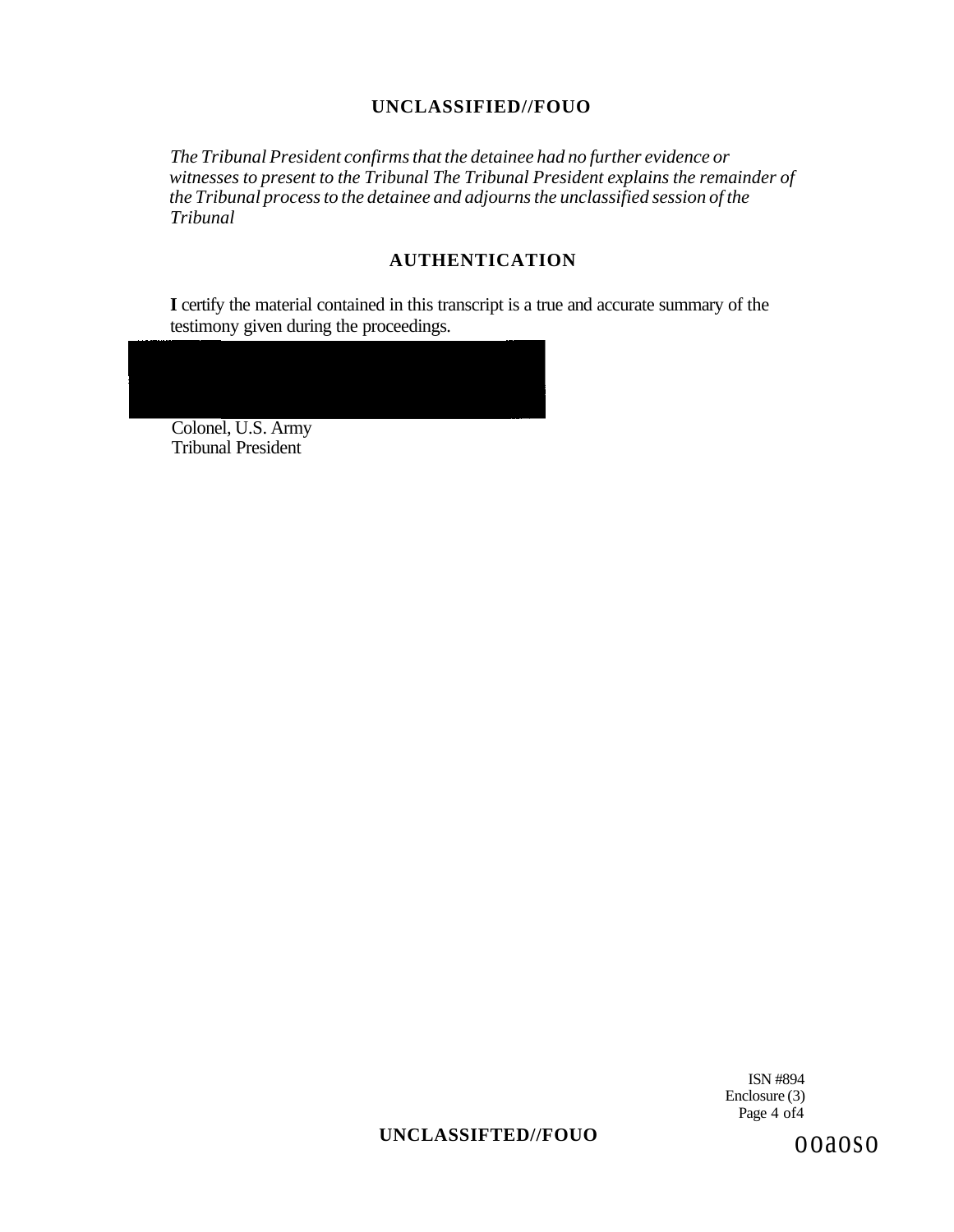*The Tribunal President confirms that the detainee had no further evidence or witnesses to present to the Tribunal The Tribunal President explains the remainder of the Tribunal process to the detainee and adjourns the unclassified session of the Tribunal*

## AUTHENTICATION

**I** certify the material contained in this transcript is a true and accurate summary of the testimony given during the proceedings.

Colonel, U.S. Army
Tribunal President

ISN #894
Enclosure (3)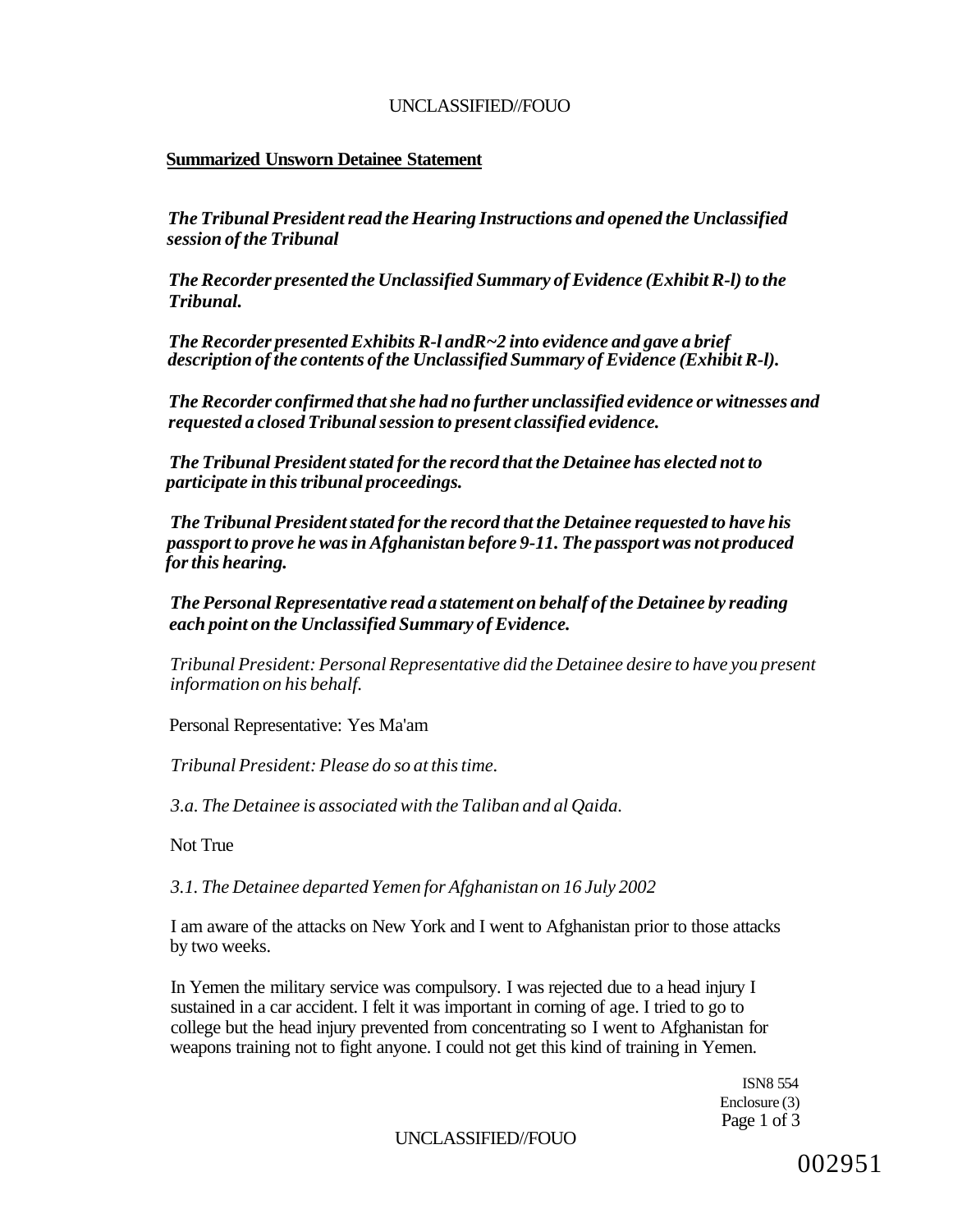**Summarized Unsworn Detainee Statement**

*The Tribunal President read the Hearing Instructions and opened the Unclassified session of the Tribunal*

*The Recorder presented the Unclassified Summary of Evidence (Exhibit R-l) to the Tribunal.*

*The Recorder presented Exhibits R-l andR~2 into evidence and gave a brief description of the contents of the Unclassified Summary of Evidence (Exhibit R-l).*

*The Recorder confirmed that she had no further unclassified evidence or witnesses and requested a closed Tribunal session to present classified evidence.*

*The Tribunal President stated for the record that the Detainee has elected not to participate in this tribunal proceedings.*

*The Tribunal President stated for the record that the Detainee requested to have his passport to prove he was in Afghanistan before 9-11. The passport was not produced for this hearing.*

*The Personal Representative read a statement on behalf of the Detainee by reading each point on the Unclassified Summary of Evidence.*

*Tribunal President: Personal Representative did the Detainee desire to have you present information on his behalf.*

Personal Representative: Yes Ma'am

*Tribunal President: Please do so at this time.*

*3.a. The Detainee is associated with the Taliban and al Qaida.*

Not True

*3.1. The Detainee departed Yemen for Afghanistan on 16 July 2002*

I am aware of the attacks on New York and I went to Afghanistan prior to those attacks by two weeks.

In Yemen the military service was compulsory. I was rejected due to a head injury I sustained in a car accident. I felt it was important in coming of age. I tried to go to college but the head injury prevented from concentrating so I went to Afghanistan for weapons training not to fight anyone. I could not get this kind of training in Yemen.

ISN8 554
Enclosure (3)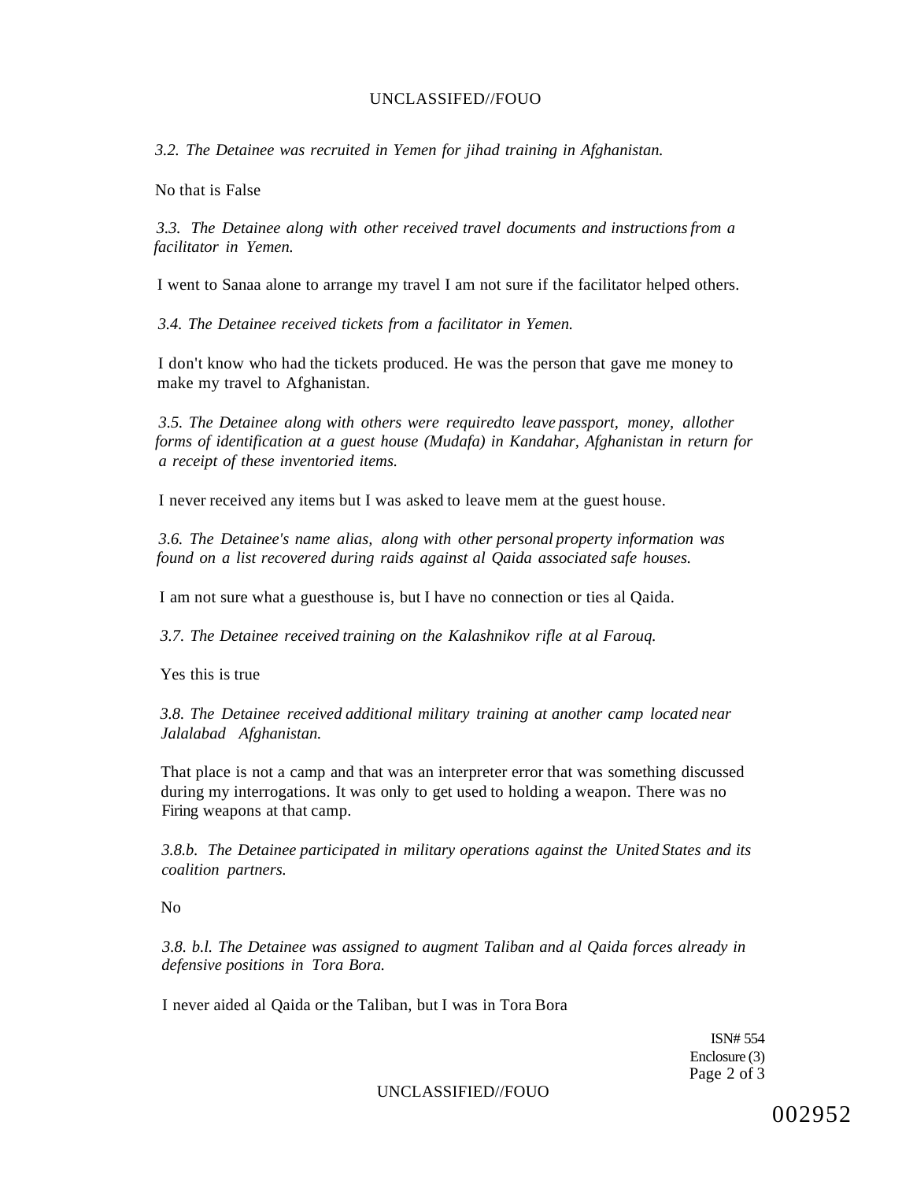*3.2. The Detainee was recruited in Yemen for jihad training in Afghanistan.*

No that is False

*3.3. The Detainee along with other received travel documents and instructions from a facilitator in Yemen.*

I went to Sanaa alone to arrange my travel I am not sure if the facilitator helped others.

*3.4. The Detainee received tickets from a facilitator in Yemen.*

I don't know who had the tickets produced. He was the person that gave me money to make my travel to Afghanistan.

*3.5. The Detainee along with others were requiredto leave passport, money, allother forms of identification at a guest house (Mudafa) in Kandahar, Afghanistan in return for a receipt of these inventoried items.*

I never received any items but I was asked to leave mem at the guest house.

*3.6. The Detainee's name alias, along with other personal property information was found on a list recovered during raids against al Qaida associated safe houses.*

I am not sure what a guesthouse is, but I have no connection or ties al Qaida.

*3.7. The Detainee received training on the Kalashnikov rifle at al Farouq.*

Yes this is true

*3.8. The Detainee received additional military training at another camp located near Jalalabad Afghanistan.*

That place is not a camp and that was an interpreter error that was something discussed during my interrogations. It was only to get used to holding a weapon. There was no Firing weapons at that camp.

*3.8.b. The Detainee participated in military operations against the United States and its coalition partners.*

No

*3.8. b.l. The Detainee was assigned to augment Taliban and al Qaida forces already in defensive positions in Tora Bora.*

I never aided al Qaida or the Taliban, but I was in Tora Bora

ISN# 554
Enclosure (3)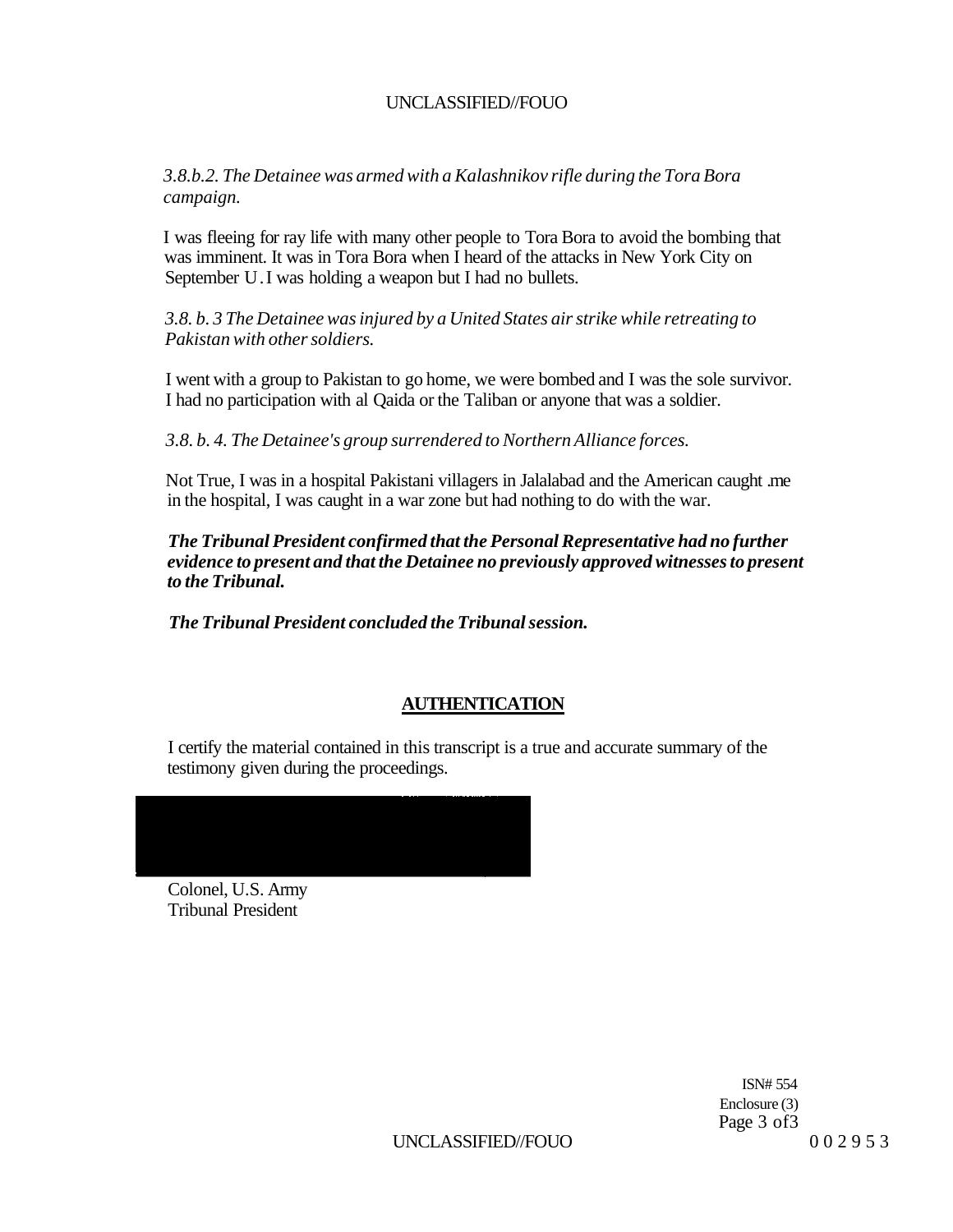*3.8.b.2. The Detainee was armed with a Kalashnikov rifle during the Tora Bora campaign.*

I was fleeing for ray life with many other people to Tora Bora to avoid the bombing that was imminent. It was in Tora Bora when I heard of the attacks in New York City on September U. I was holding a weapon but I had no bullets.

*3.8. b. 3 The Detainee was injured by a United States air strike while retreating to Pakistan with other soldiers.*

I went with a group to Pakistan to go home, we were bombed and I was the sole survivor. I had no participation with al Qaida or the Taliban or anyone that was a soldier.

*3.8. b. 4. The Detainee's group surrendered to Northern Alliance forces.*

Not True, I was in a hospital Pakistani villagers in Jalalabad and the American caught .me in the hospital, I was caught in a war zone but had nothing to do with the war.

***The Tribunal President confirmed that the Personal Representative had no further evidence to present and that the Detainee no previously approved witnesses to present to the Tribunal.***

***The Tribunal President concluded the Tribunal session.***

## AUTHENTICATION

I certify the material contained in this transcript is a true and accurate summary of the testimony given during the proceedings.

Colonel, U.S. Army
Tribunal President

ISN# 554
Enclosure (3)
Page 3 of3

002953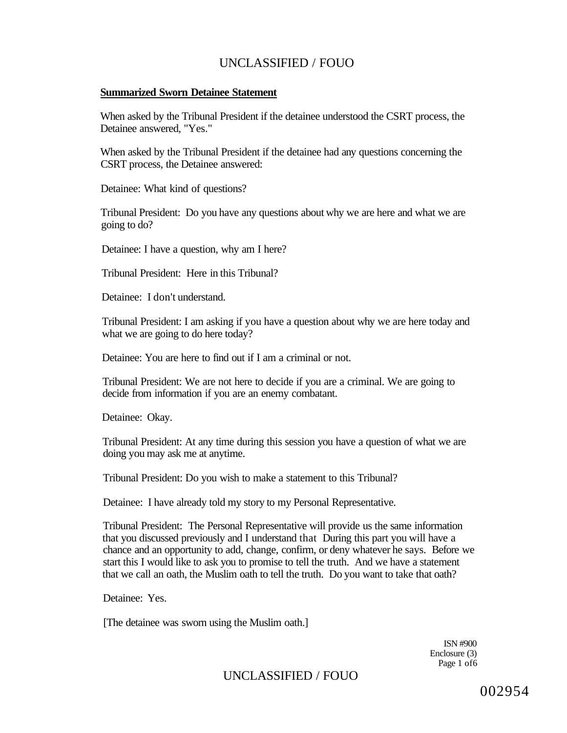**Summarized Sworn Detainee Statement**

When asked by the Tribunal President if the detainee understood the CSRT process, the Detainee answered, "Yes."

When asked by the Tribunal President if the detainee had any questions concerning the CSRT process, the Detainee answered:

Detainee: What kind of questions?

Tribunal President: Do you have any questions about why we are here and what we are going to do?

Detainee: I have a question, why am I here?

Tribunal President: Here in this Tribunal?

Detainee: I don't understand.

Tribunal President: I am asking if you have a question about why we are here today and what we are going to do here today?

Detainee: You are here to find out if I am a criminal or not.

Tribunal President: We are not here to decide if you are a criminal. We are going to decide from information if you are an enemy combatant.

Detainee: Okay.

Tribunal President: At any time during this session you have a question of what we are doing you may ask me at anytime.

Tribunal President: Do you wish to make a statement to this Tribunal?

Detainee: I have already told my story to my Personal Representative.

Tribunal President: The Personal Representative will provide us the same information that you discussed previously and I understand that During this part you will have a chance and an opportunity to add, change, confirm, or deny whatever he says. Before we start this I would like to ask you to promise to tell the truth. And we have a statement that we call an oath, the Muslim oath to tell the truth. Do you want to take that oath?

Detainee: Yes.

[The detainee was sworn using the Muslim oath.]

ISN #900
Enclosure (3)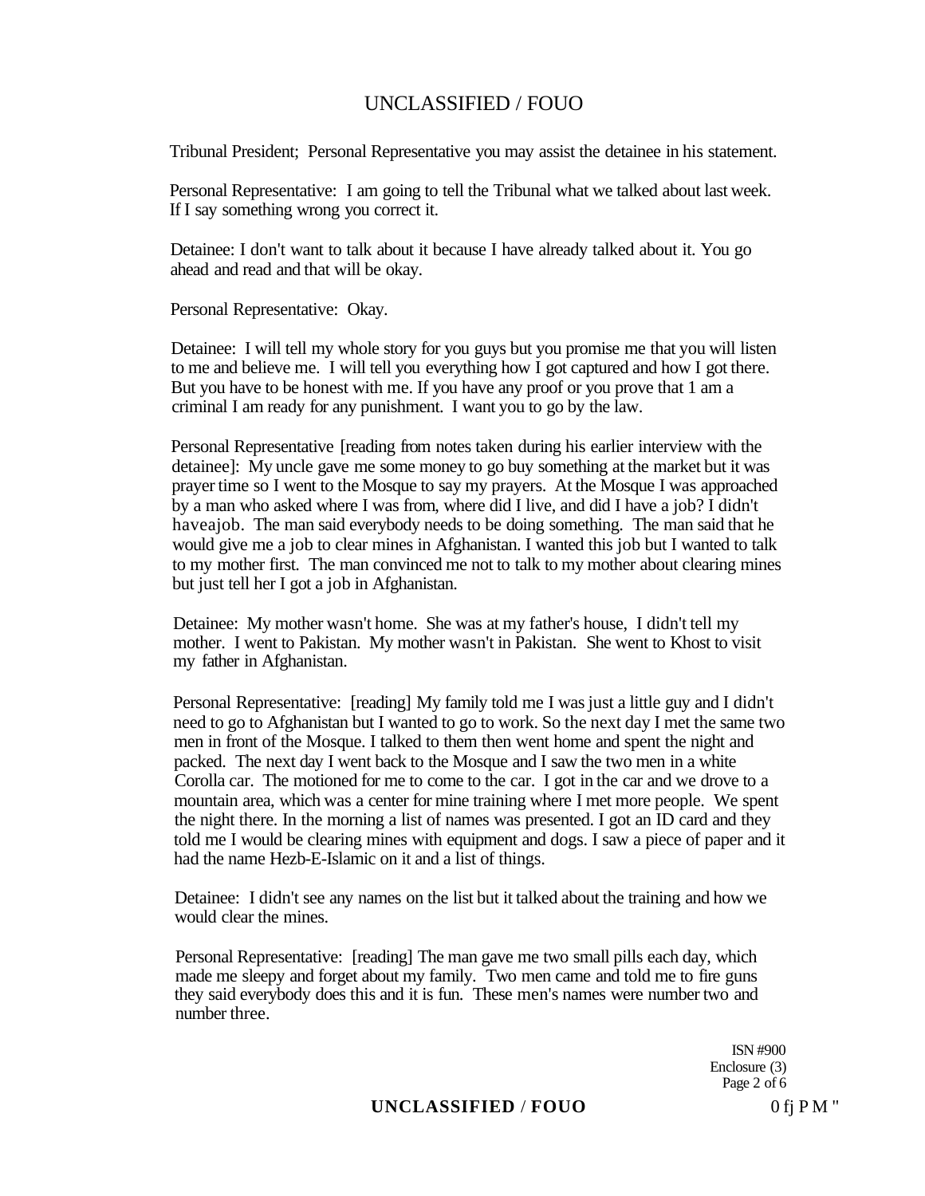Tribunal President; Personal Representative you may assist the detainee in his statement.

Personal Representative: I am going to tell the Tribunal what we talked about last week. If I say something wrong you correct it.

Detainee: I don't want to talk about it because I have already talked about it. You go ahead and read and that will be okay.

Personal Representative: Okay.

Detainee: I will tell my whole story for you guys but you promise me that you will listen to me and believe me. I will tell you everything how I got captured and how I got there. But you have to be honest with me. If you have any proof or you prove that 1 am a criminal I am ready for any punishment. I want you to go by the law.

Personal Representative [reading from notes taken during his earlier interview with the detainee]: My uncle gave me some money to go buy something at the market but it was prayer time so I went to the Mosque to say my prayers. At the Mosque I was approached by a man who asked where I was from, where did I live, and did I have a job? I didn't haveajob. The man said everybody needs to be doing something. The man said that he would give me a job to clear mines in Afghanistan. I wanted this job but I wanted to talk to my mother first. The man convinced me not to talk to my mother about clearing mines but just tell her I got a job in Afghanistan.

Detainee: My mother wasn't home. She was at my father's house, I didn't tell my mother. I went to Pakistan. My mother wasn't in Pakistan. She went to Khost to visit my father in Afghanistan.

Personal Representative: [reading] My family told me I was just a little guy and I didn't need to go to Afghanistan but I wanted to go to work. So the next day I met the same two men in front of the Mosque. I talked to them then went home and spent the night and packed. The next day I went back to the Mosque and I saw the two men in a white Corolla car. The motioned for me to come to the car. I got in the car and we drove to a mountain area, which was a center for mine training where I met more people. We spent the night there. In the morning a list of names was presented. I got an ID card and they told me I would be clearing mines with equipment and dogs. I saw a piece of paper and it had the name Hezb-E-Islamic on it and a list of things.

Detainee: I didn't see any names on the list but it talked about the training and how we would clear the mines.

Personal Representative: [reading] The man gave me two small pills each day, which made me sleepy and forget about my family. Two men came and told me to fire guns they said everybody does this and it is fun. These men's names were number two and number three.

ISN #900
Enclosure (3)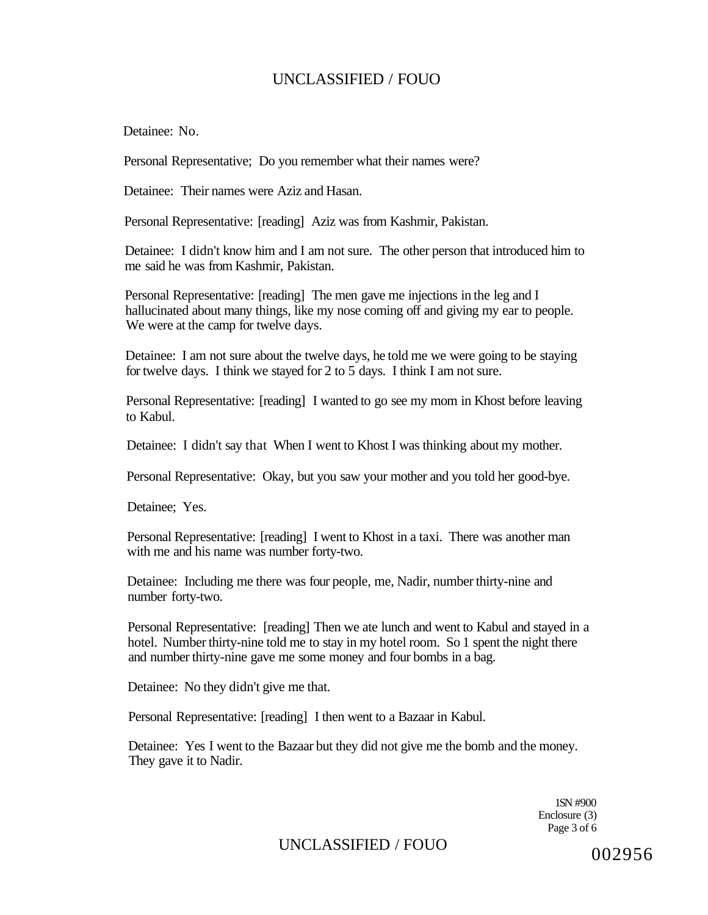Detainee: No.

Personal Representative; Do you remember what their names were?

Detainee: Their names were Aziz and Hasan.

Personal Representative: [reading] Aziz was from Kashmir, Pakistan.

Detainee: I didn't know him and I am not sure. The other person that introduced him to me said he was from Kashmir, Pakistan.

Personal Representative: [reading] The men gave me injections in the leg and I hallucinated about many things, like my nose coming off and giving my ear to people. We were at the camp for twelve days.

Detainee: I am not sure about the twelve days, he told me we were going to be staying for twelve days. I think we stayed for 2 to 5 days. I think I am not sure.

Personal Representative: [reading] I wanted to go see my mom in Khost before leaving to Kabul.

Detainee: I didn't say that When I went to Khost I was thinking about my mother.

Personal Representative: Okay, but you saw your mother and you told her good-bye.

Detainee; Yes.

Personal Representative: [reading] I went to Khost in a taxi. There was another man with me and his name was number forty-two.

Detainee: Including me there was four people, me, Nadir, number thirty-nine and number forty-two.

Personal Representative: [reading] Then we ate lunch and went to Kabul and stayed in a hotel. Number thirty-nine told me to stay in my hotel room. So 1 spent the night there and number thirty-nine gave me some money and four bombs in a bag.

Detainee: No they didn't give me that.

Personal Representative: [reading] I then went to a Bazaar in Kabul.

Detainee: Yes I went to the Bazaar but they did not give me the bomb and the money. They gave it to Nadir.

1SN #900
Enclosure (3)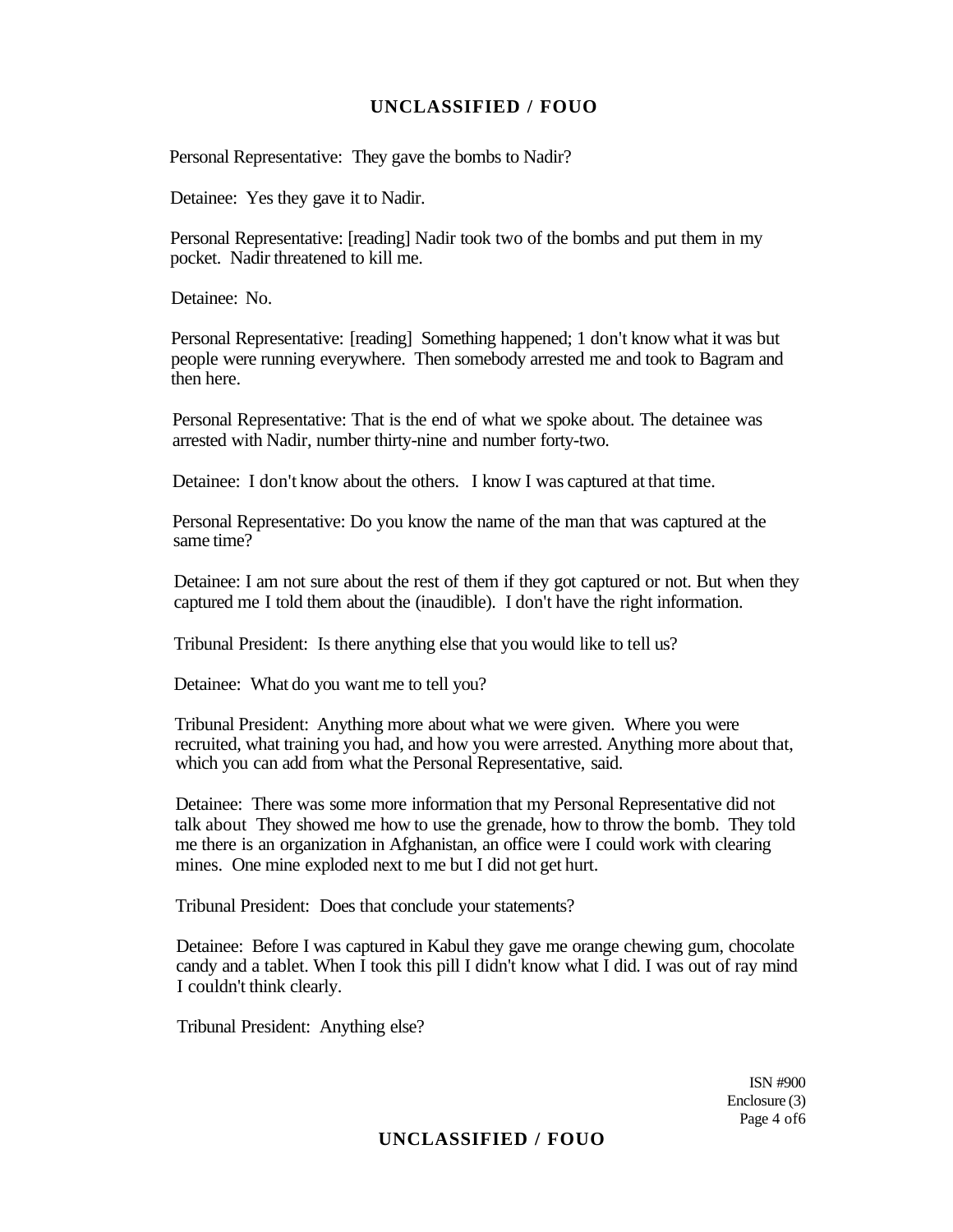Personal Representative: They gave the bombs to Nadir?

Detainee: Yes they gave it to Nadir.

Personal Representative: [reading] Nadir took two of the bombs and put them in my pocket. Nadir threatened to kill me.

Detainee: No.

Personal Representative: [reading] Something happened; 1 don't know what it was but people were running everywhere. Then somebody arrested me and took to Bagram and then here.

Personal Representative: That is the end of what we spoke about. The detainee was arrested with Nadir, number thirty-nine and number forty-two.

Detainee: I don't know about the others. I know I was captured at that time.

Personal Representative: Do you know the name of the man that was captured at the same time?

Detainee: I am not sure about the rest of them if they got captured or not. But when they captured me I told them about the (inaudible). I don't have the right information.

Tribunal President: Is there anything else that you would like to tell us?

Detainee: What do you want me to tell you?

Tribunal President: Anything more about what we were given. Where you were recruited, what training you had, and how you were arrested. Anything more about that, which you can add from what the Personal Representative, said.

Detainee: There was some more information that my Personal Representative did not talk about They showed me how to use the grenade, how to throw the bomb. They told me there is an organization in Afghanistan, an office were I could work with clearing mines. One mine exploded next to me but I did not get hurt.

Tribunal President: Does that conclude your statements?

Detainee: Before I was captured in Kabul they gave me orange chewing gum, chocolate candy and a tablet. When I took this pill I didn't know what I did. I was out of ray mind I couldn't think clearly.

Tribunal President: Anything else?

ISN #900
Enclosure (3)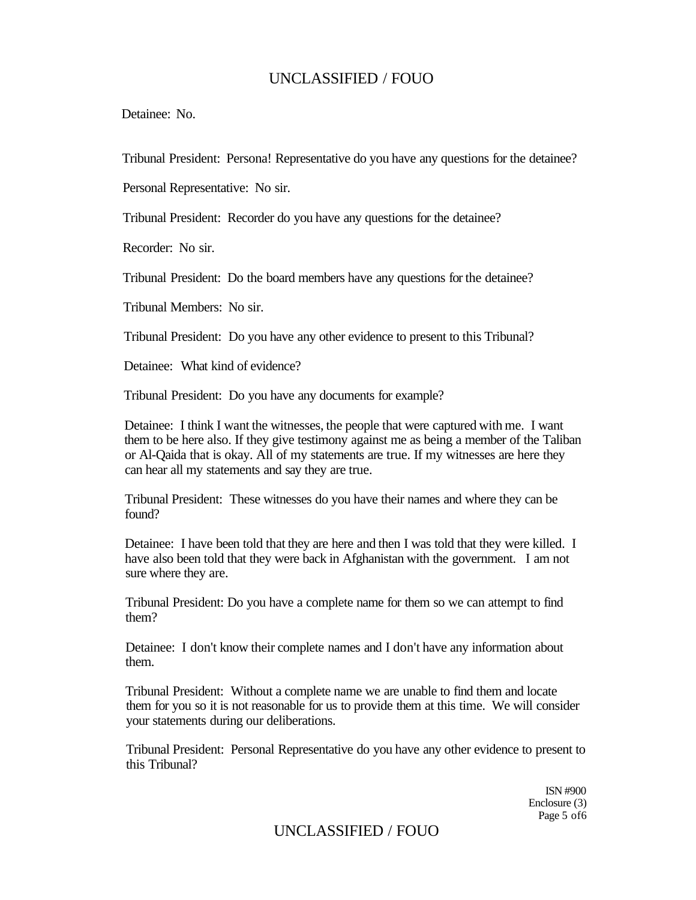Detainee: No.

Tribunal President: Persona! Representative do you have any questions for the detainee?

Personal Representative: No sir.

Tribunal President: Recorder do you have any questions for the detainee?

Recorder: No sir.

Tribunal President: Do the board members have any questions for the detainee?

Tribunal Members: No sir.

Tribunal President: Do you have any other evidence to present to this Tribunal?

Detainee: What kind of evidence?

Tribunal President: Do you have any documents for example?

Detainee: I think I want the witnesses, the people that were captured with me. I want them to be here also. If they give testimony against me as being a member of the Taliban or Al-Qaida that is okay. All of my statements are true. If my witnesses are here they can hear all my statements and say they are true.

Tribunal President: These witnesses do you have their names and where they can be found?

Detainee: I have been told that they are here and then I was told that they were killed. I have also been told that they were back in Afghanistan with the government. I am not sure where they are.

Tribunal President: Do you have a complete name for them so we can attempt to find them?

Detainee: I don't know their complete names and I don't have any information about them.

Tribunal President: Without a complete name we are unable to find them and locate them for you so it is not reasonable for us to provide them at this time. We will consider your statements during our deliberations.

Tribunal President: Personal Representative do you have any other evidence to present to this Tribunal?

ISN #900
Enclosure (3)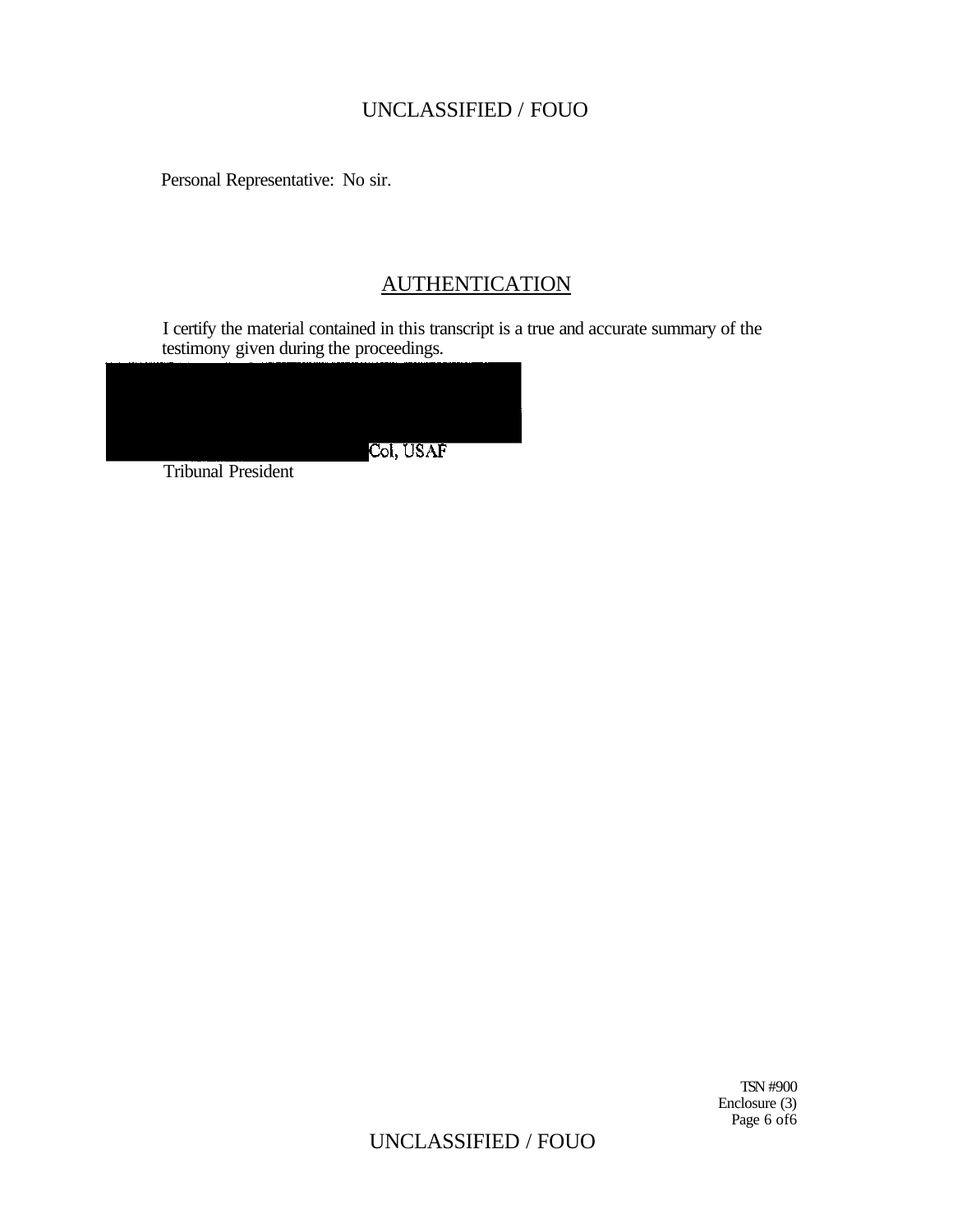Personal Representative: No sir.

## AUTHENTICATION

I certify the material contained in this transcript is a true and accurate summary of the testimony given during the proceedings.

Col, USAF

Tribunal President

TSN #900
Enclosure (3)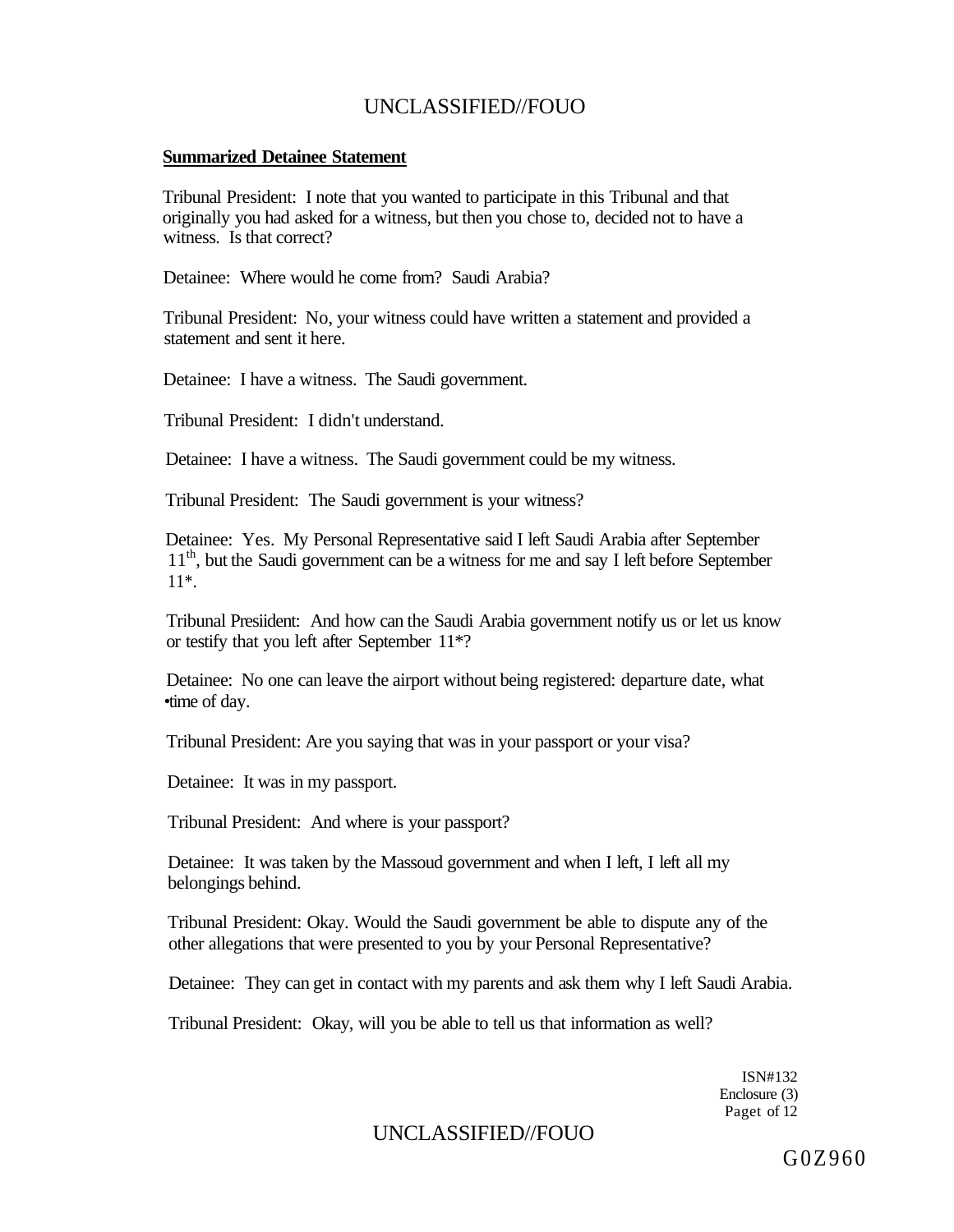**Summarized Detainee Statement**

Tribunal President: I note that you wanted to participate in this Tribunal and that originally you had asked for a witness, but then you chose to, decided not to have a witness. Is that correct?

Detainee: Where would he come from? Saudi Arabia?

Tribunal President: No, your witness could have written a statement and provided a statement and sent it here.

Detainee: I have a witness. The Saudi government.

Tribunal President: I didn't understand.

Detainee: I have a witness. The Saudi government could be my witness.

Tribunal President: The Saudi government is your witness?

Detainee: Yes. My Personal Representative said I left Saudi Arabia after September 11th, but the Saudi government can be a witness for me and say I left before September 11*.

Tribunal Presiident: And how can the Saudi Arabia government notify us or let us know or testify that you left after September 11*?

Detainee: No one can leave the airport without being registered: departure date, what •time of day.

Tribunal President: Are you saying that was in your passport or your visa?

Detainee: It was in my passport.

Tribunal President: And where is your passport?

Detainee: It was taken by the Massoud government and when I left, I left all my belongings behind.

Tribunal President: Okay. Would the Saudi government be able to dispute any of the other allegations that were presented to you by your Personal Representative?

Detainee: They can get in contact with my parents and ask them why I left Saudi Arabia.

Tribunal President: Okay, will you be able to tell us that information as well?

ISN#132
Enclosure (3)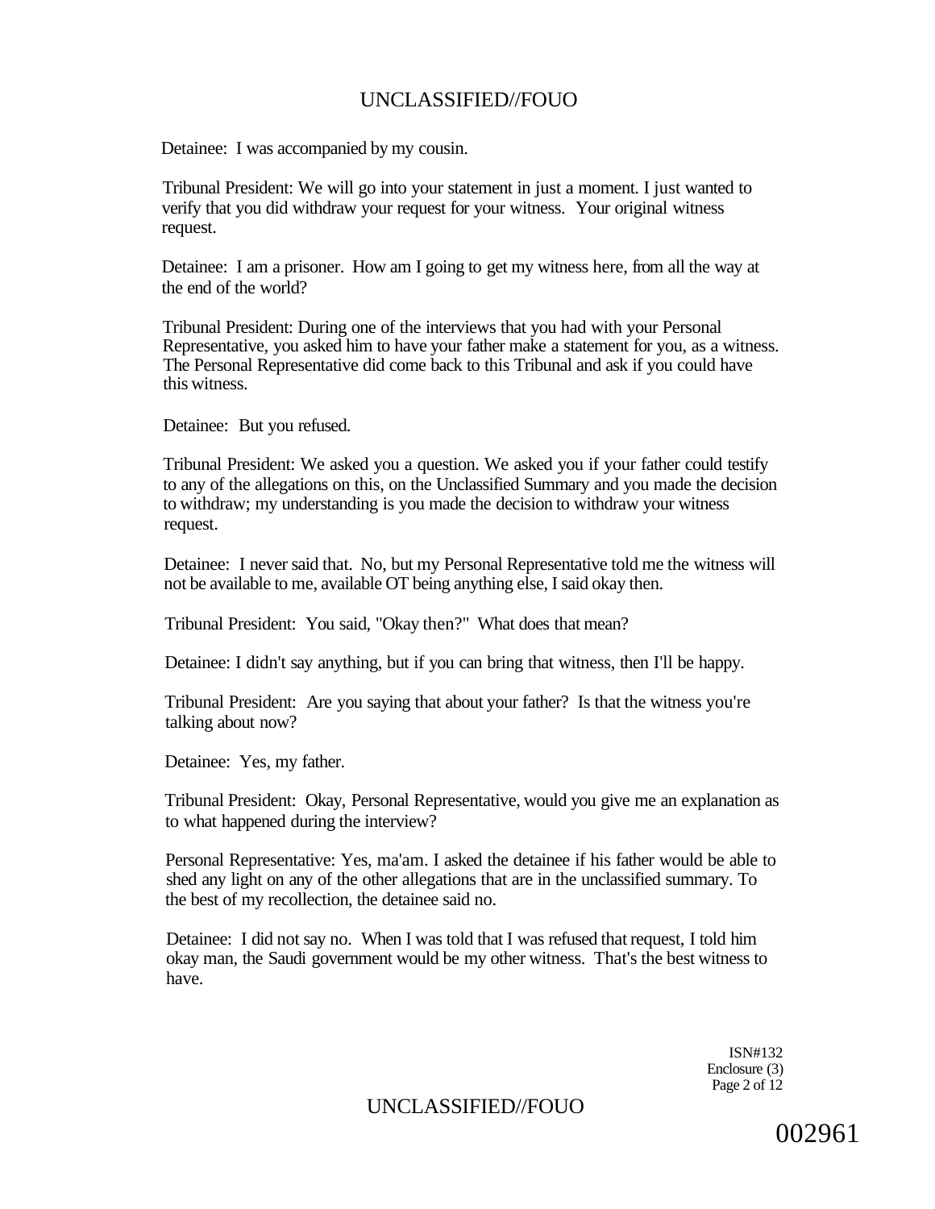Detainee: I was accompanied by my cousin.

Tribunal President: We will go into your statement in just a moment. I just wanted to verify that you did withdraw your request for your witness. Your original witness request.

Detainee: I am a prisoner. How am I going to get my witness here, from all the way at the end of the world?

Tribunal President: During one of the interviews that you had with your Personal Representative, you asked him to have your father make a statement for you, as a witness. The Personal Representative did come back to this Tribunal and ask if you could have this witness.

Detainee: But you refused.

Tribunal President: We asked you a question. We asked you if your father could testify to any of the allegations on this, on the Unclassified Summary and you made the decision to withdraw; my understanding is you made the decision to withdraw your witness request.

Detainee: I never said that. No, but my Personal Representative told me the witness will not be available to me, available OT being anything else, I said okay then.

Tribunal President: You said, "Okay then?" What does that mean?

Detainee: I didn't say anything, but if you can bring that witness, then I'll be happy.

Tribunal President: Are you saying that about your father? Is that the witness you're talking about now?

Detainee: Yes, my father.

Tribunal President: Okay, Personal Representative, would you give me an explanation as to what happened during the interview?

Personal Representative: Yes, ma'am. I asked the detainee if his father would be able to shed any light on any of the other allegations that are in the unclassified summary. To the best of my recollection, the detainee said no.

Detainee: I did not say no. When I was told that I was refused that request, I told him okay man, the Saudi government would be my other witness. That's the best witness to have.

ISN#132
Enclosure (3)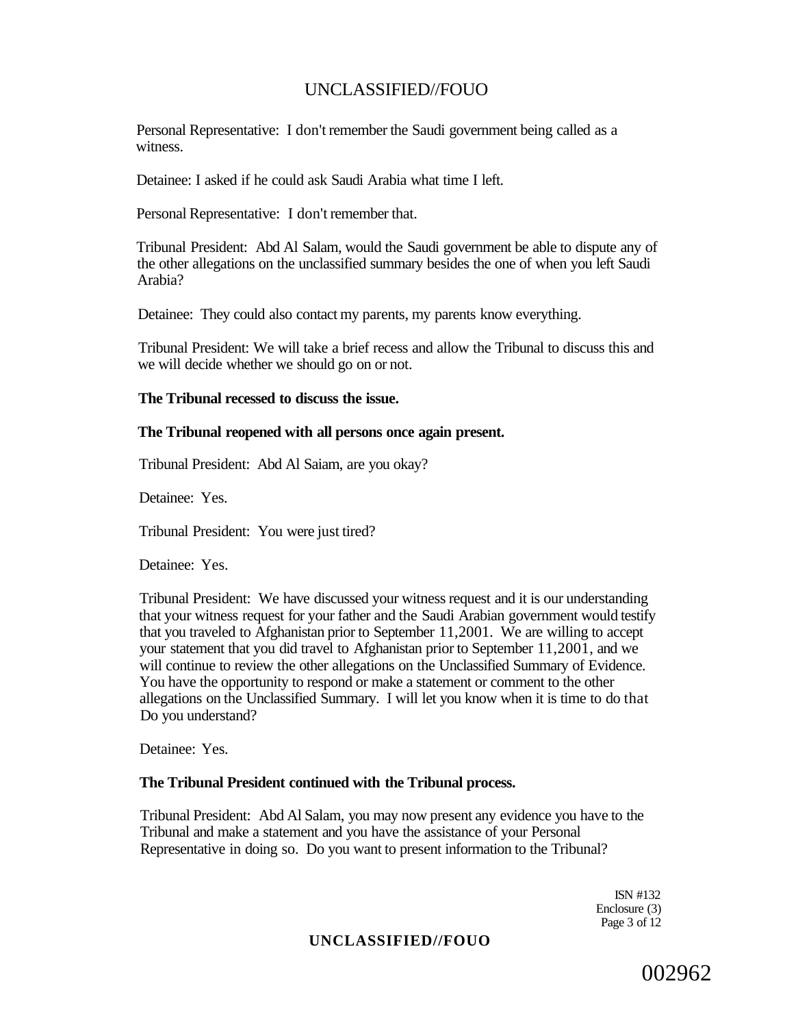Personal Representative: I don't remember the Saudi government being called as a witness.

Detainee: I asked if he could ask Saudi Arabia what time I left.

Personal Representative: I don't remember that.

Tribunal President: Abd Al Salam, would the Saudi government be able to dispute any of the other allegations on the unclassified summary besides the one of when you left Saudi Arabia?

Detainee: They could also contact my parents, my parents know everything.

Tribunal President: We will take a brief recess and allow the Tribunal to discuss this and we will decide whether we should go on or not.

**The Tribunal recessed to discuss the issue.**

**The Tribunal reopened with all persons once again present.**

Tribunal President: Abd Al Saiam, are you okay?

Detainee: Yes.

Tribunal President: You were just tired?

Detainee: Yes.

Tribunal President: We have discussed your witness request and it is our understanding that your witness request for your father and the Saudi Arabian government would testify that you traveled to Afghanistan prior to September 11,2001. We are willing to accept your statement that you did travel to Afghanistan prior to September 11,2001, and we will continue to review the other allegations on the Unclassified Summary of Evidence. You have the opportunity to respond or make a statement or comment to the other allegations on the Unclassified Summary. I will let you know when it is time to do that Do you understand?

Detainee: Yes.

**The Tribunal President continued with the Tribunal process.**

Tribunal President: Abd Al Salam, you may now present any evidence you have to the Tribunal and make a statement and you have the assistance of your Personal Representative in doing so. Do you want to present information to the Tribunal?

ISN #132
Enclosure (3)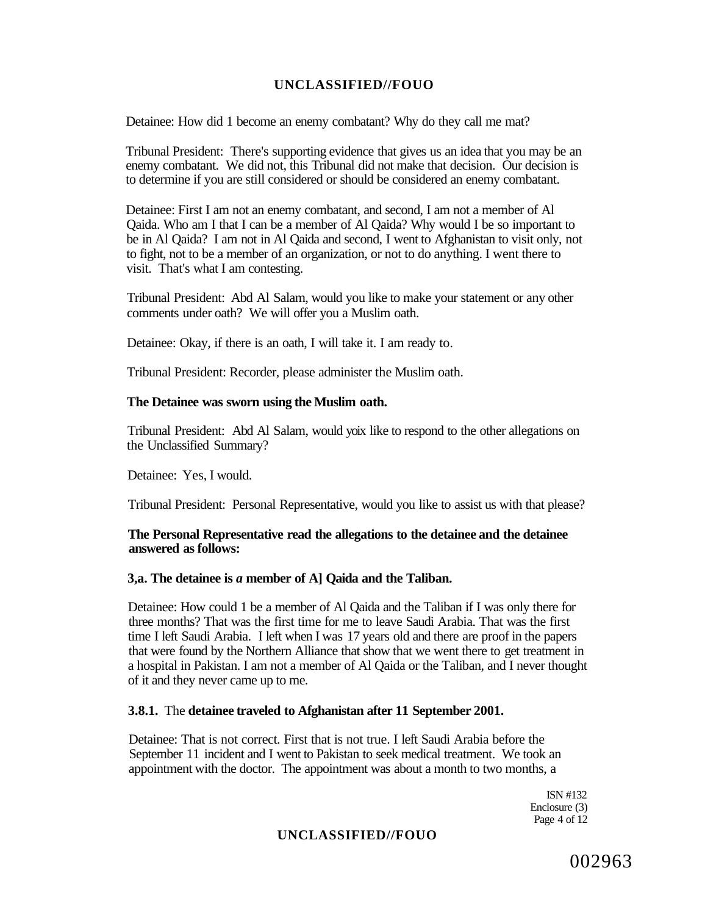Detainee: How did 1 become an enemy combatant? Why do they call me mat?

Tribunal President: There's supporting evidence that gives us an idea that you may be an enemy combatant. We did not, this Tribunal did not make that decision. Our decision is to determine if you are still considered or should be considered an enemy combatant.

Detainee: First I am not an enemy combatant, and second, I am not a member of Al Qaida. Who am I that I can be a member of Al Qaida? Why would I be so important to be in Al Qaida? I am not in Al Qaida and second, I went to Afghanistan to visit only, not to fight, not to be a member of an organization, or not to do anything. I went there to visit. That's what I am contesting.

Tribunal President: Abd Al Salam, would you like to make your statement or any other comments under oath? We will offer you a Muslim oath.

Detainee: Okay, if there is an oath, I will take it. I am ready to.

Tribunal President: Recorder, please administer the Muslim oath.

**The Detainee was sworn using the Muslim oath.**

Tribunal President: Abd Al Salam, would yoix like to respond to the other allegations on the Unclassified Summary?

Detainee: Yes, I would.

Tribunal President: Personal Representative, would you like to assist us with that please?

**The Personal Representative read the allegations to the detainee and the detainee answered as follows:**

**3,a. The detainee is *a* member of A] Qaida and the Taliban.**

Detainee: How could 1 be a member of Al Qaida and the Taliban if I was only there for three months? That was the first time for me to leave Saudi Arabia. That was the first time I left Saudi Arabia. I left when I was 17 years old and there are proof in the papers that were found by the Northern Alliance that show that we went there to get treatment in a hospital in Pakistan. I am not a member of Al Qaida or the Taliban, and I never thought of it and they never came up to me.

**3.8.1.** The **detainee traveled to Afghanistan after 11 September 2001.**

Detainee: That is not correct. First that is not true. I left Saudi Arabia before the September 11 incident and I went to Pakistan to seek medical treatment. We took an appointment with the doctor. The appointment was about a month to two months, a

ISN #132
Enclosure (3)

002963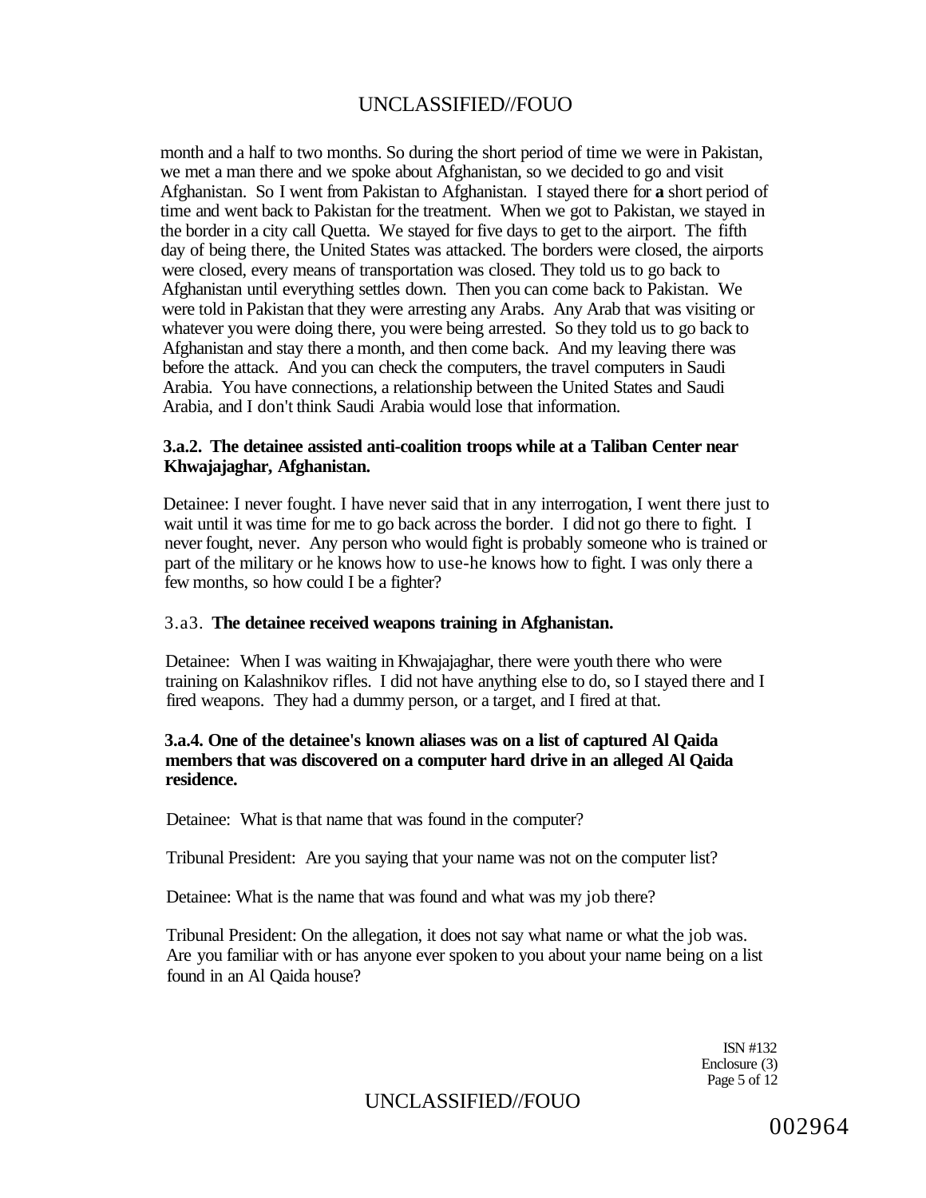month and a half to two months. So during the short period of time we were in Pakistan, we met a man there and we spoke about Afghanistan, so we decided to go and visit Afghanistan. So I went from Pakistan to Afghanistan. I stayed there for **a** short period of time and went back to Pakistan for the treatment. When we got to Pakistan, we stayed in the border in a city call Quetta. We stayed for five days to get to the airport. The fifth day of being there, the United States was attacked. The borders were closed, the airports were closed, every means of transportation was closed. They told us to go back to Afghanistan until everything settles down. Then you can come back to Pakistan. We were told in Pakistan that they were arresting any Arabs. Any Arab that was visiting or whatever you were doing there, you were being arrested. So they told us to go back to Afghanistan and stay there a month, and then come back. And my leaving there was before the attack. And you can check the computers, the travel computers in Saudi Arabia. You have connections, a relationship between the United States and Saudi Arabia, and I don't think Saudi Arabia would lose that information.

**3.a.2. The detainee assisted anti-coalition troops while at a Taliban Center near Khwajajaghar, Afghanistan.**

Detainee: I never fought. I have never said that in any interrogation, I went there just to wait until it was time for me to go back across the border. I did not go there to fight. I never fought, never. Any person who would fight is probably someone who is trained or part of the military or he knows how to use-he knows how to fight. I was only there a few months, so how could I be a fighter?

3.a3. **The detainee received weapons training in Afghanistan.**

Detainee: When I was waiting in Khwajajaghar, there were youth there who were training on Kalashnikov rifles. I did not have anything else to do, so I stayed there and I fired weapons. They had a dummy person, or a target, and I fired at that.

**3.a.4. One of the detainee's known aliases was on a list of captured Al Qaida members that was discovered on a computer hard drive in an alleged Al Qaida residence.**

Detainee: What is that name that was found in the computer?

Tribunal President: Are you saying that your name was not on the computer list?

Detainee: What is the name that was found and what was my job there?

Tribunal President: On the allegation, it does not say what name or what the job was. Are you familiar with or has anyone ever spoken to you about your name being on a list found in an Al Qaida house?

ISN #132
Enclosure (3)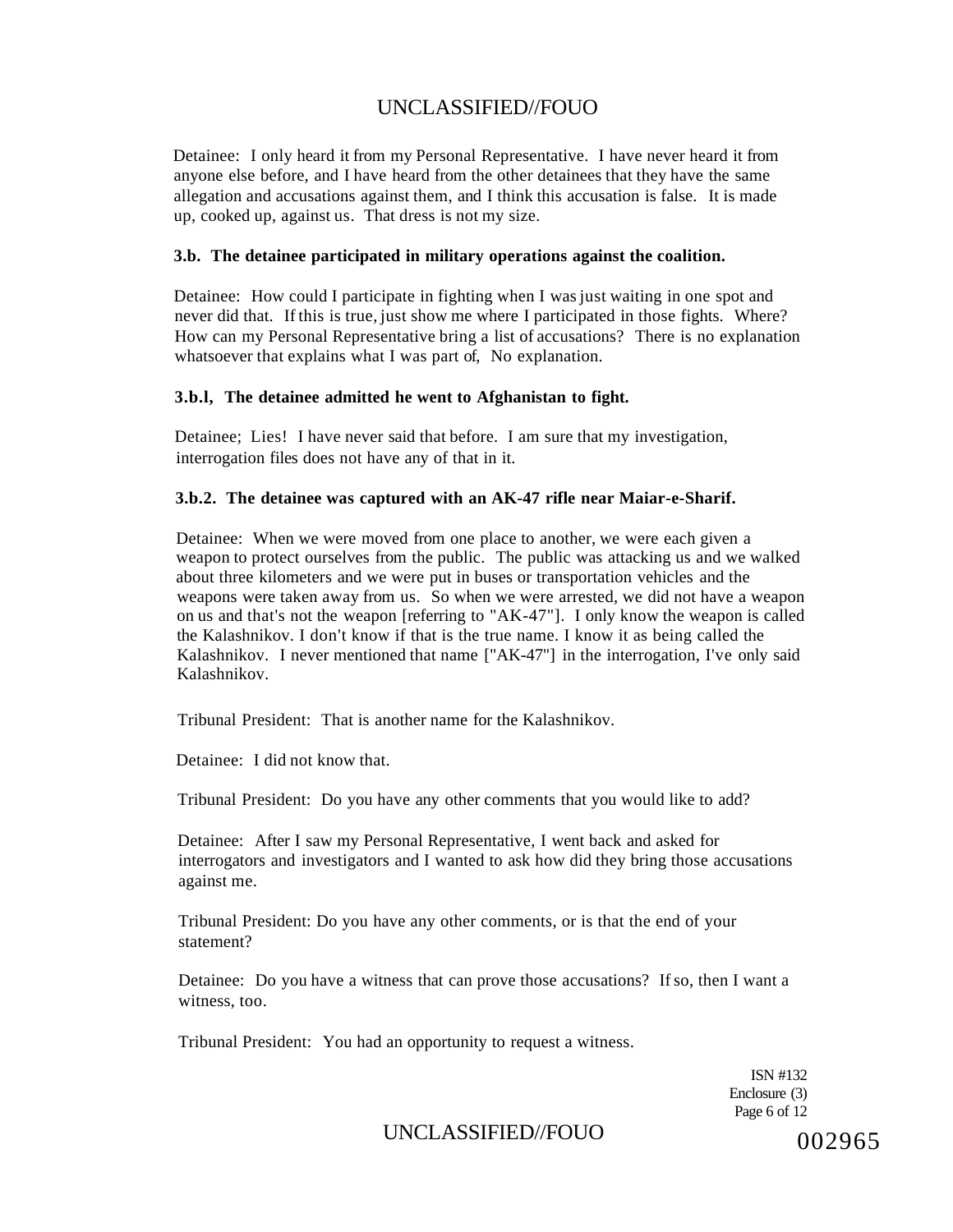Detainee: I only heard it from my Personal Representative. I have never heard it from anyone else before, and I have heard from the other detainees that they have the same allegation and accusations against them, and I think this accusation is false. It is made up, cooked up, against us. That dress is not my size.

**3.b. The detainee participated in military operations against the coalition.**

Detainee: How could I participate in fighting when I was just waiting in one spot and never did that. If this is true, just show me where I participated in those fights. Where? How can my Personal Representative bring a list of accusations? There is no explanation whatsoever that explains what I was part of, No explanation.

**3.b.l, The detainee admitted he went to Afghanistan to fight.**

Detainee; Lies! I have never said that before. I am sure that my investigation, interrogation files does not have any of that in it.

**3.b.2. The detainee was captured with an AK-47 rifle near Maiar-e-Sharif.**

Detainee: When we were moved from one place to another, we were each given a weapon to protect ourselves from the public. The public was attacking us and we walked about three kilometers and we were put in buses or transportation vehicles and the weapons were taken away from us. So when we were arrested, we did not have a weapon on us and that's not the weapon [referring to "AK-47"]. I only know the weapon is called the Kalashnikov. I don't know if that is the true name. I know it as being called the Kalashnikov. I never mentioned that name ["AK-47"] in the interrogation, I've only said Kalashnikov.

Tribunal President: That is another name for the Kalashnikov.

Detainee: I did not know that.

Tribunal President: Do you have any other comments that you would like to add?

Detainee: After I saw my Personal Representative, I went back and asked for interrogators and investigators and I wanted to ask how did they bring those accusations against me.

Tribunal President: Do you have any other comments, or is that the end of your statement?

Detainee: Do you have a witness that can prove those accusations? If so, then I want a witness, too.

Tribunal President: You had an opportunity to request a witness.

ISN #132
Enclosure (3)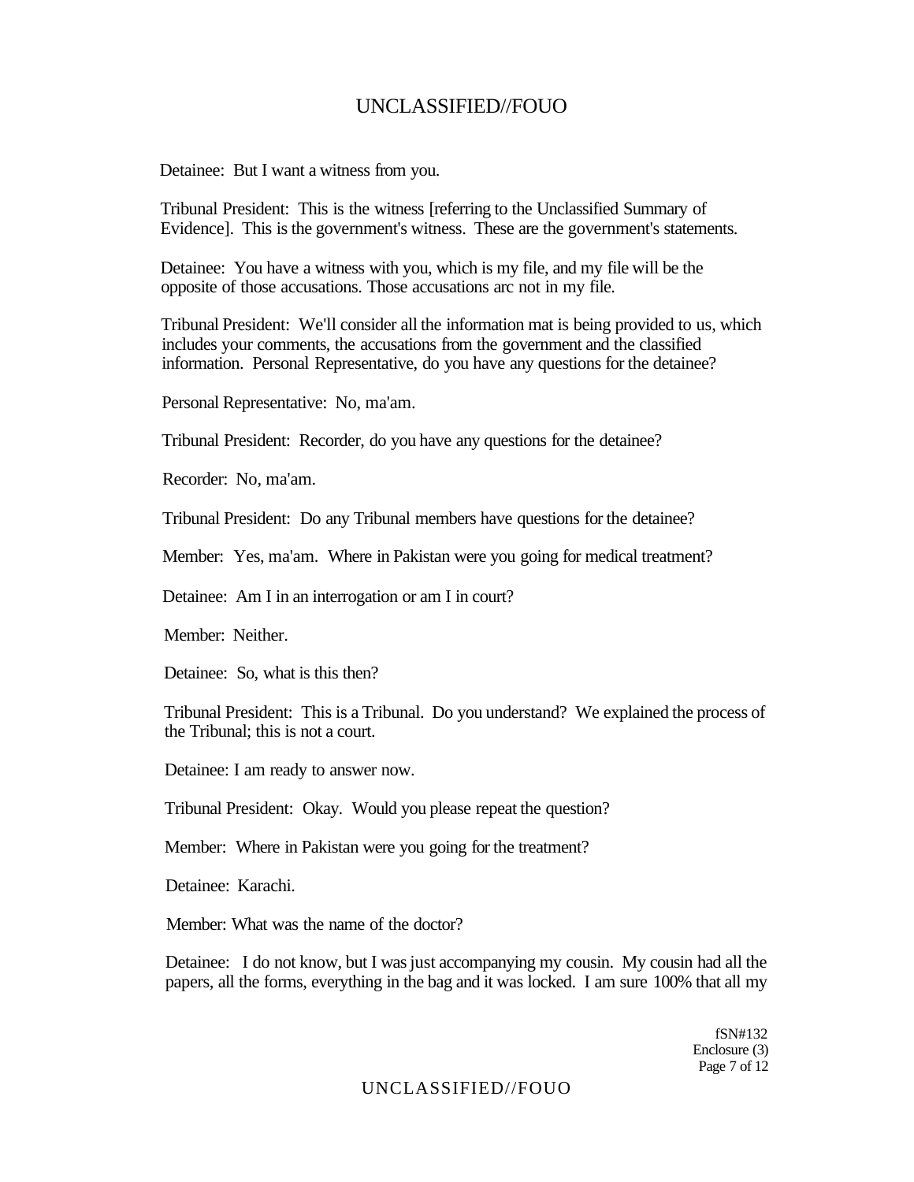Detainee: But I want a witness from you.

Tribunal President: This is the witness [referring to the Unclassified Summary of Evidence]. This is the government's witness. These are the government's statements.

Detainee: You have a witness with you, which is my file, and my file will be the opposite of those accusations. Those accusations arc not in my file.

Tribunal President: We'll consider all the information mat is being provided to us, which includes your comments, the accusations from the government and the classified information. Personal Representative, do you have any questions for the detainee?

Personal Representative: No, ma'am.

Tribunal President: Recorder, do you have any questions for the detainee?

Recorder: No, ma'am.

Tribunal President: Do any Tribunal members have questions for the detainee?

Member: Yes, ma'am. Where in Pakistan were you going for medical treatment?

Detainee: Am I in an interrogation or am I in court?

Member: Neither.

Detainee: So, what is this then?

Tribunal President: This is a Tribunal. Do you understand? We explained the process of the Tribunal; this is not a court.

Detainee: I am ready to answer now.

Tribunal President: Okay. Would you please repeat the question?

Member: Where in Pakistan were you going for the treatment?

Detainee: Karachi.

Member: What was the name of the doctor?

Detainee: I do not know, but I was just accompanying my cousin. My cousin had all the papers, all the forms, everything in the bag and it was locked. I am sure 100% that all my

fSN#132
Enclosure (3)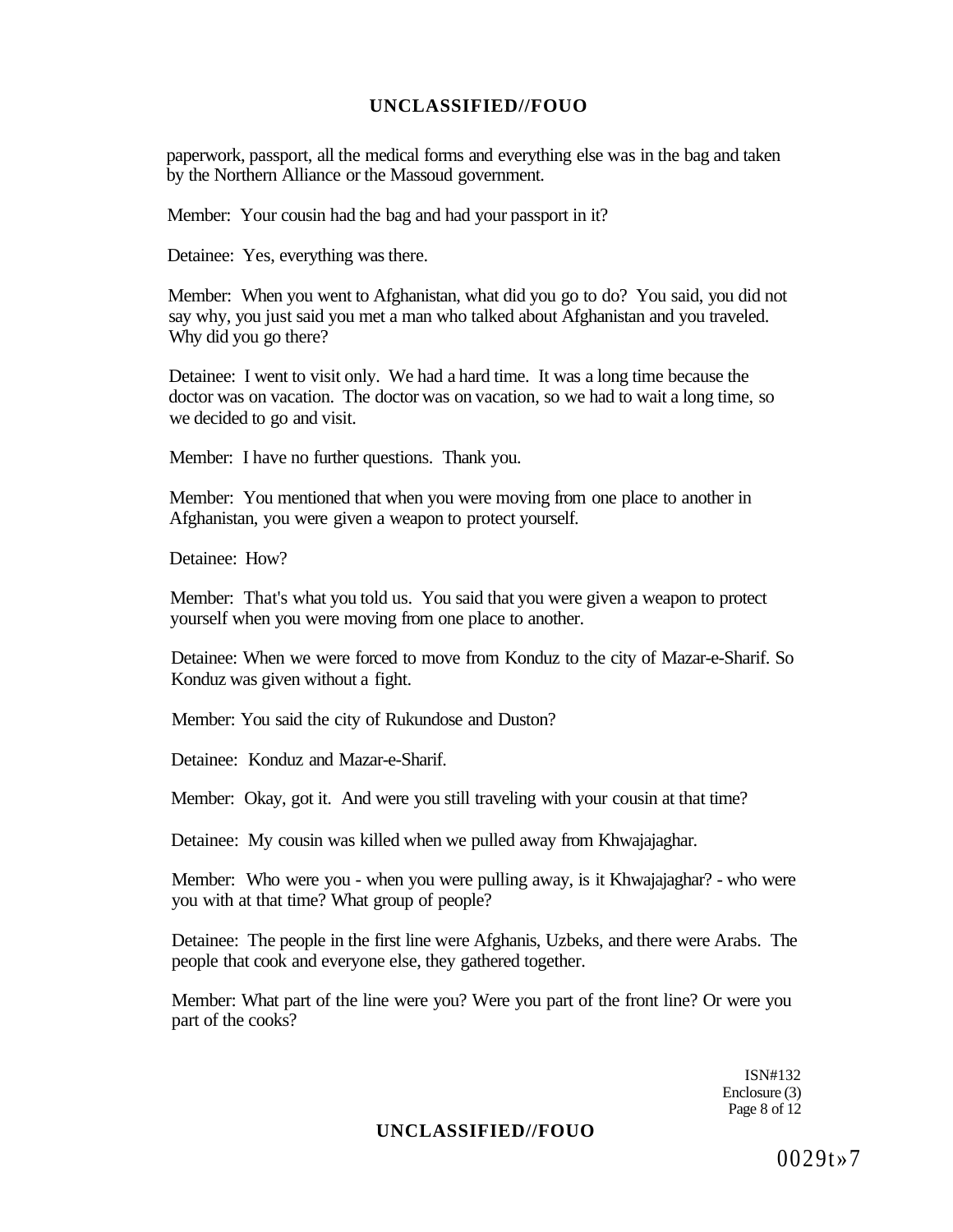paperwork, passport, all the medical forms and everything else was in the bag and taken by the Northern Alliance or the Massoud government.

Member: Your cousin had the bag and had your passport in it?

Detainee: Yes, everything was there.

Member: When you went to Afghanistan, what did you go to do? You said, you did not say why, you just said you met a man who talked about Afghanistan and you traveled. Why did you go there?

Detainee: I went to visit only. We had a hard time. It was a long time because the doctor was on vacation. The doctor was on vacation, so we had to wait a long time, so we decided to go and visit.

Member: I have no further questions. Thank you.

Member: You mentioned that when you were moving from one place to another in Afghanistan, you were given a weapon to protect yourself.

Detainee: How?

Member: That's what you told us. You said that you were given a weapon to protect yourself when you were moving from one place to another.

Detainee: When we were forced to move from Konduz to the city of Mazar-e-Sharif. So Konduz was given without a fight.

Member: You said the city of Rukundose and Duston?

Detainee: Konduz and Mazar-e-Sharif.

Member: Okay, got it. And were you still traveling with your cousin at that time?

Detainee: My cousin was killed when we pulled away from Khwajajaghar.

Member: Who were you - when you were pulling away, is it Khwajajaghar? - who were you with at that time? What group of people?

Detainee: The people in the first line were Afghanis, Uzbeks, and there were Arabs. The people that cook and everyone else, they gathered together.

Member: What part of the line were you? Were you part of the front line? Or were you part of the cooks?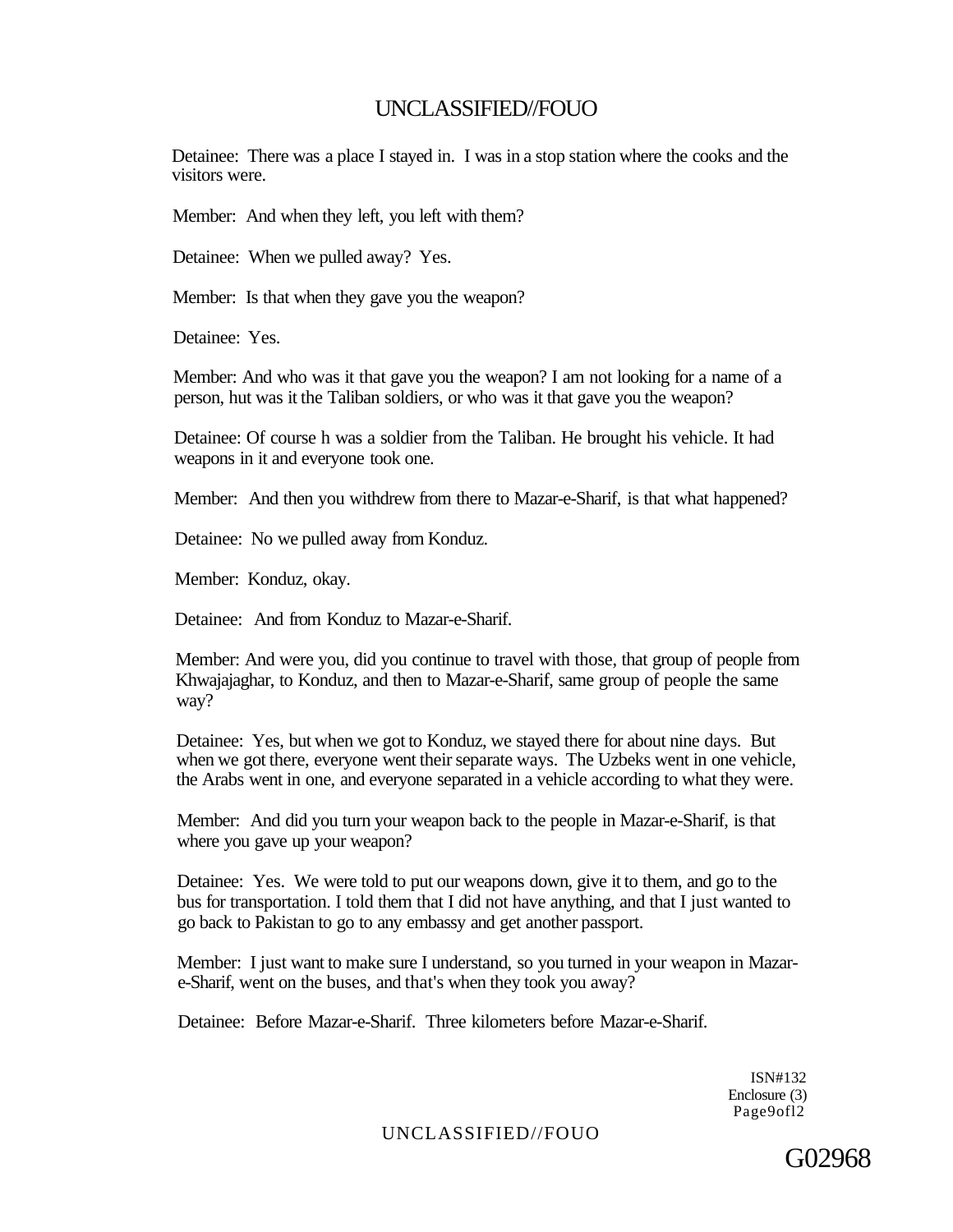Detainee: There was a place I stayed in. I was in a stop station where the cooks and the visitors were.

Member: And when they left, you left with them?

Detainee: When we pulled away? Yes.

Member: Is that when they gave you the weapon?

Detainee: Yes.

Member: And who was it that gave you the weapon? I am not looking for a name of a person, hut was it the Taliban soldiers, or who was it that gave you the weapon?

Detainee: Of course h was a soldier from the Taliban. He brought his vehicle. It had weapons in it and everyone took one.

Member: And then you withdrew from there to Mazar-e-Sharif, is that what happened?

Detainee: No we pulled away from Konduz.

Member: Konduz, okay.

Detainee: And from Konduz to Mazar-e-Sharif.

Member: And were you, did you continue to travel with those, that group of people from Khwajajaghar, to Konduz, and then to Mazar-e-Sharif, same group of people the same way?

Detainee: Yes, but when we got to Konduz, we stayed there for about nine days. But when we got there, everyone went their separate ways. The Uzbeks went in one vehicle, the Arabs went in one, and everyone separated in a vehicle according to what they were.

Member: And did you turn your weapon back to the people in Mazar-e-Sharif, is that where you gave up your weapon?

Detainee: Yes. We were told to put our weapons down, give it to them, and go to the bus for transportation. I told them that I did not have anything, and that I just wanted to go back to Pakistan to go to any embassy and get another passport.

Member: I just want to make sure I understand, so you turned in your weapon in Mazar-e-Sharif, went on the buses, and that's when they took you away?

Detainee: Before Mazar-e-Sharif. Three kilometers before Mazar-e-Sharif.

ISN#132
Enclosure (3)

G02968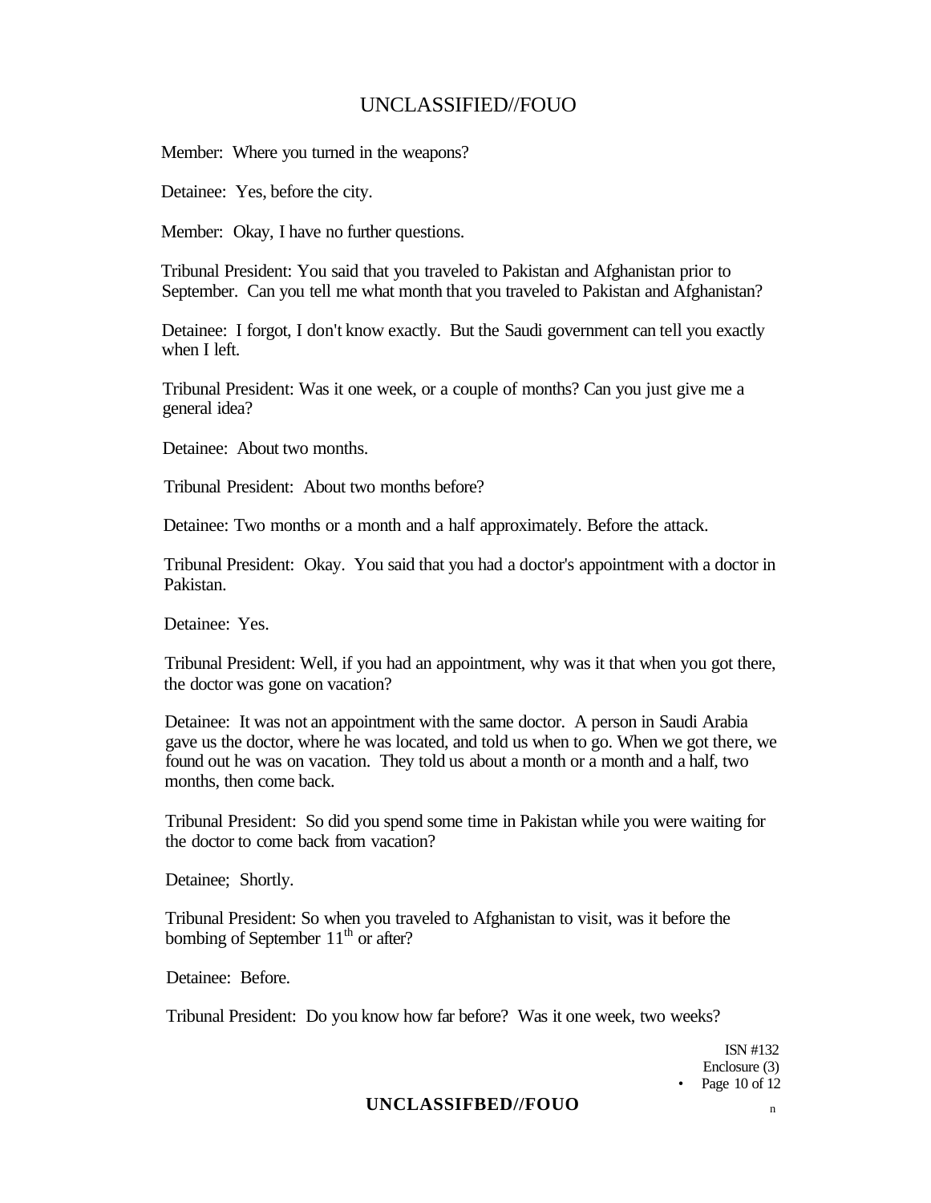Member: Where you turned in the weapons?

Detainee: Yes, before the city.

Member: Okay, I have no further questions.

Tribunal President: You said that you traveled to Pakistan and Afghanistan prior to September. Can you tell me what month that you traveled to Pakistan and Afghanistan?

Detainee: I forgot, I don't know exactly. But the Saudi government can tell you exactly when I left.

Tribunal President: Was it one week, or a couple of months? Can you just give me a general idea?

Detainee: About two months.

Tribunal President: About two months before?

Detainee: Two months or a month and a half approximately. Before the attack.

Tribunal President: Okay. You said that you had a doctor's appointment with a doctor in Pakistan.

Detainee: Yes.

Tribunal President: Well, if you had an appointment, why was it that when you got there, the doctor was gone on vacation?

Detainee: It was not an appointment with the same doctor. A person in Saudi Arabia gave us the doctor, where he was located, and told us when to go. When we got there, we found out he was on vacation. They told us about a month or a month and a half, two months, then come back.

Tribunal President: So did you spend some time in Pakistan while you were waiting for the doctor to come back from vacation?

Detainee; Shortly.

Tribunal President: So when you traveled to Afghanistan to visit, was it before the bombing of September 11th or after?

Detainee: Before.

Tribunal President: Do you know how far before? Was it one week, two weeks?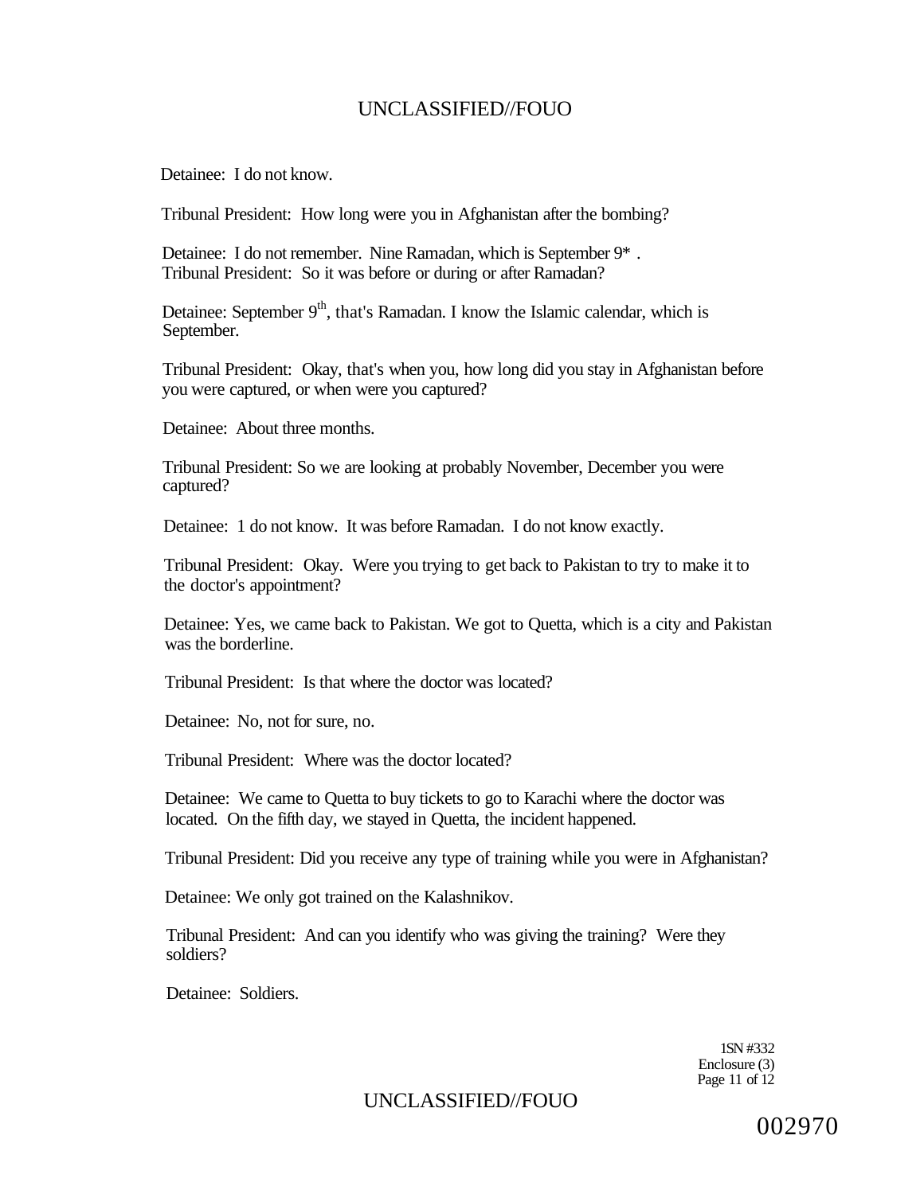Detainee: I do not know.

Tribunal President: How long were you in Afghanistan after the bombing?

Detainee: I do not remember. Nine Ramadan, which is September 9* .
Tribunal President: So it was before or during or after Ramadan?

Detainee: September 9th, that's Ramadan. I know the Islamic calendar, which is September.

Tribunal President: Okay, that's when you, how long did you stay in Afghanistan before you were captured, or when were you captured?

Detainee: About three months.

Tribunal President: So we are looking at probably November, December you were captured?

Detainee: 1 do not know. It was before Ramadan. I do not know exactly.

Tribunal President: Okay. Were you trying to get back to Pakistan to try to make it to the doctor's appointment?

Detainee: Yes, we came back to Pakistan. We got to Quetta, which is a city and Pakistan was the borderline.

Tribunal President: Is that where the doctor was located?

Detainee: No, not for sure, no.

Tribunal President: Where was the doctor located?

Detainee: We came to Quetta to buy tickets to go to Karachi where the doctor was located. On the fifth day, we stayed in Quetta, the incident happened.

Tribunal President: Did you receive any type of training while you were in Afghanistan?

Detainee: We only got trained on the Kalashnikov.

Tribunal President: And can you identify who was giving the training? Were they soldiers?

Detainee: Soldiers.

1SN #332
Enclosure (3)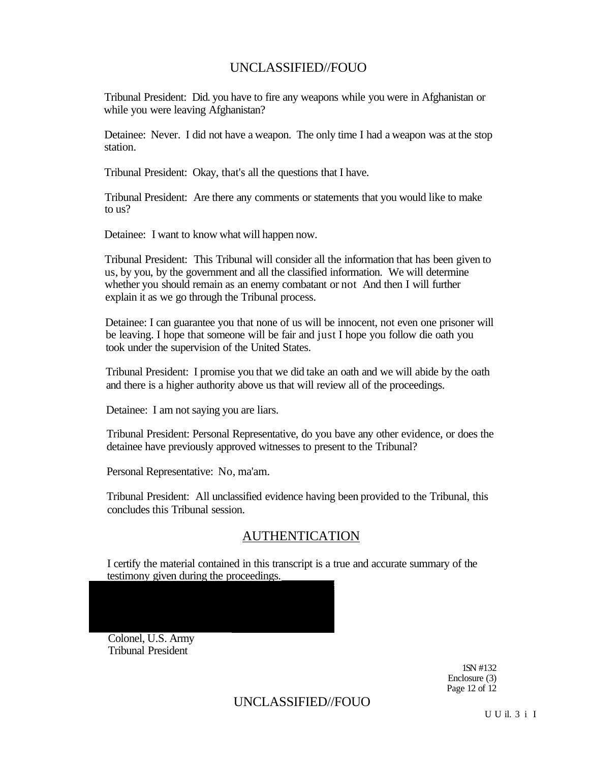Tribunal President: Did. you have to fire any weapons while you were in Afghanistan or while you were leaving Afghanistan?

Detainee: Never. I did not have a weapon. The only time I had a weapon was at the stop station.

Tribunal President: Okay, that's all the questions that I have.

Tribunal President: Are there any comments or statements that you would like to make to us?

Detainee: I want to know what will happen now.

Tribunal President: This Tribunal will consider all the information that has been given to us, by you, by the government and all the classified information. We will determine whether you should remain as an enemy combatant or not And then I will further explain it as we go through the Tribunal process.

Detainee: I can guarantee you that none of us will be innocent, not even one prisoner will be leaving. I hope that someone will be fair and just I hope you follow die oath you took under the supervision of the United States.

Tribunal President: I promise you that we did take an oath and we will abide by the oath and there is a higher authority above us that will review all of the proceedings.

Detainee: I am not saying you are liars.

Tribunal President: Personal Representative, do you bave any other evidence, or does the detainee have previously approved witnesses to present to the Tribunal?

Personal Representative: No, ma'am.

Tribunal President: All unclassified evidence having been provided to the Tribunal, this concludes this Tribunal session.

## AUTHENTICATION

I certify the material contained in this transcript is a true and accurate summary of the testimony given during the proceedings.

Colonel, U.S. Army
Tribunal President

1SN #132
Enclosure (3)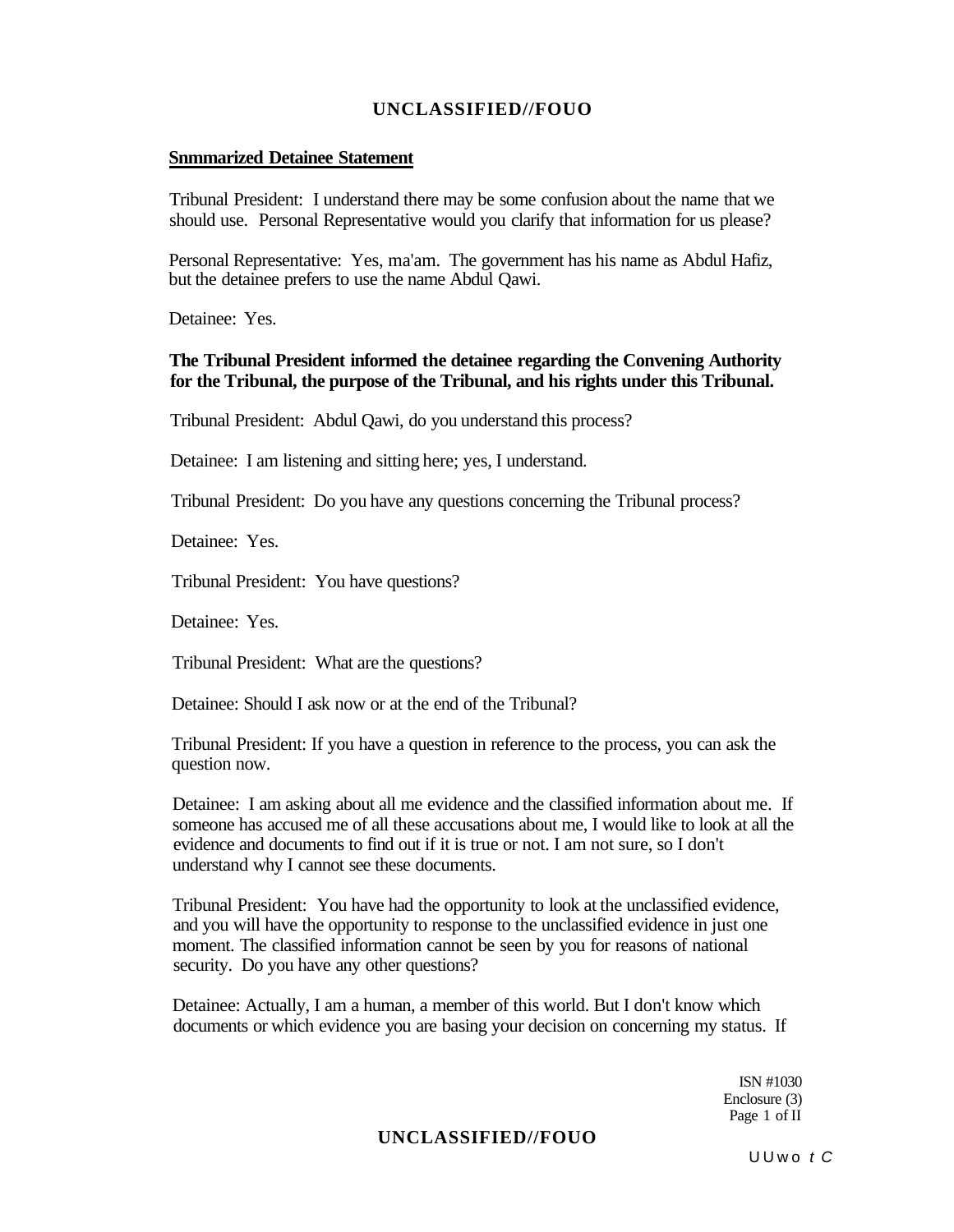**Snmmarized Detainee Statement**

Tribunal President: I understand there may be some confusion about the name that we should use. Personal Representative would you clarify that information for us please?

Personal Representative: Yes, ma'am. The government has his name as Abdul Hafiz, but the detainee prefers to use the name Abdul Qawi.

Detainee: Yes.

**The Tribunal President informed the detainee regarding the Convening Authority for the Tribunal, the purpose of the Tribunal, and his rights under this Tribunal.**

Tribunal President: Abdul Qawi, do you understand this process?

Detainee: I am listening and sitting here; yes, I understand.

Tribunal President: Do you have any questions concerning the Tribunal process?

Detainee: Yes.

Tribunal President: You have questions?

Detainee: Yes.

Tribunal President: What are the questions?

Detainee: Should I ask now or at the end of the Tribunal?

Tribunal President: If you have a question in reference to the process, you can ask the question now.

Detainee: I am asking about all me evidence and the classified information about me. If someone has accused me of all these accusations about me, I would like to look at all the evidence and documents to find out if it is true or not. I am not sure, so I don't understand why I cannot see these documents.

Tribunal President: You have had the opportunity to look at the unclassified evidence, and you will have the opportunity to response to the unclassified evidence in just one moment. The classified information cannot be seen by you for reasons of national security. Do you have any other questions?

Detainee: Actually, I am a human, a member of this world. But I don't know which documents or which evidence you are basing your decision on concerning my status. If

ISN #1030
Enclosure (3)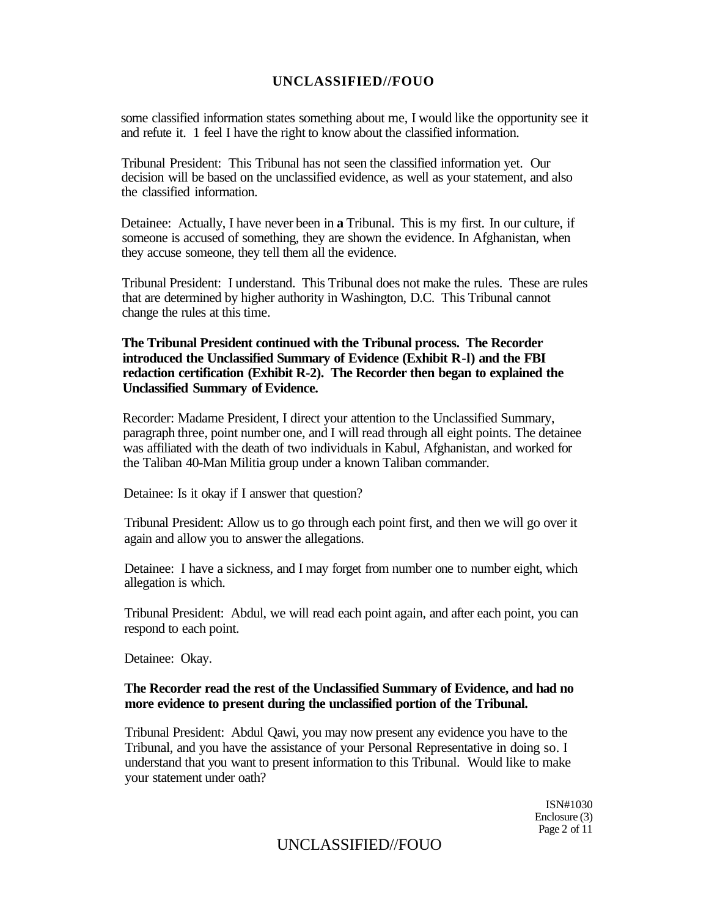some classified information states something about me, I would like the opportunity see it and refute it. 1 feel I have the right to know about the classified information.

Tribunal President: This Tribunal has not seen the classified information yet. Our decision will be based on the unclassified evidence, as well as your statement, and also the classified information.

Detainee: Actually, I have never been in **a** Tribunal. This is my first. In our culture, if someone is accused of something, they are shown the evidence. In Afghanistan, when they accuse someone, they tell them all the evidence.

Tribunal President: I understand. This Tribunal does not make the rules. These are rules that are determined by higher authority in Washington, D.C. This Tribunal cannot change the rules at this time.

**The Tribunal President continued with the Tribunal process. The Recorder introduced the Unclassified Summary of Evidence (Exhibit R-l) and the FBI redaction certification (Exhibit R-2). The Recorder then began to explained the Unclassified Summary of Evidence.**

Recorder: Madame President, I direct your attention to the Unclassified Summary, paragraph three, point number one, and I will read through all eight points. The detainee was affiliated with the death of two individuals in Kabul, Afghanistan, and worked for the Taliban 40-Man Militia group under a known Taliban commander.

Detainee: Is it okay if I answer that question?

Tribunal President: Allow us to go through each point first, and then we will go over it again and allow you to answer the allegations.

Detainee: I have a sickness, and I may forget from number one to number eight, which allegation is which.

Tribunal President: Abdul, we will read each point again, and after each point, you can respond to each point.

Detainee: Okay.

**The Recorder read the rest of the Unclassified Summary of Evidence, and had no more evidence to present during the unclassified portion of the Tribunal.**

Tribunal President: Abdul Qawi, you may now present any evidence you have to the Tribunal, and you have the assistance of your Personal Representative in doing so. I understand that you want to present information to this Tribunal. Would like to make your statement under oath?

ISN#1030
Enclosure (3)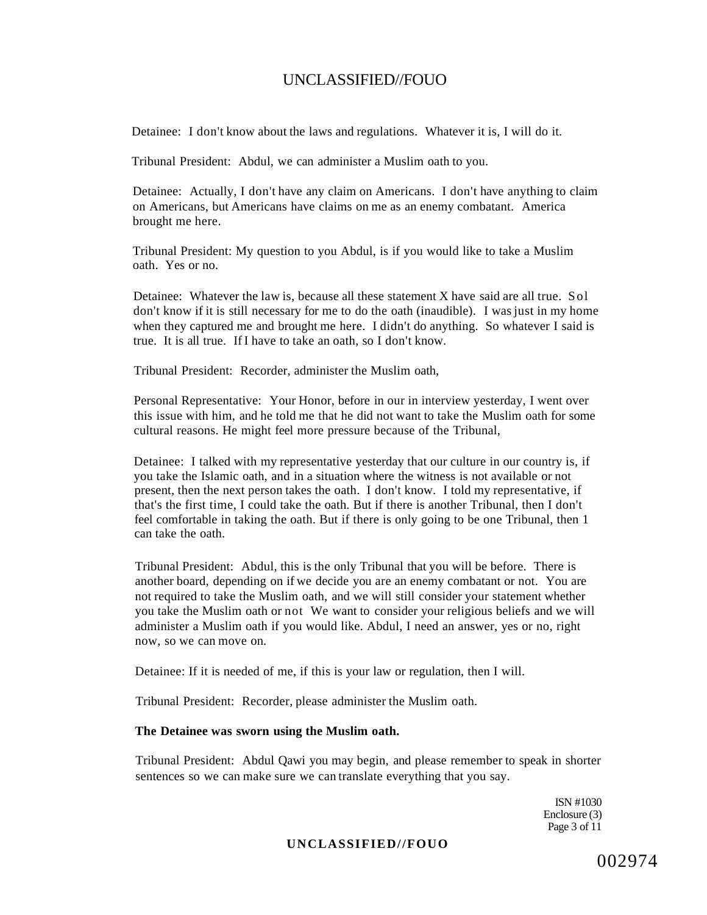Detainee: I don't know about the laws and regulations. Whatever it is, I will do it.

Tribunal President: Abdul, we can administer a Muslim oath to you.

Detainee: Actually, I don't have any claim on Americans. I don't have anything to claim on Americans, but Americans have claims on me as an enemy combatant. America brought me here.

Tribunal President: My question to you Abdul, is if you would like to take a Muslim oath. Yes or no.

Detainee: Whatever the law is, because all these statement X have said are all true. Sol don't know if it is still necessary for me to do the oath (inaudible). I was just in my home when they captured me and brought me here. I didn't do anything. So whatever I said is true. It is all true. If I have to take an oath, so I don't know.

Tribunal President: Recorder, administer the Muslim oath,

Personal Representative: Your Honor, before in our in interview yesterday, I went over this issue with him, and he told me that he did not want to take the Muslim oath for some cultural reasons. He might feel more pressure because of the Tribunal,

Detainee: I talked with my representative yesterday that our culture in our country is, if you take the Islamic oath, and in a situation where the witness is not available or not present, then the next person takes the oath. I don't know. I told my representative, if that's the first time, I could take the oath. But if there is another Tribunal, then I don't feel comfortable in taking the oath. But if there is only going to be one Tribunal, then 1 can take the oath.

Tribunal President: Abdul, this is the only Tribunal that you will be before. There is another board, depending on if we decide you are an enemy combatant or not. You are not required to take the Muslim oath, and we will still consider your statement whether you take the Muslim oath or not We want to consider your religious beliefs and we will administer a Muslim oath if you would like. Abdul, I need an answer, yes or no, right now, so we can move on.

Detainee: If it is needed of me, if this is your law or regulation, then I will.

Tribunal President: Recorder, please administer the Muslim oath.

**The Detainee was sworn using the Muslim oath.**

Tribunal President: Abdul Qawi you may begin, and please remember to speak in shorter sentences so we can make sure we can translate everything that you say.

ISN #1030
Enclosure (3)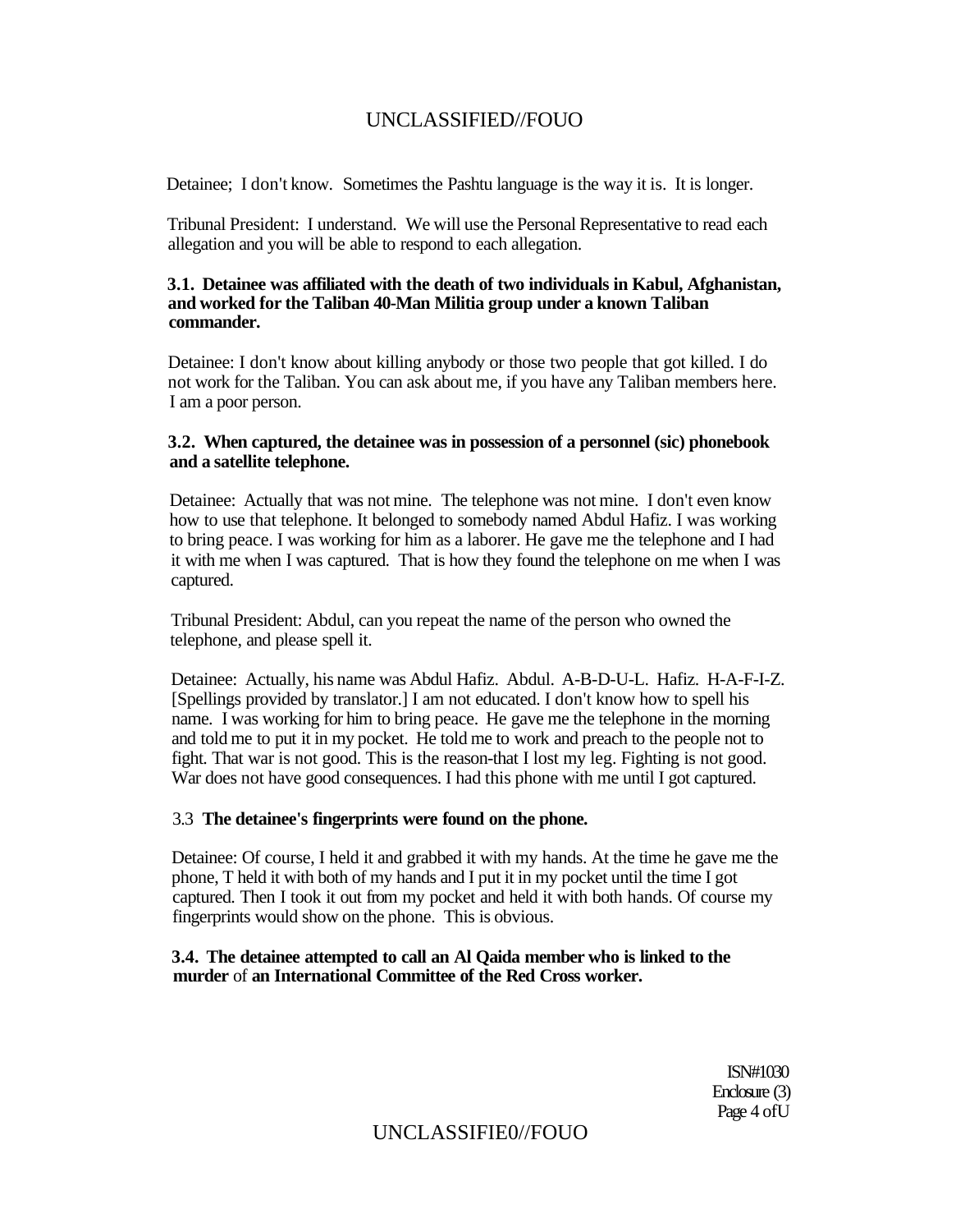Detainee; I don't know. Sometimes the Pashtu language is the way it is. It is longer.

Tribunal President: I understand. We will use the Personal Representative to read each allegation and you will be able to respond to each allegation.

**3.1. Detainee was affiliated with the death of two individuals in Kabul, Afghanistan, and worked for the Taliban 40-Man Militia group under a known Taliban commander.**

Detainee: I don't know about killing anybody or those two people that got killed. I do not work for the Taliban. You can ask about me, if you have any Taliban members here. I am a poor person.

**3.2. When captured, the detainee was in possession of a personnel (sic) phonebook and a satellite telephone.**

Detainee: Actually that was not mine. The telephone was not mine. I don't even know how to use that telephone. It belonged to somebody named Abdul Hafiz. I was working to bring peace. I was working for him as a laborer. He gave me the telephone and I had it with me when I was captured. That is how they found the telephone on me when I was captured.

Tribunal President: Abdul, can you repeat the name of the person who owned the telephone, and please spell it.

Detainee: Actually, his name was Abdul Hafiz. Abdul. A-B-D-U-L. Hafiz. H-A-F-I-Z. [Spellings provided by translator.] I am not educated. I don't know how to spell his name. I was working for him to bring peace. He gave me the telephone in the morning and told me to put it in my pocket. He told me to work and preach to the people not to fight. That war is not good. This is the reason-that I lost my leg. Fighting is not good. War does not have good consequences. I had this phone with me until I got captured.

3.3 **The detainee's fingerprints were found on the phone.**

Detainee: Of course, I held it and grabbed it with my hands. At the time he gave me the phone, T held it with both of my hands and I put it in my pocket until the time I got captured. Then I took it out from my pocket and held it with both hands. Of course my fingerprints would show on the phone. This is obvious.

**3.4. The detainee attempted to call an Al Qaida member who is linked to the murder** of **an International Committee of the Red Cross worker.**

ISN#1030
Enclosure (3)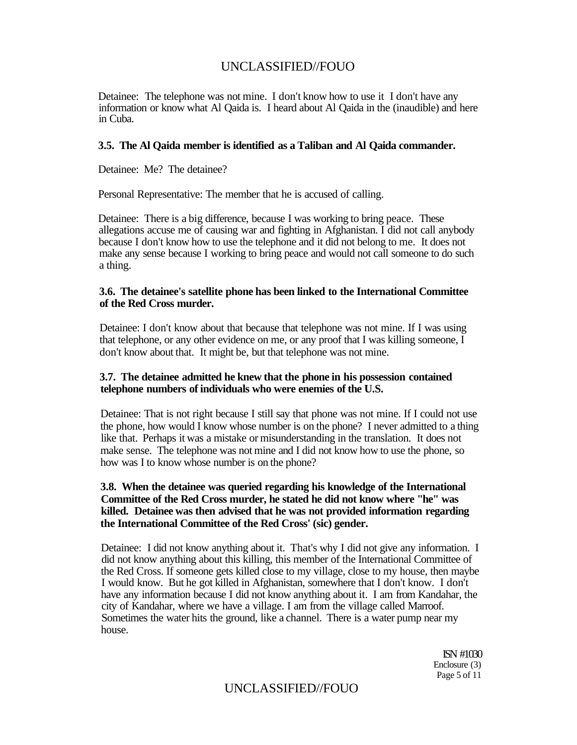Detainee: The telephone was not mine. I don't know how to use it I don't have any information or know what Al Qaida is. I heard about Al Qaida in the (inaudible) and here in Cuba.

**3.5. The Al Qaida member is identified as a Taliban and Al Qaida commander.**

Detainee: Me? The detainee?

Personal Representative: The member that he is accused of calling.

Detainee: There is a big difference, because I was working to bring peace. These allegations accuse me of causing war and fighting in Afghanistan. I did not call anybody because I don't know how to use the telephone and it did not belong to me. It does not make any sense because I working to bring peace and would not call someone to do such a thing.

**3.6. The detainee's satellite phone has been linked to the International Committee of the Red Cross murder.**

Detainee: I don't know about that because that telephone was not mine. If I was using that telephone, or any other evidence on me, or any proof that I was killing someone, I don't know about that. It might be, but that telephone was not mine.

**3.7. The detainee admitted he knew that the phone in his possession contained telephone numbers of individuals who were enemies of the U.S.**

Detainee: That is not right because I still say that phone was not mine. If I could not use the phone, how would I know whose number is on the phone? I never admitted to a thing like that. Perhaps it was a mistake or misunderstanding in the translation. It does not make sense. The telephone was not mine and I did not know how to use the phone, so how was I to know whose number is on the phone?

**3.8. When the detainee was queried regarding his knowledge of the International Committee of the Red Cross murder, he stated he did not know where "he" was killed. Detainee was then advised that he was not provided information regarding the International Committee of the Red Cross' (sic) gender.**

Detainee: I did not know anything about it. That's why I did not give any information. I did not know anything about this killing, this member of the International Committee of the Red Cross. If someone gets killed close to my village, close to my house, then maybe I would know. But he got killed in Afghanistan, somewhere that I don't know. I don't have any information because I did not know anything about it. I am from Kandahar, the city of Kandahar, where we have a village. I am from the village called Marroof. Sometimes the water hits the ground, like a channel. There is a water pump near my house.

ISN #1030
Enclosure (3)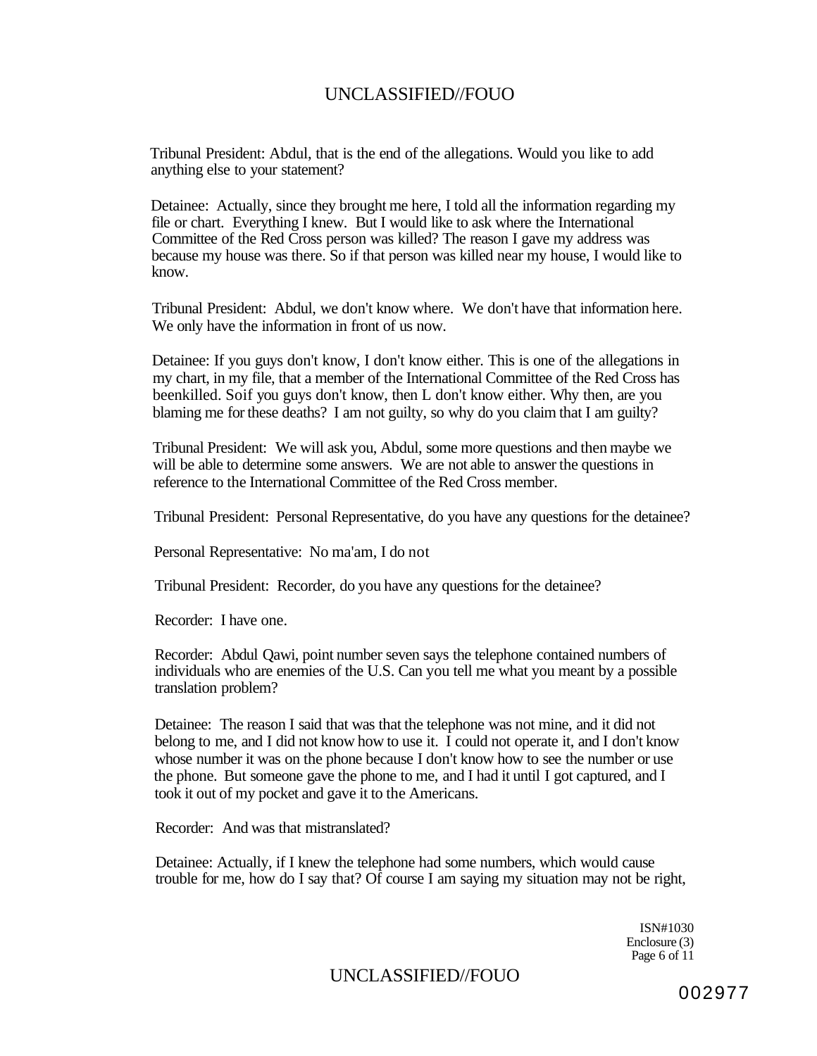Tribunal President: Abdul, that is the end of the allegations. Would you like to add anything else to your statement?

Detainee: Actually, since they brought me here, I told all the information regarding my file or chart. Everything I knew. But I would like to ask where the International Committee of the Red Cross person was killed? The reason I gave my address was because my house was there. So if that person was killed near my house, I would like to know.

Tribunal President: Abdul, we don't know where. We don't have that information here. We only have the information in front of us now.

Detainee: If you guys don't know, I don't know either. This is one of the allegations in my chart, in my file, that a member of the International Committee of the Red Cross has beenkilled. Soif you guys don't know, then L don't know either. Why then, are you blaming me for these deaths? I am not guilty, so why do you claim that I am guilty?

Tribunal President: We will ask you, Abdul, some more questions and then maybe we will be able to determine some answers. We are not able to answer the questions in reference to the International Committee of the Red Cross member.

Tribunal President: Personal Representative, do you have any questions for the detainee?

Personal Representative: No ma'am, I do not

Tribunal President: Recorder, do you have any questions for the detainee?

Recorder: I have one.

Recorder: Abdul Qawi, point number seven says the telephone contained numbers of individuals who are enemies of the U.S. Can you tell me what you meant by a possible translation problem?

Detainee: The reason I said that was that the telephone was not mine, and it did not belong to me, and I did not know how to use it. I could not operate it, and I don't know whose number it was on the phone because I don't know how to see the number or use the phone. But someone gave the phone to me, and I had it until I got captured, and I took it out of my pocket and gave it to the Americans.

Recorder: And was that mistranslated?

Detainee: Actually, if I knew the telephone had some numbers, which would cause trouble for me, how do I say that? Of course I am saying my situation may not be right,

ISN#1030
Enclosure (3)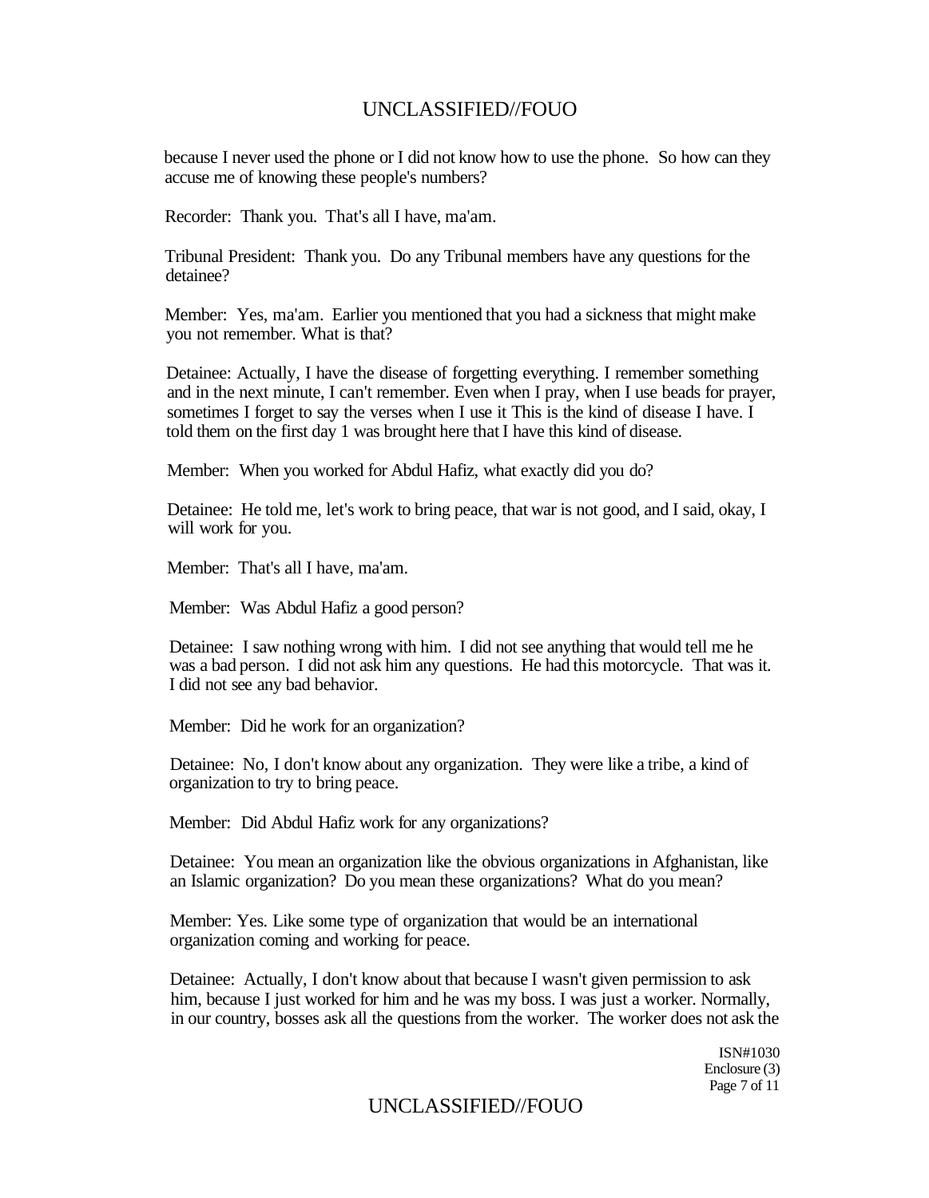because I never used the phone or I did not know how to use the phone. So how can they accuse me of knowing these people's numbers?

Recorder: Thank you. That's all I have, ma'am.

Tribunal President: Thank you. Do any Tribunal members have any questions for the detainee?

Member: Yes, ma'am. Earlier you mentioned that you had a sickness that might make you not remember. What is that?

Detainee: Actually, I have the disease of forgetting everything. I remember something and in the next minute, I can't remember. Even when I pray, when I use beads for prayer, sometimes I forget to say the verses when I use it This is the kind of disease I have. I told them on the first day 1 was brought here that I have this kind of disease.

Member: When you worked for Abdul Hafiz, what exactly did you do?

Detainee: He told me, let's work to bring peace, that war is not good, and I said, okay, I will work for you.

Member: That's all I have, ma'am.

Member: Was Abdul Hafiz a good person?

Detainee: I saw nothing wrong with him. I did not see anything that would tell me he was a bad person. I did not ask him any questions. He had this motorcycle. That was it. I did not see any bad behavior.

Member: Did he work for an organization?

Detainee: No, I don't know about any organization. They were like a tribe, a kind of organization to try to bring peace.

Member: Did Abdul Hafiz work for any organizations?

Detainee: You mean an organization like the obvious organizations in Afghanistan, like an Islamic organization? Do you mean these organizations? What do you mean?

Member: Yes. Like some type of organization that would be an international organization coming and working for peace.

Detainee: Actually, I don't know about that because I wasn't given permission to ask him, because I just worked for him and he was my boss. I was just a worker. Normally, in our country, bosses ask all the questions from the worker. The worker does not ask the

ISN#1030
Enclosure (3)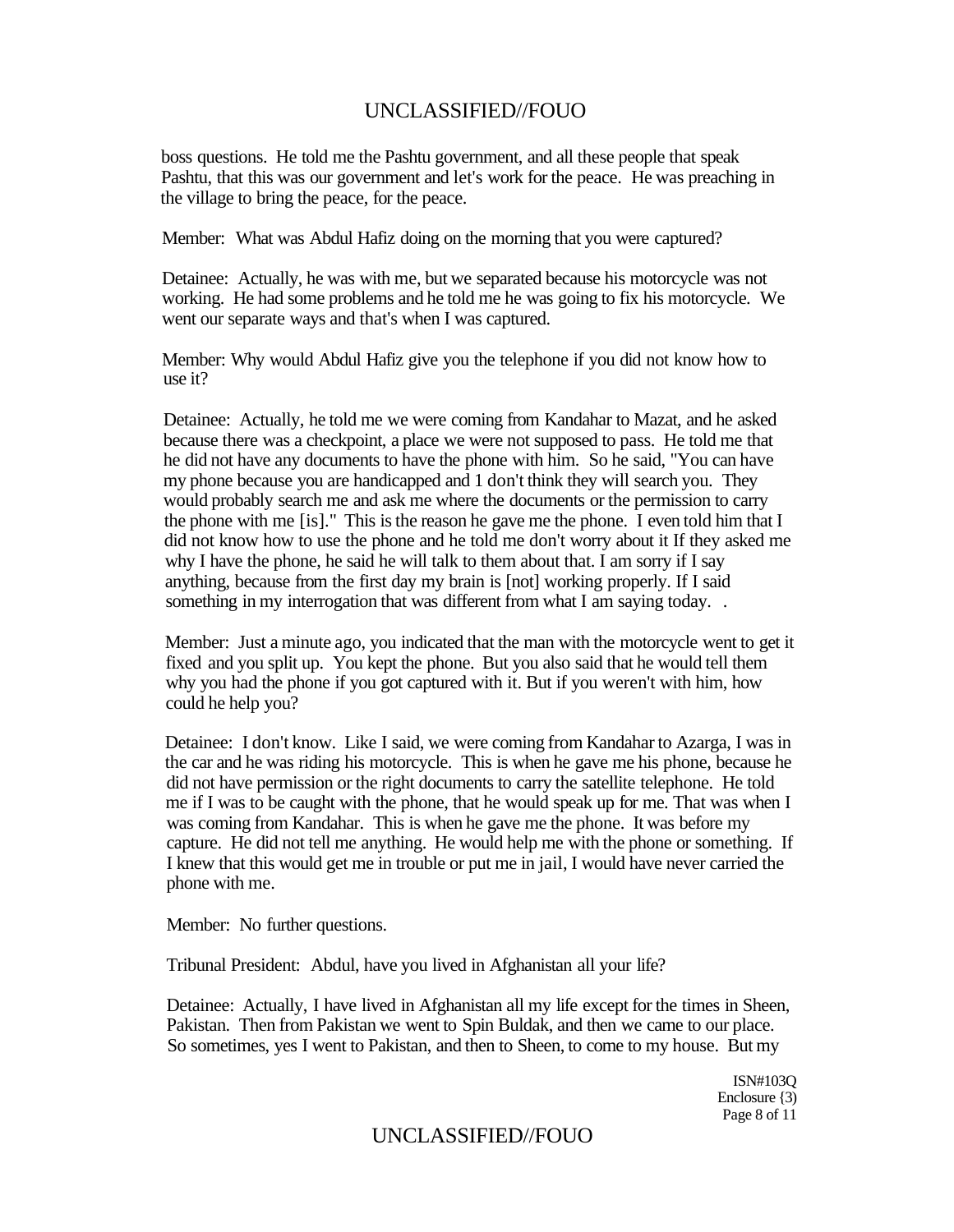boss questions. He told me the Pashtu government, and all these people that speak Pashtu, that this was our government and let's work for the peace. He was preaching in the village to bring the peace, for the peace.

Member: What was Abdul Hafiz doing on the morning that you were captured?

Detainee: Actually, he was with me, but we separated because his motorcycle was not working. He had some problems and he told me he was going to fix his motorcycle. We went our separate ways and that's when I was captured.

Member: Why would Abdul Hafiz give you the telephone if you did not know how to use it?

Detainee: Actually, he told me we were coming from Kandahar to Mazat, and he asked because there was a checkpoint, a place we were not supposed to pass. He told me that he did not have any documents to have the phone with him. So he said, "You can have my phone because you are handicapped and 1 don't think they will search you. They would probably search me and ask me where the documents or the permission to carry the phone with me [is]." This is the reason he gave me the phone. I even told him that I did not know how to use the phone and he told me don't worry about it If they asked me why I have the phone, he said he will talk to them about that. I am sorry if I say anything, because from the first day my brain is [not] working properly. If I said something in my interrogation that was different from what I am saying today. .

Member: Just a minute ago, you indicated that the man with the motorcycle went to get it fixed and you split up. You kept the phone. But you also said that he would tell them why you had the phone if you got captured with it. But if you weren't with him, how could he help you?

Detainee: I don't know. Like I said, we were coming from Kandahar to Azarga, I was in the car and he was riding his motorcycle. This is when he gave me his phone, because he did not have permission or the right documents to carry the satellite telephone. He told me if I was to be caught with the phone, that he would speak up for me. That was when I was coming from Kandahar. This is when he gave me the phone. It was before my capture. He did not tell me anything. He would help me with the phone or something. If I knew that this would get me in trouble or put me in jail, I would have never carried the phone with me.

Member: No further questions.

Tribunal President: Abdul, have you lived in Afghanistan all your life?

Detainee: Actually, I have lived in Afghanistan all my life except for the times in Sheen, Pakistan. Then from Pakistan we went to Spin Buldak, and then we came to our place. So sometimes, yes I went to Pakistan, and then to Sheen, to come to my house. But my

ISN#103Q
Enclosure {3)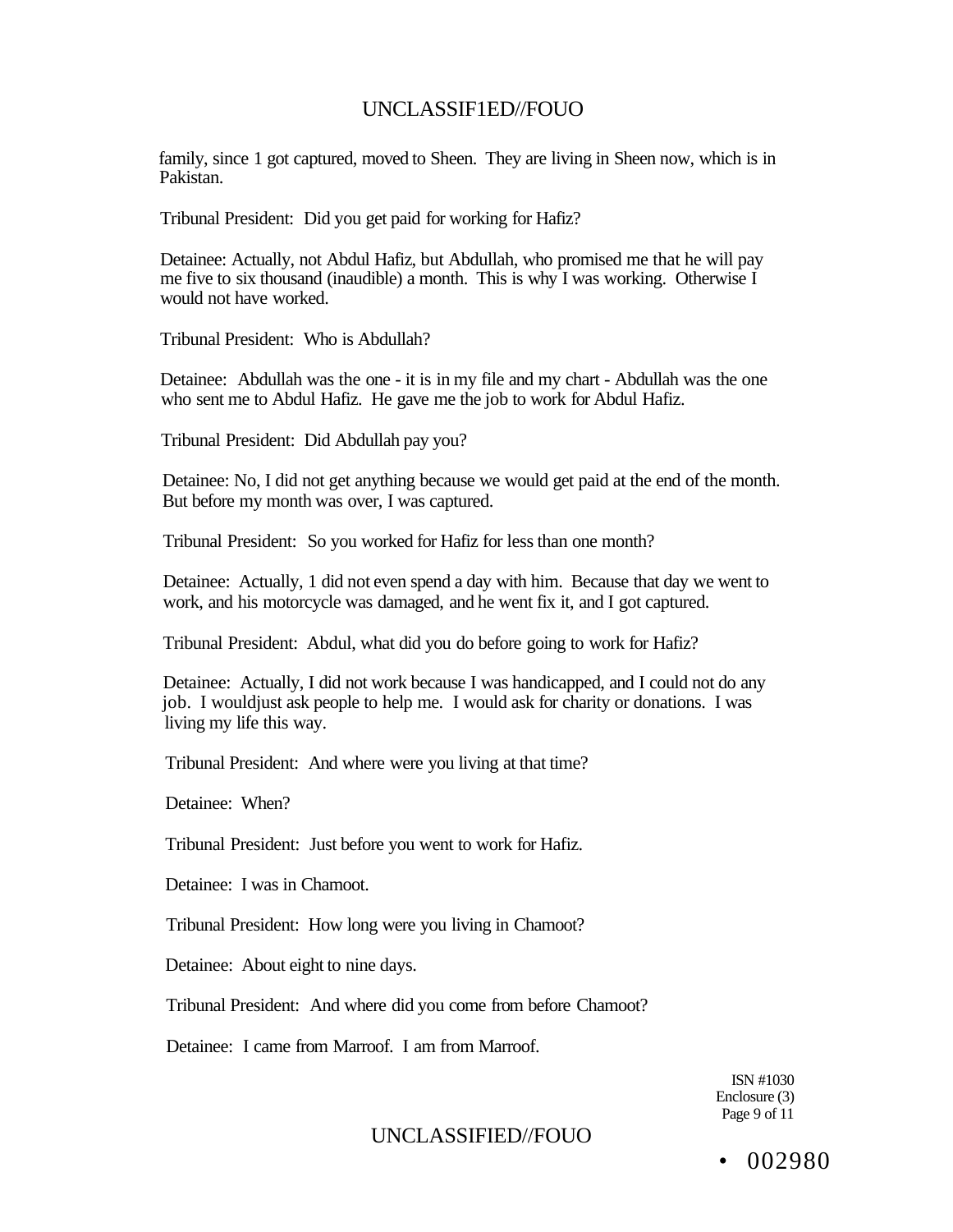family, since 1 got captured, moved to Sheen. They are living in Sheen now, which is in Pakistan.

Tribunal President: Did you get paid for working for Hafiz?

Detainee: Actually, not Abdul Hafiz, but Abdullah, who promised me that he will pay me five to six thousand (inaudible) a month. This is why I was working. Otherwise I would not have worked.

Tribunal President: Who is Abdullah?

Detainee: Abdullah was the one - it is in my file and my chart - Abdullah was the one who sent me to Abdul Hafiz. He gave me the job to work for Abdul Hafiz.

Tribunal President: Did Abdullah pay you?

Detainee: No, I did not get anything because we would get paid at the end of the month. But before my month was over, I was captured.

Tribunal President: So you worked for Hafiz for less than one month?

Detainee: Actually, 1 did not even spend a day with him. Because that day we went to work, and his motorcycle was damaged, and he went fix it, and I got captured.

Tribunal President: Abdul, what did you do before going to work for Hafiz?

Detainee: Actually, I did not work because I was handicapped, and I could not do any job. I wouldjust ask people to help me. I would ask for charity or donations. I was living my life this way.

Tribunal President: And where were you living at that time?

Detainee: When?

Tribunal President: Just before you went to work for Hafiz.

Detainee: I was in Chamoot.

Tribunal President: How long were you living in Chamoot?

Detainee: About eight to nine days.

Tribunal President: And where did you come from before Chamoot?

Detainee: I came from Marroof. I am from Marroof.

ISN #1030
Enclosure (3)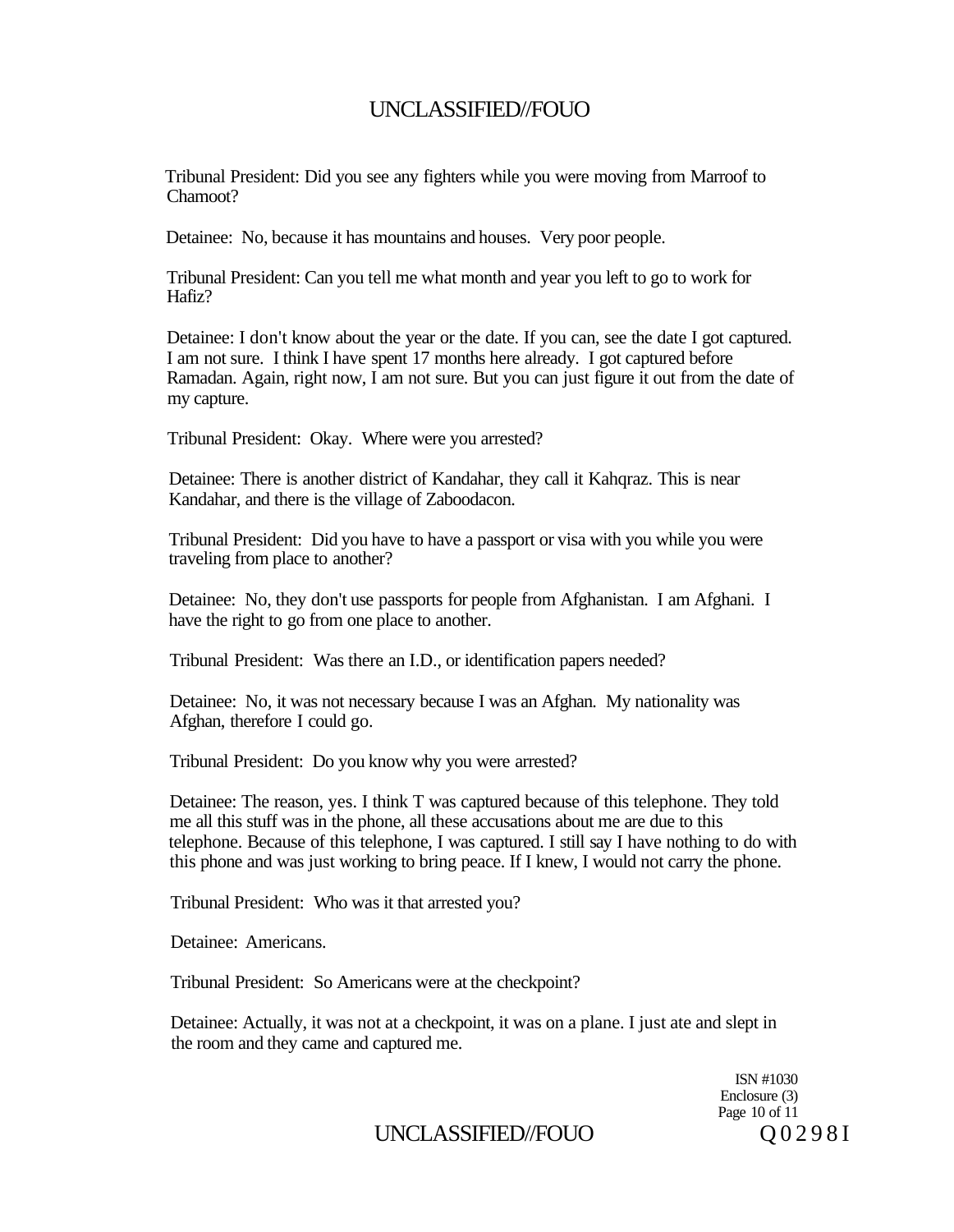Tribunal President: Did you see any fighters while you were moving from Marroof to Chamoot?

Detainee: No, because it has mountains and houses. Very poor people.

Tribunal President: Can you tell me what month and year you left to go to work for Hafiz?

Detainee: I don't know about the year or the date. If you can, see the date I got captured. I am not sure. I think I have spent 17 months here already. I got captured before Ramadan. Again, right now, I am not sure. But you can just figure it out from the date of my capture.

Tribunal President: Okay. Where were you arrested?

Detainee: There is another district of Kandahar, they call it Kahqraz. This is near Kandahar, and there is the village of Zaboodacon.

Tribunal President: Did you have to have a passport or visa with you while you were traveling from place to another?

Detainee: No, they don't use passports for people from Afghanistan. I am Afghani. I have the right to go from one place to another.

Tribunal President: Was there an I.D., or identification papers needed?

Detainee: No, it was not necessary because I was an Afghan. My nationality was Afghan, therefore I could go.

Tribunal President: Do you know why you were arrested?

Detainee: The reason, yes. I think T was captured because of this telephone. They told me all this stuff was in the phone, all these accusations about me are due to this telephone. Because of this telephone, I was captured. I still say I have nothing to do with this phone and was just working to bring peace. If I knew, I would not carry the phone.

Tribunal President: Who was it that arrested you?

Detainee: Americans.

Tribunal President: So Americans were at the checkpoint?

Detainee: Actually, it was not at a checkpoint, it was on a plane. I just ate and slept in the room and they came and captured me.

ISN #1030
Enclosure (3)

Q 0 2 9 8 I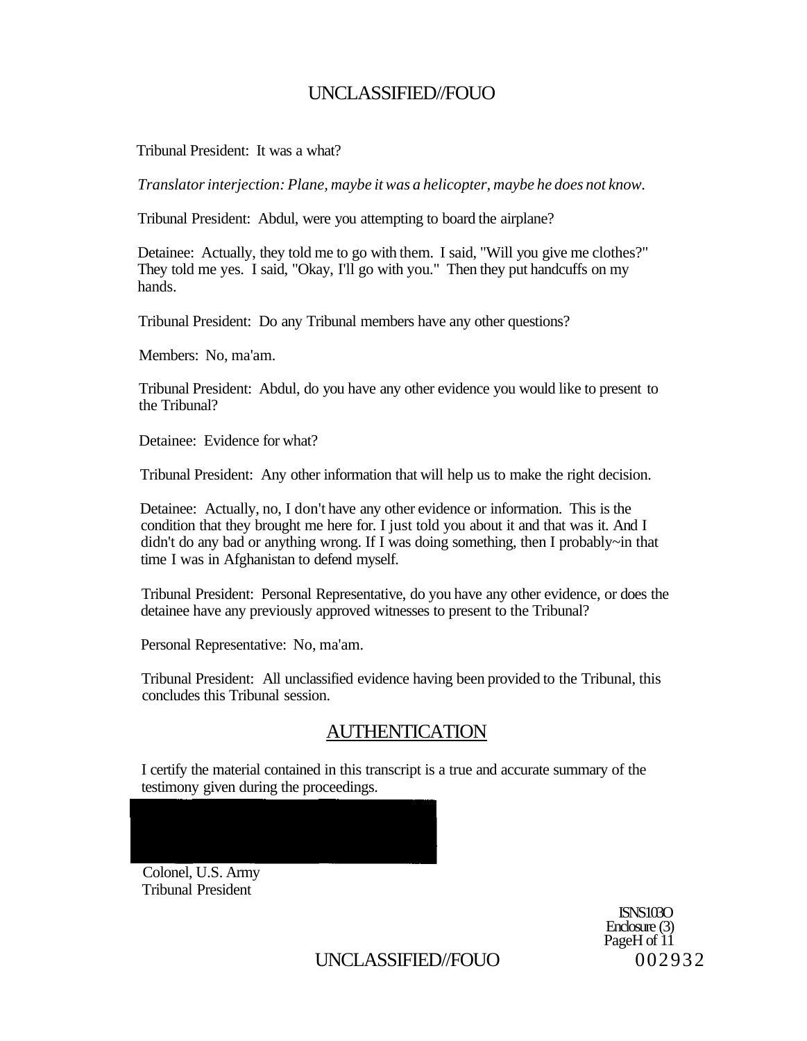Tribunal President: It was a what?

*Translator interjection: Plane, maybe it was a helicopter, maybe he does not know.*

Tribunal President: Abdul, were you attempting to board the airplane?

Detainee: Actually, they told me to go with them. I said, "Will you give me clothes?" They told me yes. I said, "Okay, I'll go with you." Then they put handcuffs on my hands.

Tribunal President: Do any Tribunal members have any other questions?

Members: No, ma'am.

Tribunal President: Abdul, do you have any other evidence you would like to present to the Tribunal?

Detainee: Evidence for what?

Tribunal President: Any other information that will help us to make the right decision.

Detainee: Actually, no, I don't have any other evidence or information. This is the condition that they brought me here for. I just told you about it and that was it. And I didn't do any bad or anything wrong. If I was doing something, then I probably~in that time I was in Afghanistan to defend myself.

Tribunal President: Personal Representative, do you have any other evidence, or does the detainee have any previously approved witnesses to present to the Tribunal?

Personal Representative: No, ma'am.

Tribunal President: All unclassified evidence having been provided to the Tribunal, this concludes this Tribunal session.

## AUTHENTICATION

I certify the material contained in this transcript is a true and accurate summary of the testimony given during the proceedings.

Colonel, U.S. Army
Tribunal President

ISN S103O
Enclosure (3)
PageH of 11

002932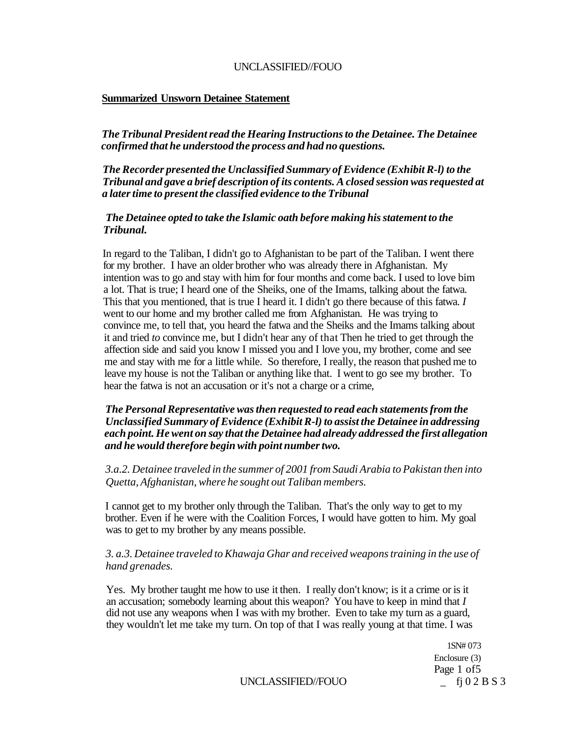**Summarized Unsworn Detainee Statement**

*The Tribunal President read the Hearing Instructions to the Detainee. The Detainee confirmed that he understood the process and had no questions.*

*The Recorder presented the Unclassified Summary of Evidence (Exhibit R-l) to the Tribunal and gave a brief description of its contents. A closed session was requested at a later time to present the classified evidence to the Tribunal*

*The Detainee opted to take the Islamic oath before making his statement to the Tribunal.*

In regard to the Taliban, I didn't go to Afghanistan to be part of the Taliban. I went there for my brother. I have an older brother who was already there in Afghanistan. My intention was to go and stay with him for four months and come back. I used to love bim a lot. That is true; I heard one of the Sheiks, one of the Imams, talking about the fatwa. This that you mentioned, that is true I heard it. I didn't go there because of this fatwa. *I* went to our home and my brother called me from Afghanistan. He was trying to convince me, to tell that, you heard the fatwa and the Sheiks and the Imams talking about it and tried *to* convince me, but I didn't hear any of that Then he tried to get through the affection side and said you know I missed you and I love you, my brother, come and see me and stay with me for a little while. So therefore, I really, the reason that pushed me to leave my house is not the Taliban or anything like that. I went to go see my brother. To hear the fatwa is not an accusation or it's not a charge or a crime,

*The Personal Representative was then requested to read each statements from the Unclassified Summary of Evidence (Exhibit R-l) to assist the Detainee in addressing each point. He went on say that the Detainee had already addressed the first allegation and he would therefore begin with point number two.*

*3.a.2. Detainee traveled in the summer of 2001 from Saudi Arabia to Pakistan then into Quetta, Afghanistan, where he sought out Taliban members.*

I cannot get to my brother only through the Taliban. That's the only way to get to my brother. Even if he were with the Coalition Forces, I would have gotten to him. My goal was to get to my brother by any means possible.

*3. a.3. Detainee traveled to Khawaja Ghar and received weapons training in the use of hand grenades.*

Yes. My brother taught me how to use it then. I really don't know; is it a crime or is it an accusation; somebody learning about this weapon? You have to keep in mind that *I* did not use any weapons when I was with my brother. Even to take my turn as a guard, they wouldn't let me take my turn. On top of that I was really young at that time. I was

1SN# 073
Enclosure (3)
fj 0 2 B S 3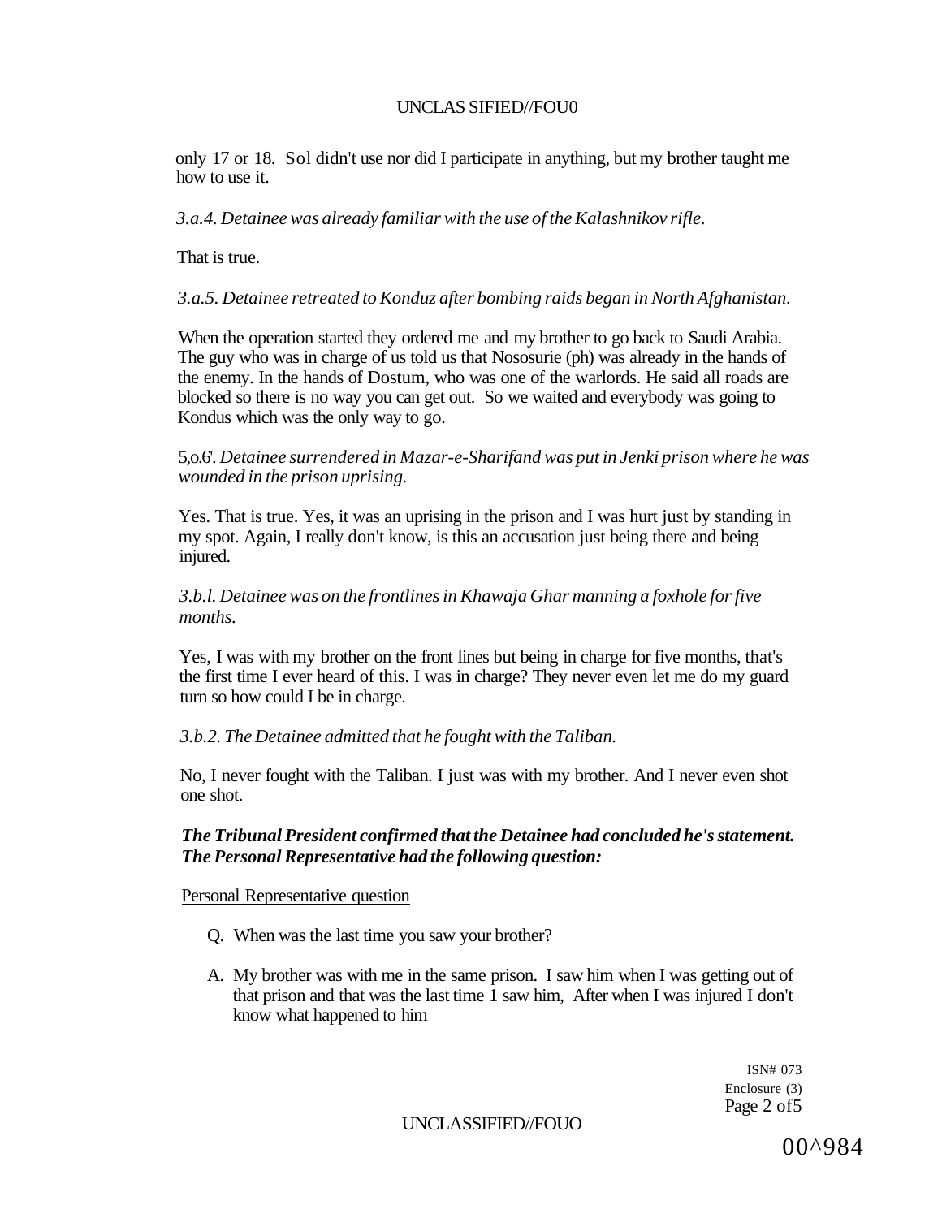only 17 or 18. Sol didn't use nor did I participate in anything, but my brother taught me how to use it.

*3.a.4. Detainee was already familiar with the use of the Kalashnikov rifle.*

That is true.

*3.a.5. Detainee retreated to Konduz after bombing raids began in North Afghanistan.*

When the operation started they ordered me and my brother to go back to Saudi Arabia. The guy who was in charge of us told us that Nososurie (ph) was already in the hands of the enemy. In the hands of Dostum, who was one of the warlords. He said all roads are blocked so there is no way you can get out. So we waited and everybody was going to Kondus which was the only way to go.

5,o.6'. *Detainee surrendered in Mazar-e-Sharifand was put in Jenki prison where he was wounded in the prison uprising.*

Yes. That is true. Yes, it was an uprising in the prison and I was hurt just by standing in my spot. Again, I really don't know, is this an accusation just being there and being injured.

*3.b.l. Detainee was on the frontlines in Khawaja Ghar manning a foxhole for five months.*

Yes, I was with my brother on the front lines but being in charge for five months, that's the first time I ever heard of this. I was in charge? They never even let me do my guard turn so how could I be in charge.

*3.b.2. The Detainee admitted that he fought with the Taliban.*

No, I never fought with the Taliban. I just was with my brother. And I never even shot one shot.

***The Tribunal President confirmed that the Detainee had concluded he's statement. The Personal Representative had the following question:***

Personal Representative question

Q. When was the last time you saw your brother?

A. My brother was with me in the same prison. I saw him when I was getting out of that prison and that was the last time 1 saw him, After when I was injured I don't know what happened to him

ISN# 073
Enclosure (3)
Page 2 of5

00^984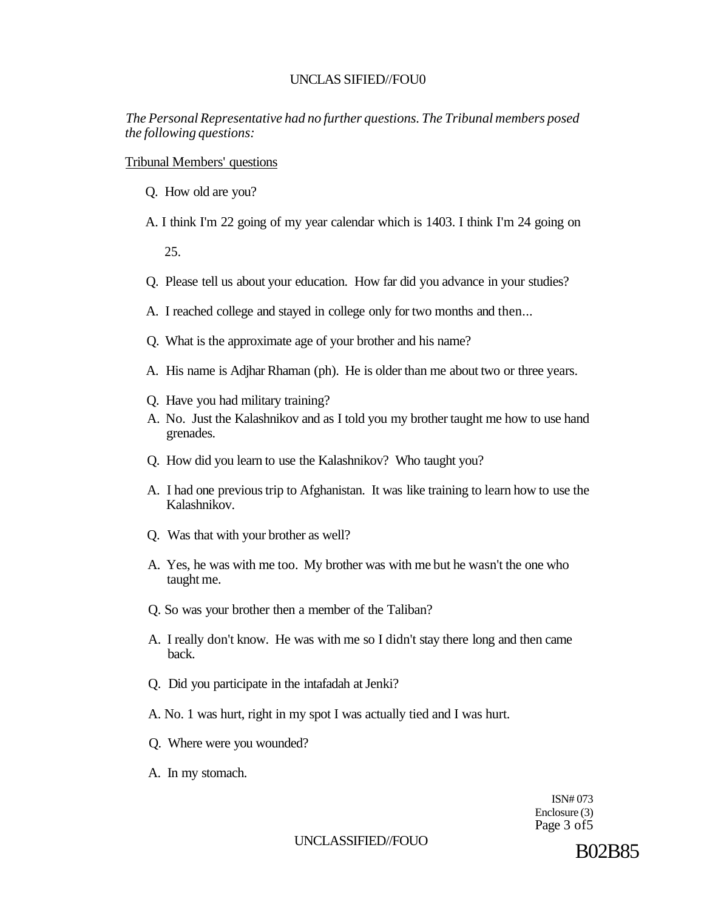*The Personal Representative had no further questions. The Tribunal members posed the following questions:*

Tribunal Members' questions

Q. How old are you?

A. I think I'm 22 going of my year calendar which is 1403. I think I'm 24 going on 25.

Q. Please tell us about your education. How far did you advance in your studies?

A. I reached college and stayed in college only for two months and then...

Q. What is the approximate age of your brother and his name?

A. His name is Adjhar Rhaman (ph). He is older than me about two or three years.

Q. Have you had military training?

A. No. Just the Kalashnikov and as I told you my brother taught me how to use hand grenades.

Q. How did you learn to use the Kalashnikov? Who taught you?

A. I had one previous trip to Afghanistan. It was like training to learn how to use the Kalashnikov.

Q. Was that with your brother as well?

A. Yes, he was with me too. My brother was with me but he wasn't the one who taught me.

Q. So was your brother then a member of the Taliban?

A. I really don't know. He was with me so I didn't stay there long and then came back.

Q. Did you participate in the intafadah at Jenki?

A. No. 1 was hurt, right in my spot I was actually tied and I was hurt.

Q. Where were you wounded?

A. In my stomach.

ISN# 073
Enclosure (3)

B02B85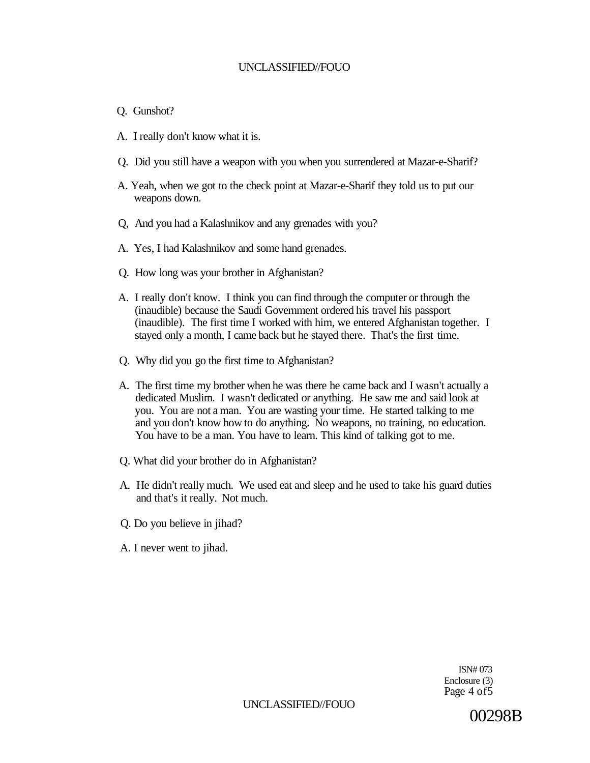Q. Gunshot?

A. I really don't know what it is.

Q. Did you still have a weapon with you when you surrendered at Mazar-e-Sharif?

A. Yeah, when we got to the check point at Mazar-e-Sharif they told us to put our weapons down.

Q, And you had a Kalashnikov and any grenades with you?

A. Yes, I had Kalashnikov and some hand grenades.

Q. How long was your brother in Afghanistan?

A. I really don't know. I think you can find through the computer or through the (inaudible) because the Saudi Government ordered his travel his passport (inaudible). The first time I worked with him, we entered Afghanistan together. I stayed only a month, I came back but he stayed there. That's the first time.

Q. Why did you go the first time to Afghanistan?

A. The first time my brother when he was there he came back and I wasn't actually a dedicated Muslim. I wasn't dedicated or anything. He saw me and said look at you. You are not a man. You are wasting your time. He started talking to me and you don't know how to do anything. No weapons, no training, no education. You have to be a man. You have to learn. This kind of talking got to me.

Q. What did your brother do in Afghanistan?

A. He didn't really much. We used eat and sleep and he used to take his guard duties and that's it really. Not much.

Q. Do you believe in jihad?

A. I never went to jihad.

ISN# 073
Enclosure (3)

00298B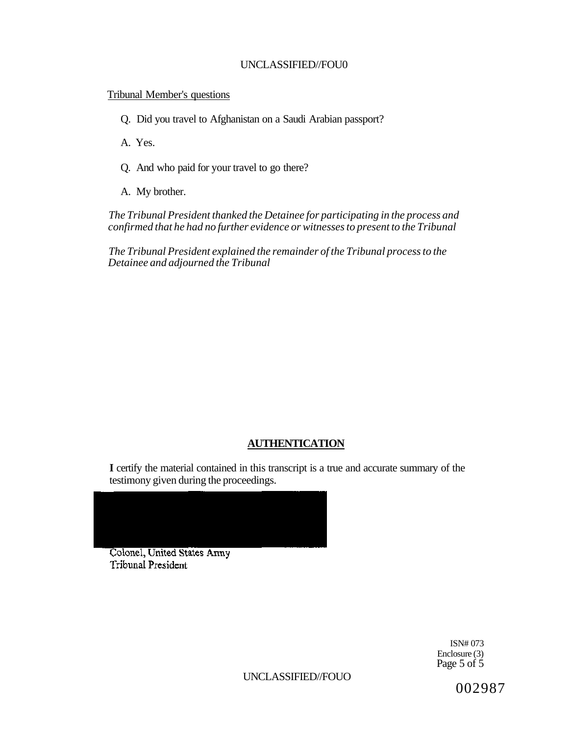Tribunal Member's questions

Q. Did you travel to Afghanistan on a Saudi Arabian passport?

A. Yes.

Q. And who paid for your travel to go there?

A. My brother.

*The Tribunal President thanked the Detainee for participating in the process and confirmed that he had no further evidence or witnesses to present to the Tribunal*

*The Tribunal President explained the remainder of the Tribunal process to the Detainee and adjourned the Tribunal*

## AUTHENTICATION

**I** certify the material contained in this transcript is a true and accurate summary of the testimony given during the proceedings.

Colonel, United States Army
Tribunal President

ISN# 073
Enclosure (3)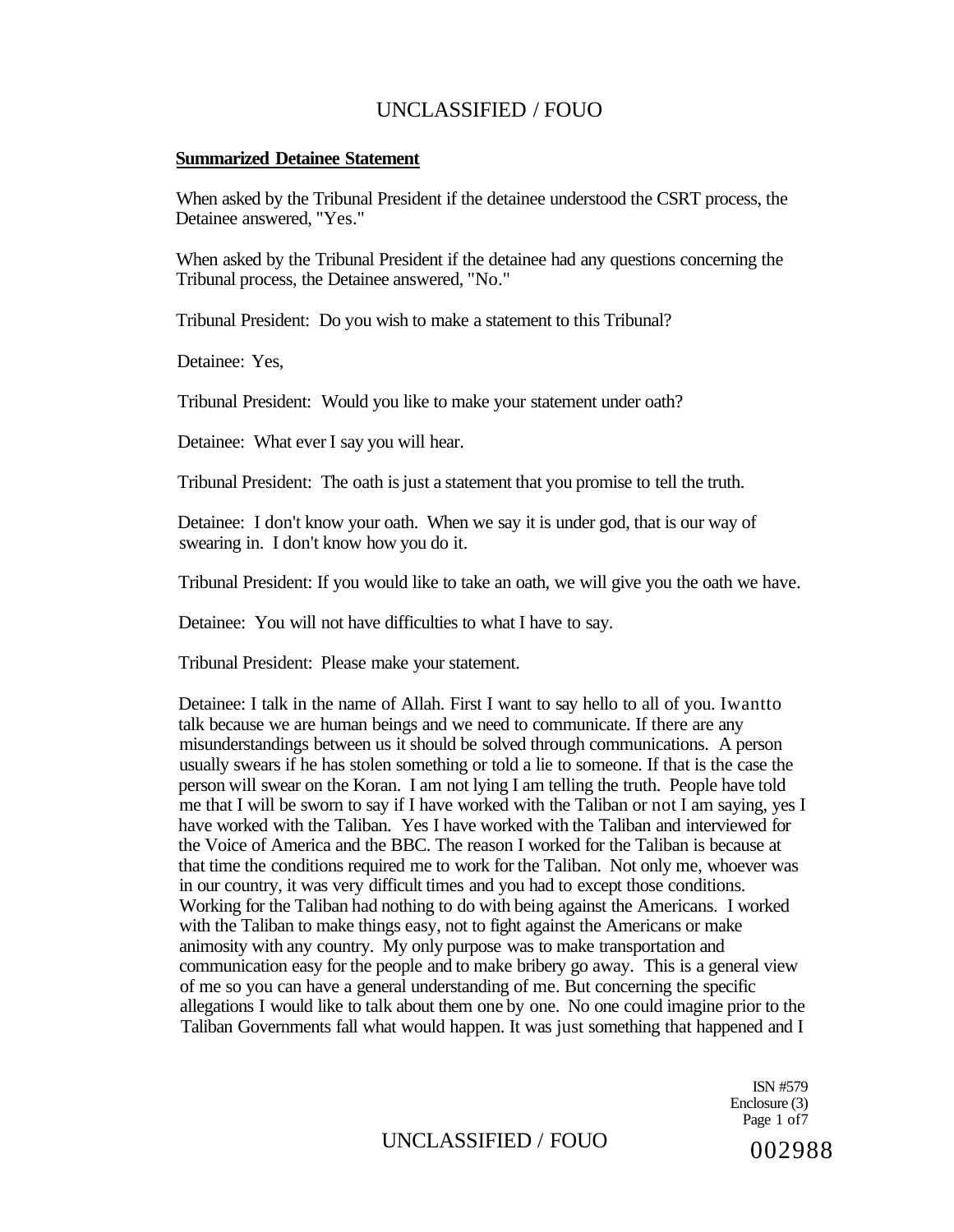**Summarized Detainee Statement**

When asked by the Tribunal President if the detainee understood the CSRT process, the Detainee answered, "Yes."

When asked by the Tribunal President if the detainee had any questions concerning the Tribunal process, the Detainee answered, "No."

Tribunal President: Do you wish to make a statement to this Tribunal?

Detainee: Yes,

Tribunal President: Would you like to make your statement under oath?

Detainee: What ever I say you will hear.

Tribunal President: The oath is just a statement that you promise to tell the truth.

Detainee: I don't know your oath. When we say it is under god, that is our way of swearing in. I don't know how you do it.

Tribunal President: If you would like to take an oath, we will give you the oath we have.

Detainee: You will not have difficulties to what I have to say.

Tribunal President: Please make your statement.

Detainee: I talk in the name of Allah. First I want to say hello to all of you. Iwantto talk because we are human beings and we need to communicate. If there are any misunderstandings between us it should be solved through communications. A person usually swears if he has stolen something or told a lie to someone. If that is the case the person will swear on the Koran. I am not lying I am telling the truth. People have told me that I will be sworn to say if I have worked with the Taliban or not I am saying, yes I have worked with the Taliban. Yes I have worked with the Taliban and interviewed for the Voice of America and the BBC. The reason I worked for the Taliban is because at that time the conditions required me to work for the Taliban. Not only me, whoever was in our country, it was very difficult times and you had to except those conditions. Working for the Taliban had nothing to do with being against the Americans. I worked with the Taliban to make things easy, not to fight against the Americans or make animosity with any country. My only purpose was to make transportation and communication easy for the people and to make bribery go away. This is a general view of me so you can have a general understanding of me. But concerning the specific allegations I would like to talk about them one by one. No one could imagine prior to the Taliban Governments fall what would happen. It was just something that happened and I

ISN #579
Enclosure (3)
Page 1 of7

002988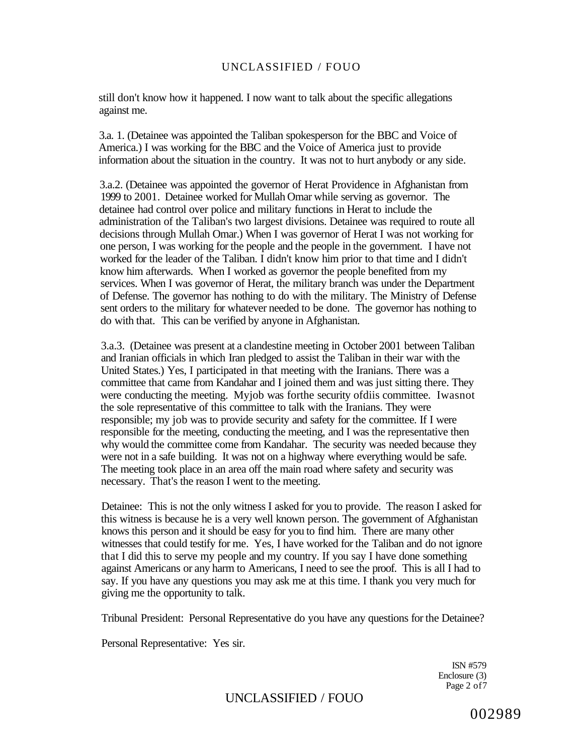still don't know how it happened. I now want to talk about the specific allegations against me.

3.a. 1. (Detainee was appointed the Taliban spokesperson for the BBC and Voice of America.) I was working for the BBC and the Voice of America just to provide information about the situation in the country. It was not to hurt anybody or any side.

3.a.2. (Detainee was appointed the governor of Herat Providence in Afghanistan from 1999 to 2001. Detainee worked for Mullah Omar while serving as governor. The detainee had control over police and military functions in Herat to include the administration of the Taliban's two largest divisions. Detainee was required to route all decisions through Mullah Omar.) When I was governor of Herat I was not working for one person, I was working for the people and the people in the government. I have not worked for the leader of the Taliban. I didn't know him prior to that time and I didn't know him afterwards. When I worked as governor the people benefited from my services. When I was governor of Herat, the military branch was under the Department of Defense. The governor has nothing to do with the military. The Ministry of Defense sent orders to the military for whatever needed to be done. The governor has nothing to do with that. This can be verified by anyone in Afghanistan.

3.a.3. (Detainee was present at a clandestine meeting in October 2001 between Taliban and Iranian officials in which Iran pledged to assist the Taliban in their war with the United States.) Yes, I participated in that meeting with the Iranians. There was a committee that came from Kandahar and I joined them and was just sitting there. They were conducting the meeting. Myjob was forthe security ofdiis committee. Iwasnot the sole representative of this committee to talk with the Iranians. They were responsible; my job was to provide security and safety for the committee. If I were responsible for the meeting, conducting the meeting, and I was the representative then why would the committee come from Kandahar. The security was needed because they were not in a safe building. It was not on a highway where everything would be safe. The meeting took place in an area off the main road where safety and security was necessary. That's the reason I went to the meeting.

Detainee: This is not the only witness I asked for you to provide. The reason I asked for this witness is because he is a very well known person. The government of Afghanistan knows this person and it should be easy for you to find him. There are many other witnesses that could testify for me. Yes, I have worked for the Taliban and do not ignore that I did this to serve my people and my country. If you say I have done something against Americans or any harm to Americans, I need to see the proof. This is all I had to say. If you have any questions you may ask me at this time. I thank you very much for giving me the opportunity to talk.

Tribunal President: Personal Representative do you have any questions for the Detainee?

Personal Representative: Yes sir.

ISN #579
Enclosure (3)

002989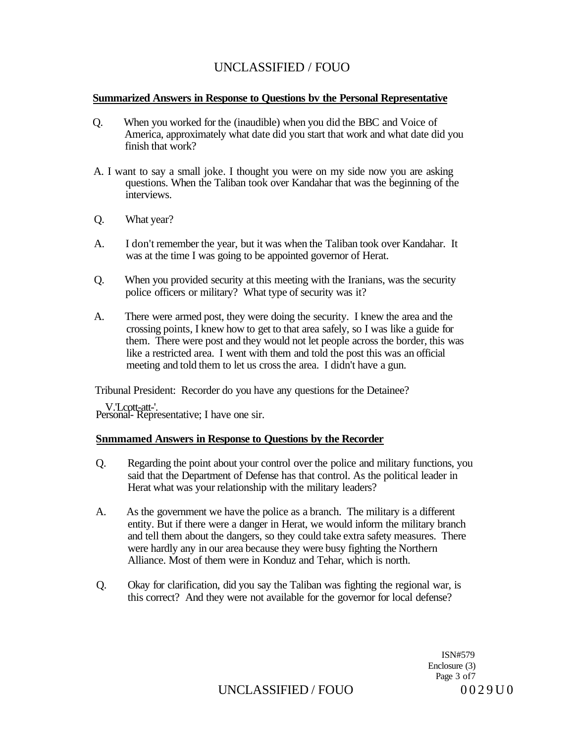**Summarized Answers in Response to Questions bv the Personal Representative**

Q. When you worked for the (inaudible) when you did the BBC and Voice of America, approximately what date did you start that work and what date did you finish that work?

A. I want to say a small joke. I thought you were on my side now you are asking questions. When the Taliban took over Kandahar that was the beginning of the interviews.

Q. What year?

A. I don't remember the year, but it was when the Taliban took over Kandahar. It was at the time I was going to be appointed governor of Herat.

Q. When you provided security at this meeting with the Iranians, was the security police officers or military? What type of security was it?

A. There were armed post, they were doing the security. I knew the area and the crossing points, I knew how to get to that area safely, so I was like a guide for them. There were post and they would not let people across the border, this was like a restricted area. I went with them and told the post this was an official meeting and told them to let us cross the area. I didn't have a gun.

Tribunal President: Recorder do you have any questions for the Detainee?

V.'Lcott-att-'.
Personal- Representative; I have one sir.

**Snmmamed Answers in Response to Questions by the Recorder**

Q. Regarding the point about your control over the police and military functions, you said that the Department of Defense has that control. As the political leader in Herat what was your relationship with the military leaders?

A. As the government we have the police as a branch. The military is a different entity. But if there were a danger in Herat, we would inform the military branch and tell them about the dangers, so they could take extra safety measures. There were hardly any in our area because they were busy fighting the Northern Alliance. Most of them were in Konduz and Tehar, which is north.

Q. Okay for clarification, did you say the Taliban was fighting the regional war, is this correct? And they were not available for the governor for local defense?

ISN#579
Enclosure (3)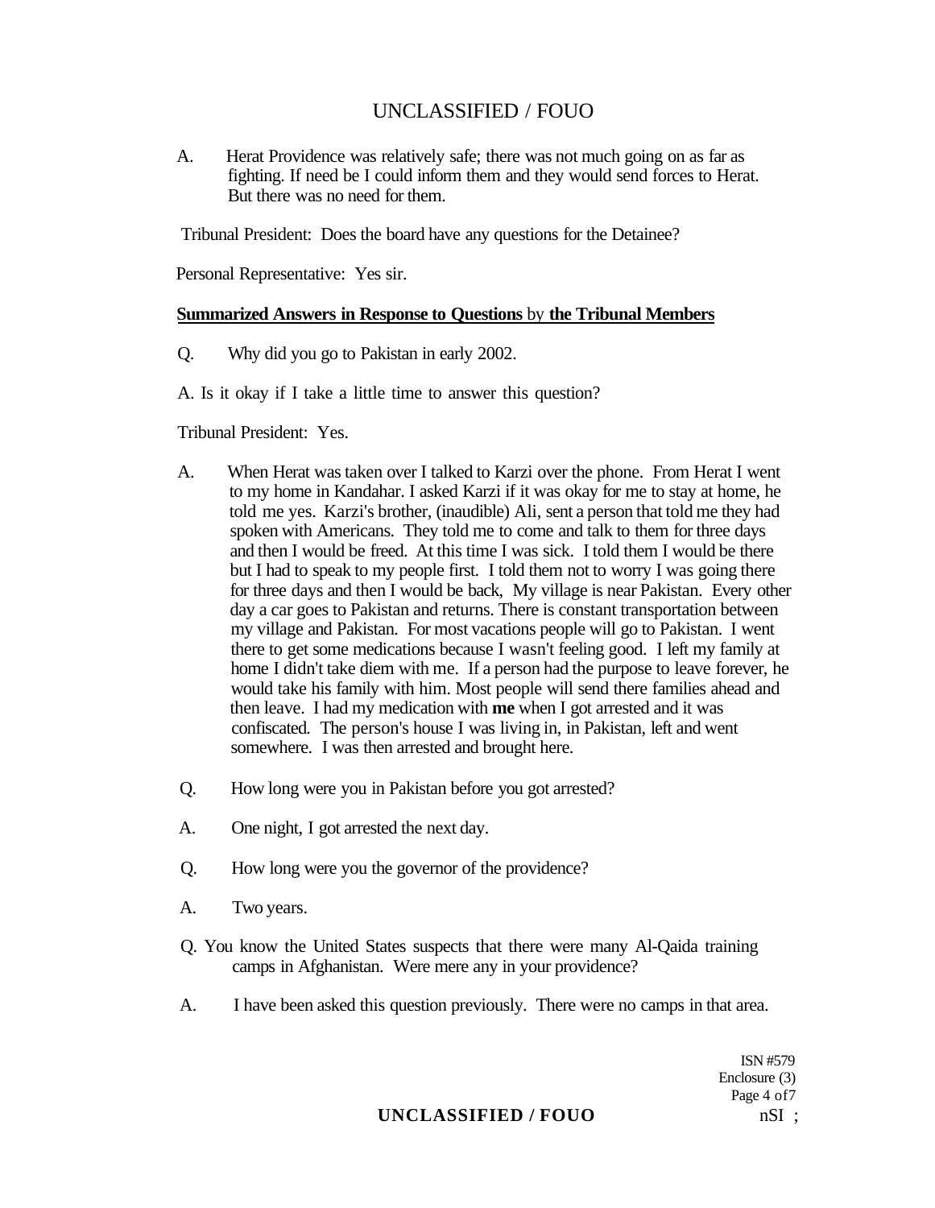A. Herat Providence was relatively safe; there was not much going on as far as fighting. If need be I could inform them and they would send forces to Herat. But there was no need for them.

Tribunal President: Does the board have any questions for the Detainee?

Personal Representative: Yes sir.

**Summarized Answers in Response to Questions by the Tribunal Members**

Q. Why did you go to Pakistan in early 2002.

A. Is it okay if I take a little time to answer this question?

Tribunal President: Yes.

A. When Herat was taken over I talked to Karzi over the phone. From Herat I went to my home in Kandahar. I asked Karzi if it was okay for me to stay at home, he told me yes. Karzi's brother, (inaudible) Ali, sent a person that told me they had spoken with Americans. They told me to come and talk to them for three days and then I would be freed. At this time I was sick. I told them I would be there but I had to speak to my people first. I told them not to worry I was going there for three days and then I would be back, My village is near Pakistan. Every other day a car goes to Pakistan and returns. There is constant transportation between my village and Pakistan. For most vacations people will go to Pakistan. I went there to get some medications because I wasn't feeling good. I left my family at home I didn't take diem with me. If a person had the purpose to leave forever, he would take his family with him. Most people will send there families ahead and then leave. I had my medication with **me** when I got arrested and it was confiscated. The person's house I was living in, in Pakistan, left and went somewhere. I was then arrested and brought here.

Q. How long were you in Pakistan before you got arrested?

A. One night, I got arrested the next day.

Q. How long were you the governor of the providence?

A. Two years.

Q. You know the United States suspects that there were many Al-Qaida training camps in Afghanistan. Were mere any in your providence?

A. I have been asked this question previously. There were no camps in that area.

ISN #579
Enclosure (3)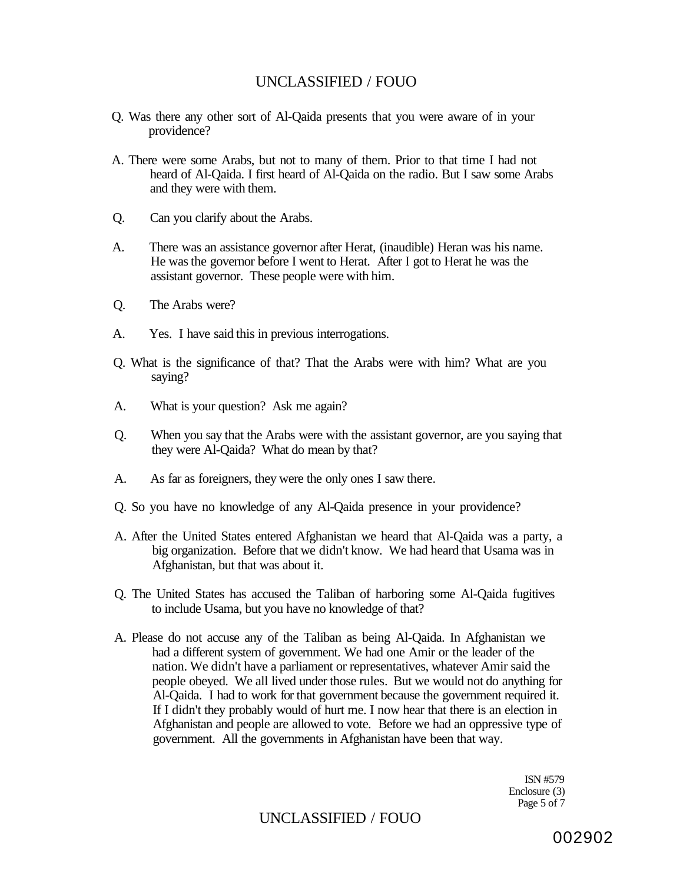Q. Was there any other sort of Al-Qaida presents that you were aware of in your providence?

A. There were some Arabs, but not to many of them. Prior to that time I had not heard of Al-Qaida. I first heard of Al-Qaida on the radio. But I saw some Arabs and they were with them.

Q. Can you clarify about the Arabs.

A. There was an assistance governor after Herat, (inaudible) Heran was his name. He was the governor before I went to Herat. After I got to Herat he was the assistant governor. These people were with him.

Q. The Arabs were?

A. Yes. I have said this in previous interrogations.

Q. What is the significance of that? That the Arabs were with him? What are you saying?

A. What is your question? Ask me again?

Q. When you say that the Arabs were with the assistant governor, are you saying that they were Al-Qaida? What do mean by that?

A. As far as foreigners, they were the only ones I saw there.

Q. So you have no knowledge of any Al-Qaida presence in your providence?

A. After the United States entered Afghanistan we heard that Al-Qaida was a party, a big organization. Before that we didn't know. We had heard that Usama was in Afghanistan, but that was about it.

Q. The United States has accused the Taliban of harboring some Al-Qaida fugitives to include Usama, but you have no knowledge of that?

A. Please do not accuse any of the Taliban as being Al-Qaida. In Afghanistan we had a different system of government. We had one Amir or the leader of the nation. We didn't have a parliament or representatives, whatever Amir said the people obeyed. We all lived under those rules. But we would not do anything for Al-Qaida. I had to work for that government because the government required it. If I didn't they probably would of hurt me. I now hear that there is an election in Afghanistan and people are allowed to vote. Before we had an oppressive type of government. All the governments in Afghanistan have been that way.

ISN #579
Enclosure (3)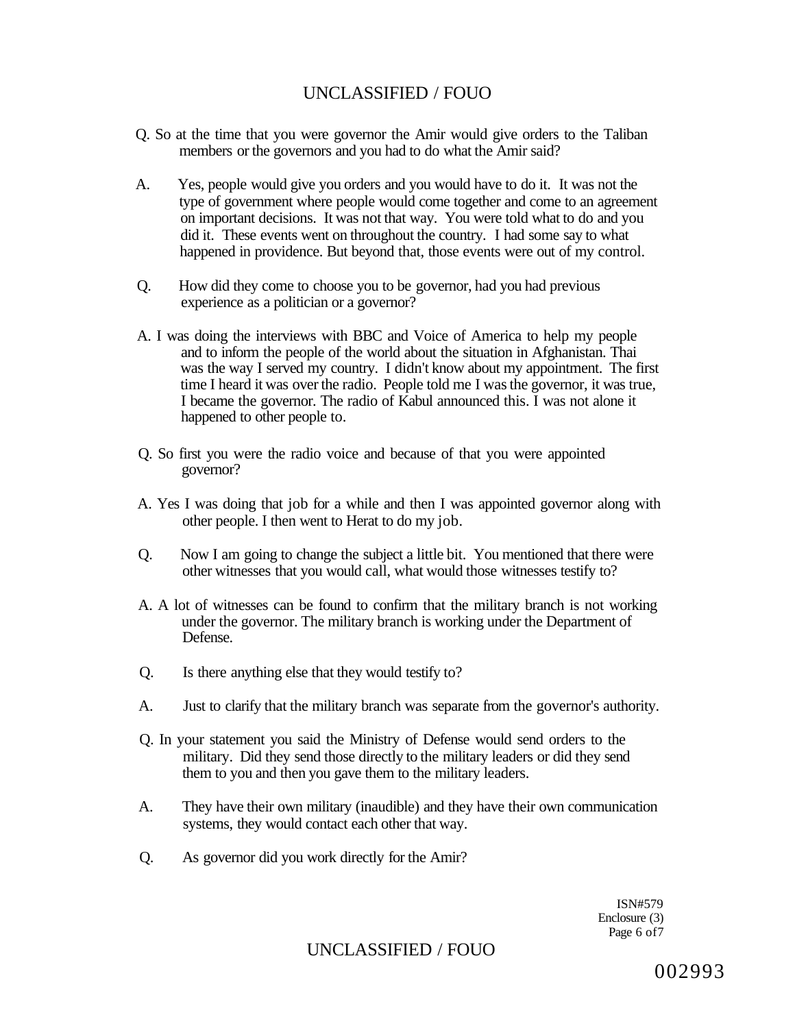Q. So at the time that you were governor the Amir would give orders to the Taliban members or the governors and you had to do what the Amir said?

A. Yes, people would give you orders and you would have to do it. It was not the type of government where people would come together and come to an agreement on important decisions. It was not that way. You were told what to do and you did it. These events went on throughout the country. I had some say to what happened in providence. But beyond that, those events were out of my control.

Q. How did they come to choose you to be governor, had you had previous experience as a politician or a governor?

A. I was doing the interviews with BBC and Voice of America to help my people and to inform the people of the world about the situation in Afghanistan. Thai was the way I served my country. I didn't know about my appointment. The first time I heard it was over the radio. People told me I was the governor, it was true, I became the governor. The radio of Kabul announced this. I was not alone it happened to other people to.

Q. So first you were the radio voice and because of that you were appointed governor?

A. Yes I was doing that job for a while and then I was appointed governor along with other people. I then went to Herat to do my job.

Q. Now I am going to change the subject a little bit. You mentioned that there were other witnesses that you would call, what would those witnesses testify to?

A. A lot of witnesses can be found to confirm that the military branch is not working under the governor. The military branch is working under the Department of Defense.

Q. Is there anything else that they would testify to?

A. Just to clarify that the military branch was separate from the governor's authority.

Q. In your statement you said the Ministry of Defense would send orders to the military. Did they send those directly to the military leaders or did they send them to you and then you gave them to the military leaders.

A. They have their own military (inaudible) and they have their own communication systems, they would contact each other that way.

Q. As governor did you work directly for the Amir?

ISN#579
Enclosure (3)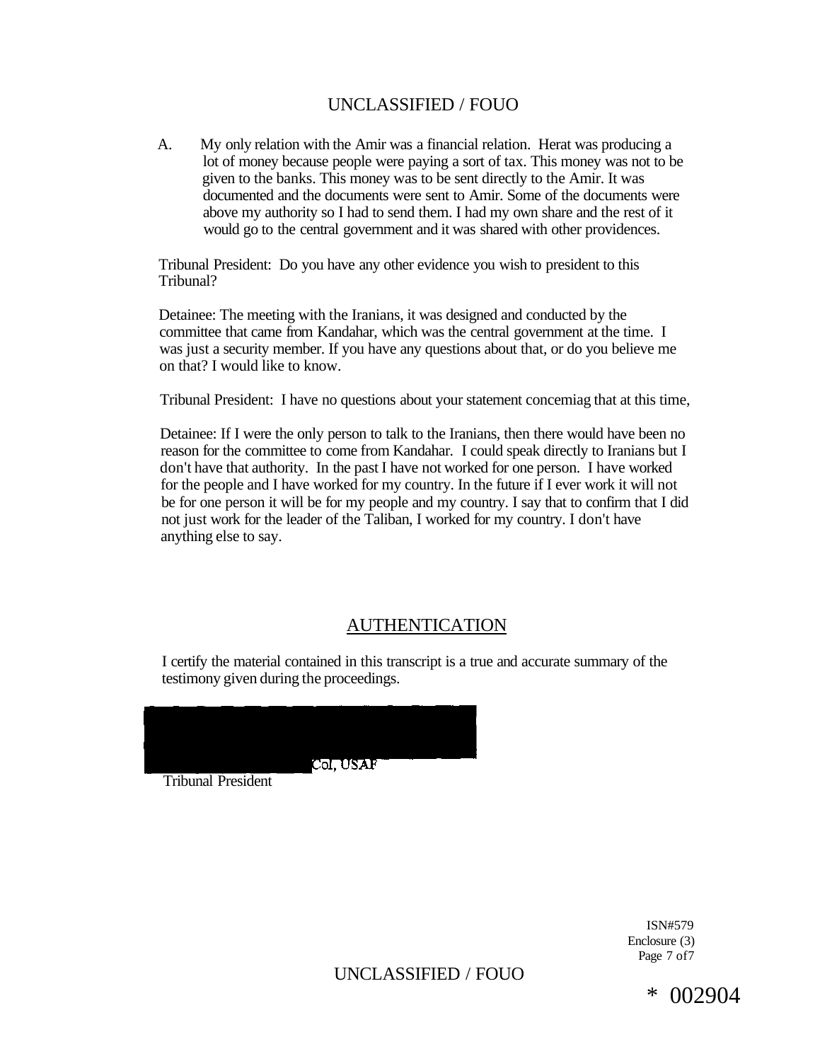A. My only relation with the Amir was a financial relation. Herat was producing a lot of money because people were paying a sort of tax. This money was not to be given to the banks. This money was to be sent directly to the Amir. It was documented and the documents were sent to Amir. Some of the documents were above my authority so I had to send them. I had my own share and the rest of it would go to the central government and it was shared with other providences.

Tribunal President: Do you have any other evidence you wish to president to this Tribunal?

Detainee: The meeting with the Iranians, it was designed and conducted by the committee that came from Kandahar, which was the central government at the time. I was just a security member. If you have any questions about that, or do you believe me on that? I would like to know.

Tribunal President: I have no questions about your statement concemiag that at this time,

Detainee: If I were the only person to talk to the Iranians, then there would have been no reason for the committee to come from Kandahar. I could speak directly to Iranians but I don't have that authority. In the past I have not worked for one person. I have worked for the people and I have worked for my country. In the future if I ever work it will not be for one person it will be for my people and my country. I say that to confirm that I did not just work for the leader of the Taliban, I worked for my country. I don't have anything else to say.

## AUTHENTICATION

I certify the material contained in this transcript is a true and accurate summary of the testimony given during the proceedings.

Col, USAF
Tribunal President

ISN#579
Enclosure (3)

* 002904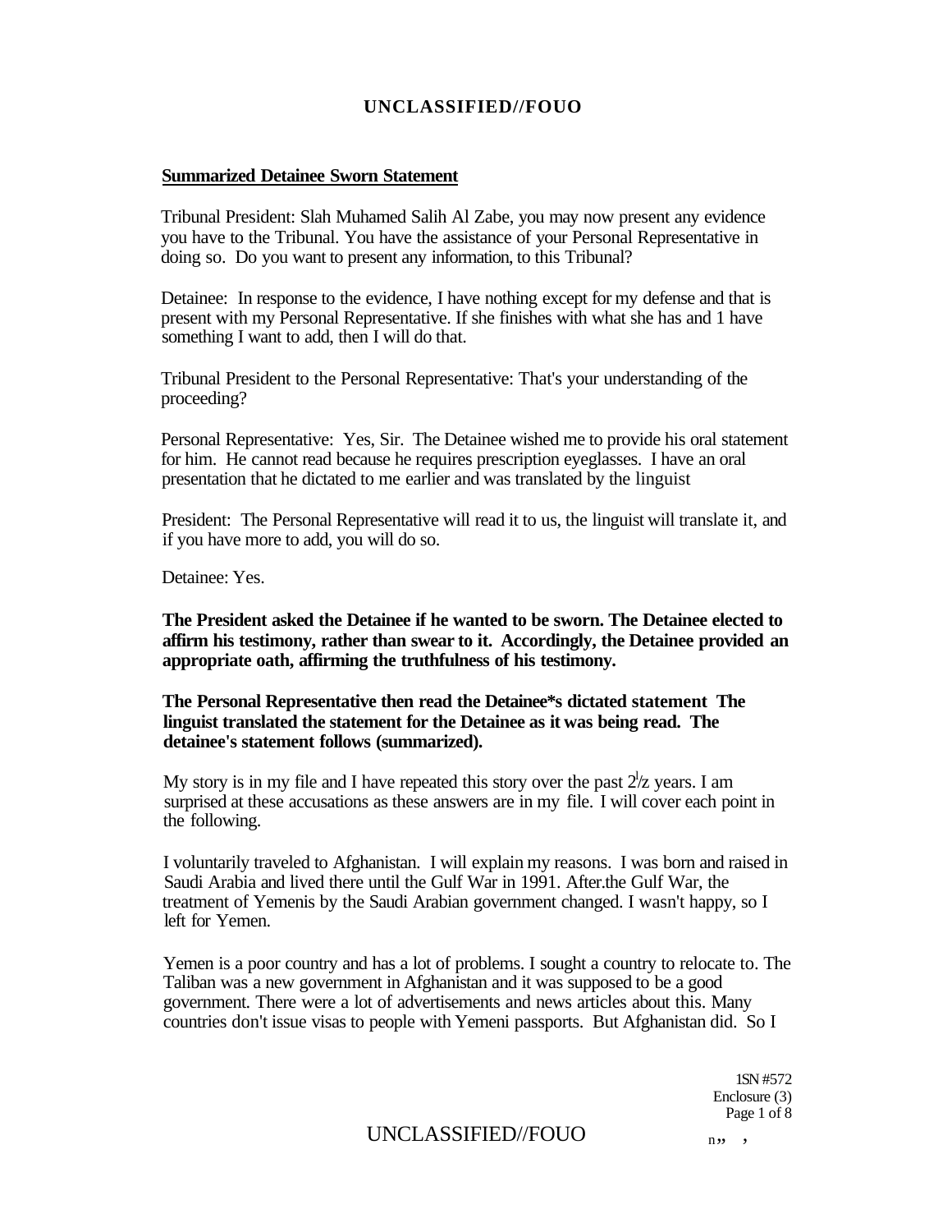**Summarized Detainee Sworn Statement**

Tribunal President: Slah Muhamed Salih Al Zabe, you may now present any evidence you have to the Tribunal. You have the assistance of your Personal Representative in doing so. Do you want to present any information, to this Tribunal?

Detainee: In response to the evidence, I have nothing except for my defense and that is present with my Personal Representative. If she finishes with what she has and 1 have something I want to add, then I will do that.

Tribunal President to the Personal Representative: That's your understanding of the proceeding?

Personal Representative: Yes, Sir. The Detainee wished me to provide his oral statement for him. He cannot read because he requires prescription eyeglasses. I have an oral presentation that he dictated to me earlier and was translated by the linguist

President: The Personal Representative will read it to us, the linguist will translate it, and if you have more to add, you will do so.

Detainee: Yes.

**The President asked the Detainee if he wanted to be sworn. The Detainee elected to affirm his testimony, rather than swear to it. Accordingly, the Detainee provided an appropriate oath, affirming the truthfulness of his testimony.**

**The Personal Representative then read the Detainee*s dictated statement The linguist translated the statement for the Detainee as it was being read. The detainee's statement follows (summarized).**

My story is in my file and I have repeated this story over the past 2½ years. I am surprised at these accusations as these answers are in my file. I will cover each point in the following.

I voluntarily traveled to Afghanistan. I will explain my reasons. I was born and raised in Saudi Arabia and lived there until the Gulf War in 1991. After.the Gulf War, the treatment of Yemenis by the Saudi Arabian government changed. I wasn't happy, so I left for Yemen.

Yemen is a poor country and has a lot of problems. I sought a country to relocate to. The Taliban was a new government in Afghanistan and it was supposed to be a good government. There were a lot of advertisements and news articles about this. Many countries don't issue visas to people with Yemeni passports. But Afghanistan did. So I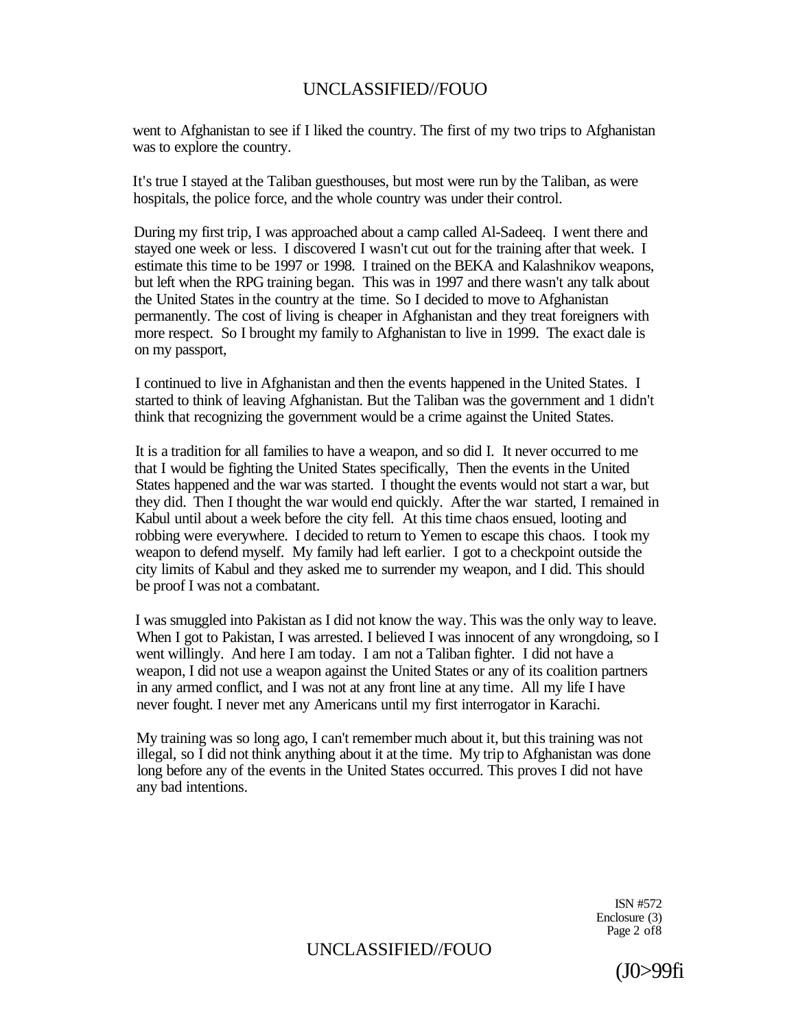went to Afghanistan to see if I liked the country. The first of my two trips to Afghanistan was to explore the country.

It's true I stayed at the Taliban guesthouses, but most were run by the Taliban, as were hospitals, the police force, and the whole country was under their control.

During my first trip, I was approached about a camp called Al-Sadeeq. I went there and stayed one week or less. I discovered I wasn't cut out for the training after that week. I estimate this time to be 1997 or 1998. I trained on the BEKA and Kalashnikov weapons, but left when the RPG training began. This was in 1997 and there wasn't any talk about the United States in the country at the time. So I decided to move to Afghanistan permanently. The cost of living is cheaper in Afghanistan and they treat foreigners with more respect. So I brought my family to Afghanistan to live in 1999. The exact dale is on my passport,

I continued to live in Afghanistan and then the events happened in the United States. I started to think of leaving Afghanistan. But the Taliban was the government and 1 didn't think that recognizing the government would be a crime against the United States.

It is a tradition for all families to have a weapon, and so did I. It never occurred to me that I would be fighting the United States specifically, Then the events in the United States happened and the war was started. I thought the events would not start a war, but they did. Then I thought the war would end quickly. After the war started, I remained in Kabul until about a week before the city fell. At this time chaos ensued, looting and robbing were everywhere. I decided to return to Yemen to escape this chaos. I took my weapon to defend myself. My family had left earlier. I got to a checkpoint outside the city limits of Kabul and they asked me to surrender my weapon, and I did. This should be proof I was not a combatant.

I was smuggled into Pakistan as I did not know the way. This was the only way to leave. When I got to Pakistan, I was arrested. I believed I was innocent of any wrongdoing, so I went willingly. And here I am today. I am not a Taliban fighter. I did not have a weapon, I did not use a weapon against the United States or any of its coalition partners in any armed conflict, and I was not at any front line at any time. All my life I have never fought. I never met any Americans until my first interrogator in Karachi.

My training was so long ago, I can't remember much about it, but this training was not illegal, so I did not think anything about it at the time. My trip to Afghanistan was done long before any of the events in the United States occurred. This proves I did not have any bad intentions.

ISN #572
Enclosure (3)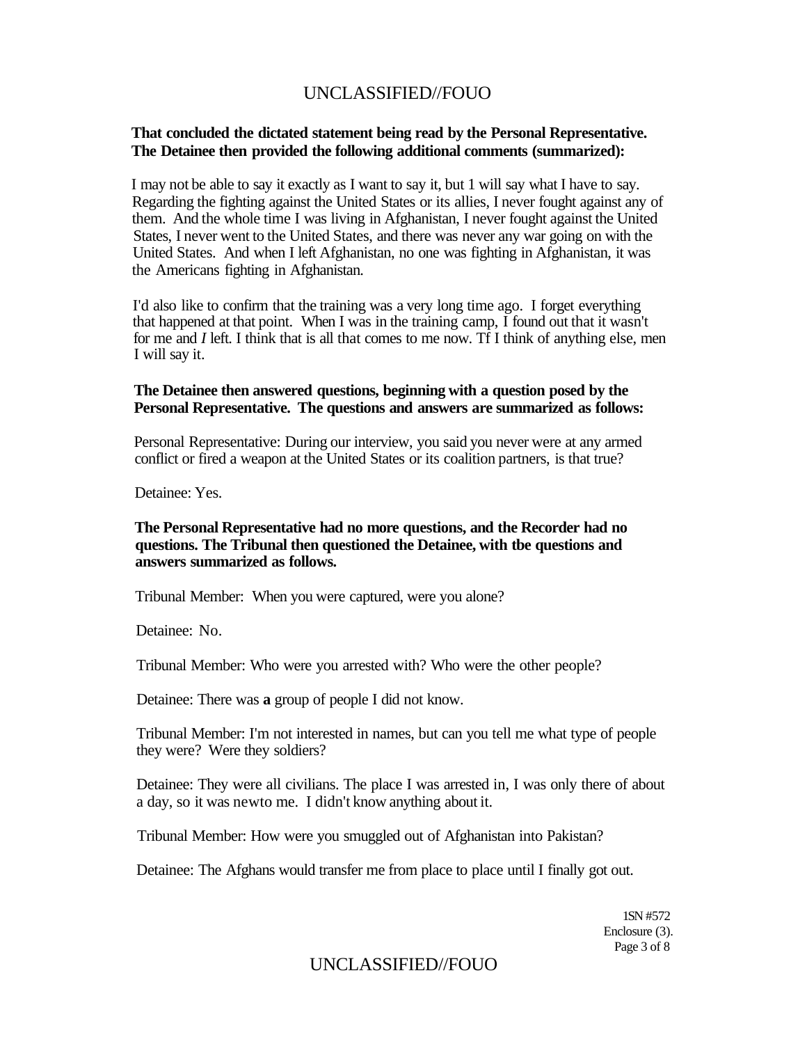**That concluded the dictated statement being read by the Personal Representative. The Detainee then provided the following additional comments (summarized):**

I may not be able to say it exactly as I want to say it, but 1 will say what I have to say. Regarding the fighting against the United States or its allies, I never fought against any of them. And the whole time I was living in Afghanistan, I never fought against the United States, I never went to the United States, and there was never any war going on with the United States. And when I left Afghanistan, no one was fighting in Afghanistan, it was the Americans fighting in Afghanistan.

I'd also like to confirm that the training was a very long time ago. I forget everything that happened at that point. When I was in the training camp, I found out that it wasn't for me and *I* left. I think that is all that comes to me now. Tf I think of anything else, men I will say it.

**The Detainee then answered questions, beginning with a question posed by the Personal Representative. The questions and answers are summarized as follows:**

Personal Representative: During our interview, you said you never were at any armed conflict or fired a weapon at the United States or its coalition partners, is that true?

Detainee: Yes.

**The Personal Representative had no more questions, and the Recorder had no questions. The Tribunal then questioned the Detainee, with tbe questions and answers summarized as follows.**

Tribunal Member: When you were captured, were you alone?

Detainee: No.

Tribunal Member: Who were you arrested with? Who were the other people?

Detainee: There was **a** group of people I did not know.

Tribunal Member: I'm not interested in names, but can you tell me what type of people they were? Were they soldiers?

Detainee: They were all civilians. The place I was arrested in, I was only there of about a day, so it was newto me. I didn't know anything about it.

Tribunal Member: How were you smuggled out of Afghanistan into Pakistan?

Detainee: The Afghans would transfer me from place to place until I finally got out.

1SN #572
Enclosure (3).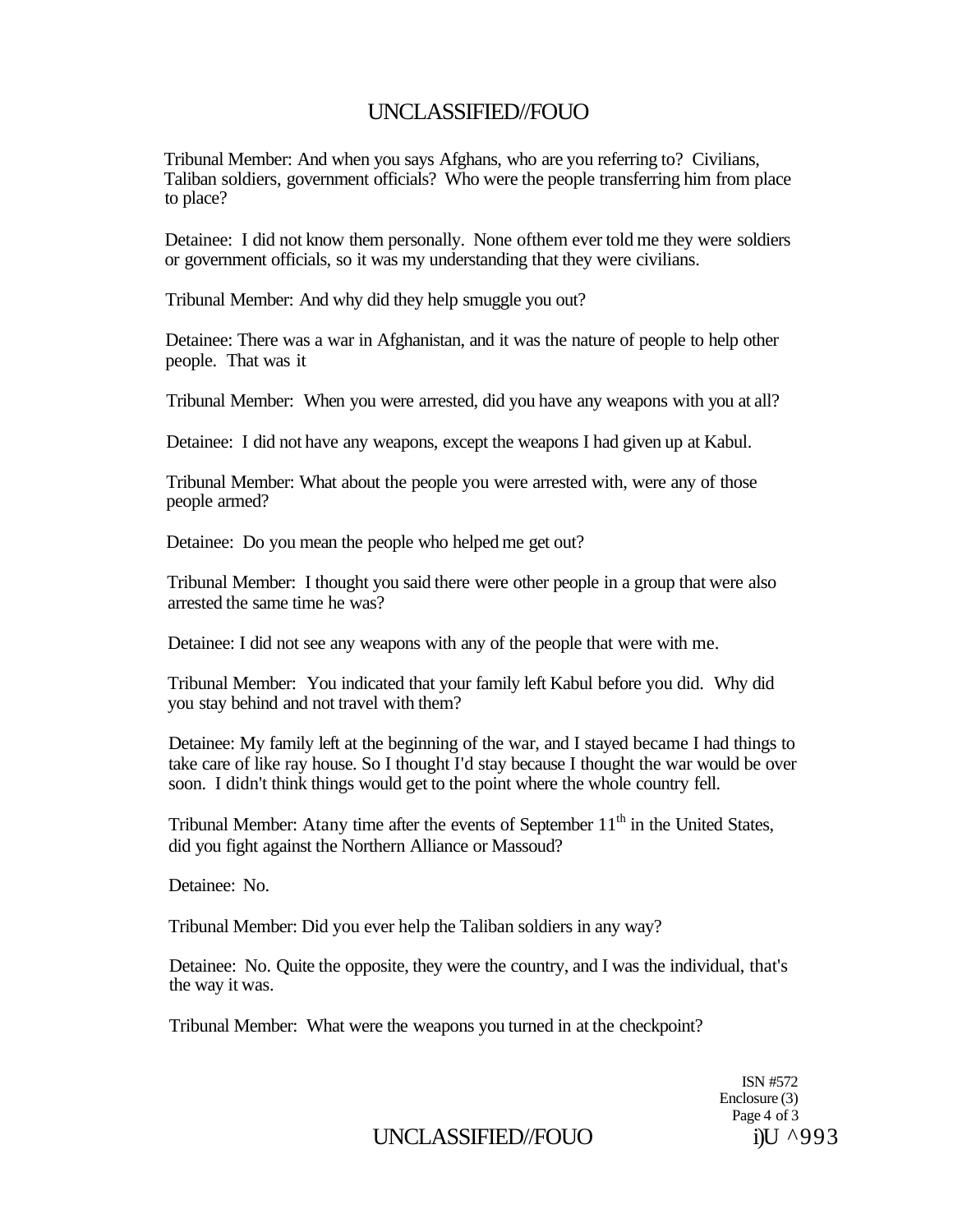Tribunal Member: And when you says Afghans, who are you referring to? Civilians, Taliban soldiers, government officials? Who were the people transferring him from place to place?

Detainee: I did not know them personally. None ofthem ever told me they were soldiers or government officials, so it was my understanding that they were civilians.

Tribunal Member: And why did they help smuggle you out?

Detainee: There was a war in Afghanistan, and it was the nature of people to help other people. That was it

Tribunal Member: When you were arrested, did you have any weapons with you at all?

Detainee: I did not have any weapons, except the weapons I had given up at Kabul.

Tribunal Member: What about the people you were arrested with, were any of those people armed?

Detainee: Do you mean the people who helped me get out?

Tribunal Member: I thought you said there were other people in a group that were also arrested the same time he was?

Detainee: I did not see any weapons with any of the people that were with me.

Tribunal Member: You indicated that your family left Kabul before you did. Why did you stay behind and not travel with them?

Detainee: My family left at the beginning of the war, and I stayed became I had things to take care of like ray house. So I thought I'd stay because I thought the war would be over soon. I didn't think things would get to the point where the whole country fell.

Tribunal Member: Atany time after the events of September 11th in the United States, did you fight against the Northern Alliance or Massoud?

Detainee: No.

Tribunal Member: Did you ever help the Taliban soldiers in any way?

Detainee: No. Quite the opposite, they were the country, and I was the individual, that's the way it was.

Tribunal Member: What were the weapons you turned in at the checkpoint?

ISN #572
Enclosure (3)
Page 4 of 3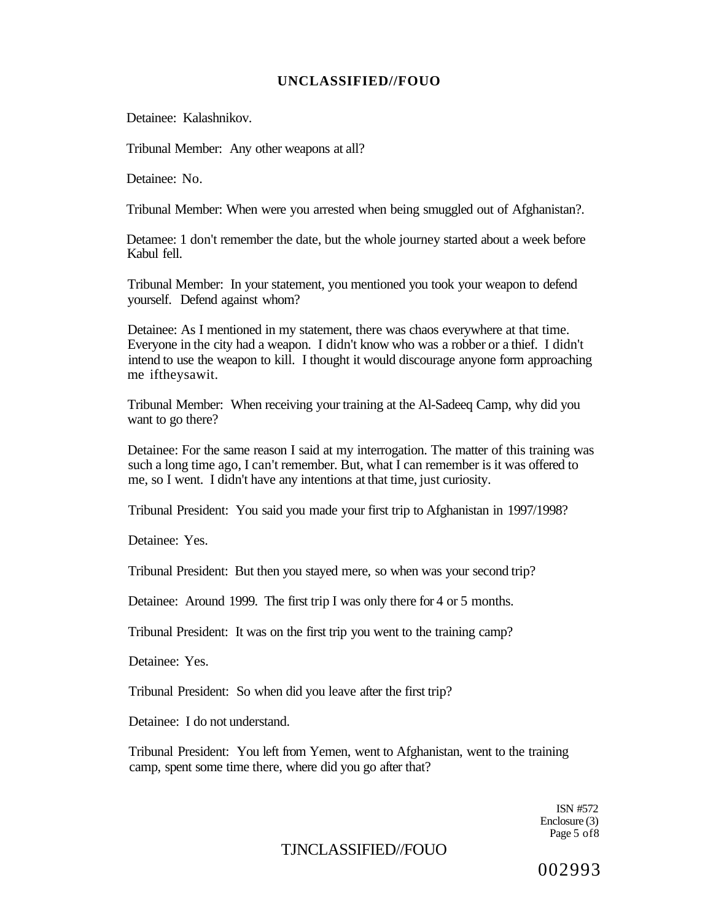Detainee: Kalashnikov.

Tribunal Member: Any other weapons at all?

Detainee: No.

Tribunal Member: When were you arrested when being smuggled out of Afghanistan?.

Detamee: 1 don't remember the date, but the whole journey started about a week before Kabul fell.

Tribunal Member: In your statement, you mentioned you took your weapon to defend yourself. Defend against whom?

Detainee: As I mentioned in my statement, there was chaos everywhere at that time. Everyone in the city had a weapon. I didn't know who was a robber or a thief. I didn't intend to use the weapon to kill. I thought it would discourage anyone form approaching me iftheysawit.

Tribunal Member: When receiving your training at the Al-Sadeeq Camp, why did you want to go there?

Detainee: For the same reason I said at my interrogation. The matter of this training was such a long time ago, I can't remember. But, what I can remember is it was offered to me, so I went. I didn't have any intentions at that time, just curiosity.

Tribunal President: You said you made your first trip to Afghanistan in 1997/1998?

Detainee: Yes.

Tribunal President: But then you stayed mere, so when was your second trip?

Detainee: Around 1999. The first trip I was only there for 4 or 5 months.

Tribunal President: It was on the first trip you went to the training camp?

Detainee: Yes.

Tribunal President: So when did you leave after the first trip?

Detainee: I do not understand.

Tribunal President: You left from Yemen, went to Afghanistan, went to the training camp, spent some time there, where did you go after that?

ISN #572
Enclosure (3)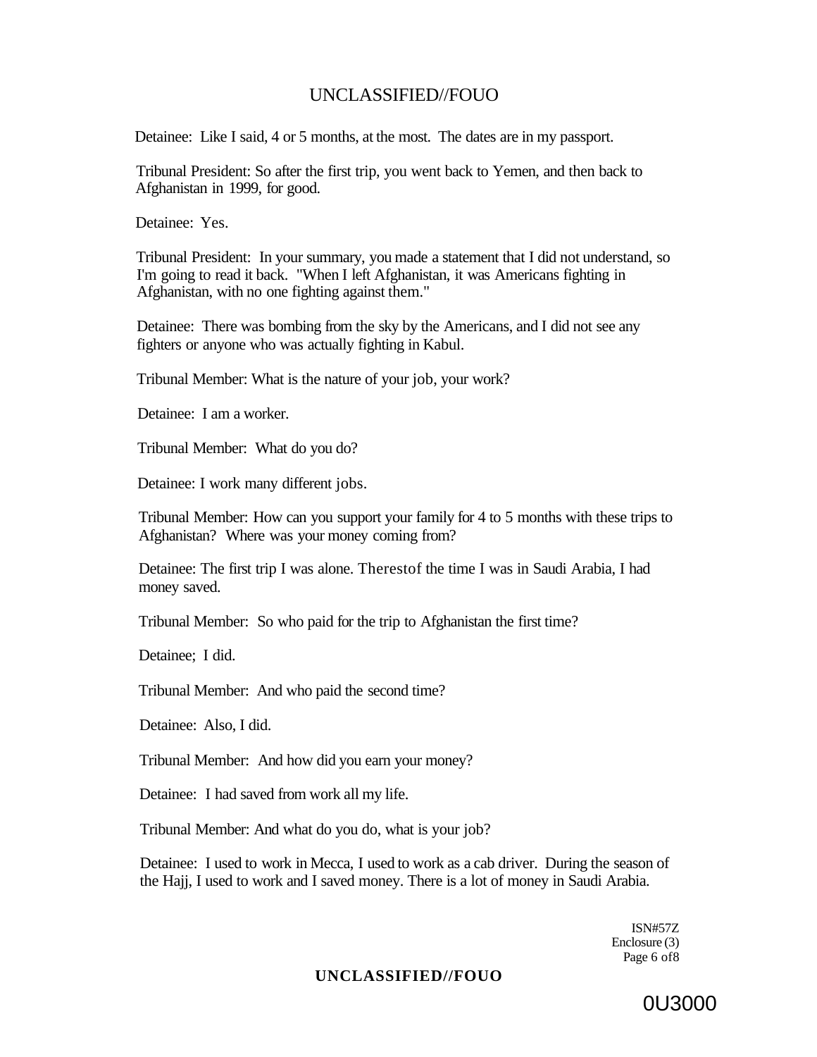Detainee: Like I said, 4 or 5 months, at the most. The dates are in my passport.

Tribunal President: So after the first trip, you went back to Yemen, and then back to Afghanistan in 1999, for good.

Detainee: Yes.

Tribunal President: In your summary, you made a statement that I did not understand, so I'm going to read it back. "When I left Afghanistan, it was Americans fighting in Afghanistan, with no one fighting against them."

Detainee: There was bombing from the sky by the Americans, and I did not see any fighters or anyone who was actually fighting in Kabul.

Tribunal Member: What is the nature of your job, your work?

Detainee: I am a worker.

Tribunal Member: What do you do?

Detainee: I work many different jobs.

Tribunal Member: How can you support your family for 4 to 5 months with these trips to Afghanistan? Where was your money coming from?

Detainee: The first trip I was alone. Therestof the time I was in Saudi Arabia, I had money saved.

Tribunal Member: So who paid for the trip to Afghanistan the first time?

Detainee; I did.

Tribunal Member: And who paid the second time?

Detainee: Also, I did.

Tribunal Member: And how did you earn your money?

Detainee: I had saved from work all my life.

Tribunal Member: And what do you do, what is your job?

Detainee: I used to work in Mecca, I used to work as a cab driver. During the season of the Hajj, I used to work and I saved money. There is a lot of money in Saudi Arabia.

ISN#57Z
Enclosure (3)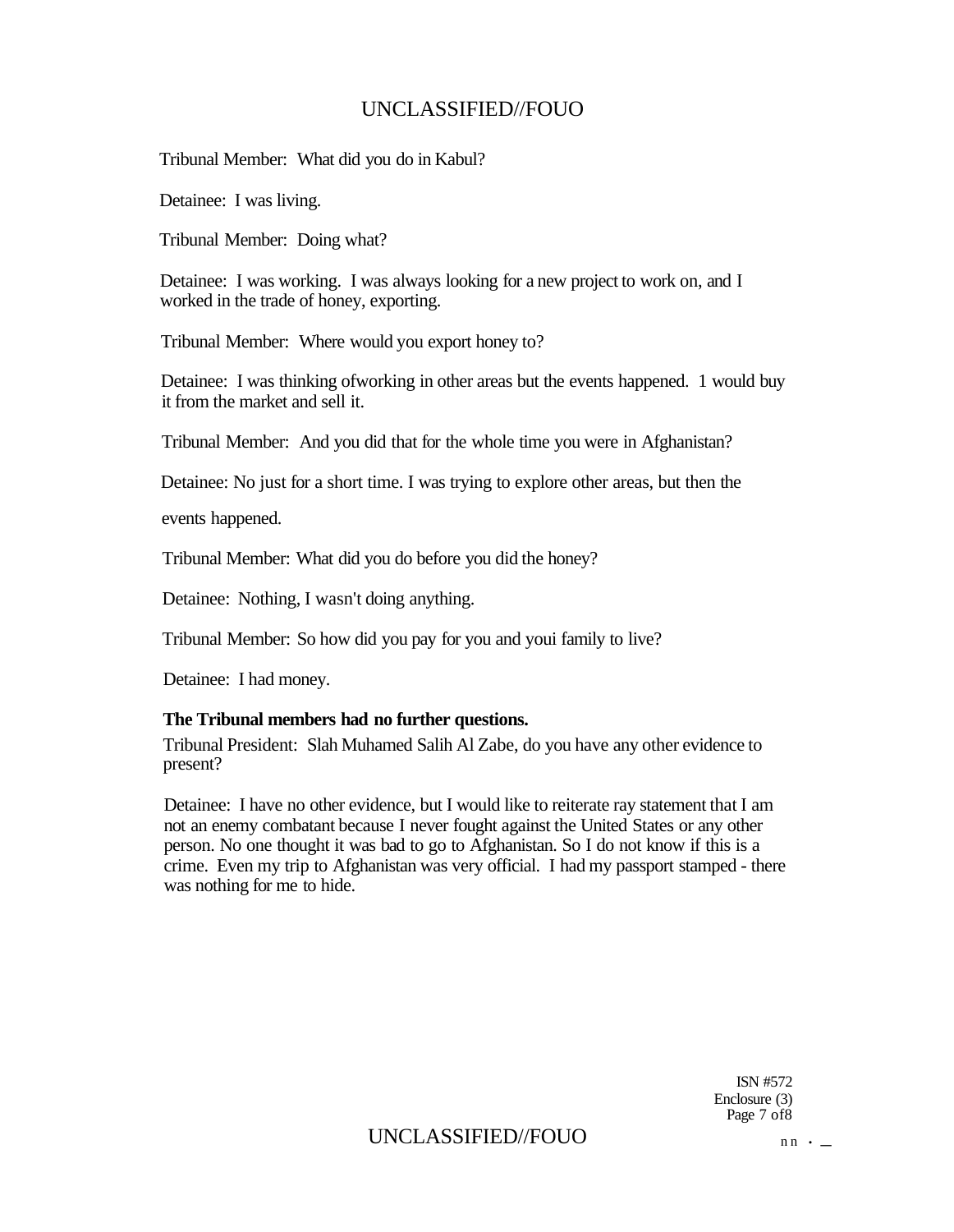Tribunal Member: What did you do in Kabul?

Detainee: I was living.

Tribunal Member: Doing what?

Detainee: I was working. I was always looking for a new project to work on, and I worked in the trade of honey, exporting.

Tribunal Member: Where would you export honey to?

Detainee: I was thinking ofworking in other areas but the events happened. 1 would buy it from the market and sell it.

Tribunal Member: And you did that for the whole time you were in Afghanistan?

Detainee: No just for a short time. I was trying to explore other areas, but then the events happened.

Tribunal Member: What did you do before you did the honey?

Detainee: Nothing, I wasn't doing anything.

Tribunal Member: So how did you pay for you and youi family to live?

Detainee: I had money.

**The Tribunal members had no further questions.**

Tribunal President: Slah Muhamed Salih Al Zabe, do you have any other evidence to present?

Detainee: I have no other evidence, but I would like to reiterate ray statement that I am not an enemy combatant because I never fought against the United States or any other person. No one thought it was bad to go to Afghanistan. So I do not know if this is a crime. Even my trip to Afghanistan was very official. I had my passport stamped - there was nothing for me to hide.

ISN #572
Enclosure (3)
Page 7 of8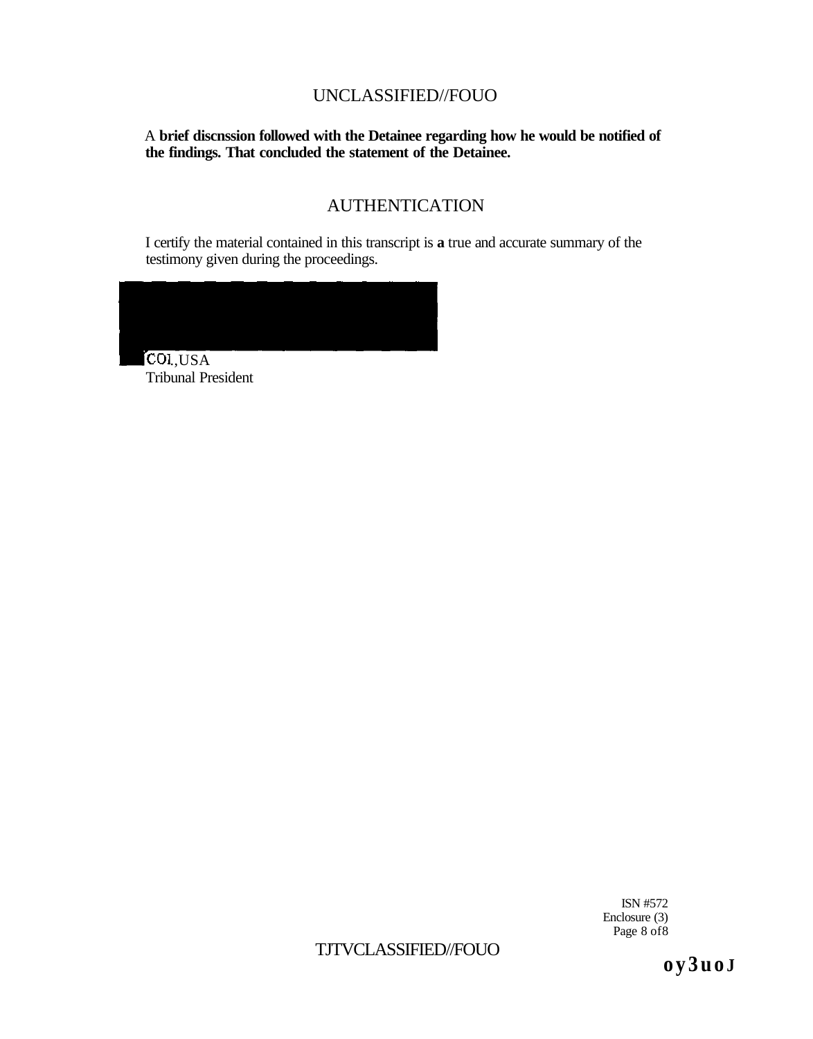UNCLASSIFIED//FOUO

A **brief discnssion followed with the Detainee regarding how he would be notified of the findings. That concluded the statement of the Detainee.**

## AUTHENTICATION

I certify the material contained in this transcript is **a** true and accurate summary of the testimony given during the proceedings.

COL, USA
Tribunal President

ISN #572
Enclosure (3)
Page 8 of 8

TJTVCLASSIFIED//FOUO

oy3uoJ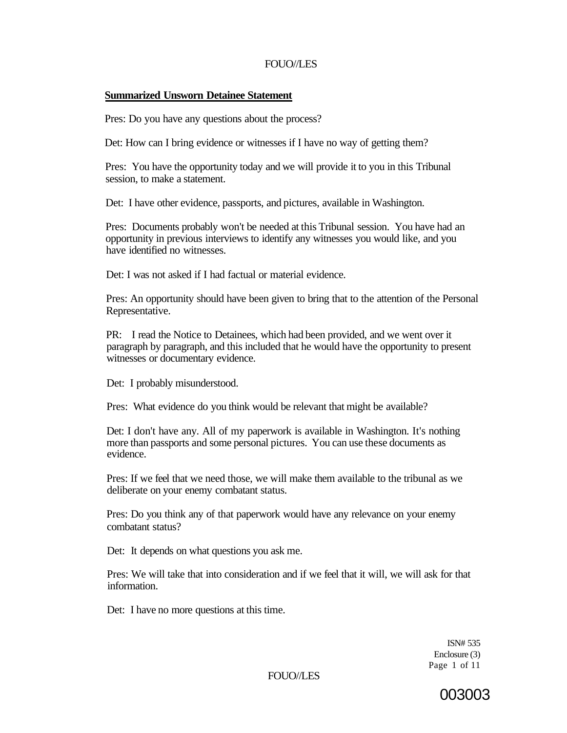**Summarized Unsworn Detainee Statement**

Pres: Do you have any questions about the process?

Det: How can I bring evidence or witnesses if I have no way of getting them?

Pres: You have the opportunity today and we will provide it to you in this Tribunal session, to make a statement.

Det: I have other evidence, passports, and pictures, available in Washington.

Pres: Documents probably won't be needed at this Tribunal session. You have had an opportunity in previous interviews to identify any witnesses you would like, and you have identified no witnesses.

Det: I was not asked if I had factual or material evidence.

Pres: An opportunity should have been given to bring that to the attention of the Personal Representative.

PR: I read the Notice to Detainees, which had been provided, and we went over it paragraph by paragraph, and this included that he would have the opportunity to present witnesses or documentary evidence.

Det: I probably misunderstood.

Pres: What evidence do you think would be relevant that might be available?

Det: I don't have any. All of my paperwork is available in Washington. It's nothing more than passports and some personal pictures. You can use these documents as evidence.

Pres: If we feel that we need those, we will make them available to the tribunal as we deliberate on your enemy combatant status.

Pres: Do you think any of that paperwork would have any relevance on your enemy combatant status?

Det: It depends on what questions you ask me.

Pres: We will take that into consideration and if we feel that it will, we will ask for that information.

Det: I have no more questions at this time.

ISN# 535
Enclosure (3)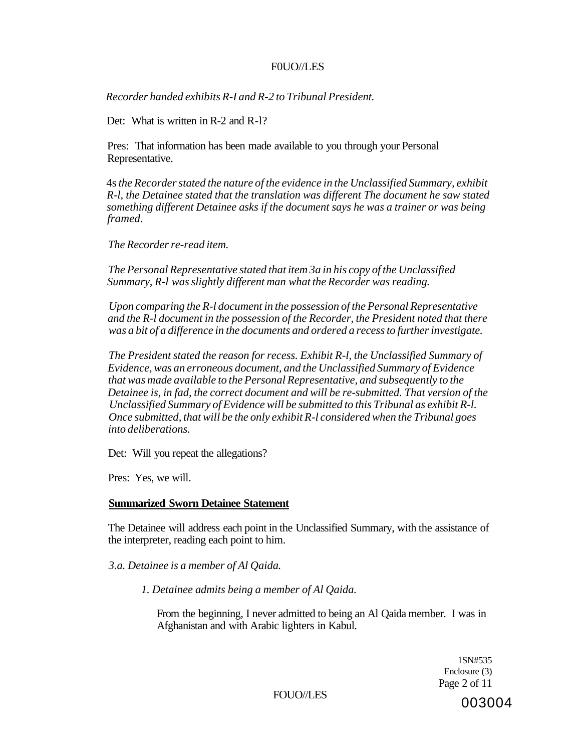*Recorder handed exhibits R-I and R-2 to Tribunal President.*

Det: What is written in R-2 and R-l?

Pres: That information has been made available to you through your Personal Representative.

4s *the Recorder stated the nature of the evidence in the Unclassified Summary, exhibit R-l, the Detainee stated that the translation was different The document he saw stated something different Detainee asks if the document says he was a trainer or was being framed.*

*The Recorder re-read item.*

*The Personal Representative stated that item 3a in his copy of the Unclassified Summary, R-l was slightly different man what the Recorder was reading.*

*Upon comparing the R-l document in the possession of the Personal Representative and the R-l document in the possession of the Recorder, the President noted that there was a bit of a difference in the documents and ordered a recess to further investigate.*

*The President stated the reason for recess. Exhibit R-l, the Unclassified Summary of Evidence, was an erroneous document, and the Unclassified Summary of Evidence that was made available to the Personal Representative, and subsequently to the Detainee is, in fad, the correct document and will be re-submitted. That version of the Unclassified Summary of Evidence will be submitted to this Tribunal as exhibit R-l. Once submitted, that will be the only exhibit R-l considered when the Tribunal goes into deliberations.*

Det: Will you repeat the allegations?

Pres: Yes, we will.

**Summarized Sworn Detainee Statement**

The Detainee will address each point in the Unclassified Summary, with the assistance of the interpreter, reading each point to him.

*3.a. Detainee is a member of Al Qaida.*

*1. Detainee admits being a member of Al Qaida.*

From the beginning, I never admitted to being an Al Qaida member. I was in Afghanistan and with Arabic lighters in Kabul.

1SN#535
Enclosure (3)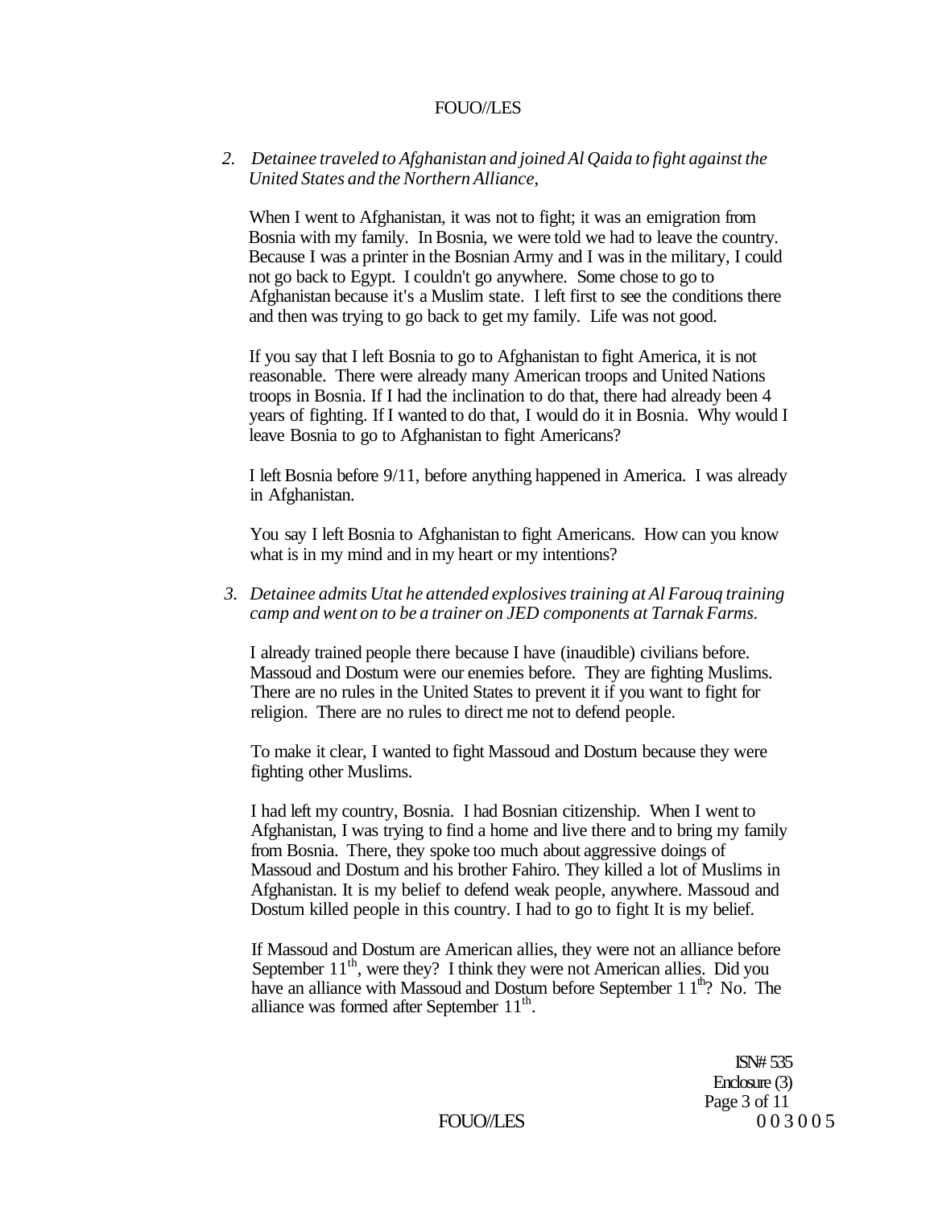*2. Detainee traveled to Afghanistan and joined Al Qaida to fight against the United States and the Northern Alliance,*

When I went to Afghanistan, it was not to fight; it was an emigration from Bosnia with my family. In Bosnia, we were told we had to leave the country. Because I was a printer in the Bosnian Army and I was in the military, I could not go back to Egypt. I couldn't go anywhere. Some chose to go to Afghanistan because it's a Muslim state. I left first to see the conditions there and then was trying to go back to get my family. Life was not good.

If you say that I left Bosnia to go to Afghanistan to fight America, it is not reasonable. There were already many American troops and United Nations troops in Bosnia. If I had the inclination to do that, there had already been 4 years of fighting. If I wanted to do that, I would do it in Bosnia. Why would I leave Bosnia to go to Afghanistan to fight Americans?

I left Bosnia before 9/11, before anything happened in America. I was already in Afghanistan.

You say I left Bosnia to Afghanistan to fight Americans. How can you know what is in my mind and in my heart or my intentions?

*3. Detainee admits Utat he attended explosives training at Al Farouq training camp and went on to be a trainer on JED components at Tarnak Farms.*

I already trained people there because I have (inaudible) civilians before. Massoud and Dostum were our enemies before. They are fighting Muslims. There are no rules in the United States to prevent it if you want to fight for religion. There are no rules to direct me not to defend people.

To make it clear, I wanted to fight Massoud and Dostum because they were fighting other Muslims.

I had left my country, Bosnia. I had Bosnian citizenship. When I went to Afghanistan, I was trying to find a home and live there and to bring my family from Bosnia. There, they spoke too much about aggressive doings of Massoud and Dostum and his brother Fahiro. They killed a lot of Muslims in Afghanistan. It is my belief to defend weak people, anywhere. Massoud and Dostum killed people in this country. I had to go to fight It is my belief.

If Massoud and Dostum are American allies, they were not an alliance before September 11th, were they? I think they were not American allies. Did you have an alliance with Massoud and Dostum before September 11th? No. The alliance was formed after September 11th.

ISN# 535
Enclosure (3)
003005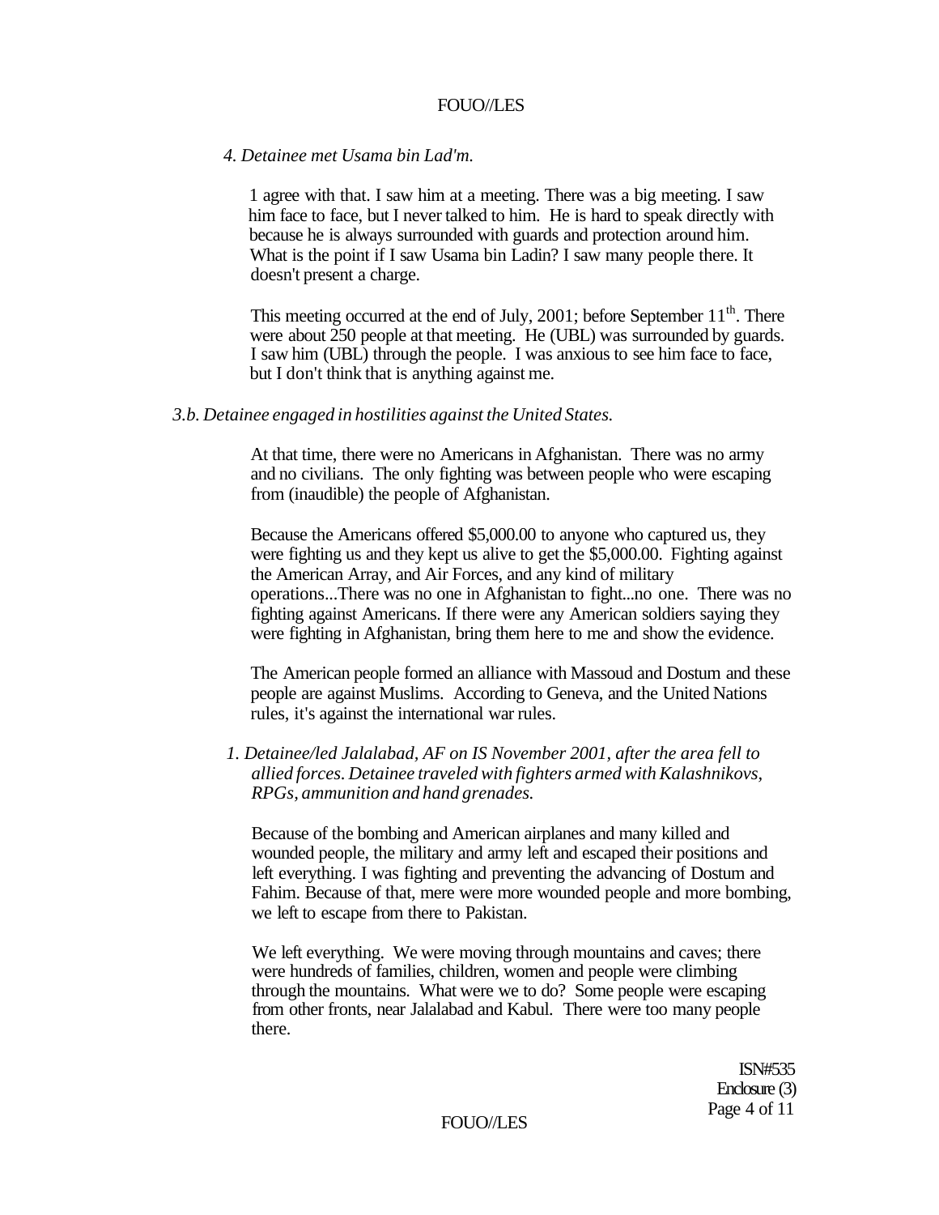*4. Detainee met Usama bin Lad'm.*

1 agree with that. I saw him at a meeting. There was a big meeting. I saw him face to face, but I never talked to him. He is hard to speak directly with because he is always surrounded with guards and protection around him. What is the point if I saw Usama bin Ladin? I saw many people there. It doesn't present a charge.

This meeting occurred at the end of July, 2001; before September 11th. There were about 250 people at that meeting. He (UBL) was surrounded by guards. I saw him (UBL) through the people. I was anxious to see him face to face, but I don't think that is anything against me.

*3.b. Detainee engaged in hostilities against the United States.*

At that time, there were no Americans in Afghanistan. There was no army and no civilians. The only fighting was between people who were escaping from (inaudible) the people of Afghanistan.

Because the Americans offered $5,000.00 to anyone who captured us, they were fighting us and they kept us alive to get the $5,000.00. Fighting against the American Array, and Air Forces, and any kind of military operations...There was no one in Afghanistan to fight...no one. There was no fighting against Americans. If there were any American soldiers saying they were fighting in Afghanistan, bring them here to me and show the evidence.

The American people formed an alliance with Massoud and Dostum and these people are against Muslims. According to Geneva, and the United Nations rules, it's against the international war rules.

*1. Detainee/led Jalalabad, AF on IS November 2001, after the area fell to allied forces. Detainee traveled with fighters armed with Kalashnikovs, RPGs, ammunition and hand grenades.*

Because of the bombing and American airplanes and many killed and wounded people, the military and army left and escaped their positions and left everything. I was fighting and preventing the advancing of Dostum and Fahim. Because of that, mere were more wounded people and more bombing, we left to escape from there to Pakistan.

We left everything. We were moving through mountains and caves; there were hundreds of families, children, women and people were climbing through the mountains. What were we to do? Some people were escaping from other fronts, near Jalalabad and Kabul. There were too many people there.

ISN#535
Enclosure (3)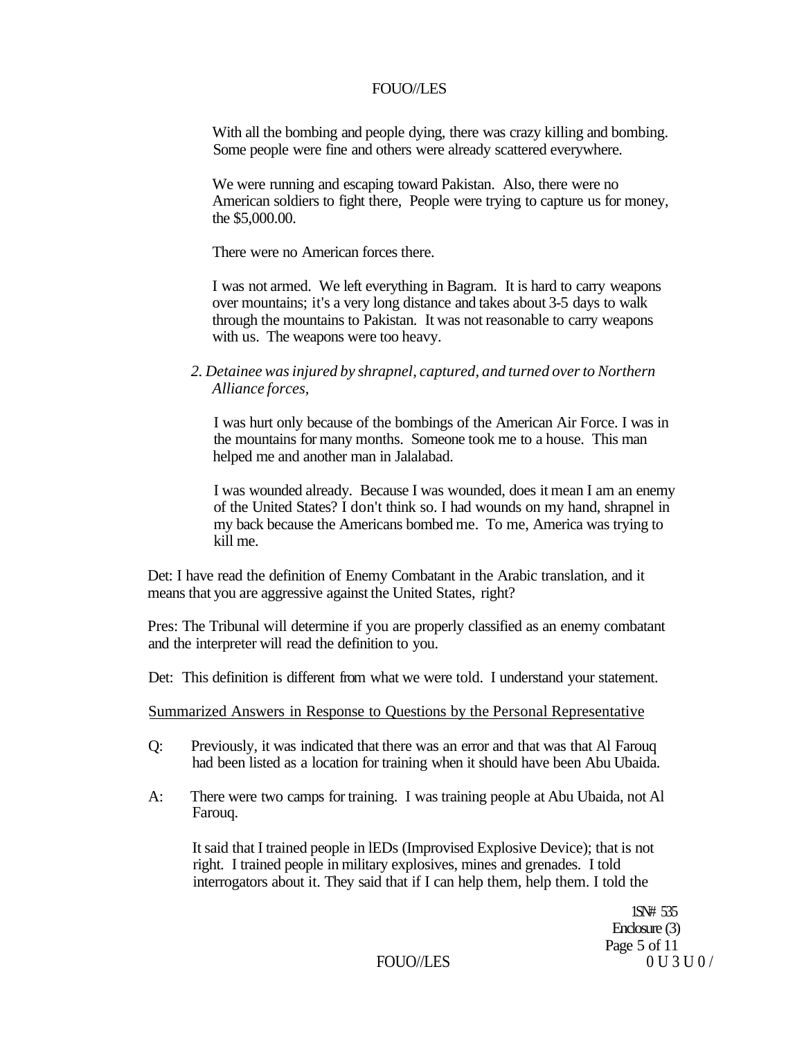With all the bombing and people dying, there was crazy killing and bombing. Some people were fine and others were already scattered everywhere.

We were running and escaping toward Pakistan. Also, there were no American soldiers to fight there, People were trying to capture us for money, the $5,000.00.

There were no American forces there.

I was not armed. We left everything in Bagram. It is hard to carry weapons over mountains; it's a very long distance and takes about 3-5 days to walk through the mountains to Pakistan. It was not reasonable to carry weapons with us. The weapons were too heavy.

*2. Detainee was injured by shrapnel, captured, and turned over to Northern Alliance forces,*

I was hurt only because of the bombings of the American Air Force. I was in the mountains for many months. Someone took me to a house. This man helped me and another man in Jalalabad.

I was wounded already. Because I was wounded, does it mean I am an enemy of the United States? I don't think so. I had wounds on my hand, shrapnel in my back because the Americans bombed me. To me, America was trying to kill me.

Det: I have read the definition of Enemy Combatant in the Arabic translation, and it means that you are aggressive against the United States, right?

Pres: The Tribunal will determine if you are properly classified as an enemy combatant and the interpreter will read the definition to you.

Det: This definition is different from what we were told. I understand your statement.

Summarized Answers in Response to Questions by the Personal Representative

Q: Previously, it was indicated that there was an error and that was that Al Farouq had been listed as a location for training when it should have been Abu Ubaida.

A: There were two camps for training. I was training people at Abu Ubaida, not Al Farouq.

It said that I trained people in lEDs (Improvised Explosive Device); that is not right. I trained people in military explosives, mines and grenades. I told interrogators about it. They said that if I can help them, help them. I told the

ISN# 535
Enclosure (3)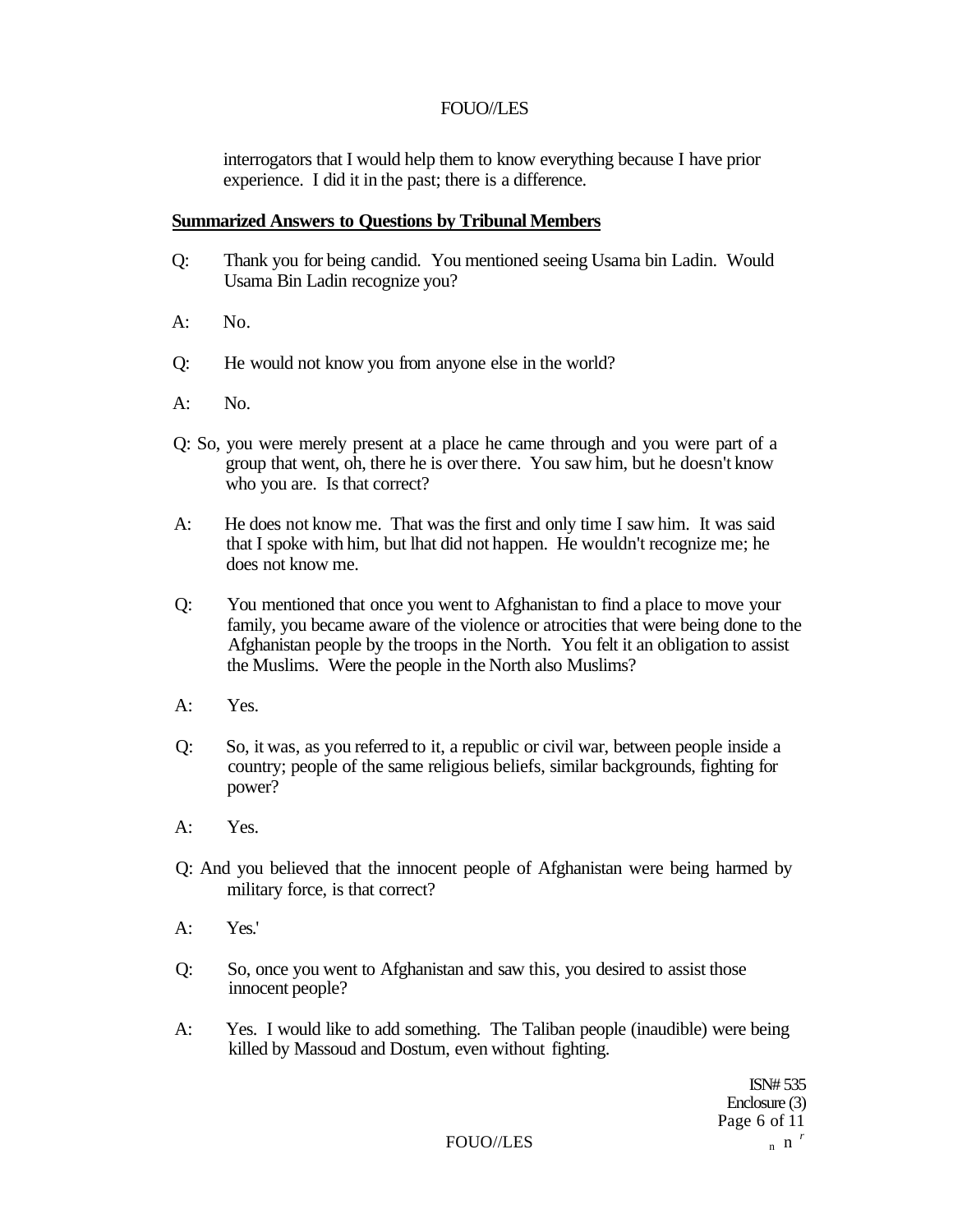interrogators that I would help them to know everything because I have prior experience. I did it in the past; there is a difference.

**Summarized Answers to Questions by Tribunal Members**

Q: Thank you for being candid. You mentioned seeing Usama bin Ladin. Would Usama Bin Ladin recognize you?

A: No.

Q: He would not know you from anyone else in the world?

A: No.

Q: So, you were merely present at a place he came through and you were part of a group that went, oh, there he is over there. You saw him, but he doesn't know who you are. Is that correct?

A: He does not know me. That was the first and only time I saw him. It was said that I spoke with him, but lhat did not happen. He wouldn't recognize me; he does not know me.

Q: You mentioned that once you went to Afghanistan to find a place to move your family, you became aware of the violence or atrocities that were being done to the Afghanistan people by the troops in the North. You felt it an obligation to assist the Muslims. Were the people in the North also Muslims?

A: Yes.

Q: So, it was, as you referred to it, a republic or civil war, between people inside a country; people of the same religious beliefs, similar backgrounds, fighting for power?

A: Yes.

Q: And you believed that the innocent people of Afghanistan were being harmed by military force, is that correct?

A: Yes.'

Q: So, once you went to Afghanistan and saw this, you desired to assist those innocent people?

A: Yes. I would like to add something. The Taliban people (inaudible) were being killed by Massoud and Dostum, even without fighting.

ISN# 535
Enclosure (3)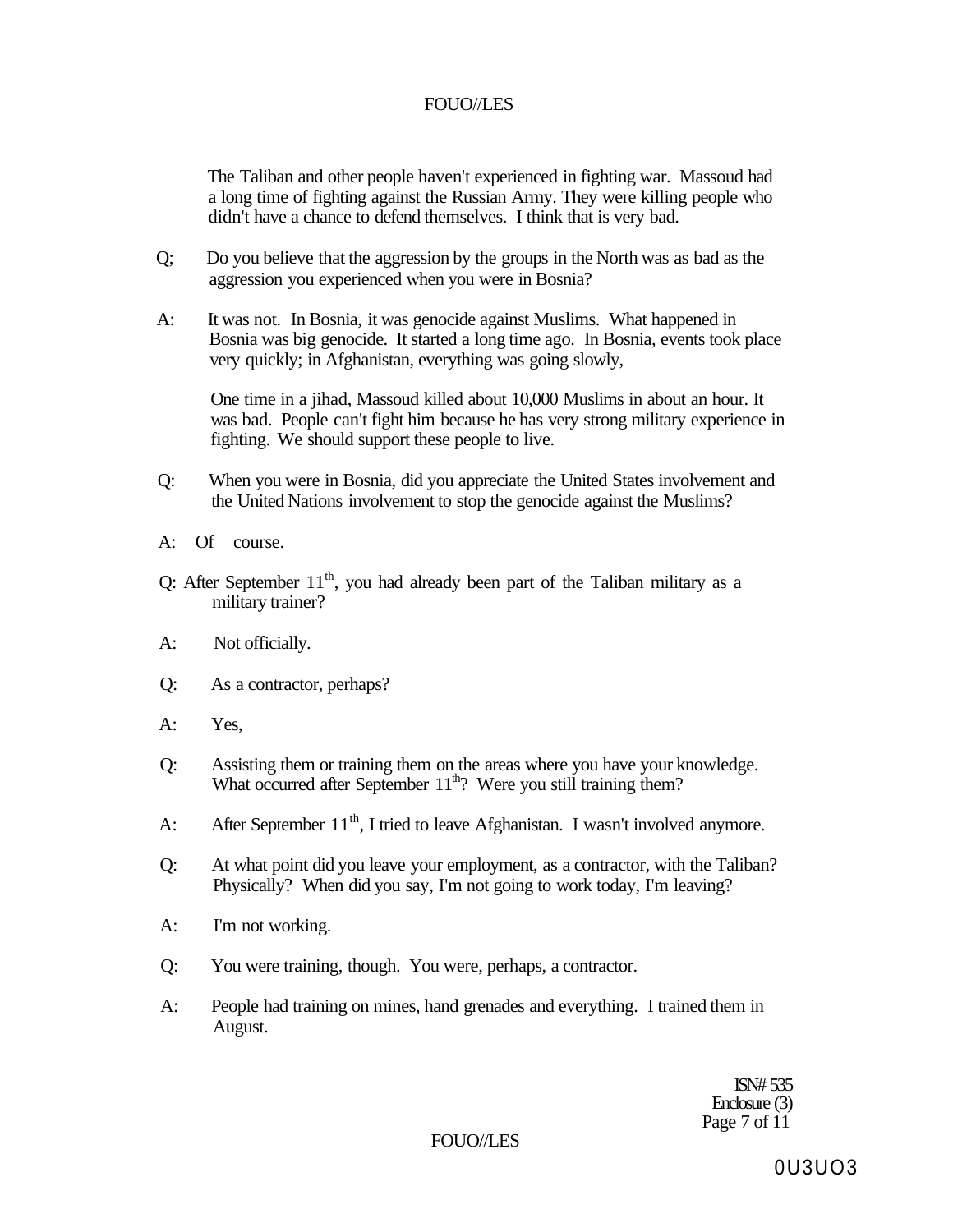The Taliban and other people haven't experienced in fighting war. Massoud had a long time of fighting against the Russian Army. They were killing people who didn't have a chance to defend themselves. I think that is very bad.

Q; Do you believe that the aggression by the groups in the North was as bad as the aggression you experienced when you were in Bosnia?

A: It was not. In Bosnia, it was genocide against Muslims. What happened in Bosnia was big genocide. It started a long time ago. In Bosnia, events took place very quickly; in Afghanistan, everything was going slowly,

One time in a jihad, Massoud killed about 10,000 Muslims in about an hour. It was bad. People can't fight him because he has very strong military experience in fighting. We should support these people to live.

Q: When you were in Bosnia, did you appreciate the United States involvement and the United Nations involvement to stop the genocide against the Muslims?

A: Of course.

Q: After September 11th, you had already been part of the Taliban military as a military trainer?

A: Not officially.

Q: As a contractor, perhaps?

A: Yes,

Q: Assisting them or training them on the areas where you have your knowledge. What occurred after September 11th? Were you still training them?

A: After September 11th, I tried to leave Afghanistan. I wasn't involved anymore.

Q: At what point did you leave your employment, as a contractor, with the Taliban? Physically? When did you say, I'm not going to work today, I'm leaving?

A: I'm not working.

Q: You were training, though. You were, perhaps, a contractor.

A: People had training on mines, hand grenades and everything. I trained them in August.

ISN# 535
Enclosure (3)

0U3UO3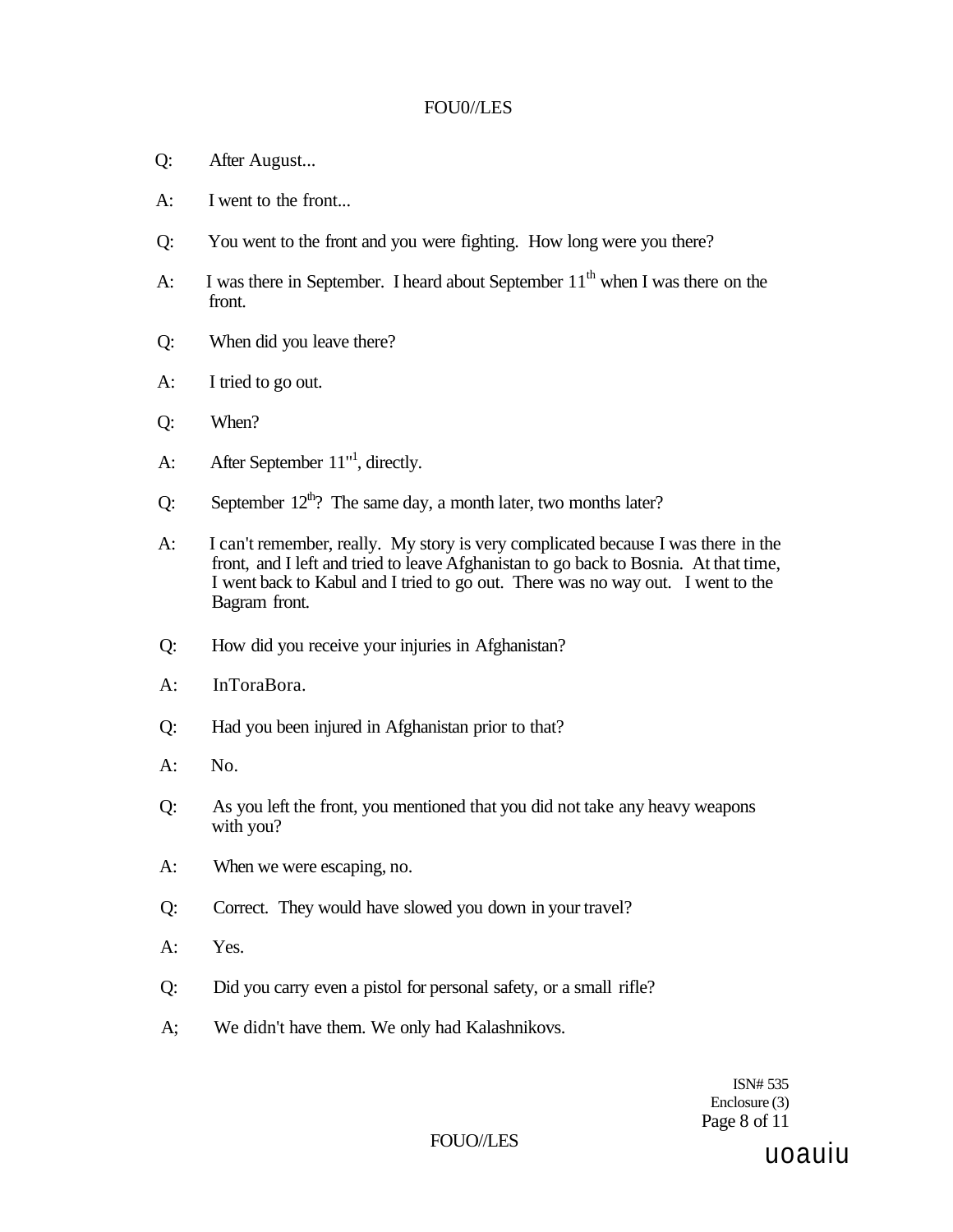Q: After August...

A: I went to the front...

Q: You went to the front and you were fighting. How long were you there?

A: I was there in September. I heard about September 11th when I was there on the front.

Q: When did you leave there?

A: I tried to go out.

Q: When?

A: After September 11"[1], directly.

Q: September 12th? The same day, a month later, two months later?

A: I can't remember, really. My story is very complicated because I was there in the front, and I left and tried to leave Afghanistan to go back to Bosnia. At that time, I went back to Kabul and I tried to go out. There was no way out. I went to the Bagram front.

Q: How did you receive your injuries in Afghanistan?

A: InToraBora.

Q: Had you been injured in Afghanistan prior to that?

A: No.

Q: As you left the front, you mentioned that you did not take any heavy weapons with you?

A: When we were escaping, no.

Q: Correct. They would have slowed you down in your travel?

A: Yes.

Q: Did you carry even a pistol for personal safety, or a small rifle?

A; We didn't have them. We only had Kalashnikovs.

ISN# 535
Enclosure (3)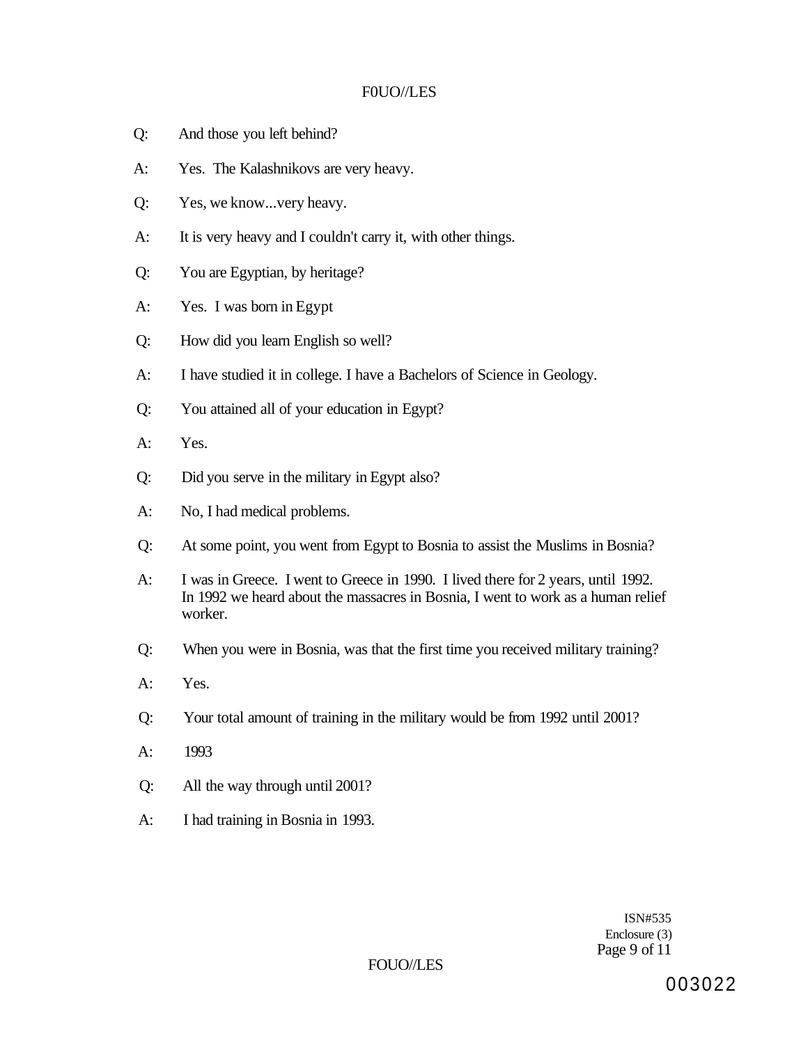Q: And those you left behind?

A: Yes. The Kalashnikovs are very heavy.

Q: Yes, we know...very heavy.

A: It is very heavy and I couldn't carry it, with other things.

Q: You are Egyptian, by heritage?

A: Yes. I was born in Egypt

Q: How did you learn English so well?

A: I have studied it in college. I have a Bachelors of Science in Geology.

Q: You attained all of your education in Egypt?

A: Yes.

Q: Did you serve in the military in Egypt also?

A: No, I had medical problems.

Q: At some point, you went from Egypt to Bosnia to assist the Muslims in Bosnia?

A: I was in Greece. I went to Greece in 1990. I lived there for 2 years, until 1992. In 1992 we heard about the massacres in Bosnia, I went to work as a human relief worker.

Q: When you were in Bosnia, was that the first time you received military training?

A: Yes.

Q: Your total amount of training in the military would be from 1992 until 2001?

A: 1993

Q: All the way through until 2001?

A: I had training in Bosnia in 1993.

ISN#535
Enclosure (3)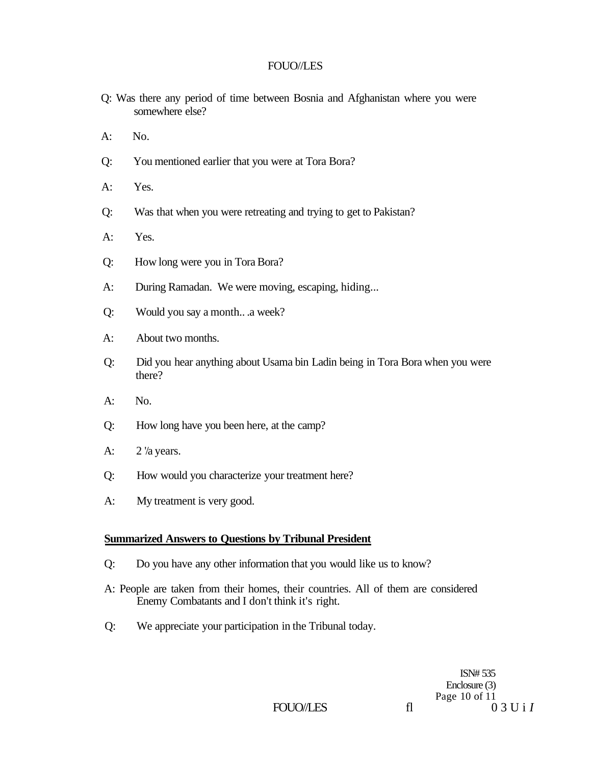Q: Was there any period of time between Bosnia and Afghanistan where you were somewhere else?

A: No.

Q: You mentioned earlier that you were at Tora Bora?

A: Yes.

Q: Was that when you were retreating and trying to get to Pakistan?

A: Yes.

Q: How long were you in Tora Bora?

A: During Ramadan. We were moving, escaping, hiding...

Q: Would you say a month.. .a week?

A: About two months.

Q: Did you hear anything about Usama bin Ladin being in Tora Bora when you were there?

A: No.

Q: How long have you been here, at the camp?

A: 2 '/a years.

Q: How would you characterize your treatment here?

A: My treatment is very good.

**Summarized Answers to Questions by Tribunal President**

Q: Do you have any other information that you would like us to know?

A: People are taken from their homes, their countries. All of them are considered Enemy Combatants and I don't think it's right.

Q: We appreciate your participation in the Tribunal today.

ISN# 535
Enclosure (3)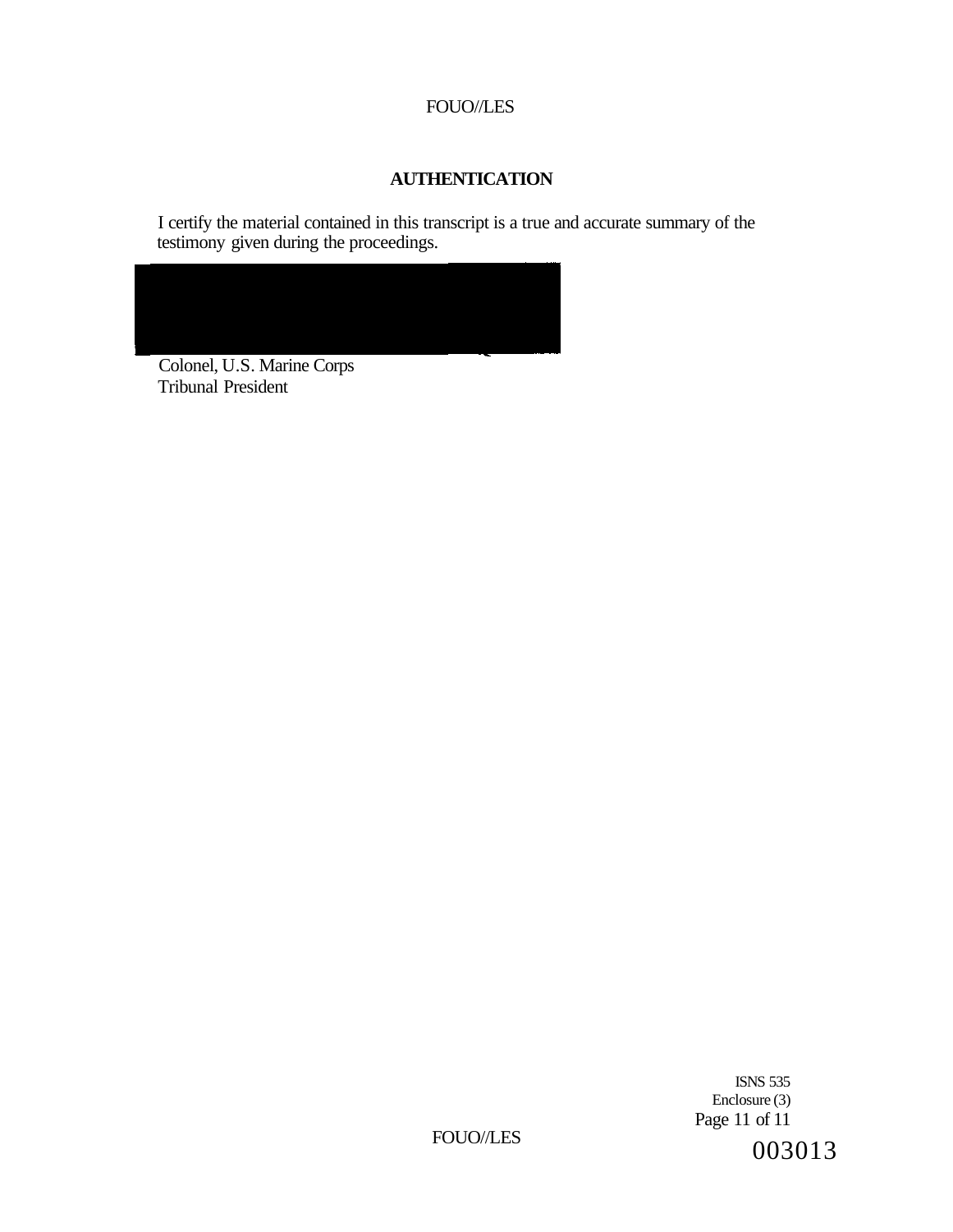## AUTHENTICATION

I certify the material contained in this transcript is a true and accurate summary of the testimony given during the proceedings.

Colonel, U.S. Marine Corps
Tribunal President

ISNS 535
Enclosure (3)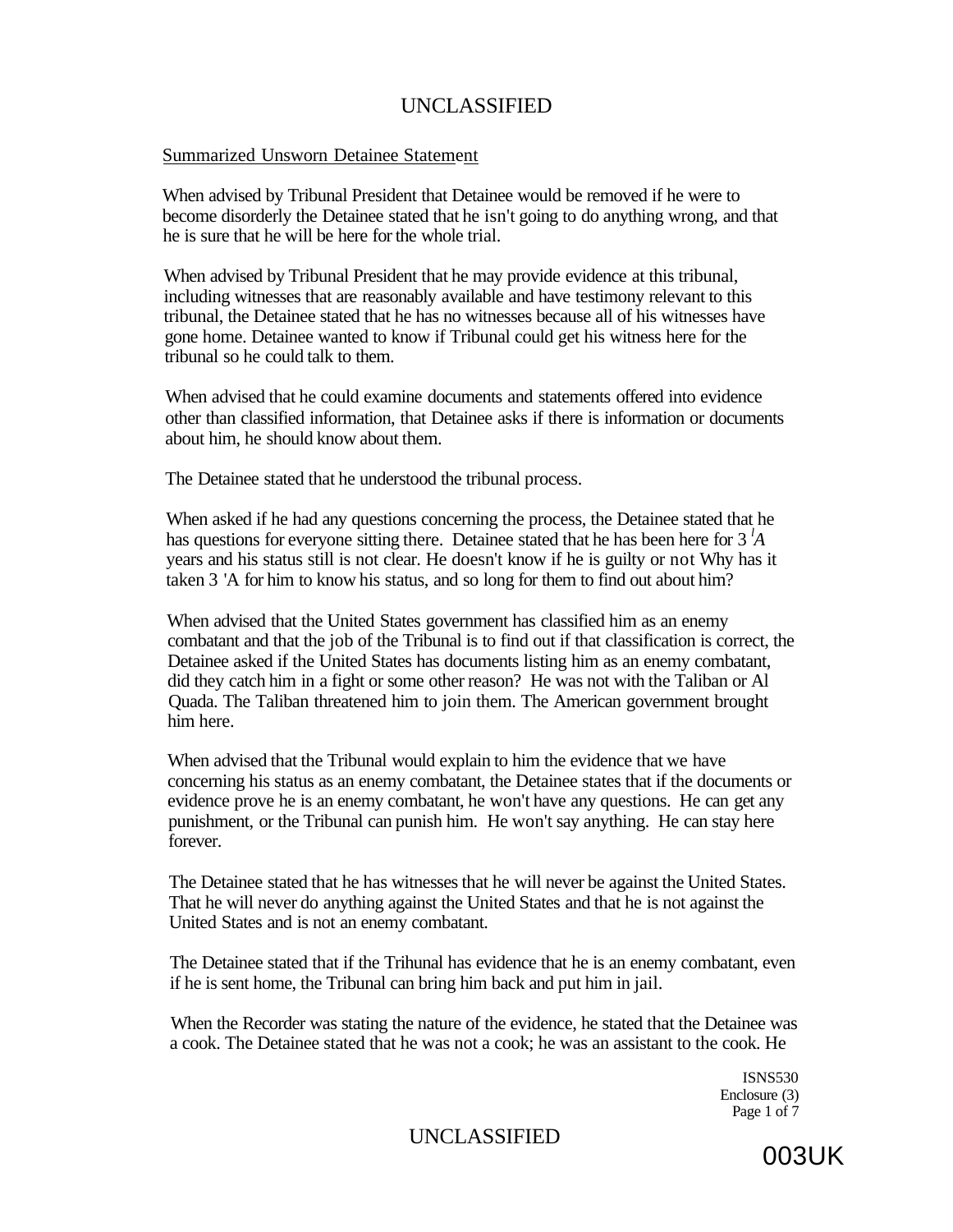## Summarized Unsworn Detainee Statement

When advised by Tribunal President that Detainee would be removed if he were to become disorderly the Detainee stated that he isn't going to do anything wrong, and that he is sure that he will be here for the whole trial.

When advised by Tribunal President that he may provide evidence at this tribunal, including witnesses that are reasonably available and have testimony relevant to this tribunal, the Detainee stated that he has no witnesses because all of his witnesses have gone home. Detainee wanted to know if Tribunal could get his witness here for the tribunal so he could talk to them.

When advised that he could examine documents and statements offered into evidence other than classified information, that Detainee asks if there is information or documents about him, he should know about them.

The Detainee stated that he understood the tribunal process.

When asked if he had any questions concerning the process, the Detainee stated that he has questions for everyone sitting there. Detainee stated that he has been here for 3 'A years and his status still is not clear. He doesn't know if he is guilty or not Why has it taken 3 'A for him to know his status, and so long for them to find out about him?

When advised that the United States government has classified him as an enemy combatant and that the job of the Tribunal is to find out if that classification is correct, the Detainee asked if the United States has documents listing him as an enemy combatant, did they catch him in a fight or some other reason? He was not with the Taliban or Al Quada. The Taliban threatened him to join them. The American government brought him here.

When advised that the Tribunal would explain to him the evidence that we have concerning his status as an enemy combatant, the Detainee states that if the documents or evidence prove he is an enemy combatant, he won't have any questions. He can get any punishment, or the Tribunal can punish him. He won't say anything. He can stay here forever.

The Detainee stated that he has witnesses that he will never be against the United States. That he will never do anything against the United States and that he is not against the United States and is not an enemy combatant.

The Detainee stated that if the Trihunal has evidence that he is an enemy combatant, even if he is sent home, the Tribunal can bring him back and put him in jail.

When the Recorder was stating the nature of the evidence, he stated that the Detainee was a cook. The Detainee stated that he was not a cook; he was an assistant to the cook. He

ISNS530
Enclosure (3)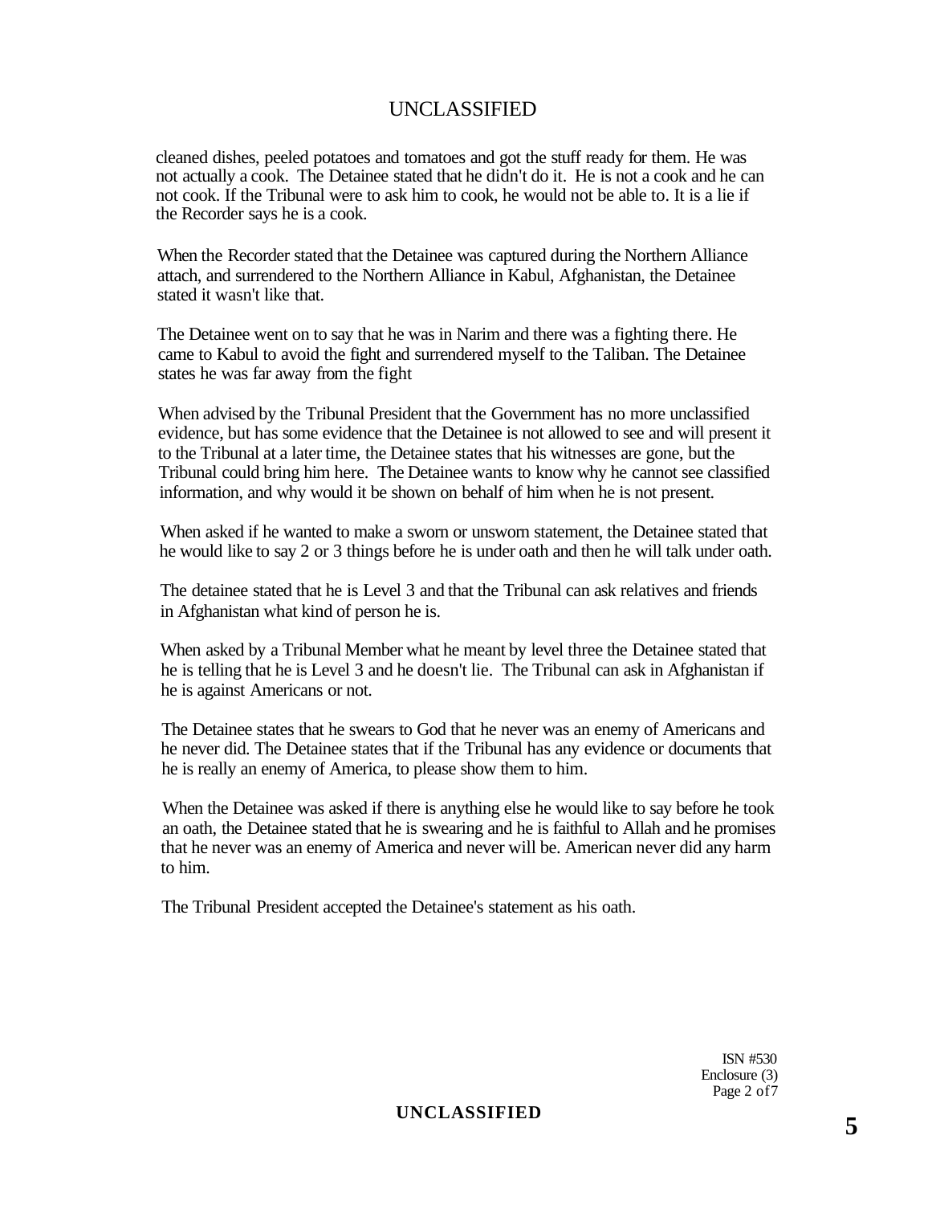cleaned dishes, peeled potatoes and tomatoes and got the stuff ready for them. He was not actually a cook. The Detainee stated that he didn't do it. He is not a cook and he can not cook. If the Tribunal were to ask him to cook, he would not be able to. It is a lie if the Recorder says he is a cook.

When the Recorder stated that the Detainee was captured during the Northern Alliance attach, and surrendered to the Northern Alliance in Kabul, Afghanistan, the Detainee stated it wasn't like that.

The Detainee went on to say that he was in Narim and there was a fighting there. He came to Kabul to avoid the fight and surrendered myself to the Taliban. The Detainee states he was far away from the fight

When advised by the Tribunal President that the Government has no more unclassified evidence, but has some evidence that the Detainee is not allowed to see and will present it to the Tribunal at a later time, the Detainee states that his witnesses are gone, but the Tribunal could bring him here. The Detainee wants to know why he cannot see classified information, and why would it be shown on behalf of him when he is not present.

When asked if he wanted to make a sworn or unsworn statement, the Detainee stated that he would like to say 2 or 3 things before he is under oath and then he will talk under oath.

The detainee stated that he is Level 3 and that the Tribunal can ask relatives and friends in Afghanistan what kind of person he is.

When asked by a Tribunal Member what he meant by level three the Detainee stated that he is telling that he is Level 3 and he doesn't lie. The Tribunal can ask in Afghanistan if he is against Americans or not.

The Detainee states that he swears to God that he never was an enemy of Americans and he never did. The Detainee states that if the Tribunal has any evidence or documents that he is really an enemy of America, to please show them to him.

When the Detainee was asked if there is anything else he would like to say before he took an oath, the Detainee stated that he is swearing and he is faithful to Allah and he promises that he never was an enemy of America and never will be. American never did any harm to him.

The Tribunal President accepted the Detainee's statement as his oath.

ISN #530
Enclosure (3)
Page 2 of 7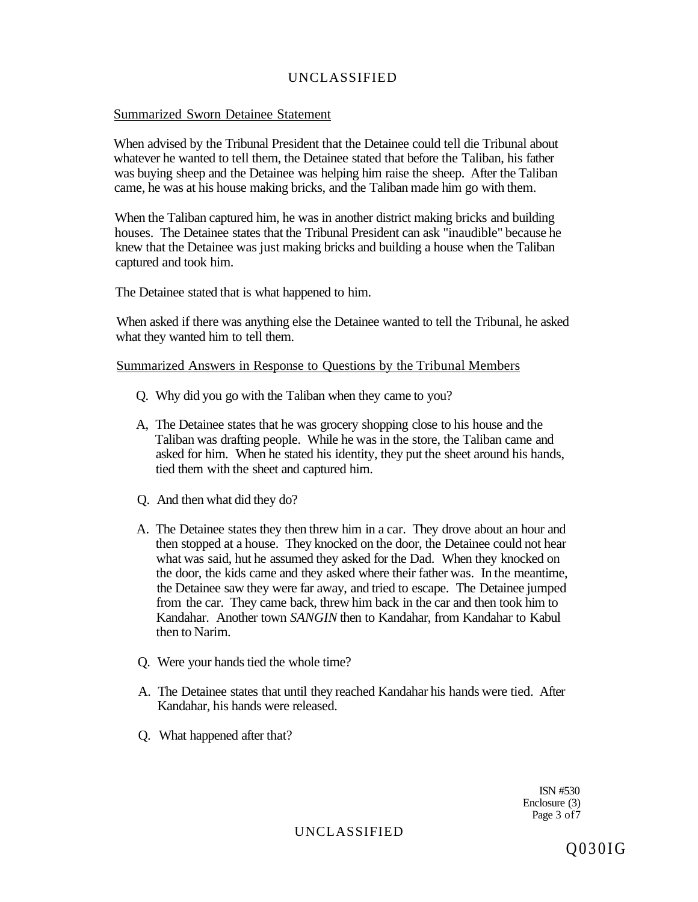## Summarized Sworn Detainee Statement

When advised by the Tribunal President that the Detainee could tell die Tribunal about whatever he wanted to tell them, the Detainee stated that before the Taliban, his father was buying sheep and the Detainee was helping him raise the sheep. After the Taliban came, he was at his house making bricks, and the Taliban made him go with them.

When the Taliban captured him, he was in another district making bricks and building houses. The Detainee states that the Tribunal President can ask "inaudible" because he knew that the Detainee was just making bricks and building a house when the Taliban captured and took him.

The Detainee stated that is what happened to him.

When asked if there was anything else the Detainee wanted to tell the Tribunal, he asked what they wanted him to tell them.

## Summarized Answers in Response to Questions by the Tribunal Members

Q. Why did you go with the Taliban when they came to you?

A, The Detainee states that he was grocery shopping close to his house and the Taliban was drafting people. While he was in the store, the Taliban came and asked for him. When he stated his identity, they put the sheet around his hands, tied them with the sheet and captured him.

Q. And then what did they do?

A. The Detainee states they then threw him in a car. They drove about an hour and then stopped at a house. They knocked on the door, the Detainee could not hear what was said, hut he assumed they asked for the Dad. When they knocked on the door, the kids came and they asked where their father was. In the meantime, the Detainee saw they were far away, and tried to escape. The Detainee jumped from the car. They came back, threw him back in the car and then took him to Kandahar. Another town *SANGIN* then to Kandahar, from Kandahar to Kabul then to Narim.

Q. Were your hands tied the whole time?

A. The Detainee states that until they reached Kandahar his hands were tied. After Kandahar, his hands were released.

Q. What happened after that?

ISN #530
Enclosure (3)
Page 3 of7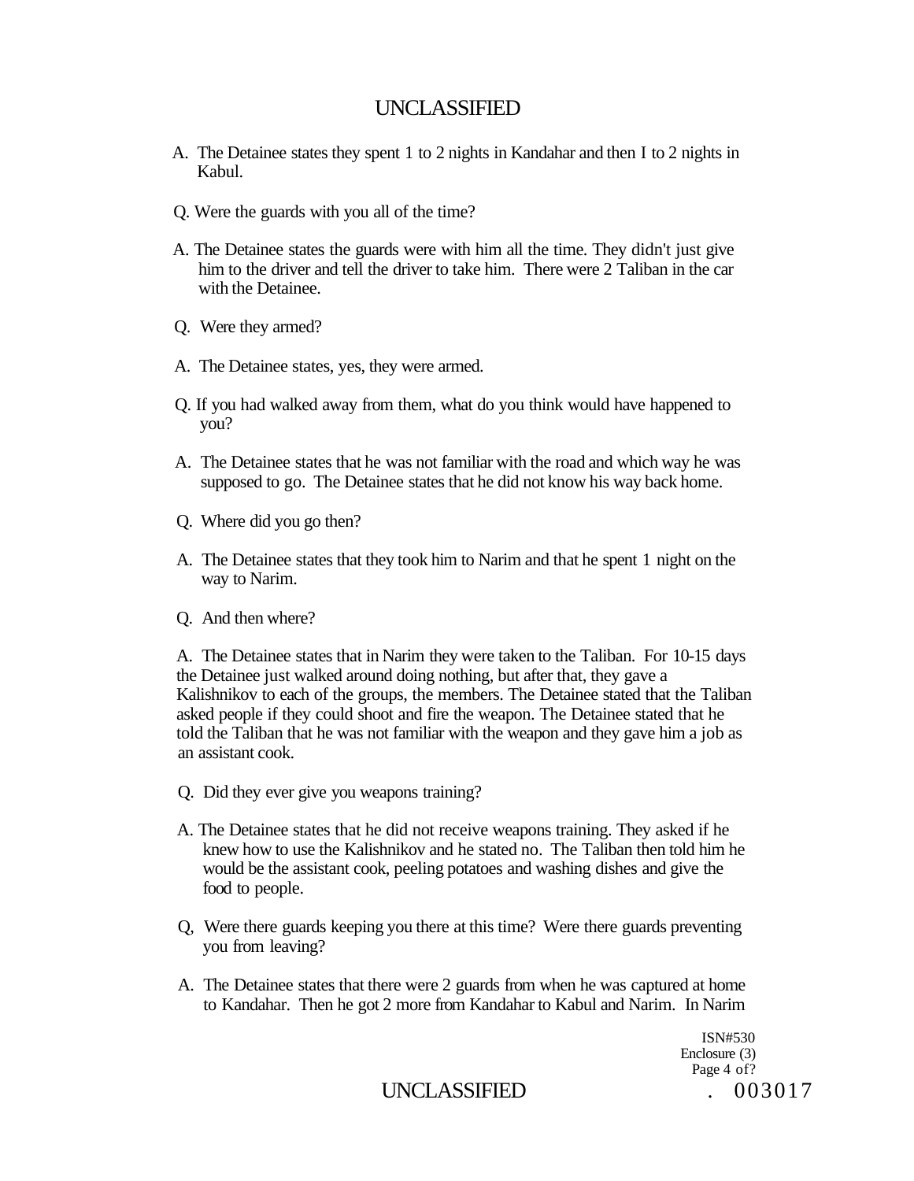A. The Detainee states they spent 1 to 2 nights in Kandahar and then I to 2 nights in Kabul.

Q. Were the guards with you all of the time?

A. The Detainee states the guards were with him all the time. They didn't just give him to the driver and tell the driver to take him. There were 2 Taliban in the car with the Detainee.

Q. Were they armed?

A. The Detainee states, yes, they were armed.

Q. If you had walked away from them, what do you think would have happened to you?

A. The Detainee states that he was not familiar with the road and which way he was supposed to go. The Detainee states that he did not know his way back home.

Q. Where did you go then?

A. The Detainee states that they took him to Narim and that he spent 1 night on the way to Narim.

Q. And then where?

A. The Detainee states that in Narim they were taken to the Taliban. For 10-15 days the Detainee just walked around doing nothing, but after that, they gave a Kalishnikov to each of the groups, the members. The Detainee stated that the Taliban asked people if they could shoot and fire the weapon. The Detainee stated that he told the Taliban that he was not familiar with the weapon and they gave him a job as an assistant cook.

Q. Did they ever give you weapons training?

A. The Detainee states that he did not receive weapons training. They asked if he knew how to use the Kalishnikov and he stated no. The Taliban then told him he would be the assistant cook, peeling potatoes and washing dishes and give the food to people.

Q, Were there guards keeping you there at this time? Were there guards preventing you from leaving?

A. The Detainee states that there were 2 guards from when he was captured at home to Kandahar. Then he got 2 more from Kandahar to Kabul and Narim. In Narim

ISN#530
Enclosure (3)
Page 4 of?

. 003017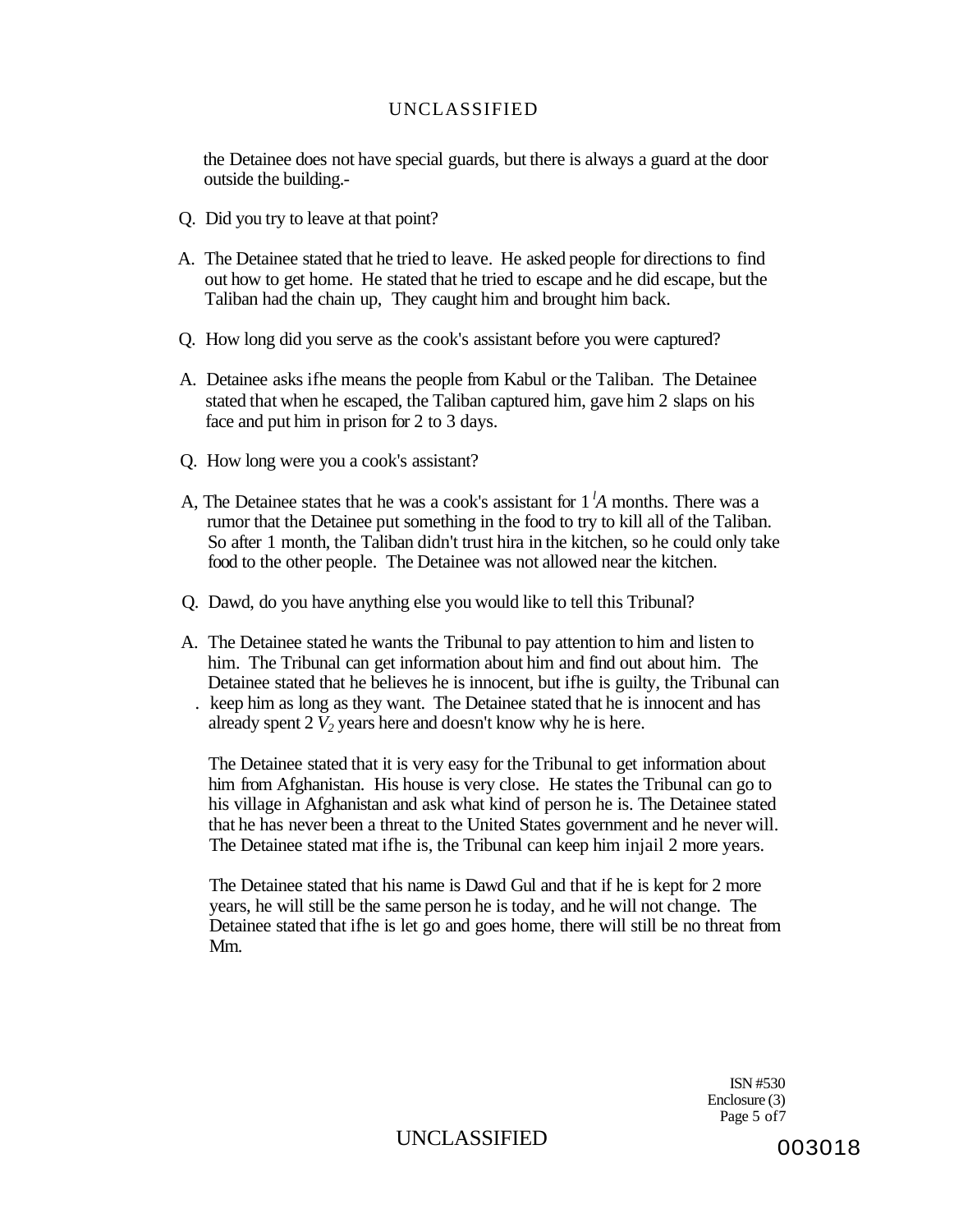the Detainee does not have special guards, but there is always a guard at the door outside the building.-

Q. Did you try to leave at that point?

A. The Detainee stated that he tried to leave. He asked people for directions to find out how to get home. He stated that he tried to escape and he did escape, but the Taliban had the chain up, They caught him and brought him back.

Q. How long did you serve as the cook's assistant before you were captured?

A. Detainee asks ifhe means the people from Kabul or the Taliban. The Detainee stated that when he escaped, the Taliban captured him, gave him 2 slaps on his face and put him in prison for 2 to 3 days.

Q. How long were you a cook's assistant?

A, The Detainee states that he was a cook's assistant for 1 $^{l}A$ months. There was a rumor that the Detainee put something in the food to try to kill all of the Taliban. So after 1 month, the Taliban didn't trust hira in the kitchen, so he could only take food to the other people. The Detainee was not allowed near the kitchen.

Q. Dawd, do you have anything else you would like to tell this Tribunal?

A. The Detainee stated he wants the Tribunal to pay attention to him and listen to him. The Tribunal can get information about him and find out about him. The Detainee stated that he believes he is innocent, but ifhe is guilty, the Tribunal can . keep him as long as they want. The Detainee stated that he is innocent and has already spent 2 $V_2$ years here and doesn't know why he is here.

The Detainee stated that it is very easy for the Tribunal to get information about him from Afghanistan. His house is very close. He states the Tribunal can go to his village in Afghanistan and ask what kind of person he is. The Detainee stated that he has never been a threat to the United States government and he never will. The Detainee stated mat ifhe is, the Tribunal can keep him injail 2 more years.

The Detainee stated that his name is Dawd Gul and that if he is kept for 2 more years, he will still be the same person he is today, and he will not change. The Detainee stated that ifhe is let go and goes home, there will still be no threat from Mm.

ISN #530
Enclosure (3)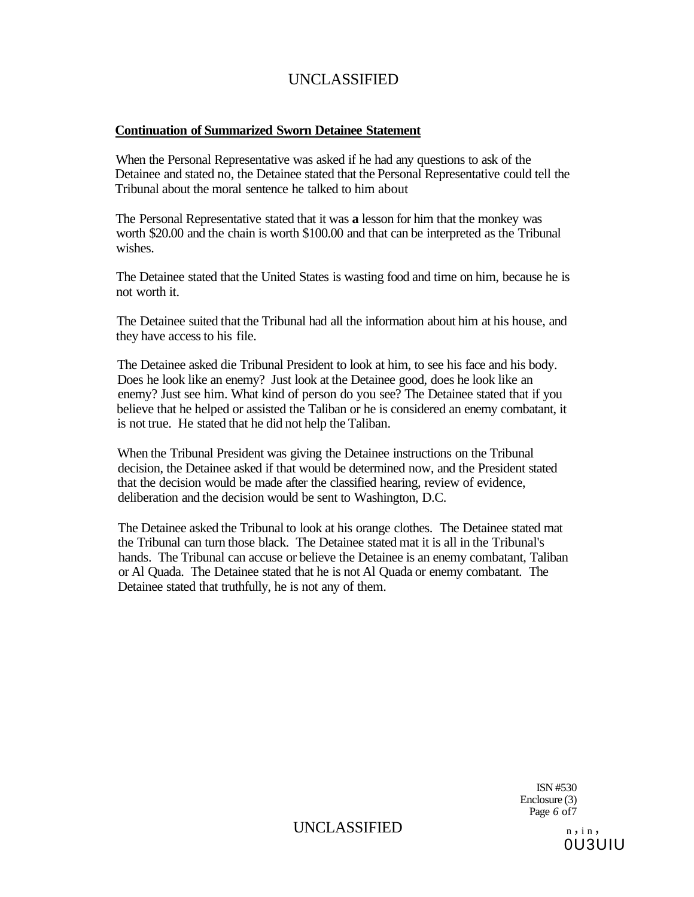**Continuation of Summarized Sworn Detainee Statement**

When the Personal Representative was asked if he had any questions to ask of the Detainee and stated no, the Detainee stated that the Personal Representative could tell the Tribunal about the moral sentence he talked to him about

The Personal Representative stated that it was **a** lesson for him that the monkey was worth $20.00 and the chain is worth $100.00 and that can be interpreted as the Tribunal wishes.

The Detainee stated that the United States is wasting food and time on him, because he is not worth it.

The Detainee suited that the Tribunal had all the information about him at his house, and they have access to his file.

The Detainee asked die Tribunal President to look at him, to see his face and his body. Does he look like an enemy? Just look at the Detainee good, does he look like an enemy? Just see him. What kind of person do you see? The Detainee stated that if you believe that he helped or assisted the Taliban or he is considered an enemy combatant, it is not true. He stated that he did not help the Taliban.

When the Tribunal President was giving the Detainee instructions on the Tribunal decision, the Detainee asked if that would be determined now, and the President stated that the decision would be made after the classified hearing, review of evidence, deliberation and the decision would be sent to Washington, D.C.

The Detainee asked the Tribunal to look at his orange clothes. The Detainee stated mat the Tribunal can turn those black. The Detainee stated mat it is all in the Tribunal's hands. The Tribunal can accuse or believe the Detainee is an enemy combatant, Taliban or Al Quada. The Detainee stated that he is not Al Quada or enemy combatant. The Detainee stated that truthfully, he is not any of them.

ISN #530
Enclosure (3)
Page *6* of7

n , i n ,
0U3UIU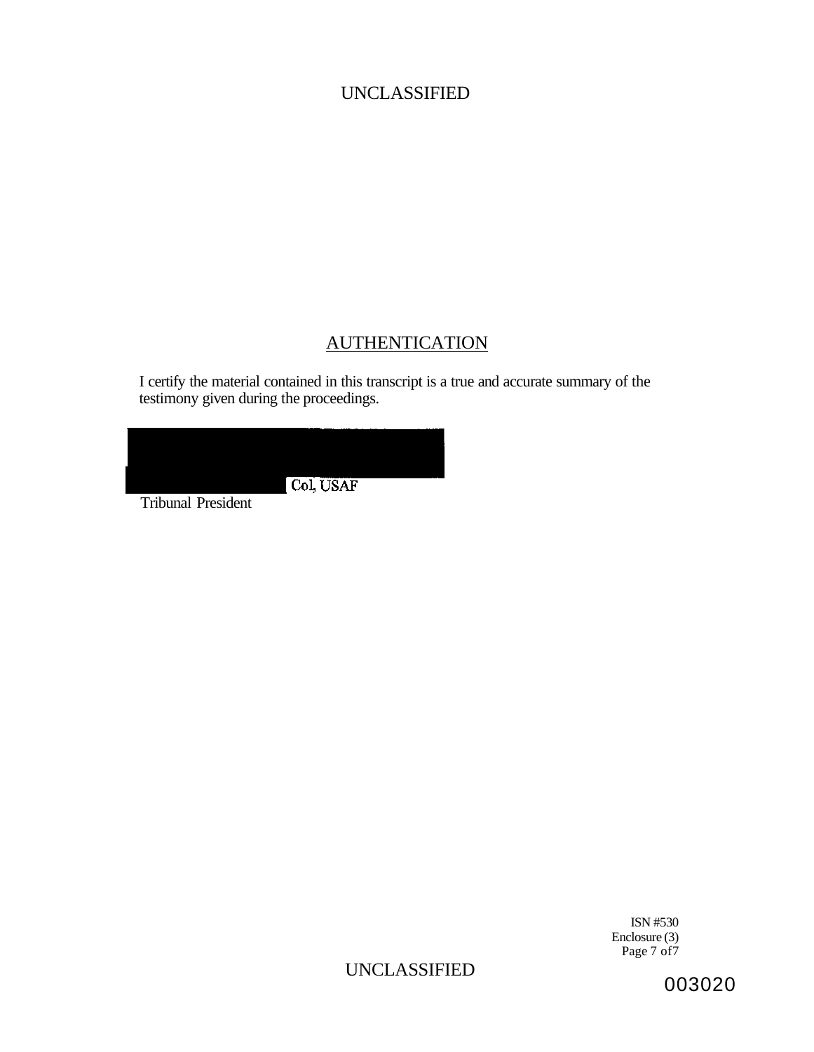## AUTHENTICATION

I certify the material contained in this transcript is a true and accurate summary of the testimony given during the proceedings.

Col, USAF
Tribunal President

ISN #530
Enclosure (3)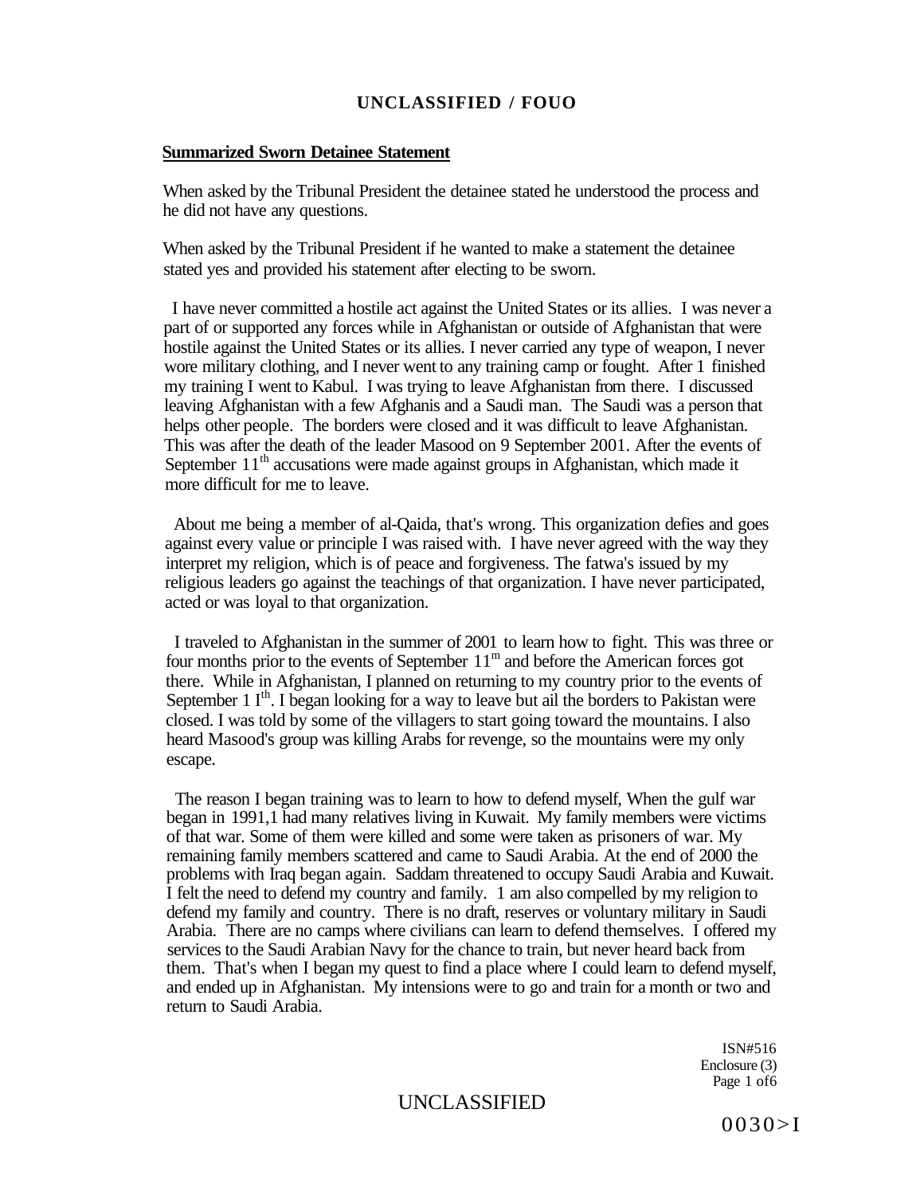## Summarized Sworn Detainee Statement

When asked by the Tribunal President the detainee stated he understood the process and he did not have any questions.

When asked by the Tribunal President if he wanted to make a statement the detainee stated yes and provided his statement after electing to be sworn.

I have never committed a hostile act against the United States or its allies. I was never a part of or supported any forces while in Afghanistan or outside of Afghanistan that were hostile against the United States or its allies. I never carried any type of weapon, I never wore military clothing, and I never went to any training camp or fought. After 1 finished my training I went to Kabul. I was trying to leave Afghanistan from there. I discussed leaving Afghanistan with a few Afghanis and a Saudi man. The Saudi was a person that helps other people. The borders were closed and it was difficult to leave Afghanistan. This was after the death of the leader Masood on 9 September 2001. After the events of September 11th accusations were made against groups in Afghanistan, which made it more difficult for me to leave.

About me being a member of al-Qaida, that's wrong. This organization defies and goes against every value or principle I was raised with. I have never agreed with the way they interpret my religion, which is of peace and forgiveness. The fatwa's issued by my religious leaders go against the teachings of that organization. I have never participated, acted or was loyal to that organization.

I traveled to Afghanistan in the summer of 2001 to learn how to fight. This was three or four months prior to the events of September 11m and before the American forces got there. While in Afghanistan, I planned on returning to my country prior to the events of September 1 Ith. I began looking for a way to leave but ail the borders to Pakistan were closed. I was told by some of the villagers to start going toward the mountains. I also heard Masood's group was killing Arabs for revenge, so the mountains were my only escape.

The reason I began training was to learn to how to defend myself, When the gulf war began in 1991,1 had many relatives living in Kuwait. My family members were victims of that war. Some of them were killed and some were taken as prisoners of war. My remaining family members scattered and came to Saudi Arabia. At the end of 2000 the problems with Iraq began again. Saddam threatened to occupy Saudi Arabia and Kuwait. I felt the need to defend my country and family. 1 am also compelled by my religion to defend my family and country. There is no draft, reserves or voluntary military in Saudi Arabia. There are no camps where civilians can learn to defend themselves. I offered my services to the Saudi Arabian Navy for the chance to train, but never heard back from them. That's when I began my quest to find a place where I could learn to defend myself, and ended up in Afghanistan. My intensions were to go and train for a month or two and return to Saudi Arabia.

ISN#516
Enclosure (3)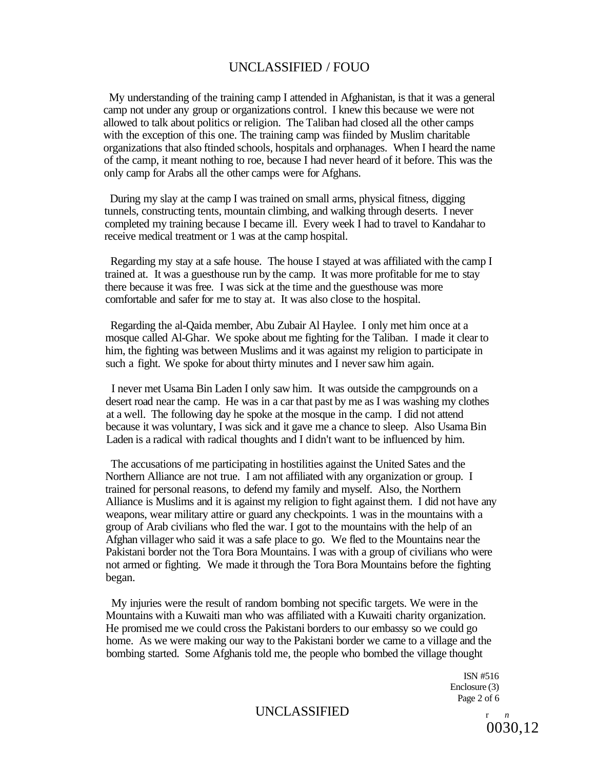My understanding of the training camp I attended in Afghanistan, is that it was a general camp not under any group or organizations control. I knew this because we were not allowed to talk about politics or religion. The Taliban had closed all the other camps with the exception of this one. The training camp was fiinded by Muslim charitable organizations that also ftinded schools, hospitals and orphanages. When I heard the name of the camp, it meant nothing to roe, because I had never heard of it before. This was the only camp for Arabs all the other camps were for Afghans.

During my slay at the camp I was trained on small arms, physical fitness, digging tunnels, constructing tents, mountain climbing, and walking through deserts. I never completed my training because I became ill. Every week I had to travel to Kandahar to receive medical treatment or 1 was at the camp hospital.

Regarding my stay at a safe house. The house I stayed at was affiliated with the camp I trained at. It was a guesthouse run by the camp. It was more profitable for me to stay there because it was free. I was sick at the time and the guesthouse was more comfortable and safer for me to stay at. It was also close to the hospital.

Regarding the al-Qaida member, Abu Zubair Al Haylee. I only met him once at a mosque called Al-Ghar. We spoke about me fighting for the Taliban. I made it clear to him, the fighting was between Muslims and it was against my religion to participate in such a fight. We spoke for about thirty minutes and I never saw him again.

I never met Usama Bin Laden I only saw him. It was outside the campgrounds on a desert road near the camp. He was in a car that past by me as I was washing my clothes at a well. The following day he spoke at the mosque in the camp. I did not attend because it was voluntary, I was sick and it gave me a chance to sleep. Also Usama Bin Laden is a radical with radical thoughts and I didn't want to be influenced by him.

The accusations of me participating in hostilities against the United Sates and the Northern Alliance are not true. I am not affiliated with any organization or group. I trained for personal reasons, to defend my family and myself. Also, the Northern Alliance is Muslims and it is against my religion to fight against them. I did not have any weapons, wear military attire or guard any checkpoints. 1 was in the mountains with a group of Arab civilians who fled the war. I got to the mountains with the help of an Afghan villager who said it was a safe place to go. We fled to the Mountains near the Pakistani border not the Tora Bora Mountains. I was with a group of civilians who were not armed or fighting. We made it through the Tora Bora Mountains before the fighting began.

My injuries were the result of random bombing not specific targets. We were in the Mountains with a Kuwaiti man who was affiliated with a Kuwaiti charity organization. He promised me we could cross the Pakistani borders to our embassy so we could go home. As we were making our way to the Pakistani border we came to a village and the bombing started. Some Afghanis told me, the people who bombed the village thought

ISN #516
Enclosure (3)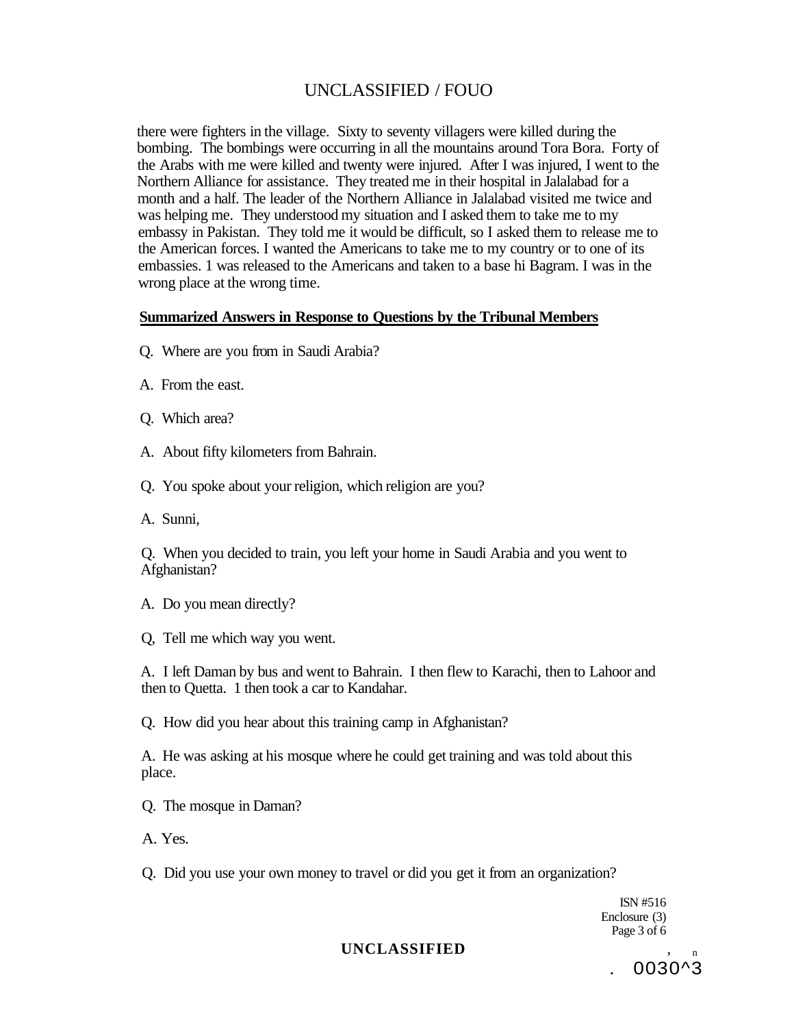there were fighters in the village. Sixty to seventy villagers were killed during the bombing. The bombings were occurring in all the mountains around Tora Bora. Forty of the Arabs with me were killed and twenty were injured. After I was injured, I went to the Northern Alliance for assistance. They treated me in their hospital in Jalalabad for a month and a half. The leader of the Northern Alliance in Jalalabad visited me twice and was helping me. They understood my situation and I asked them to take me to my embassy in Pakistan. They told me it would be difficult, so I asked them to release me to the American forces. I wanted the Americans to take me to my country or to one of its embassies. 1 was released to the Americans and taken to a base hi Bagram. I was in the wrong place at the wrong time.

**Summarized Answers in Response to Questions by the Tribunal Members**

Q. Where are you from in Saudi Arabia?

A. From the east.

Q. Which area?

A. About fifty kilometers from Bahrain.

Q. You spoke about your religion, which religion are you?

A. Sunni,

Q. When you decided to train, you left your home in Saudi Arabia and you went to Afghanistan?

A. Do you mean directly?

Q, Tell me which way you went.

A. I left Daman by bus and went to Bahrain. I then flew to Karachi, then to Lahoor and then to Quetta. 1 then took a car to Kandahar.

Q. How did you hear about this training camp in Afghanistan?

A. He was asking at his mosque where he could get training and was told about this place.

Q. The mosque in Daman?

A. Yes.

Q. Did you use your own money to travel or did you get it from an organization?

ISN #516
Enclosure (3)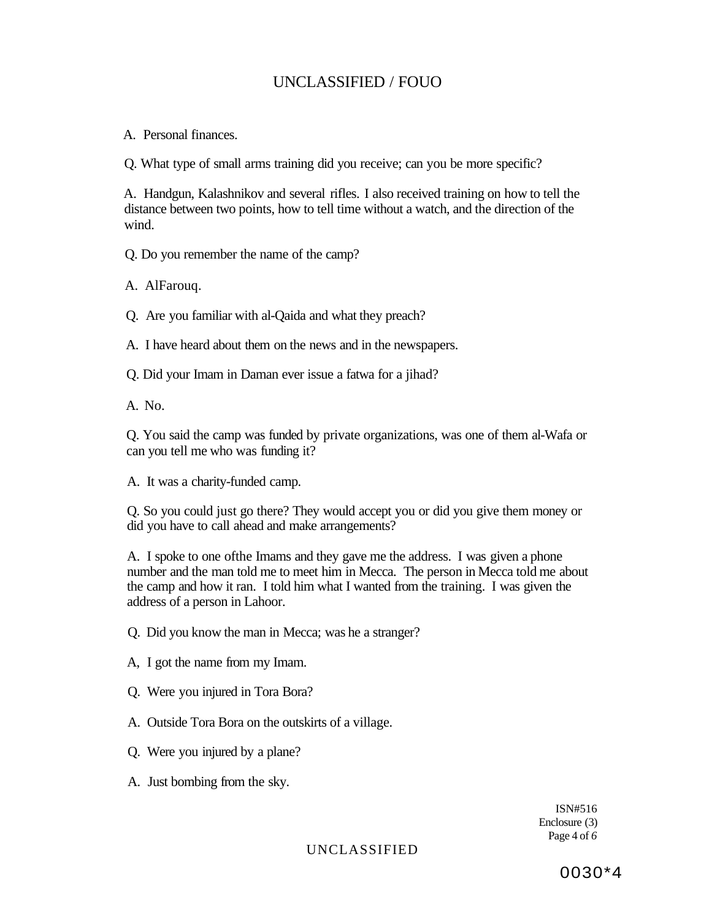A. Personal finances.

Q. What type of small arms training did you receive; can you be more specific?

A. Handgun, Kalashnikov and several rifles. I also received training on how to tell the distance between two points, how to tell time without a watch, and the direction of the wind.

Q. Do you remember the name of the camp?

A. AlFarouq.

Q. Are you familiar with al-Qaida and what they preach?

A. I have heard about them on the news and in the newspapers.

Q. Did your Imam in Daman ever issue a fatwa for a jihad?

A. No.

Q. You said the camp was funded by private organizations, was one of them al-Wafa or can you tell me who was funding it?

A. It was a charity-funded camp.

Q. So you could just go there? They would accept you or did you give them money or did you have to call ahead and make arrangements?

A. I spoke to one ofthe Imams and they gave me the address. I was given a phone number and the man told me to meet him in Mecca. The person in Mecca told me about the camp and how it ran. I told him what I wanted from the training. I was given the address of a person in Lahoor.

Q. Did you know the man in Mecca; was he a stranger?

A, I got the name from my Imam.

Q. Were you injured in Tora Bora?

A. Outside Tora Bora on the outskirts of a village.

Q. Were you injured by a plane?

A. Just bombing from the sky.

ISN#516
Enclosure (3)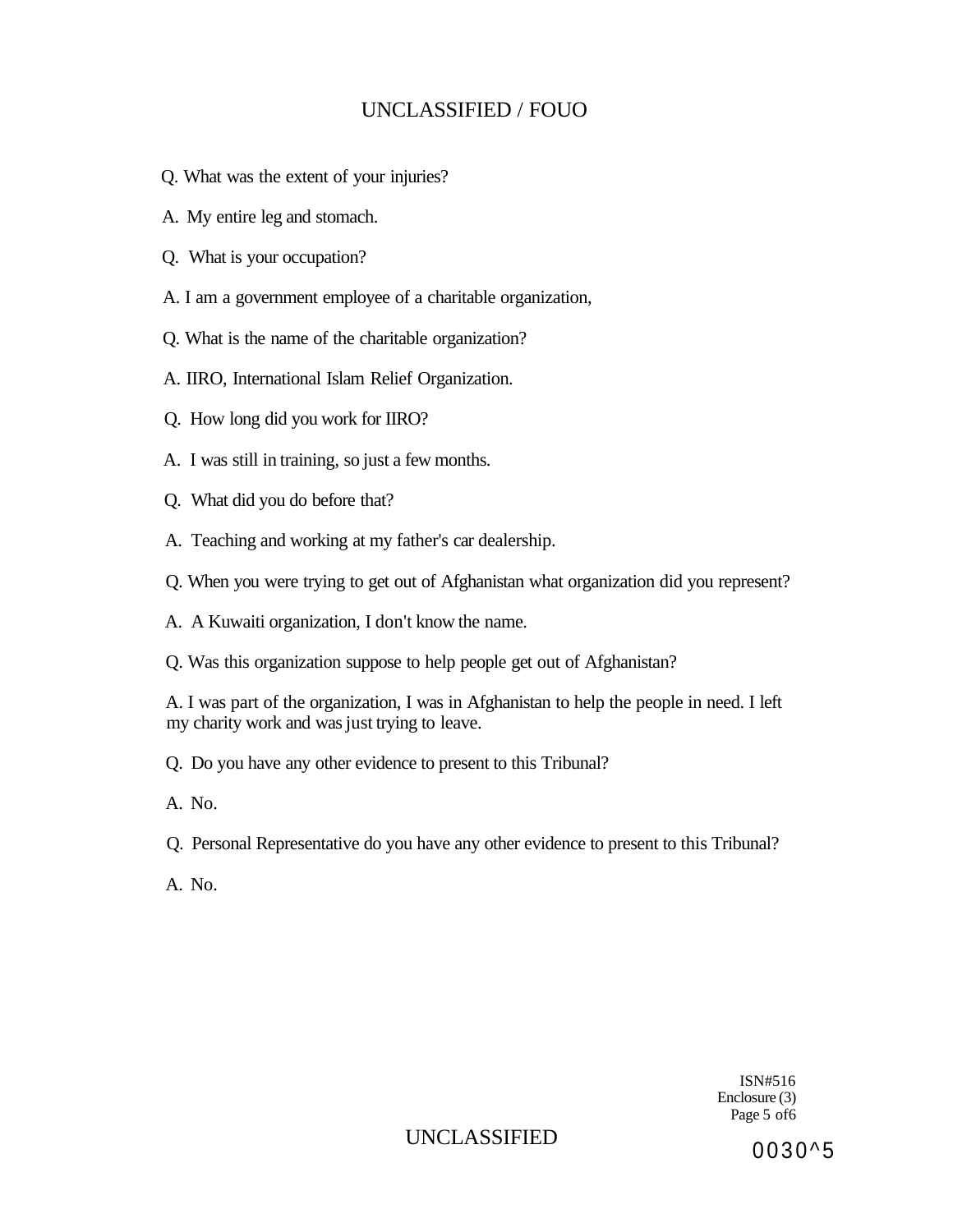Q. What was the extent of your injuries?

A. My entire leg and stomach.

Q. What is your occupation?

A. I am a government employee of a charitable organization,

Q. What is the name of the charitable organization?

A. IIRO, International Islam Relief Organization.

Q. How long did you work for IIRO?

A. I was still in training, so just a few months.

Q. What did you do before that?

A. Teaching and working at my father's car dealership.

Q. When you were trying to get out of Afghanistan what organization did you represent?

A. A Kuwaiti organization, I don't know the name.

Q. Was this organization suppose to help people get out of Afghanistan?

A. I was part of the organization, I was in Afghanistan to help the people in need. I left my charity work and was just trying to leave.

Q. Do you have any other evidence to present to this Tribunal?

A. No.

Q. Personal Representative do you have any other evidence to present to this Tribunal?

A. No.

ISN#516
Enclosure (3)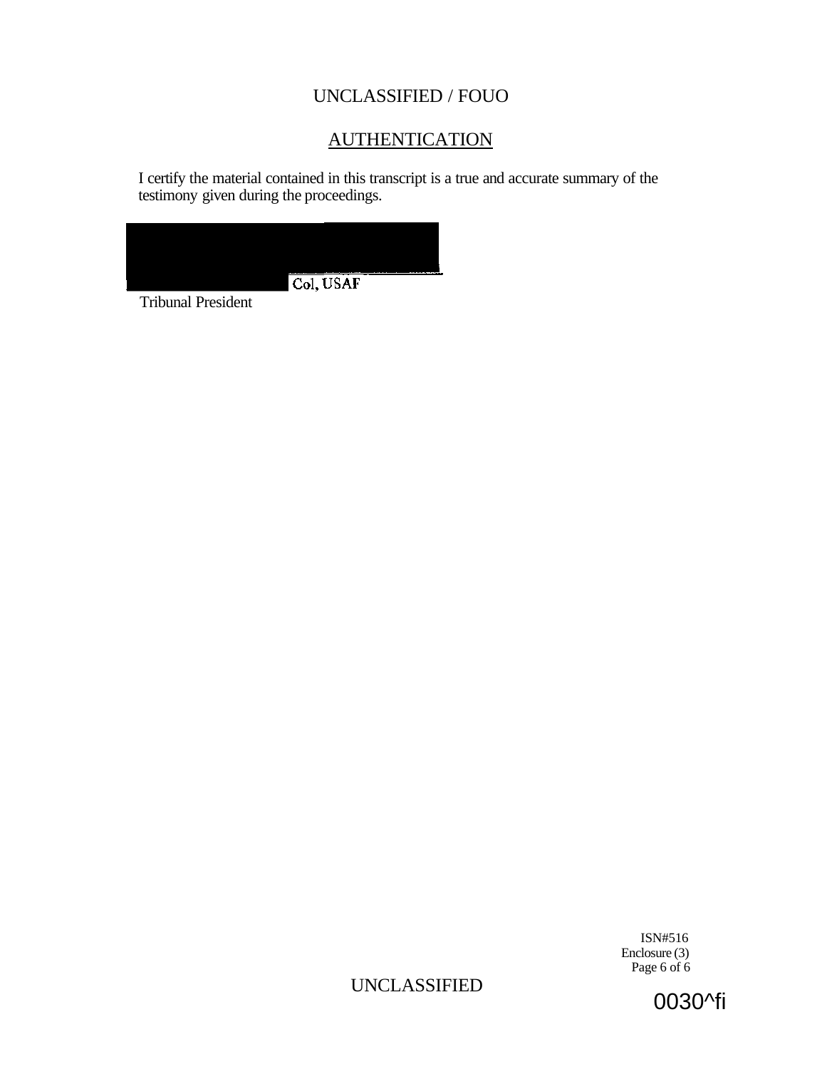UNCLASSIFIED / FOUO

## AUTHENTICATION

I certify the material contained in this transcript is a true and accurate summary of the testimony given during the proceedings.

Col, USAF

Tribunal President

ISN#516
Enclosure (3)

UNCLASSIFIED

0030^fi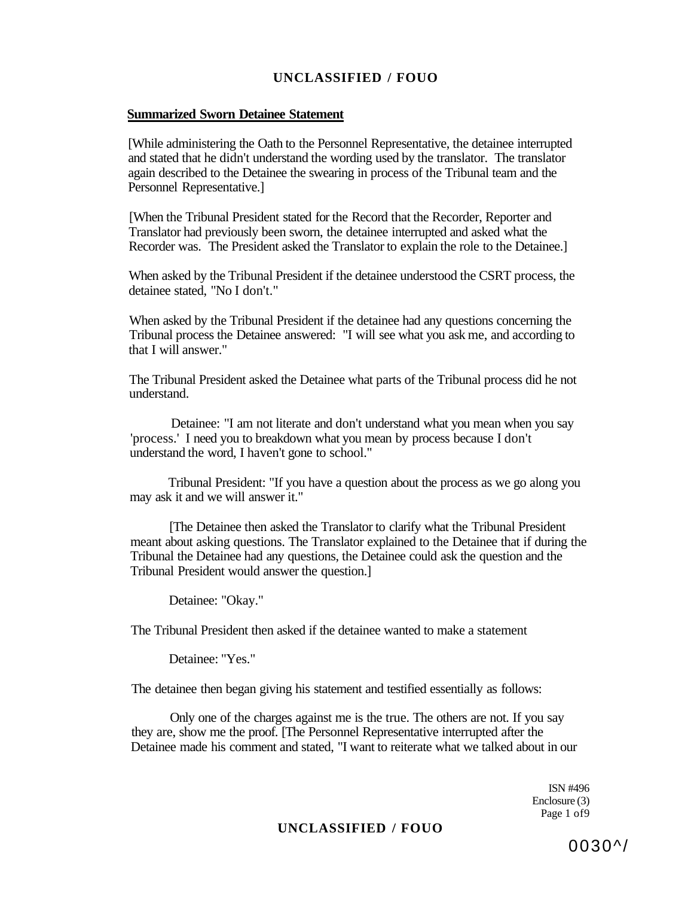**Summarized Sworn Detainee Statement**

[While administering the Oath to the Personnel Representative, the detainee interrupted and stated that he didn't understand the wording used by the translator. The translator again described to the Detainee the swearing in process of the Tribunal team and the Personnel Representative.]

[When the Tribunal President stated for the Record that the Recorder, Reporter and Translator had previously been sworn, the detainee interrupted and asked what the Recorder was. The President asked the Translator to explain the role to the Detainee.]

When asked by the Tribunal President if the detainee understood the CSRT process, the detainee stated, "No I don't."

When asked by the Tribunal President if the detainee had any questions concerning the Tribunal process the Detainee answered: "I will see what you ask me, and according to that I will answer."

The Tribunal President asked the Detainee what parts of the Tribunal process did he not understand.

Detainee: "I am not literate and don't understand what you mean when you say 'process.' I need you to breakdown what you mean by process because I don't understand the word, I haven't gone to school."

Tribunal President: "If you have a question about the process as we go along you may ask it and we will answer it."

[The Detainee then asked the Translator to clarify what the Tribunal President meant about asking questions. The Translator explained to the Detainee that if during the Tribunal the Detainee had any questions, the Detainee could ask the question and the Tribunal President would answer the question.]

Detainee: "Okay."

The Tribunal President then asked if the detainee wanted to make a statement

Detainee: "Yes."

The detainee then began giving his statement and testified essentially as follows:

Only one of the charges against me is the true. The others are not. If you say they are, show me the proof. [The Personnel Representative interrupted after the Detainee made his comment and stated, "I want to reiterate what we talked about in our

ISN #496
Enclosure (3)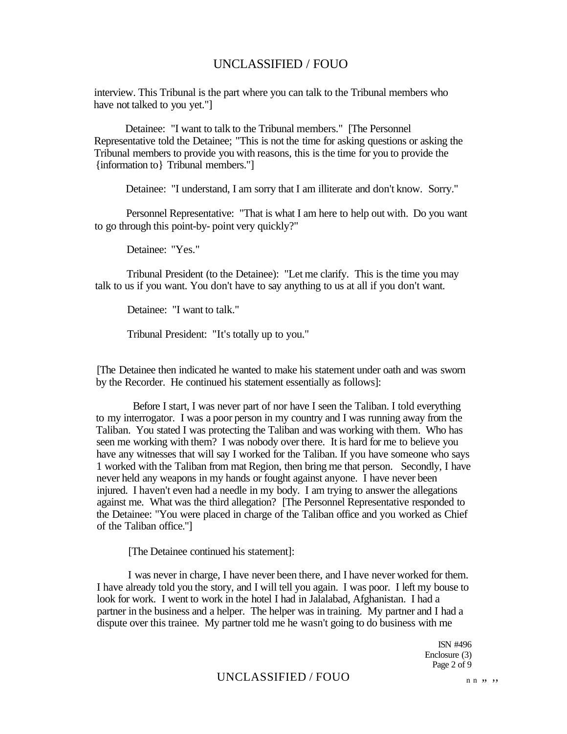interview. This Tribunal is the part where you can talk to the Tribunal members who have not talked to you yet."]

Detainee: "I want to talk to the Tribunal members." [The Personnel Representative told the Detainee; "This is not the time for asking questions or asking the Tribunal members to provide you with reasons, this is the time for you to provide the {information to} Tribunal members."]

Detainee: "I understand, I am sorry that I am illiterate and don't know. Sorry."

Personnel Representative: "That is what I am here to help out with. Do you want to go through this point-by- point very quickly?"

Detainee: "Yes."

Tribunal President (to the Detainee): "Let me clarify. This is the time you may talk to us if you want. You don't have to say anything to us at all if you don't want.

Detainee: "I want to talk."

Tribunal President: "It's totally up to you."

[The Detainee then indicated he wanted to make his statement under oath and was sworn by the Recorder. He continued his statement essentially as follows]:

Before I start, I was never part of nor have I seen the Taliban. I told everything to my interrogator. I was a poor person in my country and I was running away from the Taliban. You stated I was protecting the Taliban and was working with them. Who has seen me working with them? I was nobody over there. It is hard for me to believe you have any witnesses that will say I worked for the Taliban. If you have someone who says 1 worked with the Taliban from mat Region, then bring me that person. Secondly, I have never held any weapons in my hands or fought against anyone. I have never been injured. I haven't even had a needle in my body. I am trying to answer the allegations against me. What was the third allegation? [The Personnel Representative responded to the Detainee: "You were placed in charge of the Taliban office and you worked as Chief of the Taliban office."]

[The Detainee continued his statement]:

I was never in charge, I have never been there, and I have never worked for them. I have already told you the story, and I will tell you again. I was poor. I left my bouse to look for work. I went to work in the hotel I had in Jalalabad, Afghanistan. I had a partner in the business and a helper. The helper was in training. My partner and I had a dispute over this trainee. My partner told me he wasn't going to do business with me

ISN #496
Enclosure (3)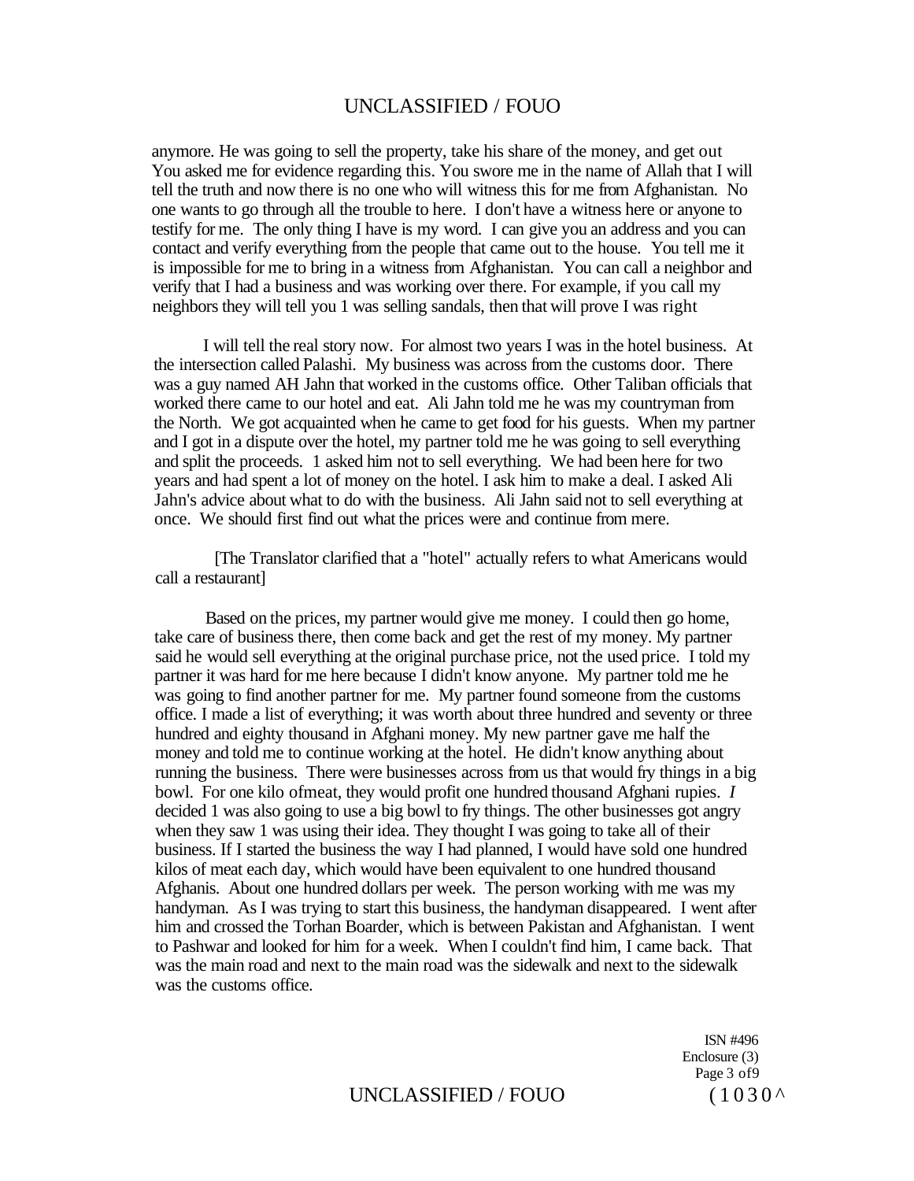anymore. He was going to sell the property, take his share of the money, and get out You asked me for evidence regarding this. You swore me in the name of Allah that I will tell the truth and now there is no one who will witness this for me from Afghanistan. No one wants to go through all the trouble to here. I don't have a witness here or anyone to testify for me. The only thing I have is my word. I can give you an address and you can contact and verify everything from the people that came out to the house. You tell me it is impossible for me to bring in a witness from Afghanistan. You can call a neighbor and verify that I had a business and was working over there. For example, if you call my neighbors they will tell you 1 was selling sandals, then that will prove I was right

I will tell the real story now. For almost two years I was in the hotel business. At the intersection called Palashi. My business was across from the customs door. There was a guy named AH Jahn that worked in the customs office. Other Taliban officials that worked there came to our hotel and eat. Ali Jahn told me he was my countryman from the North. We got acquainted when he came to get food for his guests. When my partner and I got in a dispute over the hotel, my partner told me he was going to sell everything and split the proceeds. 1 asked him not to sell everything. We had been here for two years and had spent a lot of money on the hotel. I ask him to make a deal. I asked Ali Jahn's advice about what to do with the business. Ali Jahn said not to sell everything at once. We should first find out what the prices were and continue from mere.

[The Translator clarified that a "hotel" actually refers to what Americans would call a restaurant]

Based on the prices, my partner would give me money. I could then go home, take care of business there, then come back and get the rest of my money. My partner said he would sell everything at the original purchase price, not the used price. I told my partner it was hard for me here because I didn't know anyone. My partner told me he was going to find another partner for me. My partner found someone from the customs office. I made a list of everything; it was worth about three hundred and seventy or three hundred and eighty thousand in Afghani money. My new partner gave me half the money and told me to continue working at the hotel. He didn't know anything about running the business. There were businesses across from us that would fry things in a big bowl. For one kilo ofmeat, they would profit one hundred thousand Afghani rupies. *I* decided 1 was also going to use a big bowl to fry things. The other businesses got angry when they saw 1 was using their idea. They thought I was going to take all of their business. If I started the business the way I had planned, I would have sold one hundred kilos of meat each day, which would have been equivalent to one hundred thousand Afghanis. About one hundred dollars per week. The person working with me was my handyman. As I was trying to start this business, the handyman disappeared. I went after him and crossed the Torhan Boarder, which is between Pakistan and Afghanistan. I went to Pashwar and looked for him for a week. When I couldn't find him, I came back. That was the main road and next to the main road was the sidewalk and next to the sidewalk was the customs office.

ISN #496
Enclosure (3)
Page 3 of9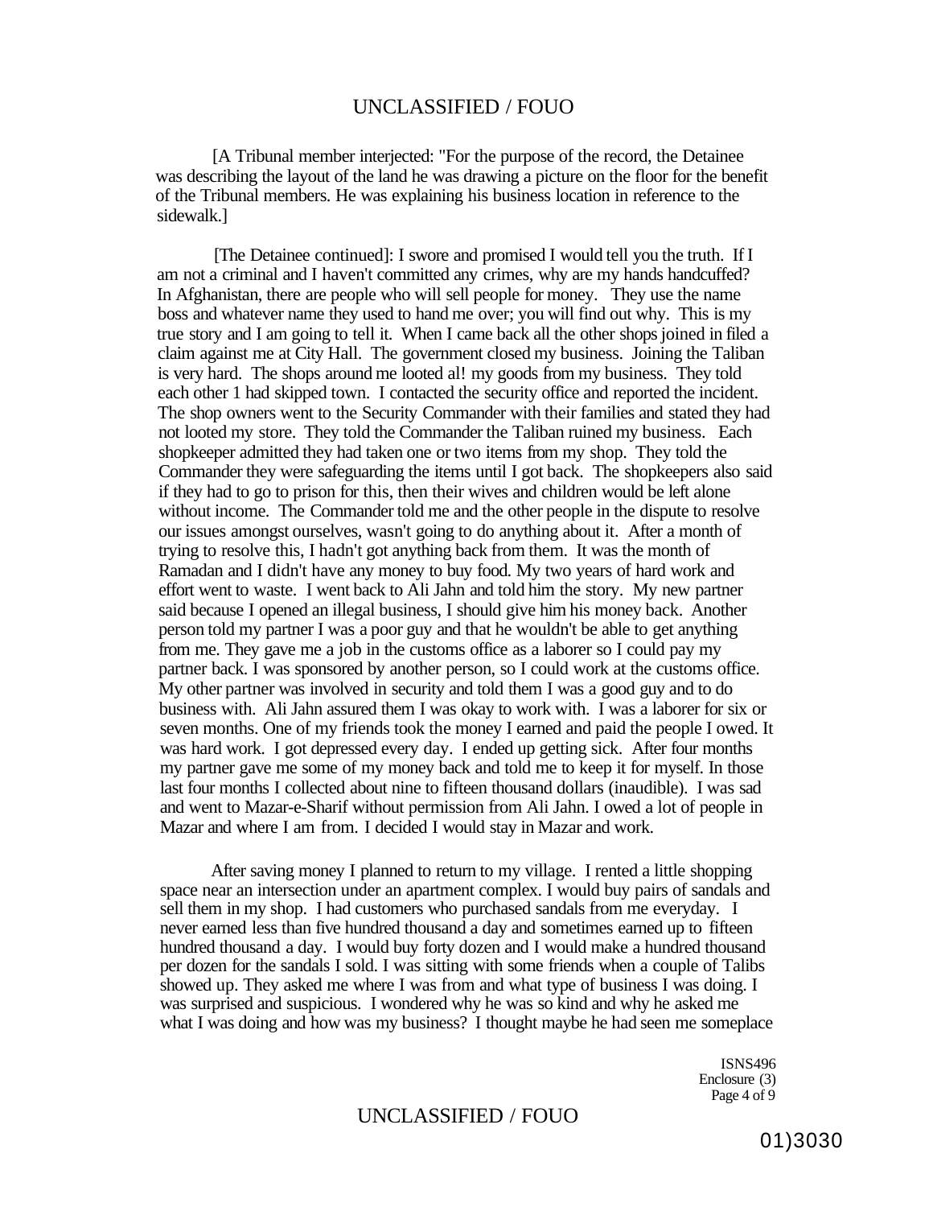[A Tribunal member interjected: "For the purpose of the record, the Detainee was describing the layout of the land he was drawing a picture on the floor for the benefit of the Tribunal members. He was explaining his business location in reference to the sidewalk.]

[The Detainee continued]: I swore and promised I would tell you the truth. If I am not a criminal and I haven't committed any crimes, why are my hands handcuffed? In Afghanistan, there are people who will sell people for money. They use the name boss and whatever name they used to hand me over; you will find out why. This is my true story and I am going to tell it. When I came back all the other shops joined in filed a claim against me at City Hall. The government closed my business. Joining the Taliban is very hard. The shops around me looted al! my goods from my business. They told each other 1 had skipped town. I contacted the security office and reported the incident. The shop owners went to the Security Commander with their families and stated they had not looted my store. They told the Commander the Taliban ruined my business. Each shopkeeper admitted they had taken one or two items from my shop. They told the Commander they were safeguarding the items until I got back. The shopkeepers also said if they had to go to prison for this, then their wives and children would be left alone without income. The Commander told me and the other people in the dispute to resolve our issues amongst ourselves, wasn't going to do anything about it. After a month of trying to resolve this, I hadn't got anything back from them. It was the month of Ramadan and I didn't have any money to buy food. My two years of hard work and effort went to waste. I went back to Ali Jahn and told him the story. My new partner said because I opened an illegal business, I should give him his money back. Another person told my partner I was a poor guy and that he wouldn't be able to get anything from me. They gave me a job in the customs office as a laborer so I could pay my partner back. I was sponsored by another person, so I could work at the customs office. My other partner was involved in security and told them I was a good guy and to do business with. Ali Jahn assured them I was okay to work with. I was a laborer for six or seven months. One of my friends took the money I earned and paid the people I owed. It was hard work. I got depressed every day. I ended up getting sick. After four months my partner gave me some of my money back and told me to keep it for myself. In those last four months I collected about nine to fifteen thousand dollars (inaudible). I was sad and went to Mazar-e-Sharif without permission from Ali Jahn. I owed a lot of people in Mazar and where I am from. I decided I would stay in Mazar and work.

After saving money I planned to return to my village. I rented a little shopping space near an intersection under an apartment complex. I would buy pairs of sandals and sell them in my shop. I had customers who purchased sandals from me everyday. I never earned less than five hundred thousand a day and sometimes earned up to fifteen hundred thousand a day. I would buy forty dozen and I would make a hundred thousand per dozen for the sandals I sold. I was sitting with some friends when a couple of Talibs showed up. They asked me where I was from and what type of business I was doing. I was surprised and suspicious. I wondered why he was so kind and why he asked me what I was doing and how was my business? I thought maybe he had seen me someplace

ISNS496
Enclosure (3)

01)3030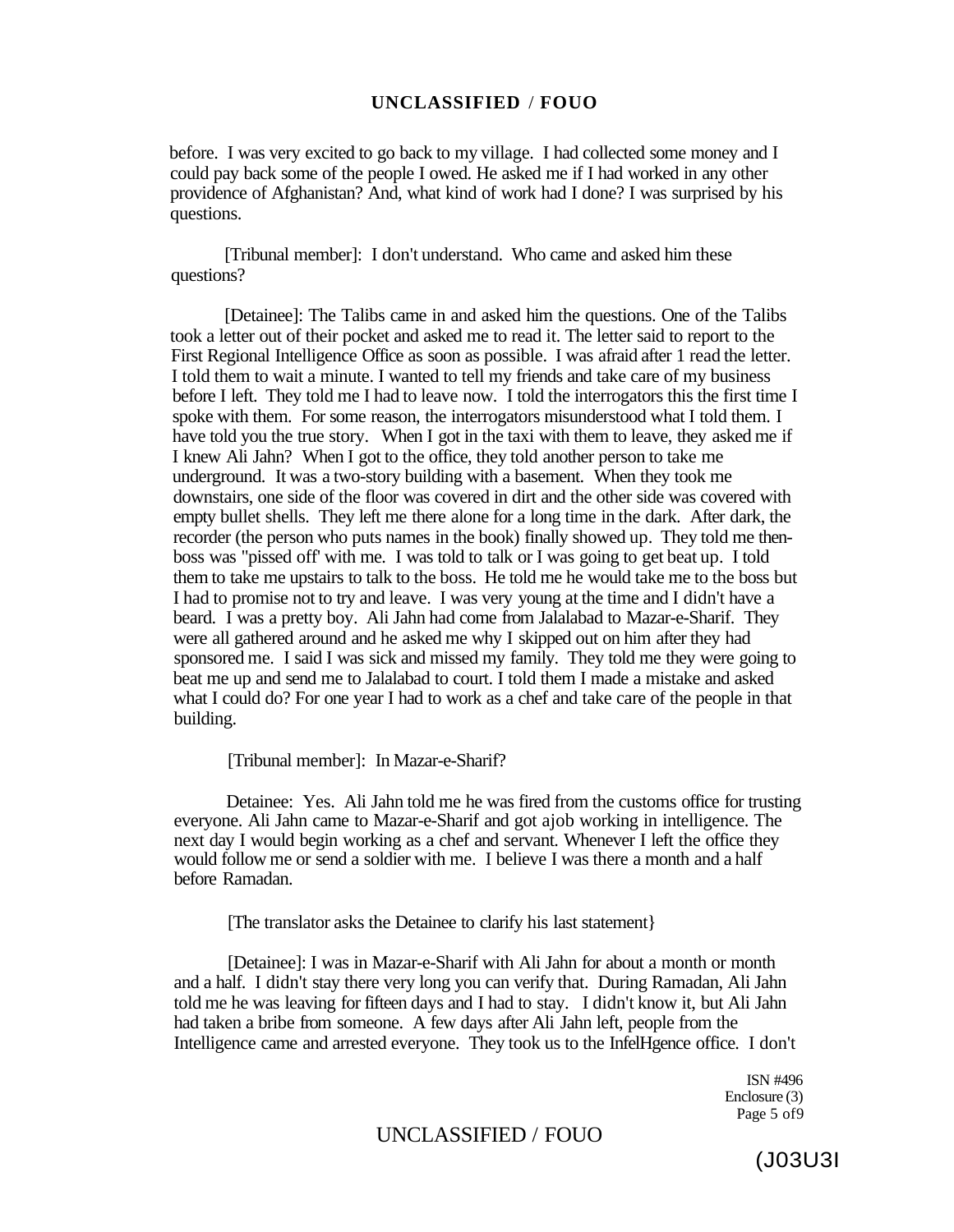before. I was very excited to go back to my village. I had collected some money and I could pay back some of the people I owed. He asked me if I had worked in any other providence of Afghanistan? And, what kind of work had I done? I was surprised by his questions.

[Tribunal member]: I don't understand. Who came and asked him these questions?

[Detainee]: The Talibs came in and asked him the questions. One of the Talibs took a letter out of their pocket and asked me to read it. The letter said to report to the First Regional Intelligence Office as soon as possible. I was afraid after 1 read the letter. I told them to wait a minute. I wanted to tell my friends and take care of my business before I left. They told me I had to leave now. I told the interrogators this the first time I spoke with them. For some reason, the interrogators misunderstood what I told them. I have told you the true story. When I got in the taxi with them to leave, they asked me if I knew Ali Jahn? When I got to the office, they told another person to take me underground. It was a two-story building with a basement. When they took me downstairs, one side of the floor was covered in dirt and the other side was covered with empty bullet shells. They left me there alone for a long time in the dark. After dark, the recorder (the person who puts names in the book) finally showed up. They told me then-boss was "pissed off' with me. I was told to talk or I was going to get beat up. I told them to take me upstairs to talk to the boss. He told me he would take me to the boss but I had to promise not to try and leave. I was very young at the time and I didn't have a beard. I was a pretty boy. Ali Jahn had come from Jalalabad to Mazar-e-Sharif. They were all gathered around and he asked me why I skipped out on him after they had sponsored me. I said I was sick and missed my family. They told me they were going to beat me up and send me to Jalalabad to court. I told them I made a mistake and asked what I could do? For one year I had to work as a chef and take care of the people in that building.

[Tribunal member]: In Mazar-e-Sharif?

Detainee: Yes. Ali Jahn told me he was fired from the customs office for trusting everyone. Ali Jahn came to Mazar-e-Sharif and got ajob working in intelligence. The next day I would begin working as a chef and servant. Whenever I left the office they would follow me or send a soldier with me. I believe I was there a month and a half before Ramadan.

[The translator asks the Detainee to clarify his last statement}

[Detainee]: I was in Mazar-e-Sharif with Ali Jahn for about a month or month and a half. I didn't stay there very long you can verify that. During Ramadan, Ali Jahn told me he was leaving for fifteen days and I had to stay. I didn't know it, but Ali Jahn had taken a bribe from someone. A few days after Ali Jahn left, people from the Intelligence came and arrested everyone. They took us to the InfelHgence office. I don't

ISN #496
Enclosure (3)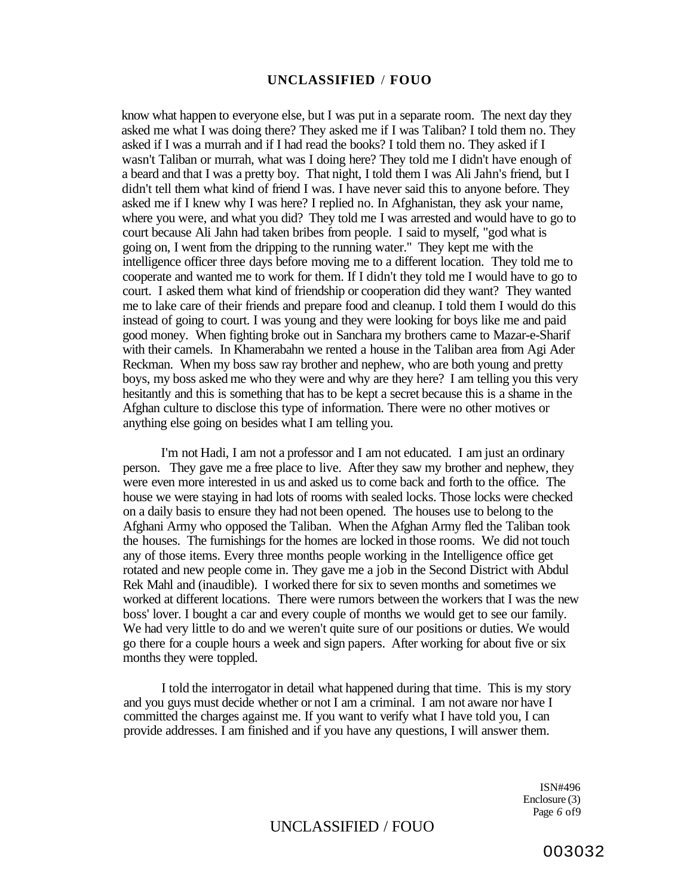know what happen to everyone else, but I was put in a separate room. The next day they asked me what I was doing there? They asked me if I was Taliban? I told them no. They asked if I was a murrah and if I had read the books? I told them no. They asked if I wasn't Taliban or murrah, what was I doing here? They told me I didn't have enough of a beard and that I was a pretty boy. That night, I told them I was Ali Jahn's friend, but I didn't tell them what kind of friend I was. I have never said this to anyone before. They asked me if I knew why I was here? I replied no. In Afghanistan, they ask your name, where you were, and what you did? They told me I was arrested and would have to go to court because Ali Jahn had taken bribes from people. I said to myself, "god what is going on, I went from the dripping to the running water." They kept me with the intelligence officer three days before moving me to a different location. They told me to cooperate and wanted me to work for them. If I didn't they told me I would have to go to court. I asked them what kind of friendship or cooperation did they want? They wanted me to lake care of their friends and prepare food and cleanup. I told them I would do this instead of going to court. I was young and they were looking for boys like me and paid good money. When fighting broke out in Sanchara my brothers came to Mazar-e-Sharif with their camels. In Khamerabahn we rented a house in the Taliban area from Agi Ader Reckman. When my boss saw ray brother and nephew, who are both young and pretty boys, my boss asked me who they were and why are they here? I am telling you this very hesitantly and this is something that has to be kept a secret because this is a shame in the Afghan culture to disclose this type of information. There were no other motives or anything else going on besides what I am telling you.

I'm not Hadi, I am not a professor and I am not educated. I am just an ordinary person. They gave me a free place to live. After they saw my brother and nephew, they were even more interested in us and asked us to come back and forth to the office. The house we were staying in had lots of rooms with sealed locks. Those locks were checked on a daily basis to ensure they had not been opened. The houses use to belong to the Afghani Army who opposed the Taliban. When the Afghan Army fled the Taliban took the houses. The furnishings for the homes are locked in those rooms. We did not touch any of those items. Every three months people working in the Intelligence office get rotated and new people come in. They gave me a job in the Second District with Abdul Rek Mahl and (inaudible). I worked there for six to seven months and sometimes we worked at different locations. There were rumors between the workers that I was the new boss' lover. I bought a car and every couple of months we would get to see our family. We had very little to do and we weren't quite sure of our positions or duties. We would go there for a couple hours a week and sign papers. After working for about five or six months they were toppled.

I told the interrogator in detail what happened during that time. This is my story and you guys must decide whether or not I am a criminal. I am not aware nor have I committed the charges against me. If you want to verify what I have told you, I can provide addresses. I am finished and if you have any questions, I will answer them.

ISN#496
Enclosure (3)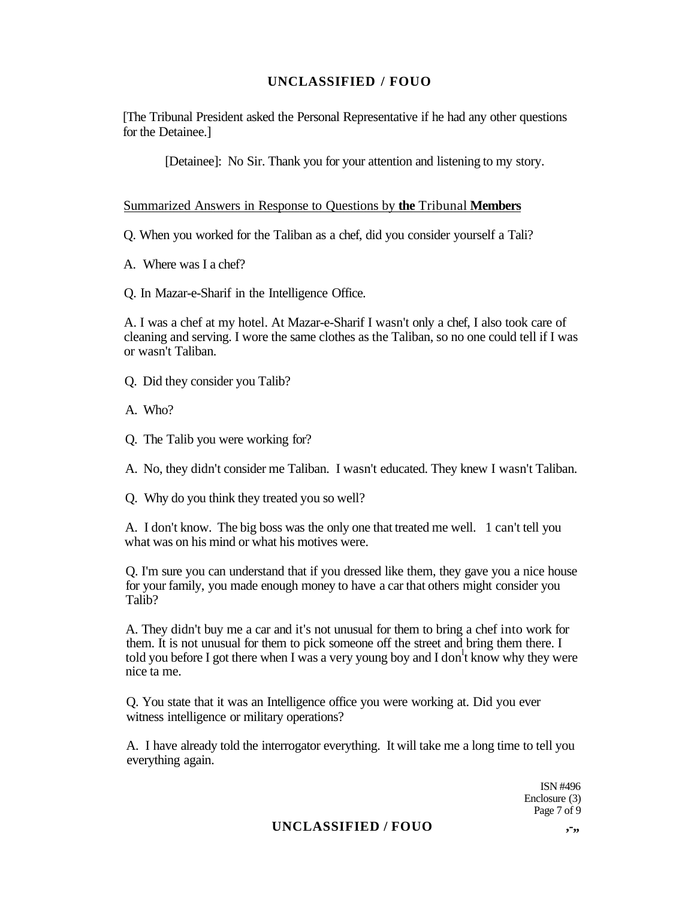[The Tribunal President asked the Personal Representative if he had any other questions for the Detainee.]

[Detainee]: No Sir. Thank you for your attention and listening to my story.

Summarized Answers in Response to Questions by **the** Tribunal **Members**

Q. When you worked for the Taliban as a chef, did you consider yourself a Tali?

A. Where was I a chef?

Q. In Mazar-e-Sharif in the Intelligence Office.

A. I was a chef at my hotel. At Mazar-e-Sharif I wasn't only a chef, I also took care of cleaning and serving. I wore the same clothes as the Taliban, so no one could tell if I was or wasn't Taliban.

Q. Did they consider you Talib?

A. Who?

Q. The Talib you were working for?

A. No, they didn't consider me Taliban. I wasn't educated. They knew I wasn't Taliban.

Q. Why do you think they treated you so well?

A. I don't know. The big boss was the only one that treated me well. 1 can't tell you what was on his mind or what his motives were.

Q. I'm sure you can understand that if you dressed like them, they gave you a nice house for your family, you made enough money to have a car that others might consider you Talib?

A. They didn't buy me a car and it's not unusual for them to bring a chef into work for them. It is not unusual for them to pick someone off the street and bring them there. I told you before I got there when I was a very young boy and I don't know why they were nice ta me.

Q. You state that it was an Intelligence office you were working at. Did you ever witness intelligence or military operations?

A. I have already told the interrogator everything. It will take me a long time to tell you everything again.

ISN #496
Enclosure (3)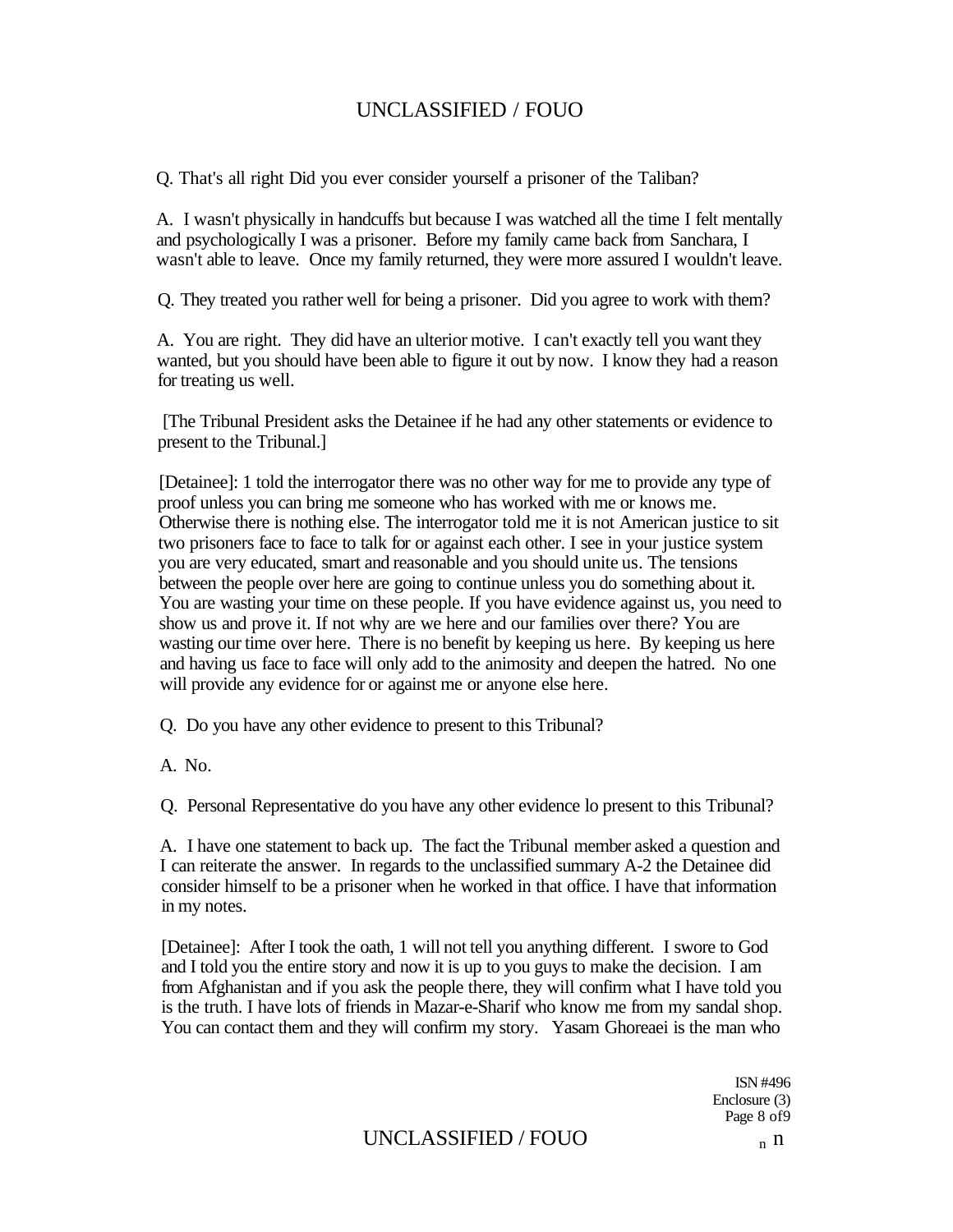Q. That's all right Did you ever consider yourself a prisoner of the Taliban?

A. I wasn't physically in handcuffs but because I was watched all the time I felt mentally and psychologically I was a prisoner. Before my family came back from Sanchara, I wasn't able to leave. Once my family returned, they were more assured I wouldn't leave.

Q. They treated you rather well for being a prisoner. Did you agree to work with them?

A. You are right. They did have an ulterior motive. I can't exactly tell you want they wanted, but you should have been able to figure it out by now. I know they had a reason for treating us well.

[The Tribunal President asks the Detainee if he had any other statements or evidence to present to the Tribunal.]

[Detainee]: 1 told the interrogator there was no other way for me to provide any type of proof unless you can bring me someone who has worked with me or knows me. Otherwise there is nothing else. The interrogator told me it is not American justice to sit two prisoners face to face to talk for or against each other. I see in your justice system you are very educated, smart and reasonable and you should unite us. The tensions between the people over here are going to continue unless you do something about it. You are wasting your time on these people. If you have evidence against us, you need to show us and prove it. If not why are we here and our families over there? You are wasting our time over here. There is no benefit by keeping us here. By keeping us here and having us face to face will only add to the animosity and deepen the hatred. No one will provide any evidence for or against me or anyone else here.

Q. Do you have any other evidence to present to this Tribunal?

A. No.

Q. Personal Representative do you have any other evidence lo present to this Tribunal?

A. I have one statement to back up. The fact the Tribunal member asked a question and I can reiterate the answer. In regards to the unclassified summary A-2 the Detainee did consider himself to be a prisoner when he worked in that office. I have that information in my notes.

[Detainee]: After I took the oath, 1 will not tell you anything different. I swore to God and I told you the entire story and now it is up to you guys to make the decision. I am from Afghanistan and if you ask the people there, they will confirm what I have told you is the truth. I have lots of friends in Mazar-e-Sharif who know me from my sandal shop. You can contact them and they will confirm my story. Yasam Ghoreaei is the man who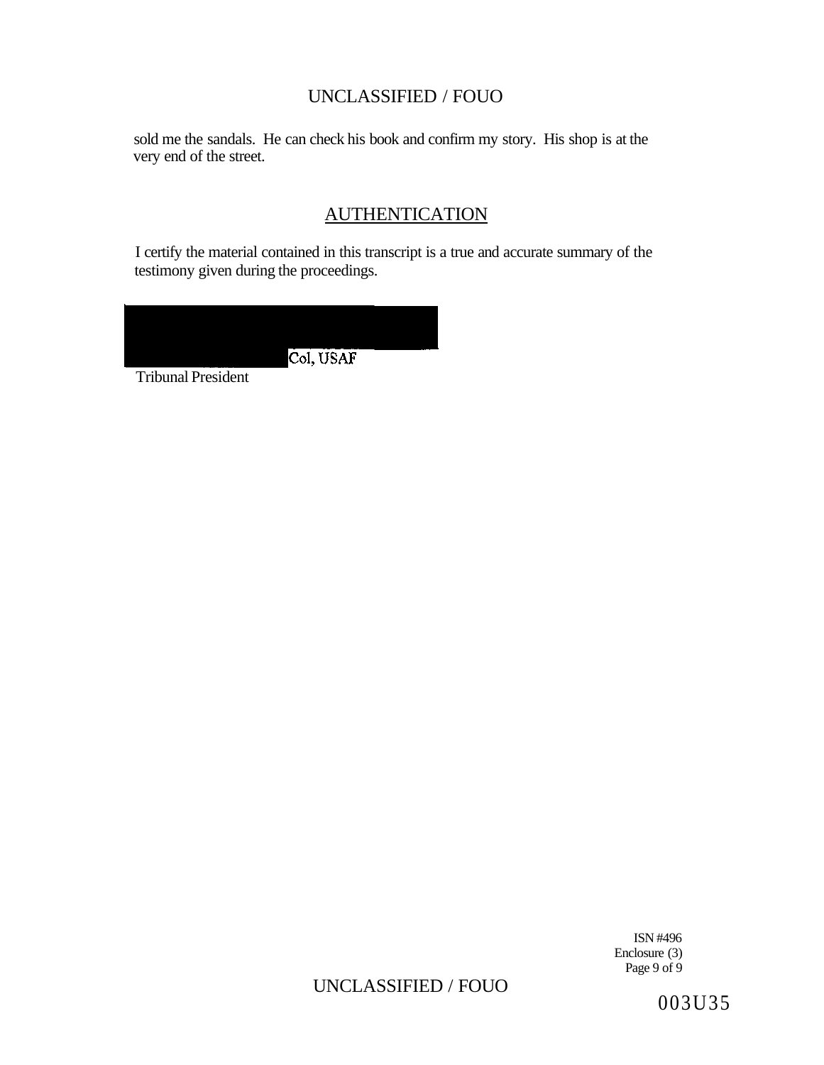sold me the sandals. He can check his book and confirm my story. His shop is at the very end of the street.

## AUTHENTICATION

I certify the material contained in this transcript is a true and accurate summary of the testimony given during the proceedings.

Col, USAF

Tribunal President

ISN #496
Enclosure (3)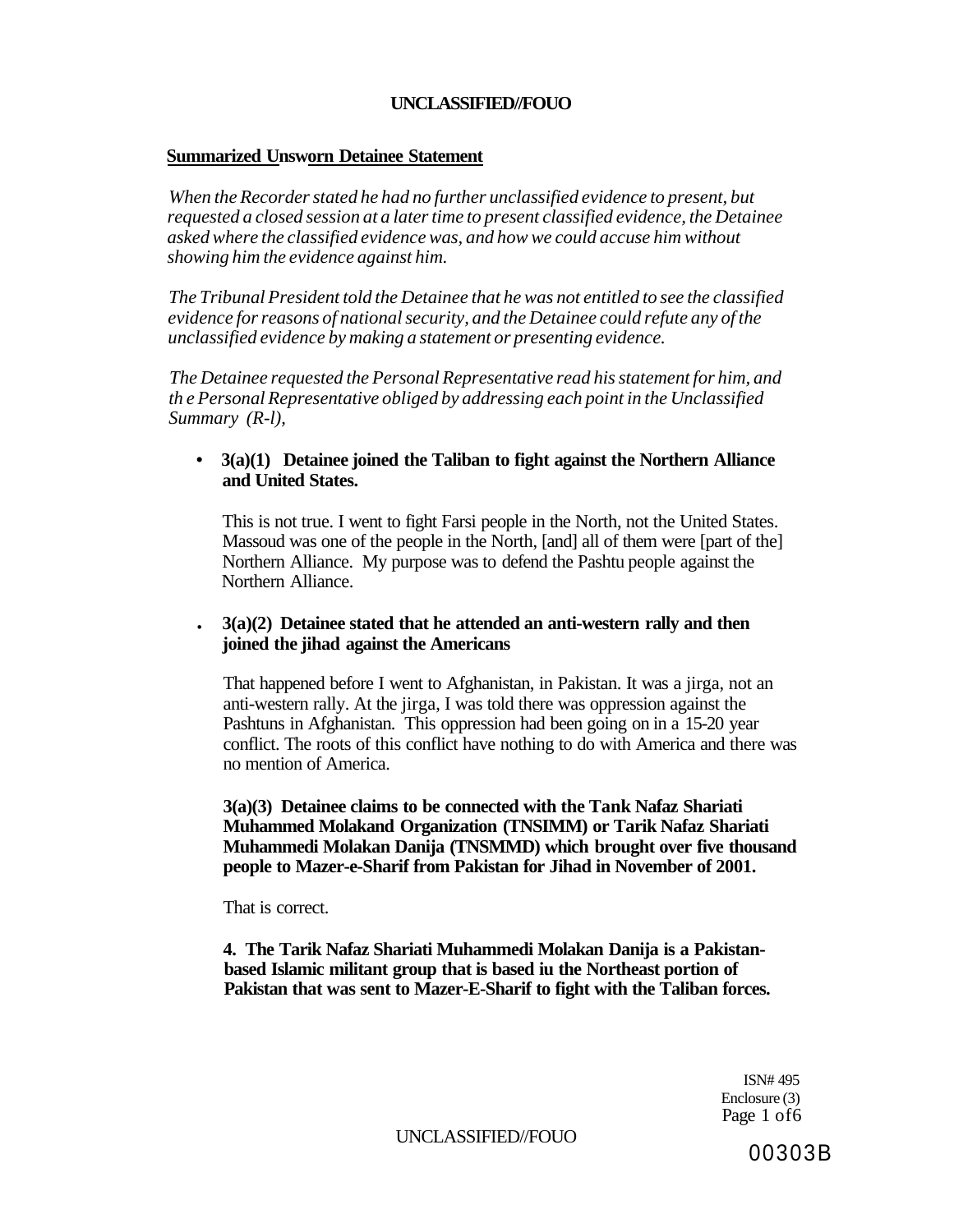**Summarized Unsworn Detainee Statement**

*When the Recorder stated he had no further unclassified evidence to present, but requested a closed session at a later time to present classified evidence, the Detainee asked where the classified evidence was, and how we could accuse him without showing him the evidence against him.*

*The Tribunal President told the Detainee that he was not entitled to see the classified evidence for reasons of national security, and the Detainee could refute any of the unclassified evidence by making a statement or presenting evidence.*

*The Detainee requested the Personal Representative read his statement for him, and th e Personal Representative obliged by addressing each point in the Unclassified Summary (R-l),*

- **3(a)(1) Detainee joined the Taliban to fight against the Northern Alliance and United States.**

  This is not true. I went to fight Farsi people in the North, not the United States. Massoud was one of the people in the North, [and] all of them were [part of the] Northern Alliance. My purpose was to defend the Pashtu people against the Northern Alliance.

- **3(a)(2) Detainee stated that he attended an anti-western rally and then joined the jihad against the Americans**

  That happened before I went to Afghanistan, in Pakistan. It was a jirga, not an anti-western rally. At the jirga, I was told there was oppression against the Pashtuns in Afghanistan. This oppression had been going on in a 15-20 year conflict. The roots of this conflict have nothing to do with America and there was no mention of America.

  **3(a)(3) Detainee claims to be connected with the Tank Nafaz Shariati Muhammed Molakand Organization (TNSIMM) or Tarik Nafaz Shariati Muhammedi Molakan Danija (TNSMMD) which brought over five thousand people to Mazer-e-Sharif from Pakistan for Jihad in November of 2001.**

  That is correct.

  **4. The Tarik Nafaz Shariati Muhammedi Molakan Danija is a Pakistan-based Islamic militant group that is based iu the Northeast portion of Pakistan that was sent to Mazer-E-Sharif to fight with the Taliban forces.**

ISN# 495
Enclosure (3)

00303B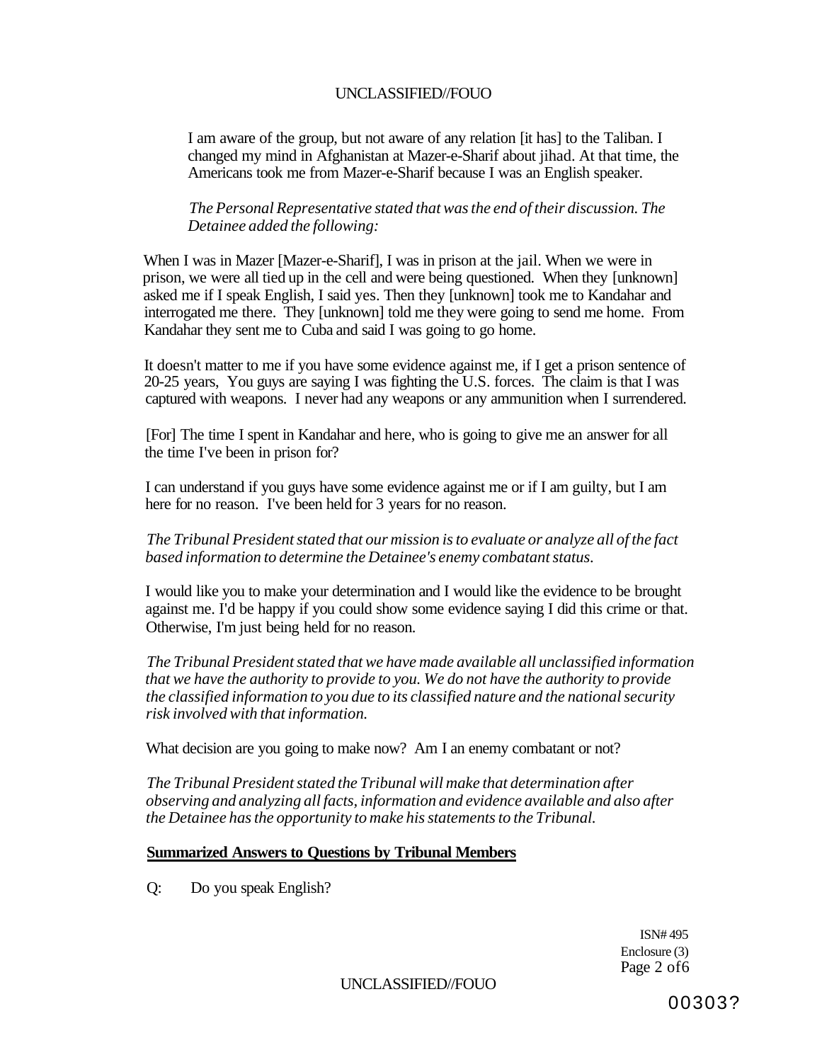I am aware of the group, but not aware of any relation [it has] to the Taliban. I changed my mind in Afghanistan at Mazer-e-Sharif about jihad. At that time, the Americans took me from Mazer-e-Sharif because I was an English speaker.

*The Personal Representative stated that was the end of their discussion. The Detainee added the following:*

When I was in Mazer [Mazer-e-Sharif], I was in prison at the jail. When we were in prison, we were all tied up in the cell and were being questioned. When they [unknown] asked me if I speak English, I said yes. Then they [unknown] took me to Kandahar and interrogated me there. They [unknown] told me they were going to send me home. From Kandahar they sent me to Cuba and said I was going to go home.

It doesn't matter to me if you have some evidence against me, if I get a prison sentence of 20-25 years, You guys are saying I was fighting the U.S. forces. The claim is that I was captured with weapons. I never had any weapons or any ammunition when I surrendered.

[For] The time I spent in Kandahar and here, who is going to give me an answer for all the time I've been in prison for?

I can understand if you guys have some evidence against me or if I am guilty, but I am here for no reason. I've been held for 3 years for no reason.

*The Tribunal President stated that our mission is to evaluate or analyze all of the fact based information to determine the Detainee's enemy combatant status.*

I would like you to make your determination and I would like the evidence to be brought against me. I'd be happy if you could show some evidence saying I did this crime or that. Otherwise, I'm just being held for no reason.

*The Tribunal President stated that we have made available all unclassified information that we have the authority to provide to you. We do not have the authority to provide the classified information to you due to its classified nature and the national security risk involved with that information.*

What decision are you going to make now? Am I an enemy combatant or not?

*The Tribunal President stated the Tribunal will make that determination after observing and analyzing all facts, information and evidence available and also after the Detainee has the opportunity to make his statements to the Tribunal.*

**Summarized Answers to Questions by Tribunal Members**

Q: Do you speak English?

ISN# 495
Enclosure (3)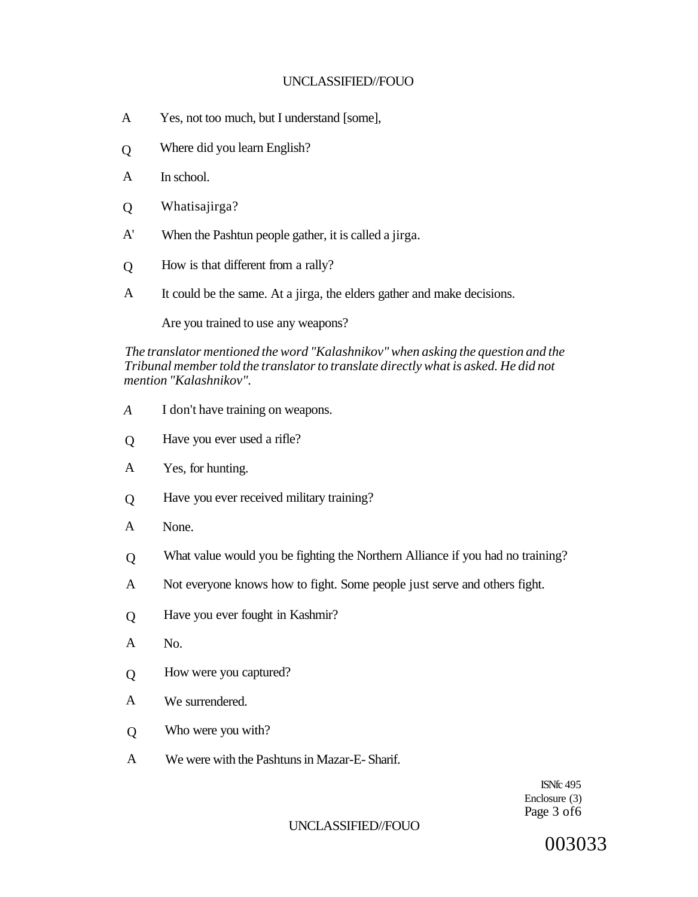A Yes, not too much, but I understand [some],

Q Where did you learn English?

A In school.

Q Whatisajirga?

A' When the Pashtun people gather, it is called a jirga.

Q How is that different from a rally?

A It could be the same. At a jirga, the elders gather and make decisions.

Are you trained to use any weapons?

*The translator mentioned the word "Kalashnikov" when asking the question and the Tribunal member told the translator to translate directly what is asked. He did not mention "Kalashnikov".*

*A* I don't have training on weapons.

Q Have you ever used a rifle?

A Yes, for hunting.

Q Have you ever received military training?

A None.

Q What value would you be fighting the Northern Alliance if you had no training?

A Not everyone knows how to fight. Some people just serve and others fight.

Q Have you ever fought in Kashmir?

A No.

Q How were you captured?

A We surrendered.

Q Who were you with?

A We were with the Pashtuns in Mazar-E- Sharif.

ISNfc 495
Enclosure (3)

003033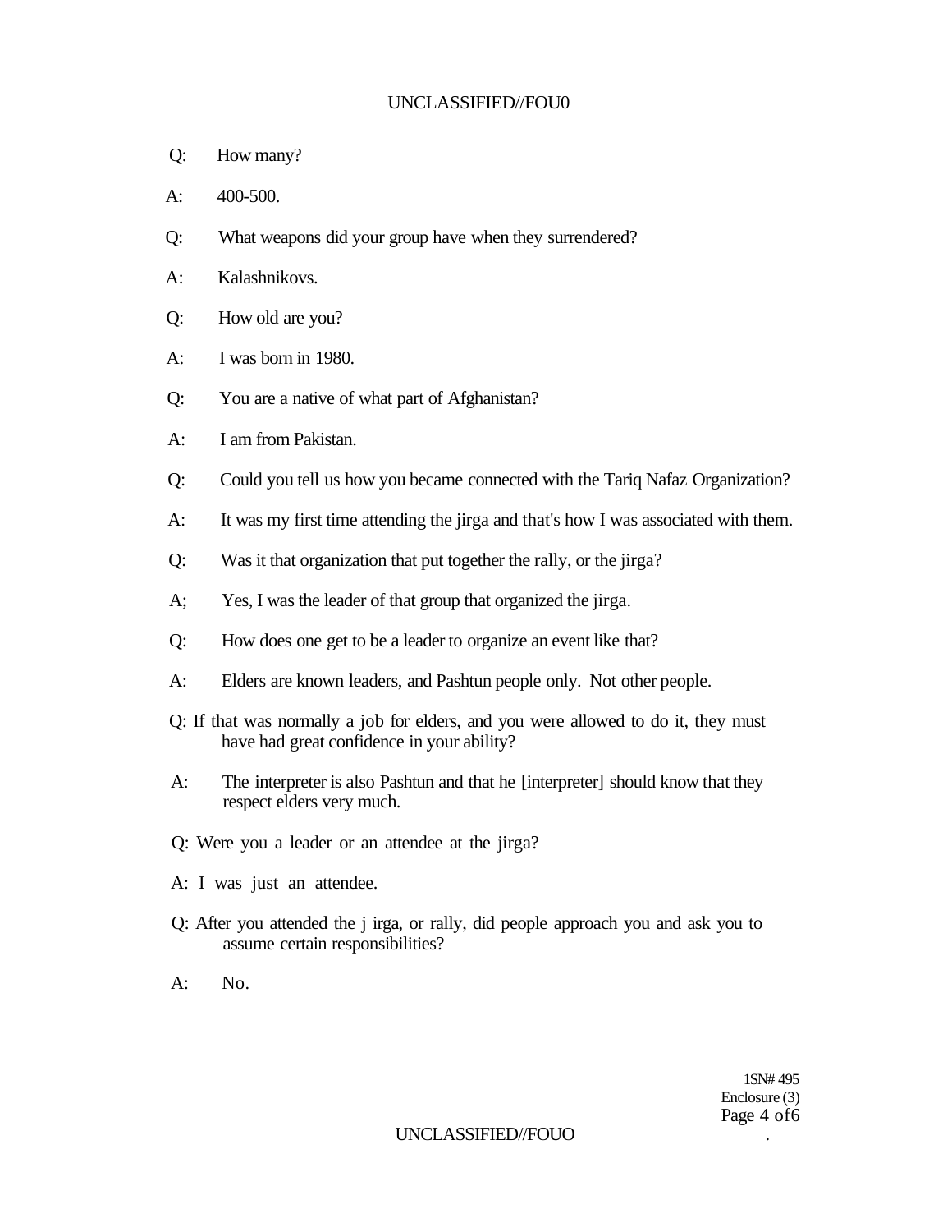Q: How many?

A: 400-500.

Q: What weapons did your group have when they surrendered?

A: Kalashnikovs.

Q: How old are you?

A: I was born in 1980.

Q: You are a native of what part of Afghanistan?

A: I am from Pakistan.

Q: Could you tell us how you became connected with the Tariq Nafaz Organization?

A: It was my first time attending the jirga and that's how I was associated with them.

Q: Was it that organization that put together the rally, or the jirga?

A; Yes, I was the leader of that group that organized the jirga.

Q: How does one get to be a leader to organize an event like that?

A: Elders are known leaders, and Pashtun people only. Not other people.

Q: If that was normally a job for elders, and you were allowed to do it, they must have had great confidence in your ability?

A: The interpreter is also Pashtun and that he [interpreter] should know that they respect elders very much.

Q: Were you a leader or an attendee at the jirga?

A: I was just an attendee.

Q: After you attended the j irga, or rally, did people approach you and ask you to assume certain responsibilities?

A: No.

1SN# 495
Enclosure (3)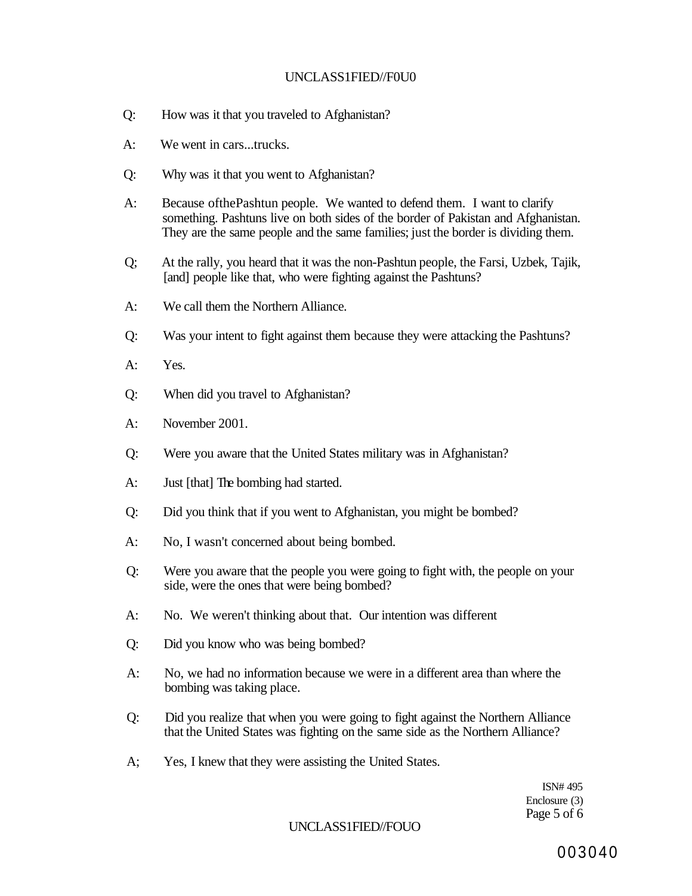Q: How was it that you traveled to Afghanistan?

A: We went in cars...trucks.

Q: Why was it that you went to Afghanistan?

A: Because ofthePashtun people. We wanted to defend them. I want to clarify something. Pashtuns live on both sides of the border of Pakistan and Afghanistan. They are the same people and the same families; just the border is dividing them.

Q; At the rally, you heard that it was the non-Pashtun people, the Farsi, Uzbek, Tajik, [and] people like that, who were fighting against the Pashtuns?

A: We call them the Northern Alliance.

Q: Was your intent to fight against them because they were attacking the Pashtuns?

A: Yes.

Q: When did you travel to Afghanistan?

A: November 2001.

Q: Were you aware that the United States military was in Afghanistan?

A: Just [that] The bombing had started.

Q: Did you think that if you went to Afghanistan, you might be bombed?

A: No, I wasn't concerned about being bombed.

Q: Were you aware that the people you were going to fight with, the people on your side, were the ones that were being bombed?

A: No. We weren't thinking about that. Our intention was different

Q: Did you know who was being bombed?

A: No, we had no information because we were in a different area than where the bombing was taking place.

Q: Did you realize that when you were going to fight against the Northern Alliance that the United States was fighting on the same side as the Northern Alliance?

A; Yes, I knew that they were assisting the United States.

ISN# 495
Enclosure (3)

003040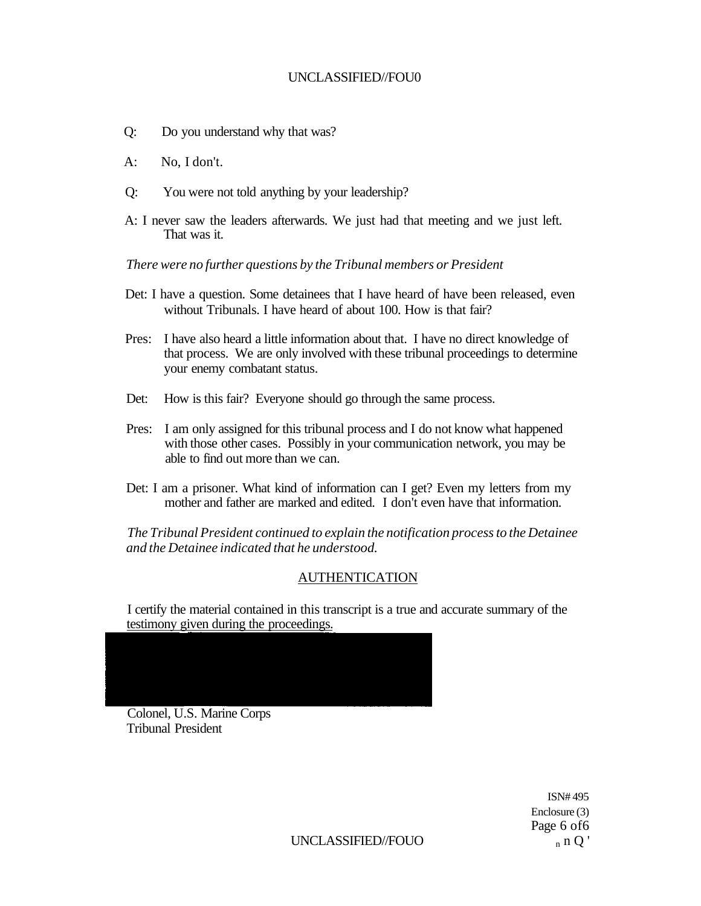Q: Do you understand why that was?

A: No, I don't.

Q: You were not told anything by your leadership?

A: I never saw the leaders afterwards. We just had that meeting and we just left. That was it.

*There were no further questions by the Tribunal members or President*

Det: I have a question. Some detainees that I have heard of have been released, even without Tribunals. I have heard of about 100. How is that fair?

Pres: I have also heard a little information about that. I have no direct knowledge of that process. We are only involved with these tribunal proceedings to determine your enemy combatant status.

Det: How is this fair? Everyone should go through the same process.

Pres: I am only assigned for this tribunal process and I do not know what happened with those other cases. Possibly in your communication network, you may be able to find out more than we can.

Det: I am a prisoner. What kind of information can I get? Even my letters from my mother and father are marked and edited. I don't even have that information.

*The Tribunal President continued to explain the notification process to the Detainee and the Detainee indicated that he understood.*

## AUTHENTICATION

I certify the material contained in this transcript is a true and accurate summary of the testimony given during the proceedings.

Colonel, U.S. Marine Corps
Tribunal President

ISN# 495
Enclosure (3)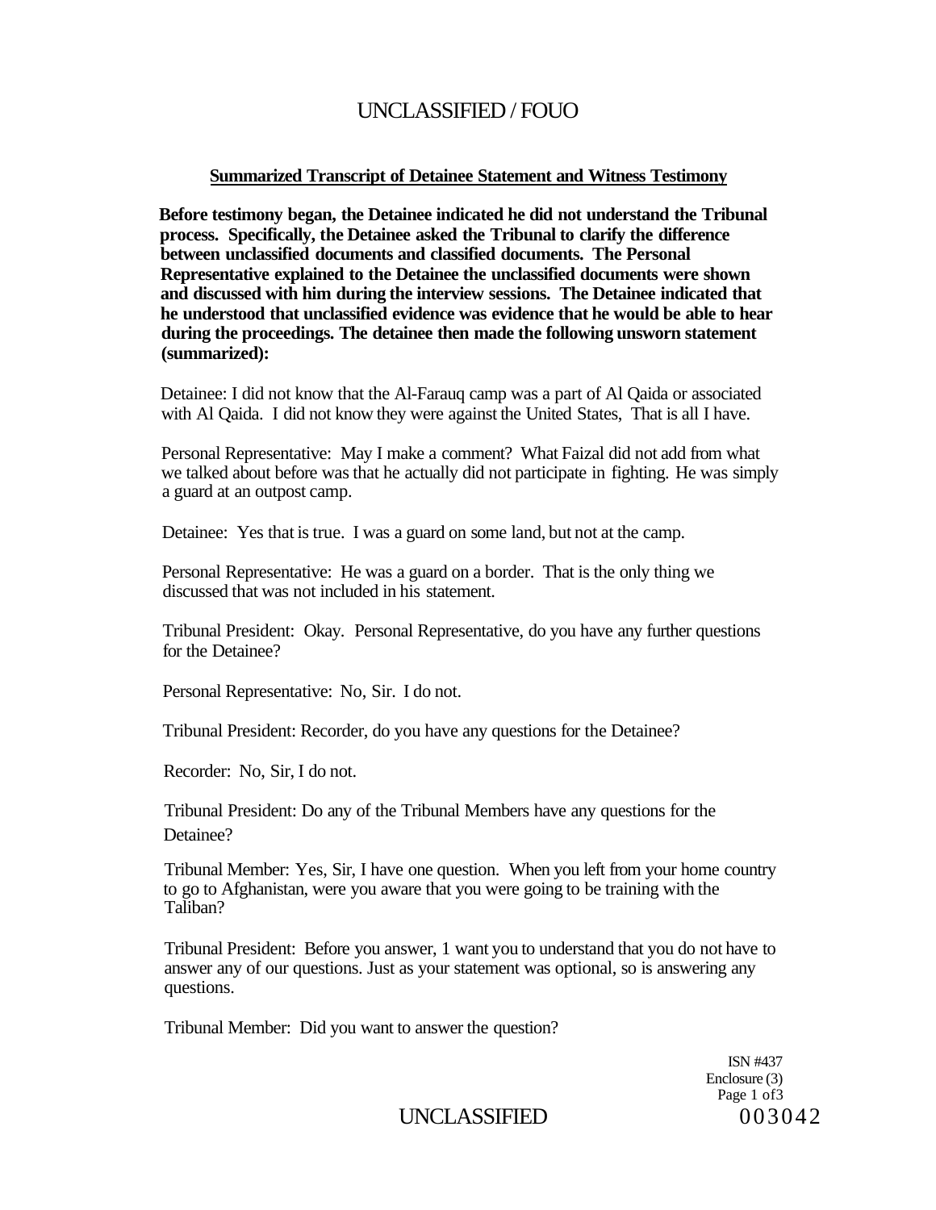## Summarized Transcript of Detainee Statement and Witness Testimony

**Before testimony began, the Detainee indicated he did not understand the Tribunal process. Specifically, the Detainee asked the Tribunal to clarify the difference between unclassified documents and classified documents. The Personal Representative explained to the Detainee the unclassified documents were shown and discussed with him during the interview sessions. The Detainee indicated that he understood that unclassified evidence was evidence that he would be able to hear during the proceedings. The detainee then made the following unsworn statement (summarized):**

Detainee: I did not know that the Al-Farauq camp was a part of Al Qaida or associated with Al Qaida. I did not know they were against the United States, That is all I have.

Personal Representative: May I make a comment? What Faizal did not add from what we talked about before was that he actually did not participate in fighting. He was simply a guard at an outpost camp.

Detainee: Yes that is true. I was a guard on some land, but not at the camp.

Personal Representative: He was a guard on a border. That is the only thing we discussed that was not included in his statement.

Tribunal President: Okay. Personal Representative, do you have any further questions for the Detainee?

Personal Representative: No, Sir. I do not.

Tribunal President: Recorder, do you have any questions for the Detainee?

Recorder: No, Sir, I do not.

Tribunal President: Do any of the Tribunal Members have any questions for the Detainee?

Tribunal Member: Yes, Sir, I have one question. When you left from your home country to go to Afghanistan, were you aware that you were going to be training with the Taliban?

Tribunal President: Before you answer, 1 want you to understand that you do not have to answer any of our questions. Just as your statement was optional, so is answering any questions.

Tribunal Member: Did you want to answer the question?

ISN #437
Enclosure (3)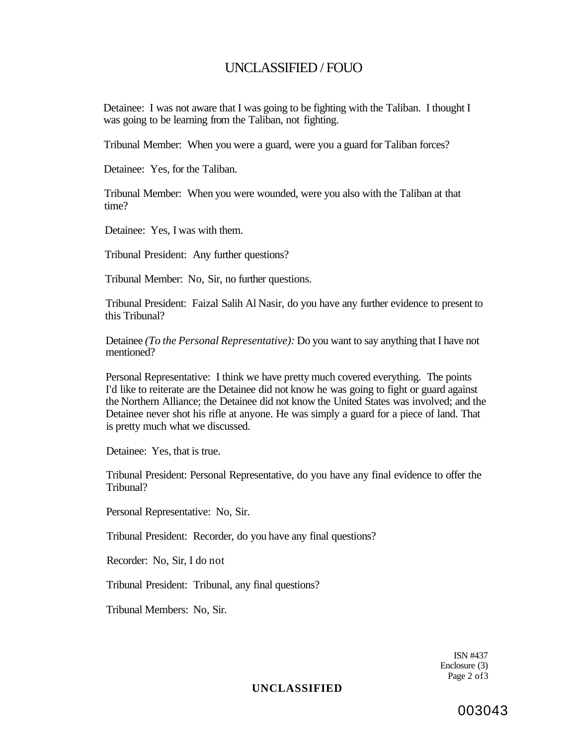Detainee: I was not aware that I was going to be fighting with the Taliban. I thought I was going to be learning from the Taliban, not fighting.

Tribunal Member: When you were a guard, were you a guard for Taliban forces?

Detainee: Yes, for the Taliban.

Tribunal Member: When you were wounded, were you also with the Taliban at that time?

Detainee: Yes, I was with them.

Tribunal President: Any further questions?

Tribunal Member: No, Sir, no further questions.

Tribunal President: Faizal Salih Al Nasir, do you have any further evidence to present to this Tribunal?

Detainee *(To the Personal Representative):* Do you want to say anything that I have not mentioned?

Personal Representative: I think we have pretty much covered everything. The points I'd like to reiterate are the Detainee did not know he was going to fight or guard against the Northern Alliance; the Detainee did not know the United States was involved; and the Detainee never shot his rifle at anyone. He was simply a guard for a piece of land. That is pretty much what we discussed.

Detainee: Yes, that is true.

Tribunal President: Personal Representative, do you have any final evidence to offer the Tribunal?

Personal Representative: No, Sir.

Tribunal President: Recorder, do you have any final questions?

Recorder: No, Sir, I do not

Tribunal President: Tribunal, any final questions?

Tribunal Members: No, Sir.

ISN #437
Enclosure (3)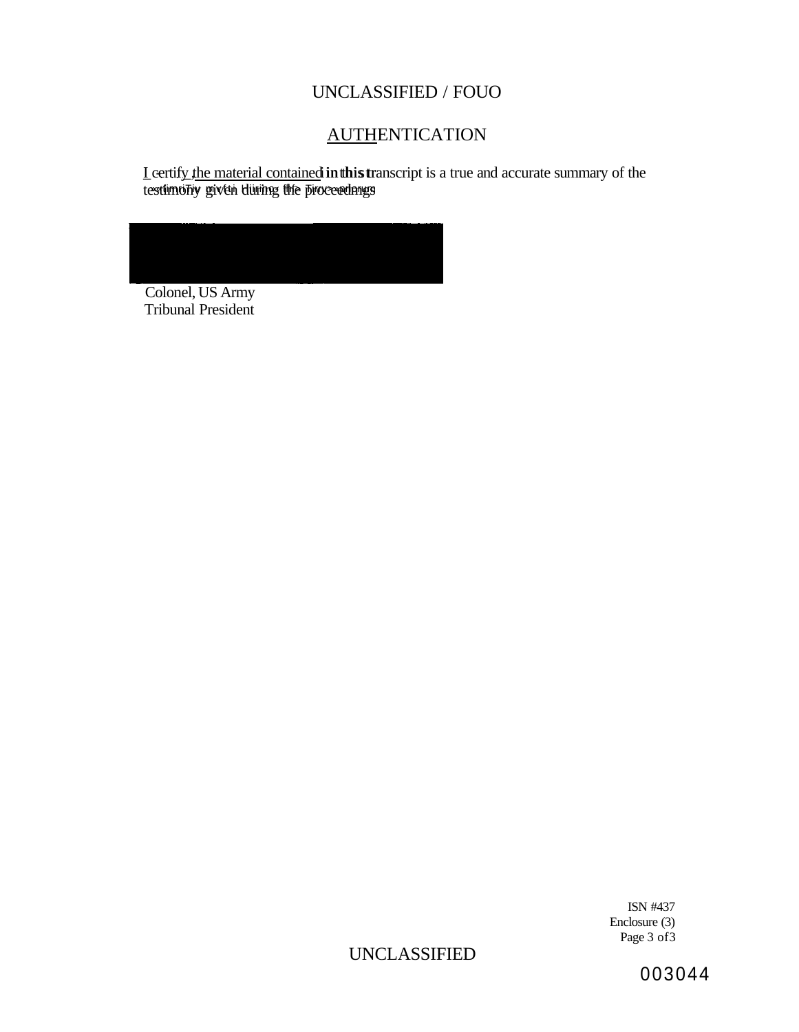UNCLASSIFIED / FOUO

# AUTHENTICATION

I certify the material contained in this transcript is a true and accurate summary of the testimony given during the proceedings

Colonel, US Army
Tribunal President

ISN #437
Enclosure (3)
Page 3 of 3

UNCLASSIFIED

003044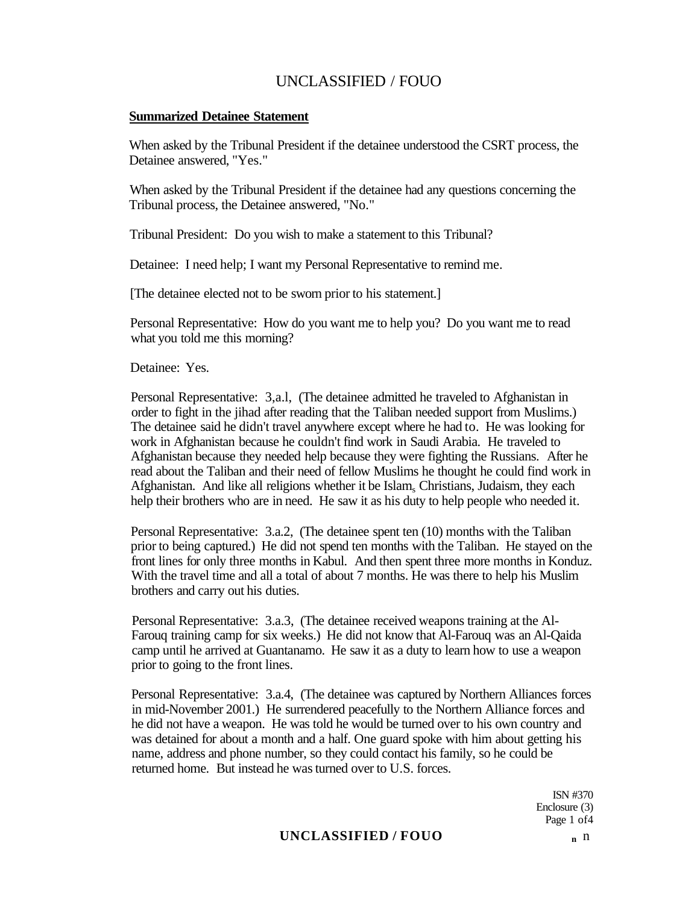**Summarized Detainee Statement**

When asked by the Tribunal President if the detainee understood the CSRT process, the Detainee answered, "Yes."

When asked by the Tribunal President if the detainee had any questions concerning the Tribunal process, the Detainee answered, "No."

Tribunal President: Do you wish to make a statement to this Tribunal?

Detainee: I need help; I want my Personal Representative to remind me.

[The detainee elected not to be sworn prior to his statement.]

Personal Representative: How do you want me to help you? Do you want me to read what you told me this morning?

Detainee: Yes.

Personal Representative: 3,a.l, (The detainee admitted he traveled to Afghanistan in order to fight in the jihad after reading that the Taliban needed support from Muslims.) The detainee said he didn't travel anywhere except where he had to. He was looking for work in Afghanistan because he couldn't find work in Saudi Arabia. He traveled to Afghanistan because they needed help because they were fighting the Russians. After he read about the Taliban and their need of fellow Muslims he thought he could find work in Afghanistan. And like all religions whether it be Islam, Christians, Judaism, they each help their brothers who are in need. He saw it as his duty to help people who needed it.

Personal Representative: 3.a.2, (The detainee spent ten (10) months with the Taliban prior to being captured.) He did not spend ten months with the Taliban. He stayed on the front lines for only three months in Kabul. And then spent three more months in Konduz. With the travel time and all a total of about 7 months. He was there to help his Muslim brothers and carry out his duties.

Personal Representative: 3.a.3, (The detainee received weapons training at the Al-Farouq training camp for six weeks.) He did not know that Al-Farouq was an Al-Qaida camp until he arrived at Guantanamo. He saw it as a duty to learn how to use a weapon prior to going to the front lines.

Personal Representative: 3.a.4, (The detainee was captured by Northern Alliances forces in mid-November 2001.) He surrendered peacefully to the Northern Alliance forces and he did not have a weapon. He was told he would be turned over to his own country and was detained for about a month and a half. One guard spoke with him about getting his name, address and phone number, so they could contact his family, so he could be returned home. But instead he was turned over to U.S. forces.

ISN #370
Enclosure (3)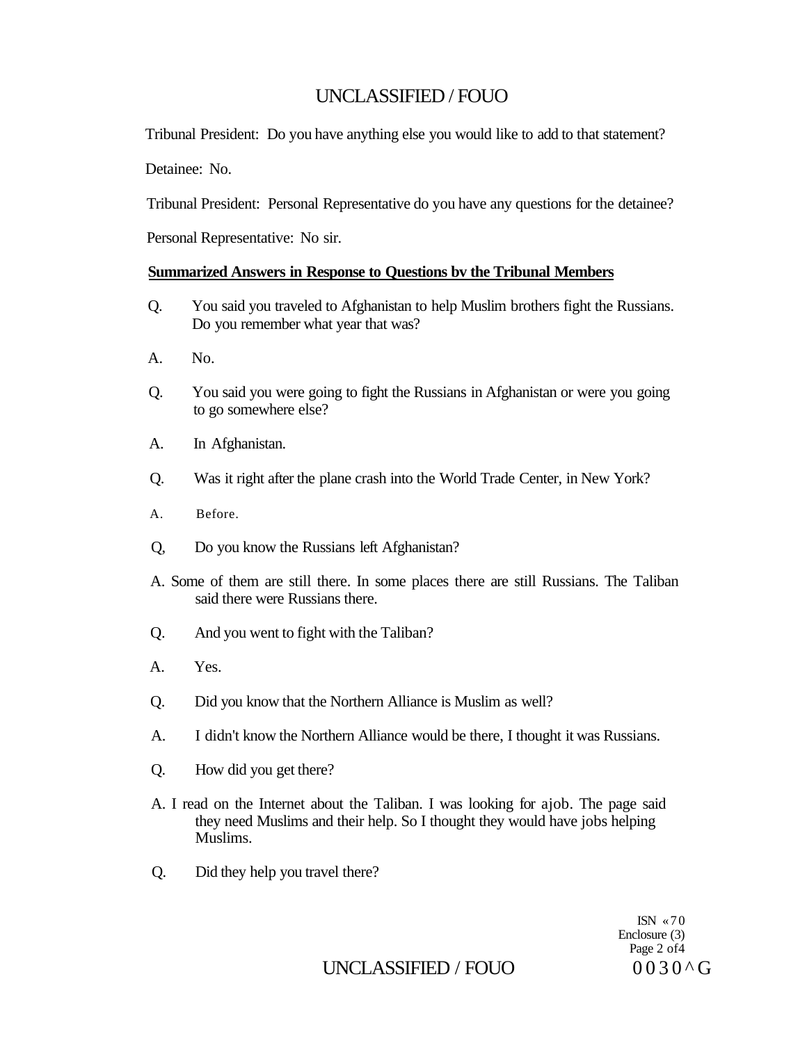Tribunal President: Do you have anything else you would like to add to that statement?

Detainee: No.

Tribunal President: Personal Representative do you have any questions for the detainee?

Personal Representative: No sir.

**Summarized Answers in Response to Questions bv the Tribunal Members**

Q. You said you traveled to Afghanistan to help Muslim brothers fight the Russians. Do you remember what year that was?

A. No.

Q. You said you were going to fight the Russians in Afghanistan or were you going to go somewhere else?

A. In Afghanistan.

Q. Was it right after the plane crash into the World Trade Center, in New York?

A. Before.

Q, Do you know the Russians left Afghanistan?

A. Some of them are still there. In some places there are still Russians. The Taliban said there were Russians there.

Q. And you went to fight with the Taliban?

A. Yes.

Q. Did you know that the Northern Alliance is Muslim as well?

A. I didn't know the Northern Alliance would be there, I thought it was Russians.

Q. How did you get there?

A. I read on the Internet about the Taliban. I was looking for ajob. The page said they need Muslims and their help. So I thought they would have jobs helping Muslims.

Q. Did they help you travel there?

ISN «70
Enclosure (3)

0030^G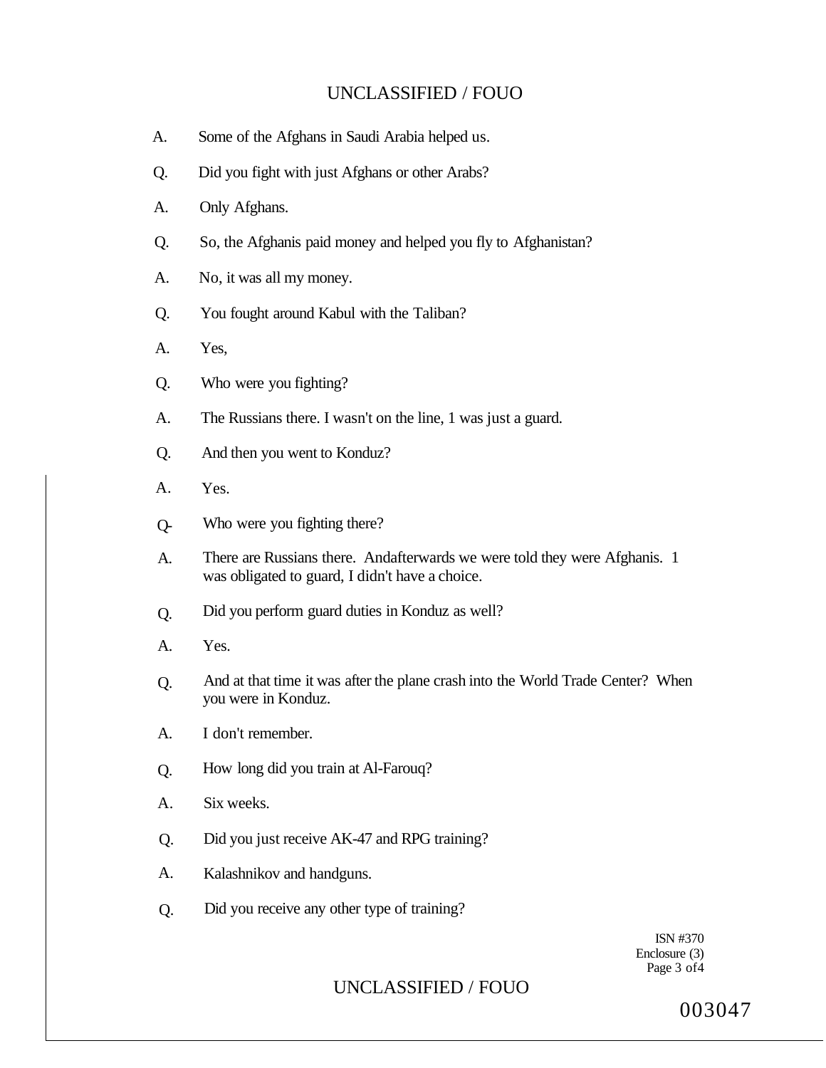A. Some of the Afghans in Saudi Arabia helped us.

Q. Did you fight with just Afghans or other Arabs?

A. Only Afghans.

Q. So, the Afghanis paid money and helped you fly to Afghanistan?

A. No, it was all my money.

Q. You fought around Kabul with the Taliban?

A. Yes,

Q. Who were you fighting?

A. The Russians there. I wasn't on the line, 1 was just a guard.

Q. And then you went to Konduz?

A. Yes.

Q- Who were you fighting there?

A. There are Russians there. Andafterwards we were told they were Afghanis. 1 was obligated to guard, I didn't have a choice.

Q. Did you perform guard duties in Konduz as well?

A. Yes.

Q. And at that time it was after the plane crash into the World Trade Center? When you were in Konduz.

A. I don't remember.

Q. How long did you train at Al-Farouq?

A. Six weeks.

Q. Did you just receive AK-47 and RPG training?

A. Kalashnikov and handguns.

Q. Did you receive any other type of training?

ISN #370
Enclosure (3)
Page 3 of4

003047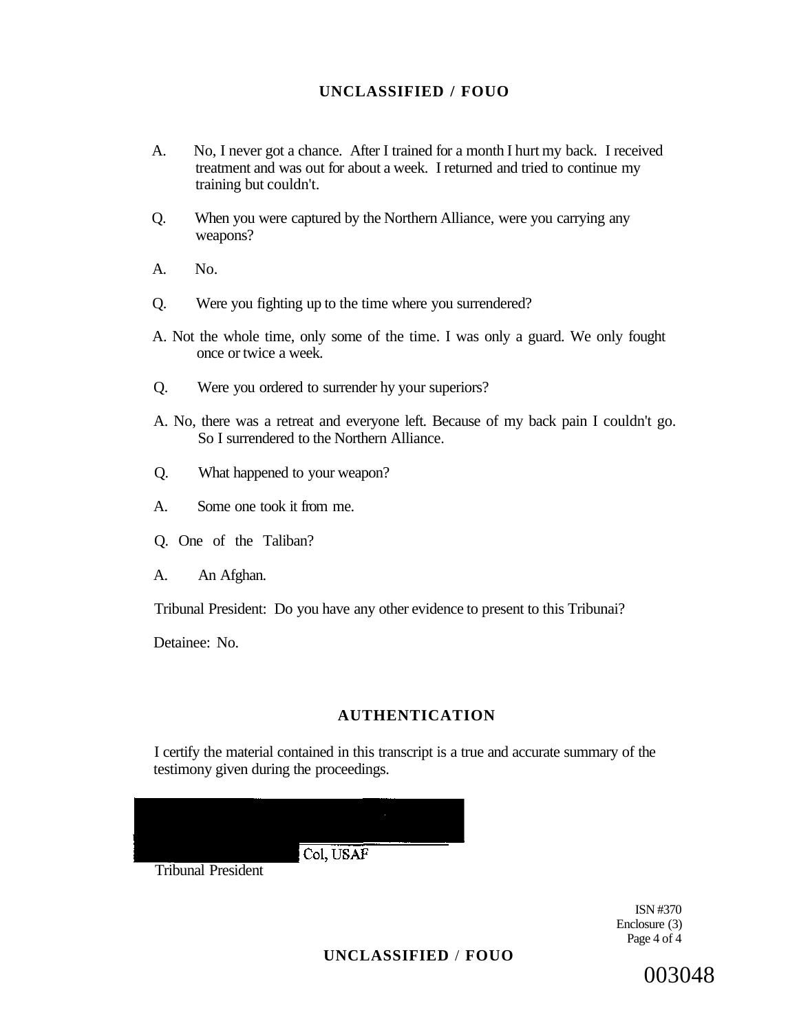A. No, I never got a chance. After I trained for a month I hurt my back. I received treatment and was out for about a week. I returned and tried to continue my training but couldn't.

Q. When you were captured by the Northern Alliance, were you carrying any weapons?

A. No.

Q. Were you fighting up to the time where you surrendered?

A. Not the whole time, only some of the time. I was only a guard. We only fought once or twice a week.

Q. Were you ordered to surrender hy your superiors?

A. No, there was a retreat and everyone left. Because of my back pain I couldn't go. So I surrendered to the Northern Alliance.

Q. What happened to your weapon?

A. Some one took it from me.

Q. One of the Taliban?

A. An Afghan.

Tribunal President: Do you have any other evidence to present to this Tribunai?

Detainee: No.

## AUTHENTICATION

I certify the material contained in this transcript is a true and accurate summary of the testimony given during the proceedings.

Col, USAF
Tribunal President

ISN #370
Enclosure (3)

003048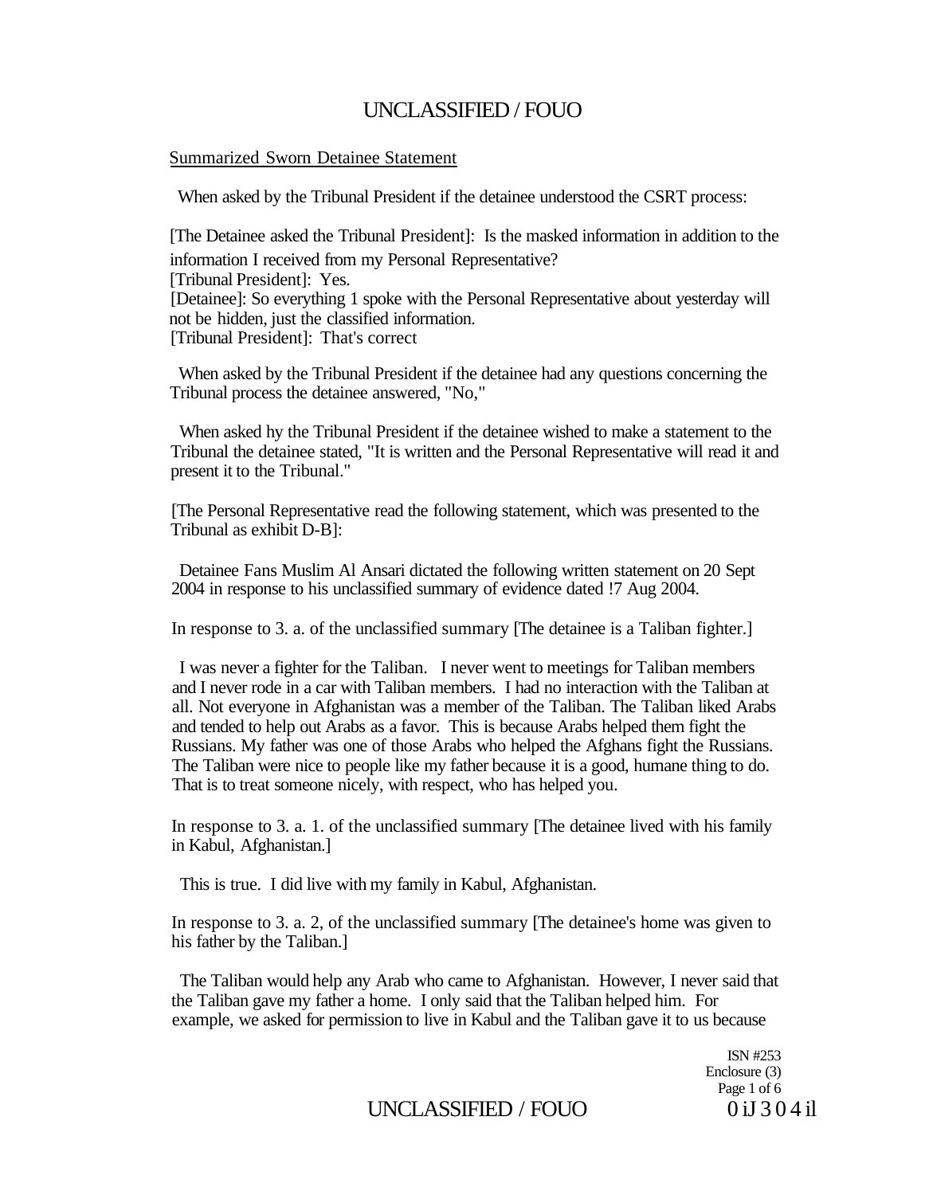UNCLASSIFIED / FOUO

Summarized Sworn Detainee Statement

When asked by the Tribunal President if the detainee understood the CSRT process:

[The Detainee asked the Tribunal President]: Is the masked information in addition to the information I received from my Personal Representative?
[Tribunal President]: Yes.
[Detainee]: So everything 1 spoke with the Personal Representative about yesterday will not be hidden, just the classified information.
[Tribunal President]: That's correct

When asked by the Tribunal President if the detainee had any questions concerning the Tribunal process the detainee answered, "No,"

When asked hy the Tribunal President if the detainee wished to make a statement to the Tribunal the detainee stated, "It is written and the Personal Representative will read it and present it to the Tribunal."

[The Personal Representative read the following statement, which was presented to the Tribunal as exhibit D-B]:

Detainee Fans Muslim Al Ansari dictated the following written statement on 20 Sept 2004 in response to his unclassified summary of evidence dated !7 Aug 2004.

In response to 3. a. of the unclassified summary [The detainee is a Taliban fighter.]

I was never a fighter for the Taliban. I never went to meetings for Taliban members and I never rode in a car with Taliban members. I had no interaction with the Taliban at all. Not everyone in Afghanistan was a member of the Taliban. The Taliban liked Arabs and tended to help out Arabs as a favor. This is because Arabs helped them fight the Russians. My father was one of those Arabs who helped the Afghans fight the Russians. The Taliban were nice to people like my father because it is a good, humane thing to do. That is to treat someone nicely, with respect, who has helped you.

In response to 3. a. 1. of the unclassified summary [The detainee lived with his family in Kabul, Afghanistan.]

This is true. I did live with my family in Kabul, Afghanistan.

In response to 3. a. 2, of the unclassified summary [The detainee's home was given to his father by the Taliban.]

The Taliban would help any Arab who came to Afghanistan. However, I never said that the Taliban gave my father a home. I only said that the Taliban helped him. For example, we asked for permission to live in Kabul and the Taliban gave it to us because

ISN #253
Enclosure (3)

UNCLASSIFIED / FOUO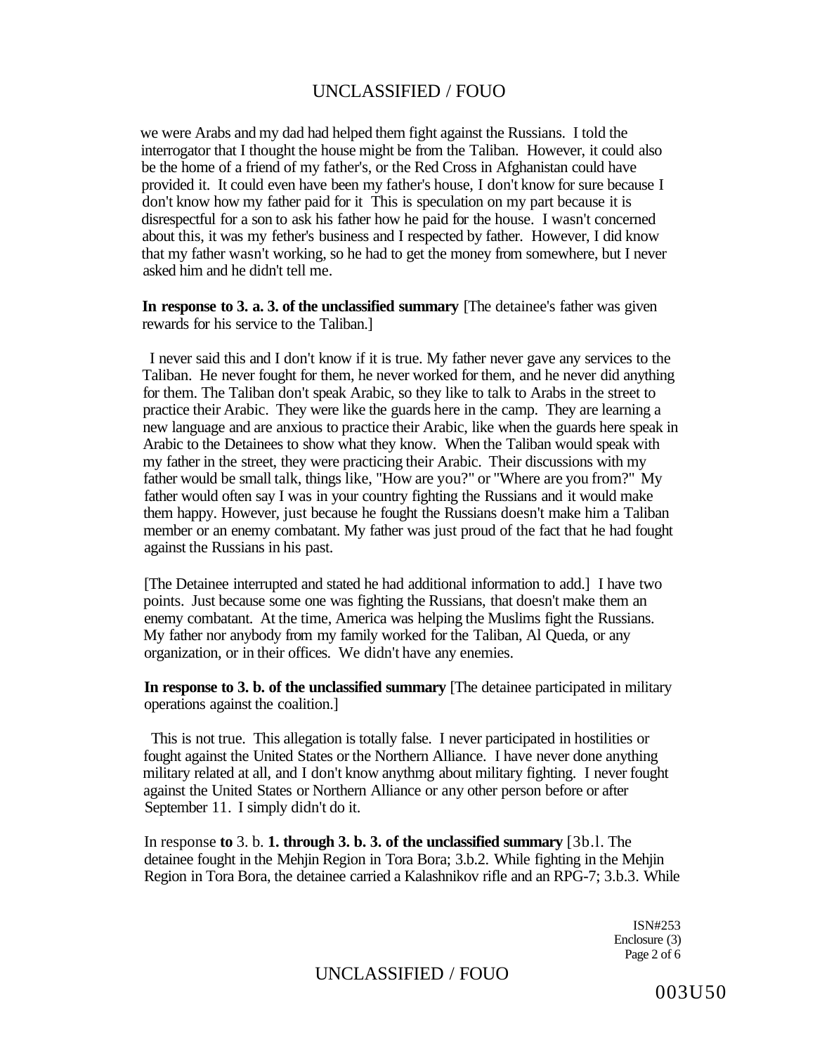we were Arabs and my dad had helped them fight against the Russians. I told the interrogator that I thought the house might be from the Taliban. However, it could also be the home of a friend of my father's, or the Red Cross in Afghanistan could have provided it. It could even have been my father's house, I don't know for sure because I don't know how my father paid for it This is speculation on my part because it is disrespectful for a son to ask his father how he paid for the house. I wasn't concerned about this, it was my fether's business and I respected by father. However, I did know that my father wasn't working, so he had to get the money from somewhere, but I never asked him and he didn't tell me.

**In response to 3. a. 3. of the unclassified summary** [The detainee's father was given rewards for his service to the Taliban.]

I never said this and I don't know if it is true. My father never gave any services to the Taliban. He never fought for them, he never worked for them, and he never did anything for them. The Taliban don't speak Arabic, so they like to talk to Arabs in the street to practice their Arabic. They were like the guards here in the camp. They are learning a new language and are anxious to practice their Arabic, like when the guards here speak in Arabic to the Detainees to show what they know. When the Taliban would speak with my father in the street, they were practicing their Arabic. Their discussions with my father would be small talk, things like, "How are you?" or "Where are you from?" My father would often say I was in your country fighting the Russians and it would make them happy. However, just because he fought the Russians doesn't make him a Taliban member or an enemy combatant. My father was just proud of the fact that he had fought against the Russians in his past.

[The Detainee interrupted and stated he had additional information to add.] I have two points. Just because some one was fighting the Russians, that doesn't make them an enemy combatant. At the time, America was helping the Muslims fight the Russians. My father nor anybody from my family worked for the Taliban, Al Queda, or any organization, or in their offices. We didn't have any enemies.

**In response to 3. b. of the unclassified summary** [The detainee participated in military operations against the coalition.]

This is not true. This allegation is totally false. I never participated in hostilities or fought against the United States or the Northern Alliance. I have never done anything military related at all, and I don't know anythmg about military fighting. I never fought against the United States or Northern Alliance or any other person before or after September 11. I simply didn't do it.

In response **to** 3. b. **1. through 3. b. 3. of the unclassified summary** [3b.l. The detainee fought in the Mehjin Region in Tora Bora; 3.b.2. While fighting in the Mehjin Region in Tora Bora, the detainee carried a Kalashnikov rifle and an RPG-7; 3.b.3. While

ISN#253
Enclosure (3)

003U50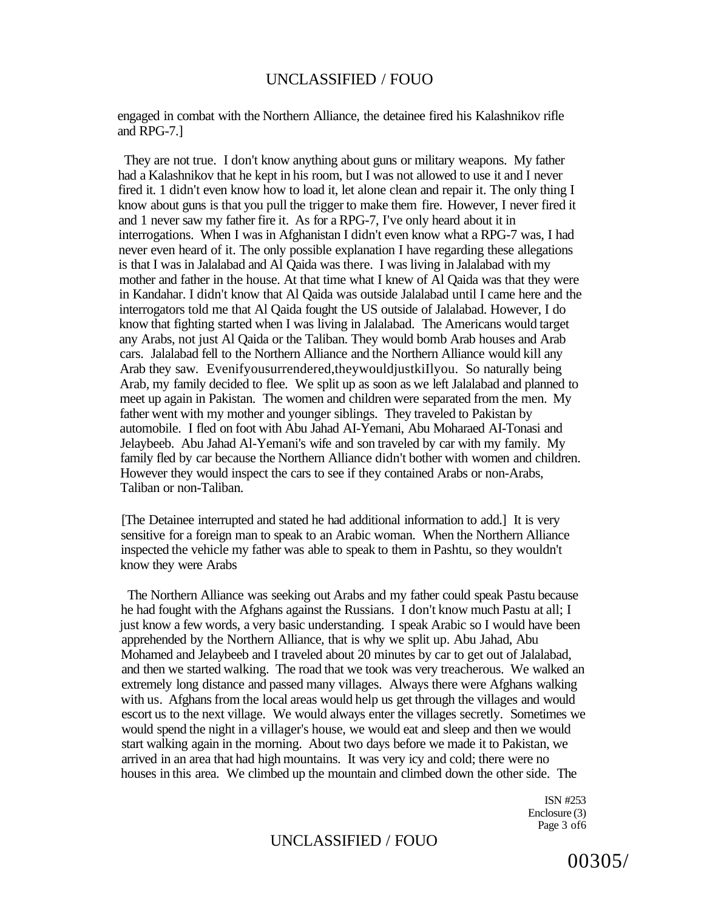engaged in combat with the Northern Alliance, the detainee fired his Kalashnikov rifle and RPG-7.]

They are not true. I don't know anything about guns or military weapons. My father had a Kalashnikov that he kept in his room, but I was not allowed to use it and I never fired it. 1 didn't even know how to load it, let alone clean and repair it. The only thing I know about guns is that you pull the trigger to make them fire. However, I never fired it and 1 never saw my father fire it. As for a RPG-7, I've only heard about it in interrogations. When I was in Afghanistan I didn't even know what a RPG-7 was, I had never even heard of it. The only possible explanation I have regarding these allegations is that I was in Jalalabad and Al Qaida was there. I was living in Jalalabad with my mother and father in the house. At that time what I knew of Al Qaida was that they were in Kandahar. I didn't know that Al Qaida was outside Jalalabad until I came here and the interrogators told me that Al Qaida fought the US outside of Jalalabad. However, I do know that fighting started when I was living in Jalalabad. The Americans would target any Arabs, not just Al Qaida or the Taliban. They would bomb Arab houses and Arab cars. Jalalabad fell to the Northern Alliance and the Northern Alliance would kill any Arab they saw. Evenifyousurrendered,theywouldjustkiIlyou. So naturally being Arab, my family decided to flee. We split up as soon as we left Jalalabad and planned to meet up again in Pakistan. The women and children were separated from the men. My father went with my mother and younger siblings. They traveled to Pakistan by automobile. I fled on foot with Abu Jahad AI-Yemani, Abu Moharaed AI-Tonasi and Jelaybeeb. Abu Jahad Al-Yemani's wife and son traveled by car with my family. My family fled by car because the Northern Alliance didn't bother with women and children. However they would inspect the cars to see if they contained Arabs or non-Arabs, Taliban or non-Taliban.

[The Detainee interrupted and stated he had additional information to add.] It is very sensitive for a foreign man to speak to an Arabic woman. When the Northern Alliance inspected the vehicle my father was able to speak to them in Pashtu, so they wouldn't know they were Arabs

The Northern Alliance was seeking out Arabs and my father could speak Pastu because he had fought with the Afghans against the Russians. I don't know much Pastu at all; I just know a few words, a very basic understanding. I speak Arabic so I would have been apprehended by the Northern Alliance, that is why we split up. Abu Jahad, Abu Mohamed and Jelaybeeb and I traveled about 20 minutes by car to get out of Jalalabad, and then we started walking. The road that we took was very treacherous. We walked an extremely long distance and passed many villages. Always there were Afghans walking with us. Afghans from the local areas would help us get through the villages and would escort us to the next village. We would always enter the villages secretly. Sometimes we would spend the night in a villager's house, we would eat and sleep and then we would start walking again in the morning. About two days before we made it to Pakistan, we arrived in an area that had high mountains. It was very icy and cold; there were no houses in this area. We climbed up the mountain and climbed down the other side. The

ISN #253
Enclosure (3)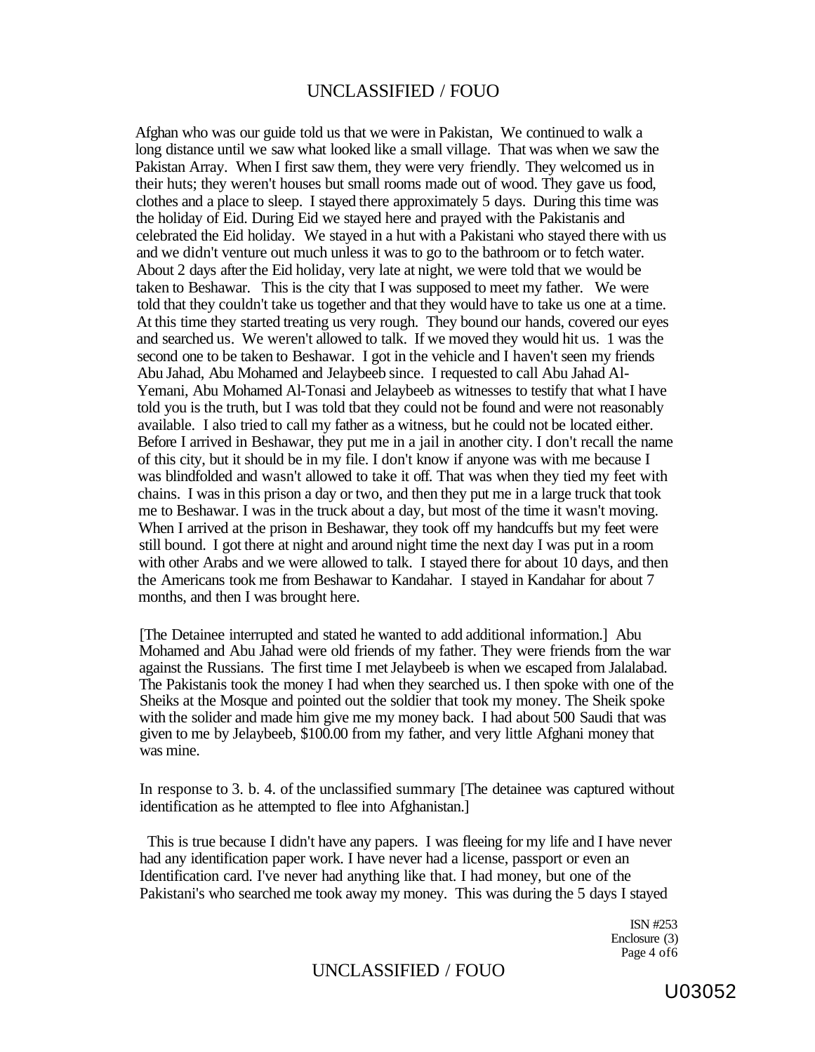Afghan who was our guide told us that we were in Pakistan, We continued to walk a long distance until we saw what looked like a small village. That was when we saw the Pakistan Array. When I first saw them, they were very friendly. They welcomed us in their huts; they weren't houses but small rooms made out of wood. They gave us food, clothes and a place to sleep. I stayed there approximately 5 days. During this time was the holiday of Eid. During Eid we stayed here and prayed with the Pakistanis and celebrated the Eid holiday. We stayed in a hut with a Pakistani who stayed there with us and we didn't venture out much unless it was to go to the bathroom or to fetch water. About 2 days after the Eid holiday, very late at night, we were told that we would be taken to Beshawar. This is the city that I was supposed to meet my father. We were told that they couldn't take us together and that they would have to take us one at a time. At this time they started treating us very rough. They bound our hands, covered our eyes and searched us. We weren't allowed to talk. If we moved they would hit us. 1 was the second one to be taken to Beshawar. I got in the vehicle and I haven't seen my friends Abu Jahad, Abu Mohamed and Jelaybeeb since. I requested to call Abu Jahad Al-Yemani, Abu Mohamed Al-Tonasi and Jelaybeeb as witnesses to testify that what I have told you is the truth, but I was told tbat they could not be found and were not reasonably available. I also tried to call my father as a witness, but he could not be located either. Before I arrived in Beshawar, they put me in a jail in another city. I don't recall the name of this city, but it should be in my file. I don't know if anyone was with me because I was blindfolded and wasn't allowed to take it off. That was when they tied my feet with chains. I was in this prison a day or two, and then they put me in a large truck that took me to Beshawar. I was in the truck about a day, but most of the time it wasn't moving. When I arrived at the prison in Beshawar, they took off my handcuffs but my feet were still bound. I got there at night and around night time the next day I was put in a room with other Arabs and we were allowed to talk. I stayed there for about 10 days, and then the Americans took me from Beshawar to Kandahar. I stayed in Kandahar for about 7 months, and then I was brought here.

[The Detainee interrupted and stated he wanted to add additional information.] Abu Mohamed and Abu Jahad were old friends of my father. They were friends from the war against the Russians. The first time I met Jelaybeeb is when we escaped from Jalalabad. The Pakistanis took the money I had when they searched us. I then spoke with one of the Sheiks at the Mosque and pointed out the soldier that took my money. The Sheik spoke with the solider and made him give me my money back. I had about 500 Saudi that was given to me by Jelaybeeb, $100.00 from my father, and very little Afghani money that was mine.

In response to 3. b. 4. of the unclassified summary [The detainee was captured without identification as he attempted to flee into Afghanistan.]

This is true because I didn't have any papers. I was fleeing for my life and I have never had any identification paper work. I have never had a license, passport or even an Identification card. I've never had anything like that. I had money, but one of the Pakistani's who searched me took away my money. This was during the 5 days I stayed

ISN #253
Enclosure (3)
Page 4 of 6

U03052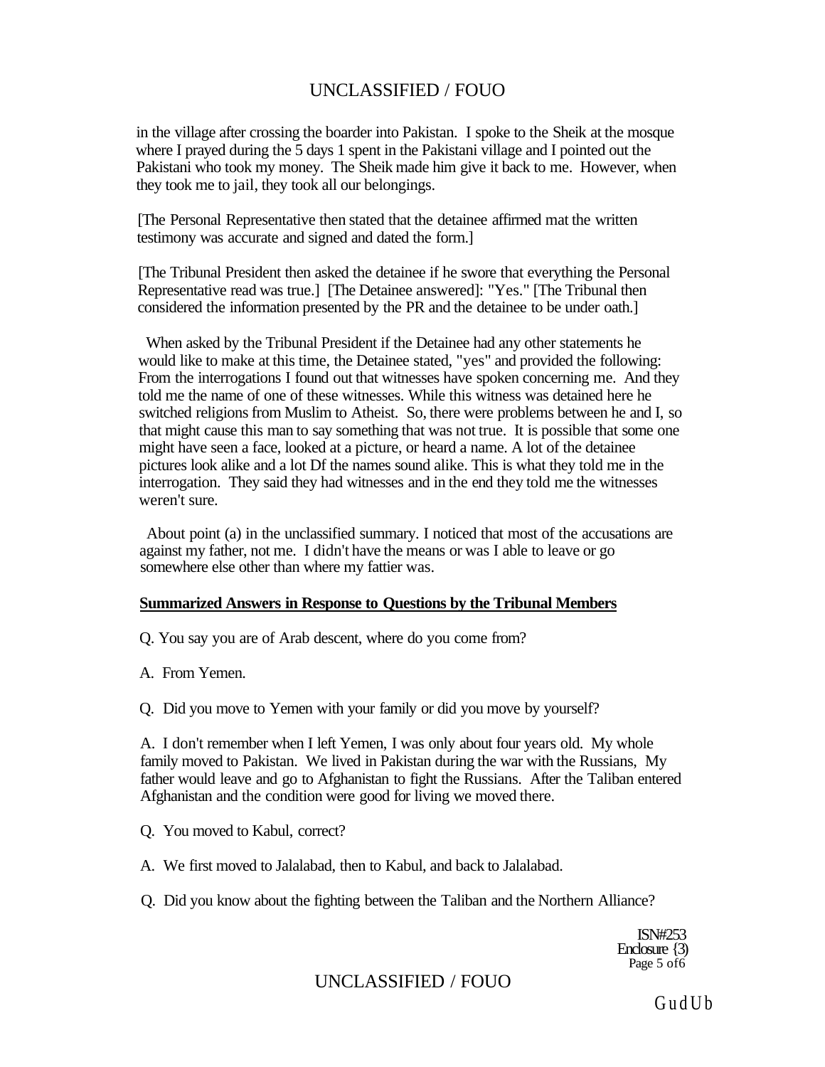in the village after crossing the boarder into Pakistan. I spoke to the Sheik at the mosque where I prayed during the 5 days 1 spent in the Pakistani village and I pointed out the Pakistani who took my money. The Sheik made him give it back to me. However, when they took me to jail, they took all our belongings.

[The Personal Representative then stated that the detainee affirmed mat the written testimony was accurate and signed and dated the form.]

[The Tribunal President then asked the detainee if he swore that everything the Personal Representative read was true.] [The Detainee answered]: "Yes." [The Tribunal then considered the information presented by the PR and the detainee to be under oath.]

When asked by the Tribunal President if the Detainee had any other statements he would like to make at this time, the Detainee stated, "yes" and provided the following: From the interrogations I found out that witnesses have spoken concerning me. And they told me the name of one of these witnesses. While this witness was detained here he switched religions from Muslim to Atheist. So, there were problems between he and I, so that might cause this man to say something that was not true. It is possible that some one might have seen a face, looked at a picture, or heard a name. A lot of the detainee pictures look alike and a lot Df the names sound alike. This is what they told me in the interrogation. They said they had witnesses and in the end they told me the witnesses weren't sure.

About point (a) in the unclassified summary. I noticed that most of the accusations are against my father, not me. I didn't have the means or was I able to leave or go somewhere else other than where my fattier was.

**Summarized Answers in Response to Questions by the Tribunal Members**

Q. You say you are of Arab descent, where do you come from?

A. From Yemen.

Q. Did you move to Yemen with your family or did you move by yourself?

A. I don't remember when I left Yemen, I was only about four years old. My whole family moved to Pakistan. We lived in Pakistan during the war with the Russians, My father would leave and go to Afghanistan to fight the Russians. After the Taliban entered Afghanistan and the condition were good for living we moved there.

Q. You moved to Kabul, correct?

A. We first moved to Jalalabad, then to Kabul, and back to Jalalabad.

Q. Did you know about the fighting between the Taliban and the Northern Alliance?

ISN#253
Enclosure {3)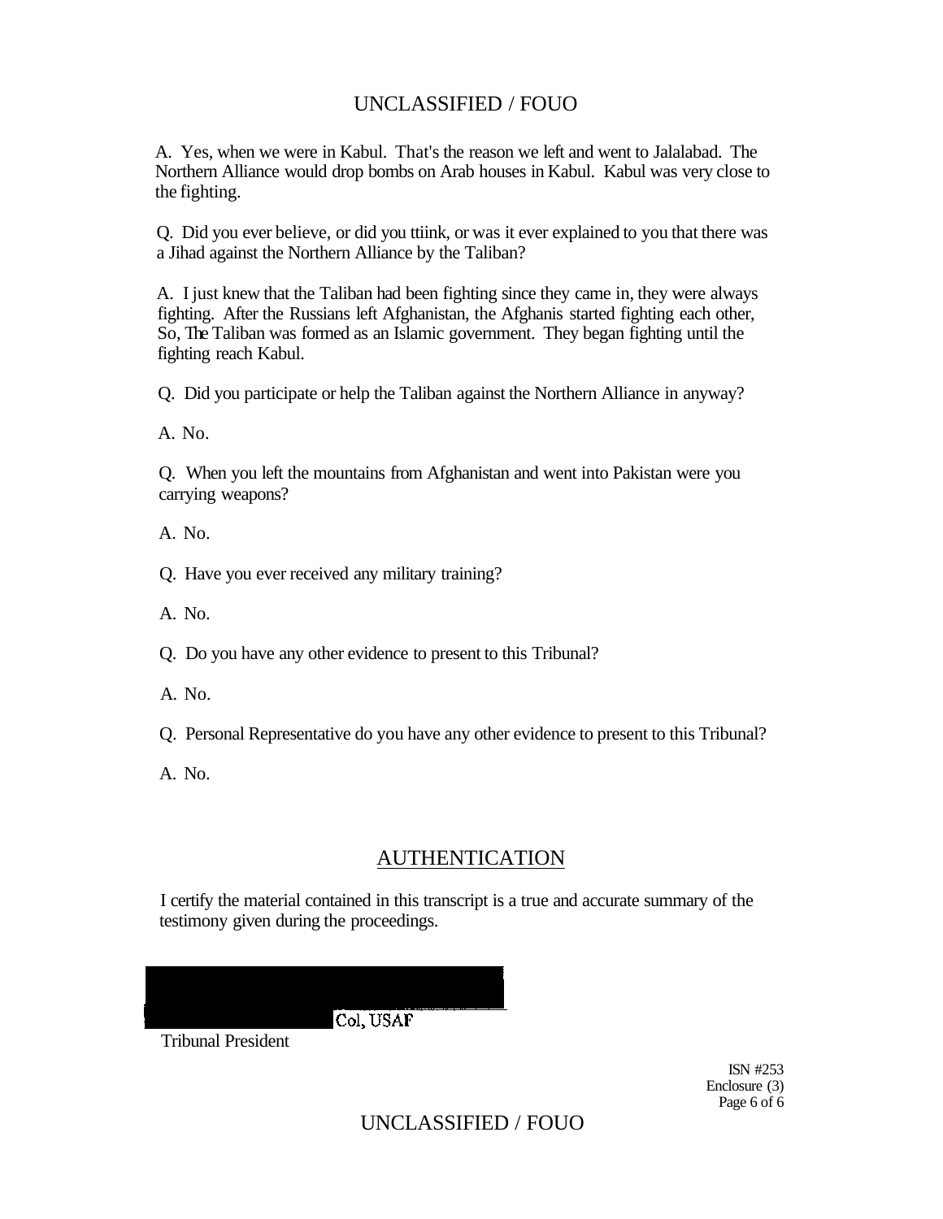A. Yes, when we were in Kabul. That's the reason we left and went to Jalalabad. The Northern Alliance would drop bombs on Arab houses in Kabul. Kabul was very close to the fighting.

Q. Did you ever believe, or did you ttiink, or was it ever explained to you that there was a Jihad against the Northern Alliance by the Taliban?

A. I just knew that the Taliban had been fighting since they came in, they were always fighting. After the Russians left Afghanistan, the Afghanis started fighting each other, So, The Taliban was formed as an Islamic government. They began fighting until the fighting reach Kabul.

Q. Did you participate or help the Taliban against the Northern Alliance in anyway?

A. No.

Q. When you left the mountains from Afghanistan and went into Pakistan were you carrying weapons?

A. No.

Q. Have you ever received any military training?

A. No.

Q. Do you have any other evidence to present to this Tribunal?

A. No.

Q. Personal Representative do you have any other evidence to present to this Tribunal?

A. No.

## AUTHENTICATION

I certify the material contained in this transcript is a true and accurate summary of the testimony given during the proceedings.

Col, USAF

Tribunal President

ISN #253
Enclosure (3)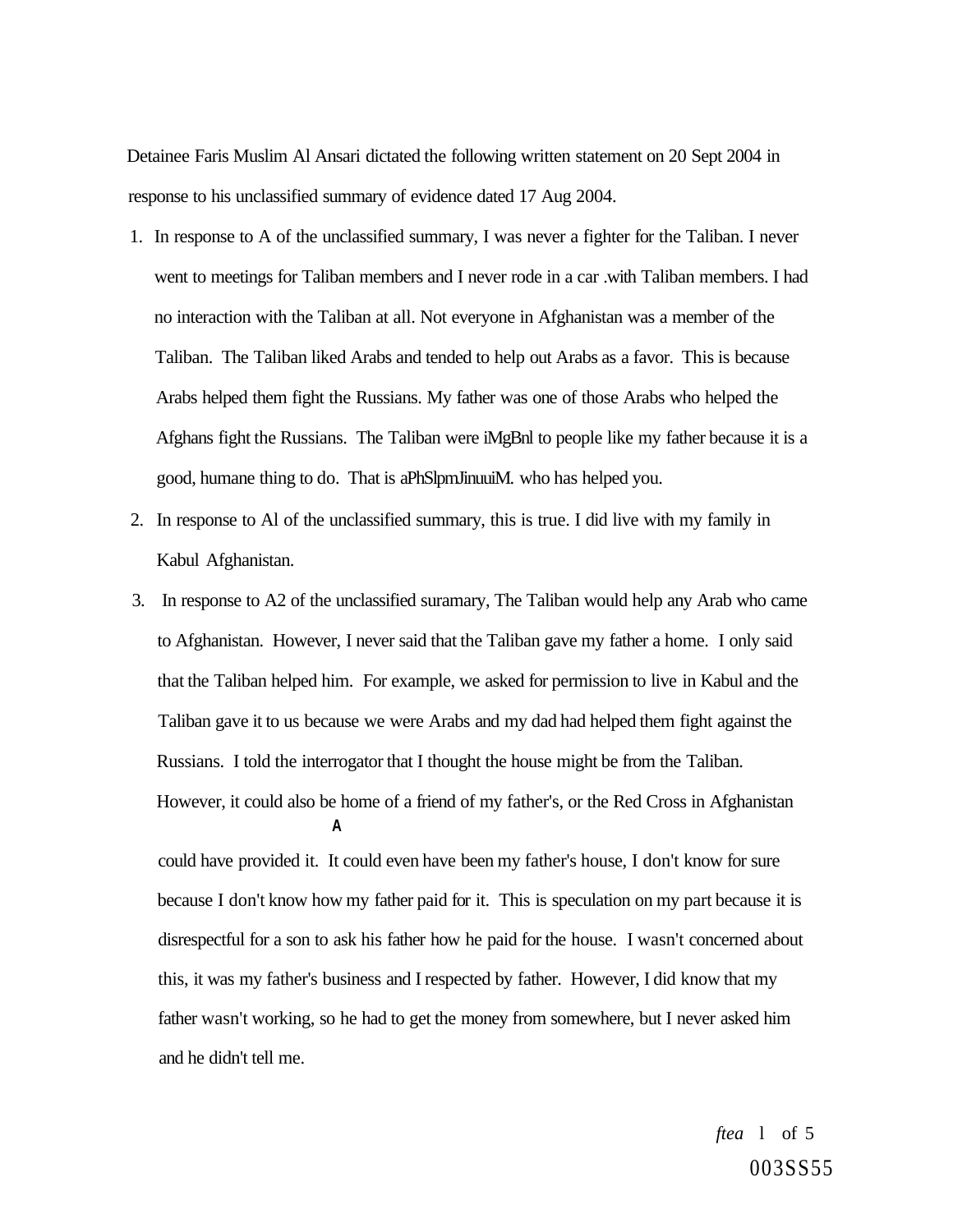Detainee Faris Muslim Al Ansari dictated the following written statement on 20 Sept 2004 in response to his unclassified summary of evidence dated 17 Aug 2004.

1. In response to A of the unclassified summary, I was never a fighter for the Taliban. I never went to meetings for Taliban members and I never rode in a car .with Taliban members. I had no interaction with the Taliban at all. Not everyone in Afghanistan was a member of the Taliban. The Taliban liked Arabs and tended to help out Arabs as a favor. This is because Arabs helped them fight the Russians. My father was one of those Arabs who helped the Afghans fight the Russians. The Taliban were iMgBnl to people like my father because it is a good, humane thing to do. That is aPhSlpmJinuuiM. who has helped you.
2. In response to Al of the unclassified summary, this is true. I did live with my family in Kabul Afghanistan.
3. In response to A2 of the unclassified suramary, The Taliban would help any Arab who came to Afghanistan. However, I never said that the Taliban gave my father a home. I only said that the Taliban helped him. For example, we asked for permission to live in Kabul and the Taliban gave it to us because we were Arabs and my dad had helped them fight against the Russians. I told the interrogator that I thought the house might be from the Taliban. However, it could also be home of a friend of my father's, or the Red Cross in Afghanistan could have provided it. It could even have been my father's house, I don't know for sure because I don't know how my father paid for it. This is speculation on my part because it is disrespectful for a son to ask his father how he paid for the house. I wasn't concerned about this, it was my father's business and I respected by father. However, I did know that my father wasn't working, so he had to get the money from somewhere, but I never asked him and he didn't tell me.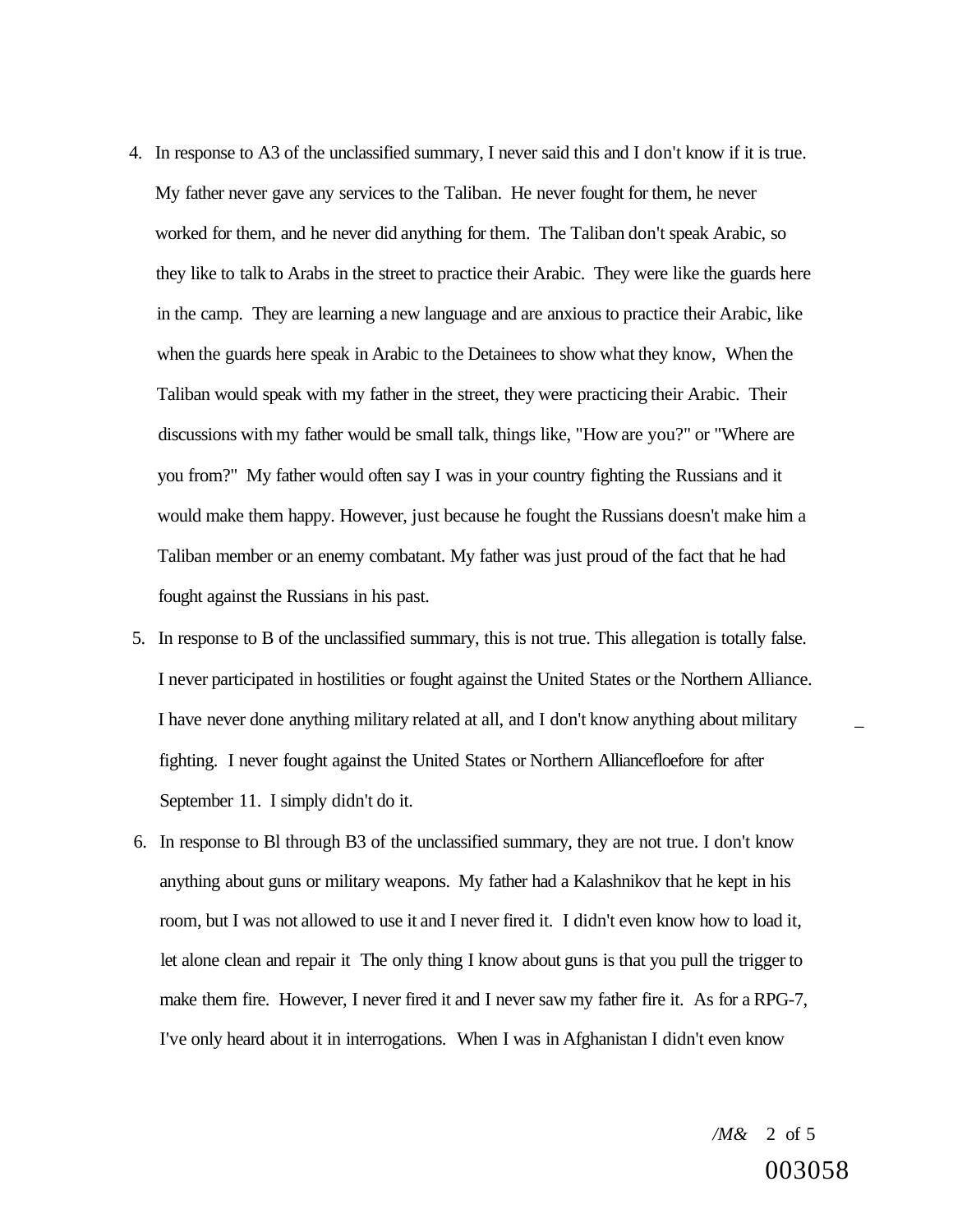4. In response to A3 of the unclassified summary, I never said this and I don't know if it is true. My father never gave any services to the Taliban. He never fought for them, he never worked for them, and he never did anything for them. The Taliban don't speak Arabic, so they like to talk to Arabs in the street to practice their Arabic. They were like the guards here in the camp. They are learning a new language and are anxious to practice their Arabic, like when the guards here speak in Arabic to the Detainees to show what they know, When the Taliban would speak with my father in the street, they were practicing their Arabic. Their discussions with my father would be small talk, things like, "How are you?" or "Where are you from?" My father would often say I was in your country fighting the Russians and it would make them happy. However, just because he fought the Russians doesn't make him a Taliban member or an enemy combatant. My father was just proud of the fact that he had fought against the Russians in his past.

5. In response to B of the unclassified summary, this is not true. This allegation is totally false. I never participated in hostilities or fought against the United States or the Northern Alliance. I have never done anything military related at all, and I don't know anything about military fighting. I never fought against the United States or Northern Alliancefloefore for after September 11. I simply didn't do it.

6. In response to Bl through B3 of the unclassified summary, they are not true. I don't know anything about guns or military weapons. My father had a Kalashnikov that he kept in his room, but I was not allowed to use it and I never fired it. I didn't even know how to load it, let alone clean and repair it The only thing I know about guns is that you pull the trigger to make them fire. However, I never fired it and I never saw my father fire it. As for a RPG-7, I've only heard about it in interrogations. When I was in Afghanistan I didn't even know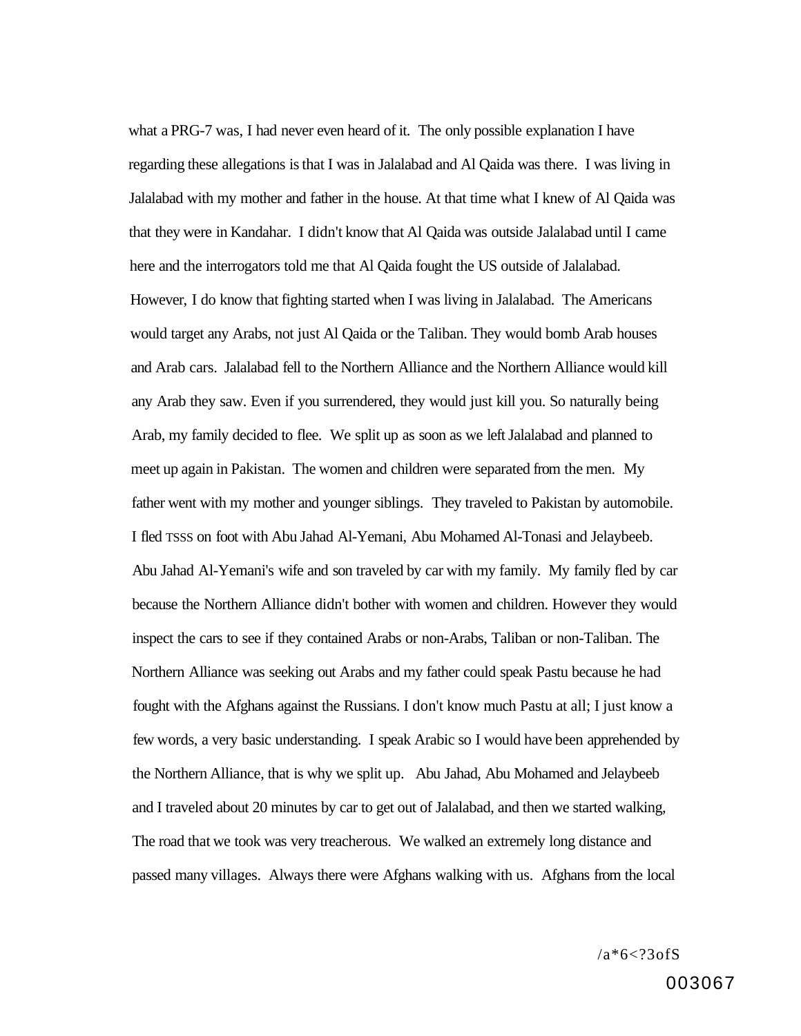what a PRG-7 was, I had never even heard of it. The only possible explanation I have regarding these allegations is that I was in Jalalabad and Al Qaida was there. I was living in Jalalabad with my mother and father in the house. At that time what I knew of Al Qaida was that they were in Kandahar. I didn't know that Al Qaida was outside Jalalabad until I came here and the interrogators told me that Al Qaida fought the US outside of Jalalabad. However, I do know that fighting started when I was living in Jalalabad. The Americans would target any Arabs, not just Al Qaida or the Taliban. They would bomb Arab houses and Arab cars. Jalalabad fell to the Northern Alliance and the Northern Alliance would kill any Arab they saw. Even if you surrendered, they would just kill you. So naturally being Arab, my family decided to flee. We split up as soon as we left Jalalabad and planned to meet up again in Pakistan. The women and children were separated from the men. My father went with my mother and younger siblings. They traveled to Pakistan by automobile. I fled TSSS on foot with Abu Jahad Al-Yemani, Abu Mohamed Al-Tonasi and Jelaybeeb. Abu Jahad Al-Yemani's wife and son traveled by car with my family. My family fled by car because the Northern Alliance didn't bother with women and children. However they would inspect the cars to see if they contained Arabs or non-Arabs, Taliban or non-Taliban. The Northern Alliance was seeking out Arabs and my father could speak Pastu because he had fought with the Afghans against the Russians. I don't know much Pastu at all; I just know a few words, a very basic understanding. I speak Arabic so I would have been apprehended by the Northern Alliance, that is why we split up. Abu Jahad, Abu Mohamed and Jelaybeeb and I traveled about 20 minutes by car to get out of Jalalabad, and then we started walking, The road that we took was very treacherous. We walked an extremely long distance and passed many villages. Always there were Afghans walking with us. Afghans from the local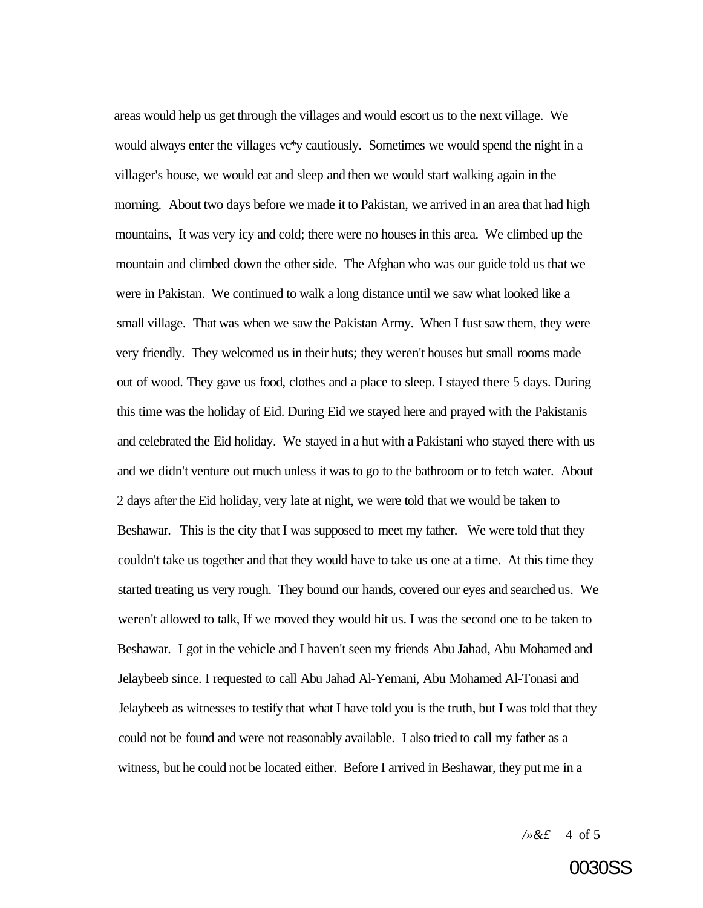areas would help us get through the villages and would escort us to the next village. We would always enter the villages vc*y cautiously. Sometimes we would spend the night in a villager's house, we would eat and sleep and then we would start walking again in the morning. About two days before we made it to Pakistan, we arrived in an area that had high mountains, It was very icy and cold; there were no houses in this area. We climbed up the mountain and climbed down the other side. The Afghan who was our guide told us that we were in Pakistan. We continued to walk a long distance until we saw what looked like a small village. That was when we saw the Pakistan Army. When I fust saw them, they were very friendly. They welcomed us in their huts; they weren't houses but small rooms made out of wood. They gave us food, clothes and a place to sleep. I stayed there 5 days. During this time was the holiday of Eid. During Eid we stayed here and prayed with the Pakistanis and celebrated the Eid holiday. We stayed in a hut with a Pakistani who stayed there with us and we didn't venture out much unless it was to go to the bathroom or to fetch water. About 2 days after the Eid holiday, very late at night, we were told that we would be taken to Beshawar. This is the city that I was supposed to meet my father. We were told that they couldn't take us together and that they would have to take us one at a time. At this time they started treating us very rough. They bound our hands, covered our eyes and searched us. We weren't allowed to talk, If we moved they would hit us. I was the second one to be taken to Beshawar. I got in the vehicle and I haven't seen my friends Abu Jahad, Abu Mohamed and Jelaybeeb since. I requested to call Abu Jahad Al-Yemani, Abu Mohamed Al-Tonasi and Jelaybeeb as witnesses to testify that what I have told you is the truth, but I was told that they could not be found and were not reasonably available. I also tried to call my father as a witness, but he could not be located either. Before I arrived in Beshawar, they put me in a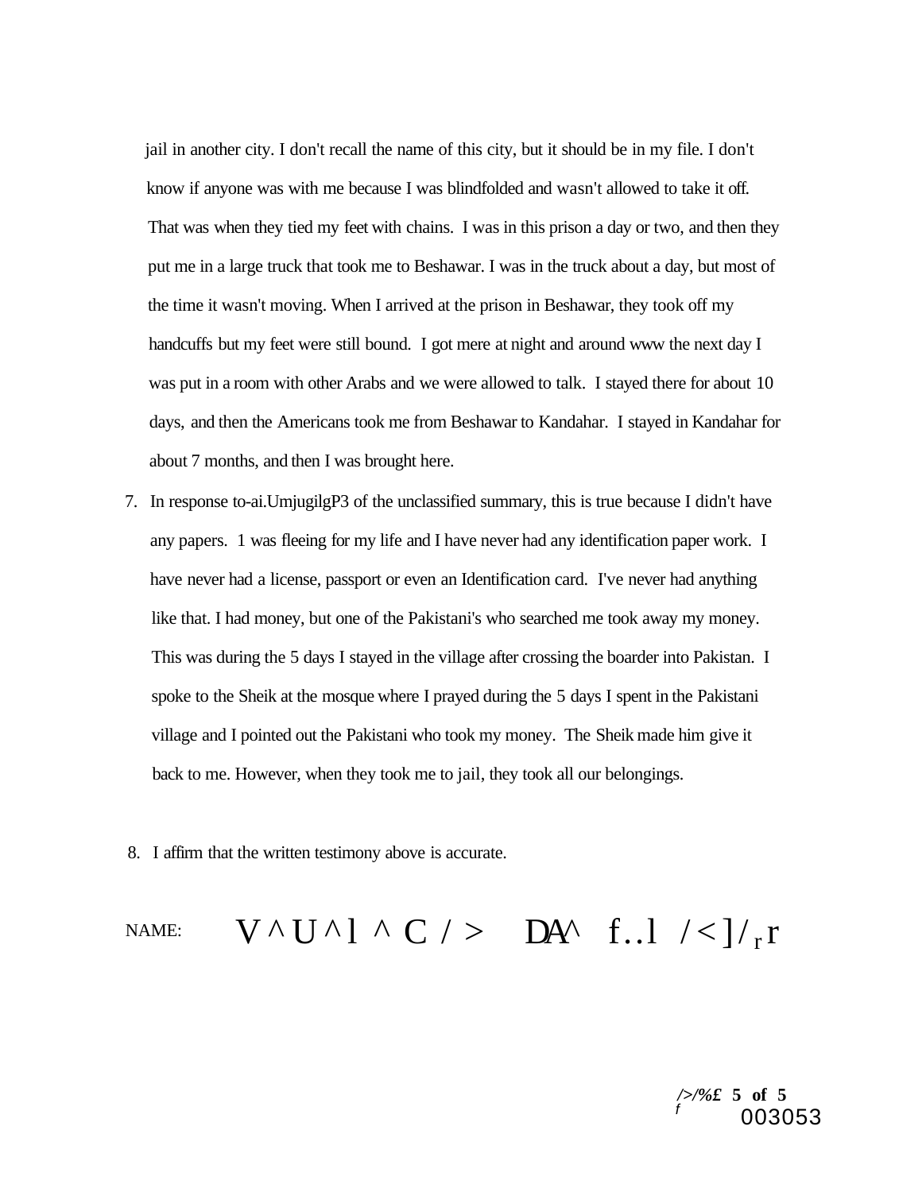jail in another city. I don't recall the name of this city, but it should be in my file. I don't know if anyone was with me because I was blindfolded and wasn't allowed to take it off. That was when they tied my feet with chains. I was in this prison a day or two, and then they put me in a large truck that took me to Beshawar. I was in the truck about a day, but most of the time it wasn't moving. When I arrived at the prison in Beshawar, they took off my handcuffs but my feet were still bound. I got mere at night and around www the next day I was put in a room with other Arabs and we were allowed to talk. I stayed there for about 10 days, and then the Americans took me from Beshawar to Kandahar. I stayed in Kandahar for about 7 months, and then I was brought here.

7. In response to-ai.UmjugilgP3 of the unclassified summary, this is true because I didn't have any papers. 1 was fleeing for my life and I have never had any identification paper work. I have never had a license, passport or even an Identification card. I've never had anything like that. I had money, but one of the Pakistani's who searched me took away my money. This was during the 5 days I stayed in the village after crossing the boarder into Pakistan. I spoke to the Sheik at the mosque where I prayed during the 5 days I spent in the Pakistani village and I pointed out the Pakistani who took my money. The Sheik made him give it back to me. However, when they took me to jail, they took all our belongings.

8. I affirm that the written testimony above is accurate.

NAME: V ^ U ^ l ^ C / > DA^ f..l / < ] / r r

003053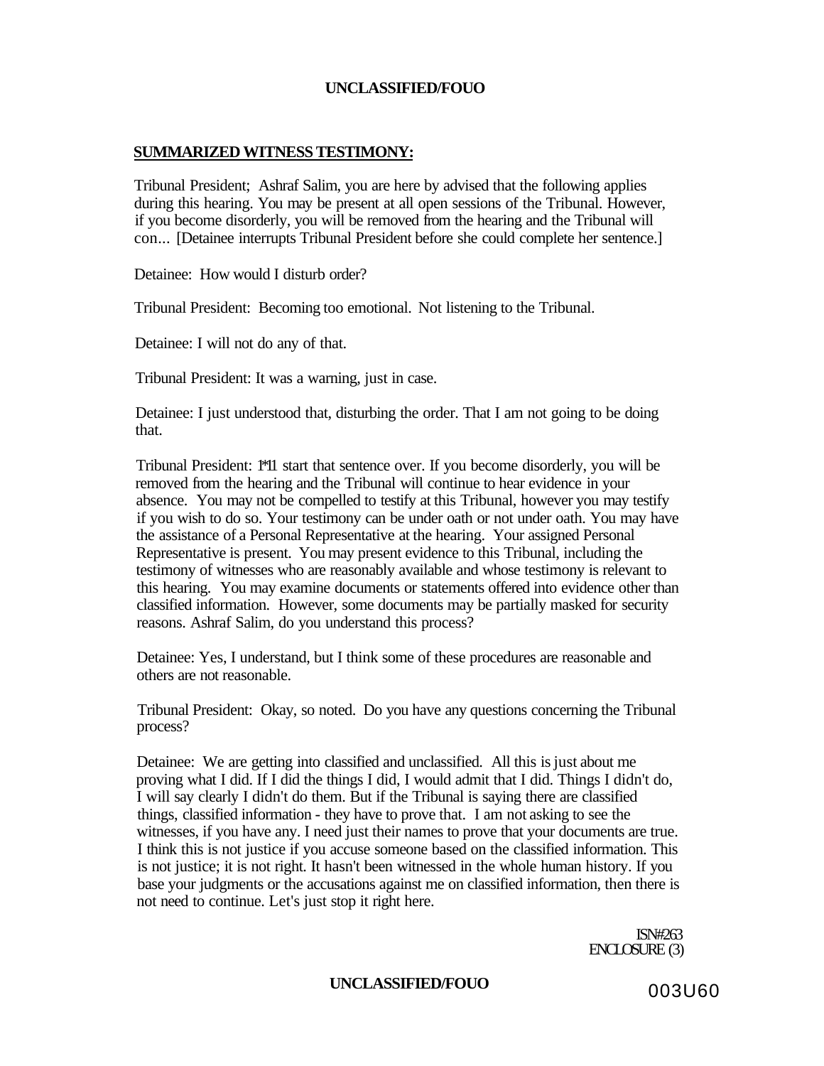**SUMMARIZED WITNESS TESTIMONY:**

Tribunal President; Ashraf Salim, you are here by advised that the following applies during this hearing. You may be present at all open sessions of the Tribunal. However, if you become disorderly, you will be removed from the hearing and the Tribunal will con... [Detainee interrupts Tribunal President before she could complete her sentence.]

Detainee: How would I disturb order?

Tribunal President: Becoming too emotional. Not listening to the Tribunal.

Detainee: I will not do any of that.

Tribunal President: It was a warning, just in case.

Detainee: I just understood that, disturbing the order. That I am not going to be doing that.

Tribunal President: 1*11 start that sentence over. If you become disorderly, you will be removed from the hearing and the Tribunal will continue to hear evidence in your absence. You may not be compelled to testify at this Tribunal, however you may testify if you wish to do so. Your testimony can be under oath or not under oath. You may have the assistance of a Personal Representative at the hearing. Your assigned Personal Representative is present. You may present evidence to this Tribunal, including the testimony of witnesses who are reasonably available and whose testimony is relevant to this hearing. You may examine documents or statements offered into evidence other than classified information. However, some documents may be partially masked for security reasons. Ashraf Salim, do you understand this process?

Detainee: Yes, I understand, but I think some of these procedures are reasonable and others are not reasonable.

Tribunal President: Okay, so noted. Do you have any questions concerning the Tribunal process?

Detainee: We are getting into classified and unclassified. All this is just about me proving what I did. If I did the things I did, I would admit that I did. Things I didn't do, I will say clearly I didn't do them. But if the Tribunal is saying there are classified things, classified information - they have to prove that. I am not asking to see the witnesses, if you have any. I need just their names to prove that your documents are true. I think this is not justice if you accuse someone based on the classified information. This is not justice; it is not right. It hasn't been witnessed in the whole human history. If you base your judgments or the accusations against me on classified information, then there is not need to continue. Let's just stop it right here.

ISN#263
ENCLOSURE (3)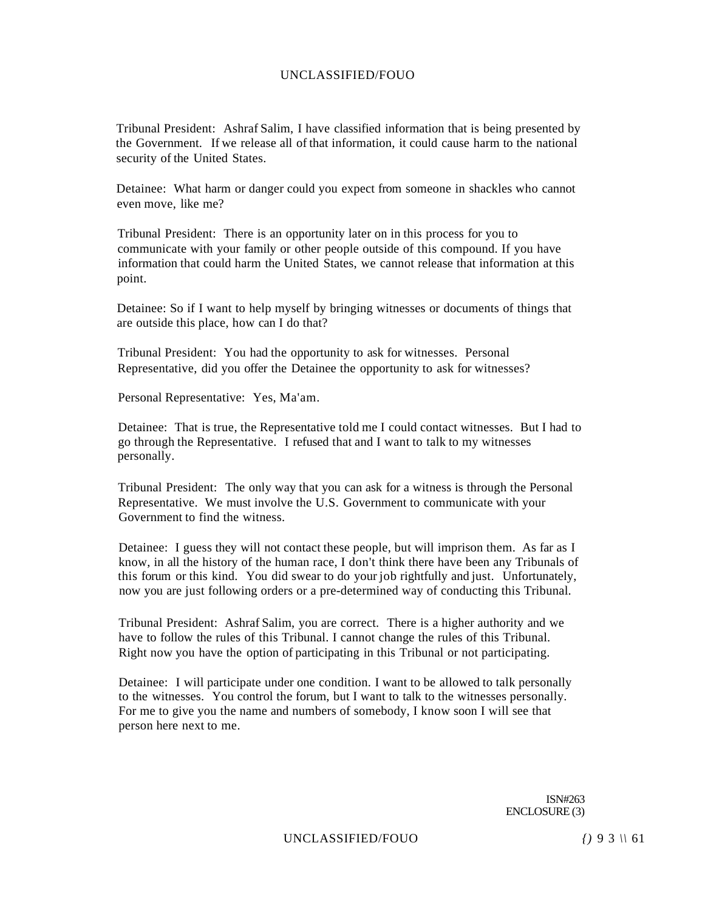Tribunal President: Ashraf Salim, I have classified information that is being presented by the Government. If we release all of that information, it could cause harm to the national security of the United States.

Detainee: What harm or danger could you expect from someone in shackles who cannot even move, like me?

Tribunal President: There is an opportunity later on in this process for you to communicate with your family or other people outside of this compound. If you have information that could harm the United States, we cannot release that information at this point.

Detainee: So if I want to help myself by bringing witnesses or documents of things that are outside this place, how can I do that?

Tribunal President: You had the opportunity to ask for witnesses. Personal Representative, did you offer the Detainee the opportunity to ask for witnesses?

Personal Representative: Yes, Ma'am.

Detainee: That is true, the Representative told me I could contact witnesses. But I had to go through the Representative. I refused that and I want to talk to my witnesses personally.

Tribunal President: The only way that you can ask for a witness is through the Personal Representative. We must involve the U.S. Government to communicate with your Government to find the witness.

Detainee: I guess they will not contact these people, but will imprison them. As far as I know, in all the history of the human race, I don't think there have been any Tribunals of this forum or this kind. You did swear to do your job rightfully and just. Unfortunately, now you are just following orders or a pre-determined way of conducting this Tribunal.

Tribunal President: Ashraf Salim, you are correct. There is a higher authority and we have to follow the rules of this Tribunal. I cannot change the rules of this Tribunal. Right now you have the option of participating in this Tribunal or not participating.

Detainee: I will participate under one condition. I want to be allowed to talk personally to the witnesses. You control the forum, but I want to talk to the witnesses personally. For me to give you the name and numbers of somebody, I know soon I will see that person here next to me.

ISN#263
ENCLOSURE (3)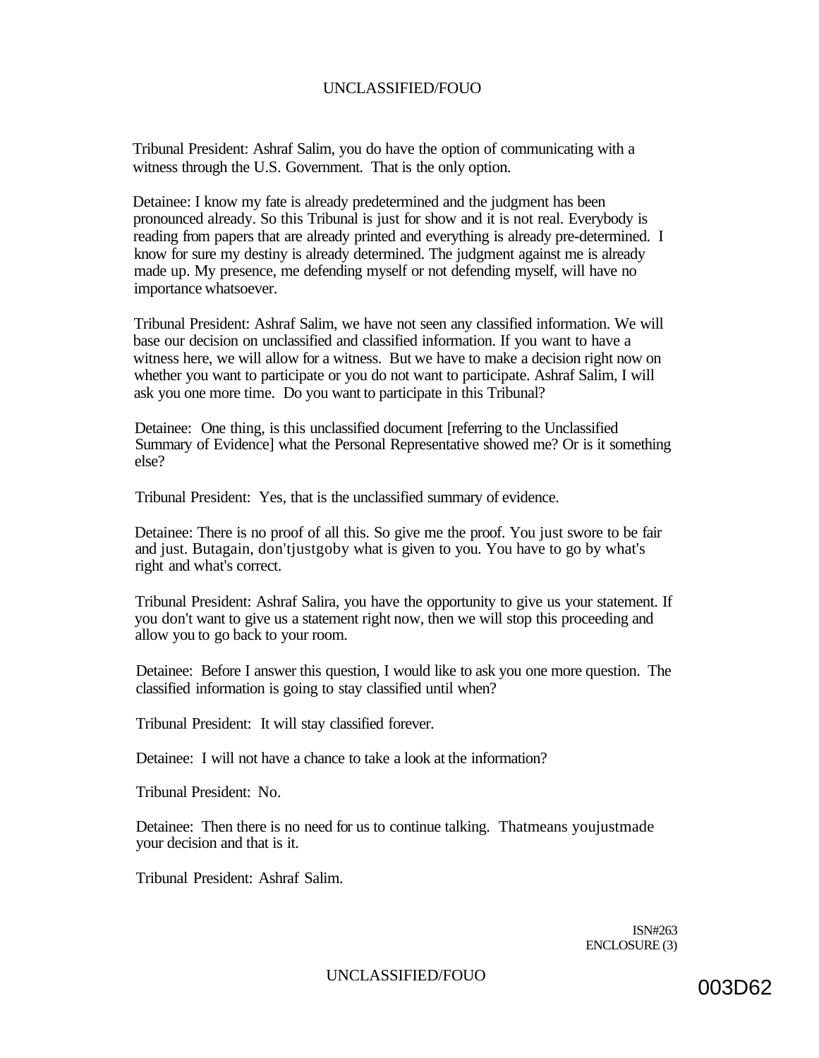Tribunal President: Ashraf Salim, you do have the option of communicating with a witness through the U.S. Government. That is the only option.

Detainee: I know my fate is already predetermined and the judgment has been pronounced already. So this Tribunal is just for show and it is not real. Everybody is reading from papers that are already printed and everything is already pre-determined. I know for sure my destiny is already determined. The judgment against me is already made up. My presence, me defending myself or not defending myself, will have no importance whatsoever.

Tribunal President: Ashraf Salim, we have not seen any classified information. We will base our decision on unclassified and classified information. If you want to have a witness here, we will allow for a witness. But we have to make a decision right now on whether you want to participate or you do not want to participate. Ashraf Salim, I will ask you one more time. Do you want to participate in this Tribunal?

Detainee: One thing, is this unclassified document [referring to the Unclassified Summary of Evidence] what the Personal Representative showed me? Or is it something else?

Tribunal President: Yes, that is the unclassified summary of evidence.

Detainee: There is no proof of all this. So give me the proof. You just swore to be fair and just. Butagain, don'tjustgoby what is given to you. You have to go by what's right and what's correct.

Tribunal President: Ashraf Salira, you have the opportunity to give us your statement. If you don't want to give us a statement right now, then we will stop this proceeding and allow you to go back to your room.

Detainee: Before I answer this question, I would like to ask you one more question. The classified information is going to stay classified until when?

Tribunal President: It will stay classified forever.

Detainee: I will not have a chance to take a look at the information?

Tribunal President: No.

Detainee: Then there is no need for us to continue talking. Thatmeans youjustmade your decision and that is it.

Tribunal President: Ashraf Salim.

ISN#263
ENCLOSURE (3)

003D62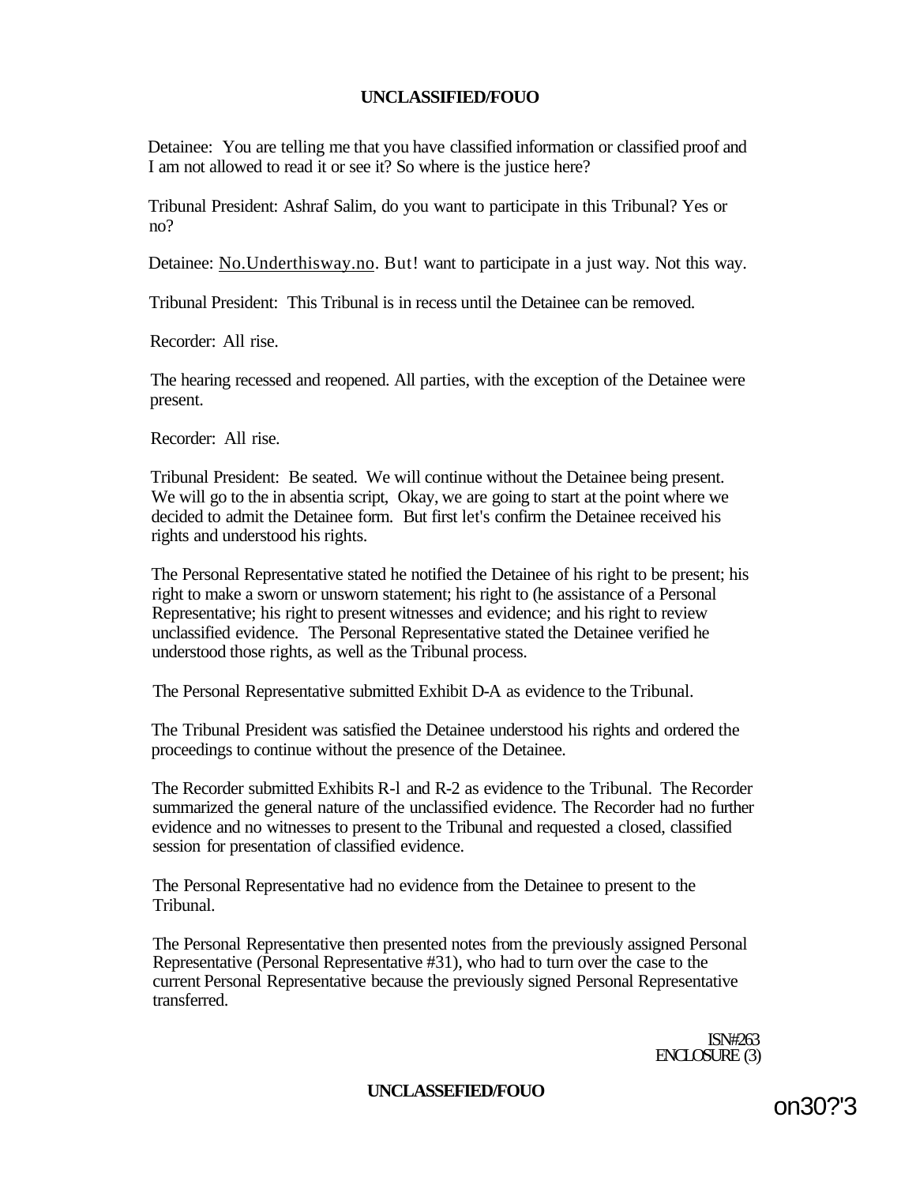Detainee: You are telling me that you have classified information or classified proof and I am not allowed to read it or see it? So where is the justice here?

Tribunal President: Ashraf Salim, do you want to participate in this Tribunal? Yes or no?

Detainee: No.Underthisway.no. But! want to participate in a just way. Not this way.

Tribunal President: This Tribunal is in recess until the Detainee can be removed.

Recorder: All rise.

The hearing recessed and reopened. All parties, with the exception of the Detainee were present.

Recorder: All rise.

Tribunal President: Be seated. We will continue without the Detainee being present. We will go to the in absentia script, Okay, we are going to start at the point where we decided to admit the Detainee form. But first let's confirm the Detainee received his rights and understood his rights.

The Personal Representative stated he notified the Detainee of his right to be present; his right to make a sworn or unsworn statement; his right to (he assistance of a Personal Representative; his right to present witnesses and evidence; and his right to review unclassified evidence. The Personal Representative stated the Detainee verified he understood those rights, as well as the Tribunal process.

The Personal Representative submitted Exhibit D-A as evidence to the Tribunal.

The Tribunal President was satisfied the Detainee understood his rights and ordered the proceedings to continue without the presence of the Detainee.

The Recorder submitted Exhibits R-l and R-2 as evidence to the Tribunal. The Recorder summarized the general nature of the unclassified evidence. The Recorder had no further evidence and no witnesses to present to the Tribunal and requested a closed, classified session for presentation of classified evidence.

The Personal Representative had no evidence from the Detainee to present to the Tribunal.

The Personal Representative then presented notes from the previously assigned Personal Representative (Personal Representative #31), who had to turn over the case to the current Personal Representative because the previously signed Personal Representative transferred.

ISN#263
ENCLOSURE (3)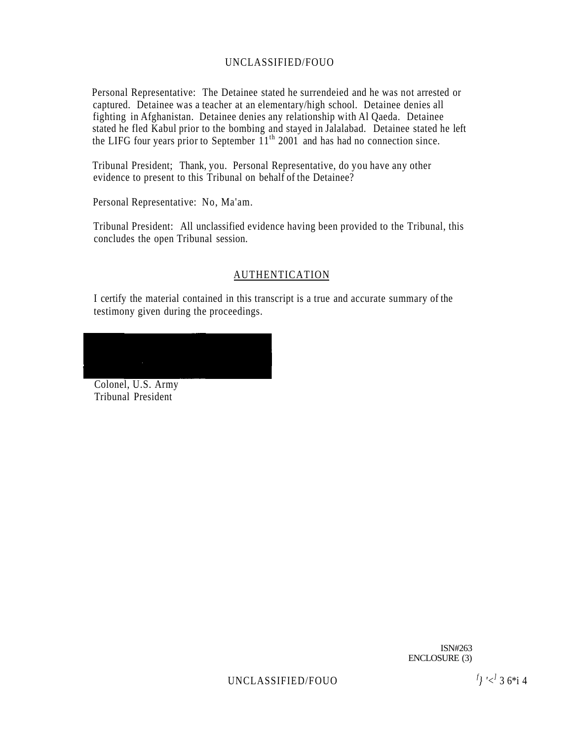Personal Representative: The Detainee stated he surrendeied and he was not arrested or captured. Detainee was a teacher at an elementary/high school. Detainee denies all fighting in Afghanistan. Detainee denies any relationship with Al Qaeda. Detainee stated he fled Kabul prior to the bombing and stayed in Jalalabad. Detainee stated he left the LIFG four years prior to September 11th 2001 and has had no connection since.

Tribunal President; Thank, you. Personal Representative, do you have any other evidence to present to this Tribunal on behalf of the Detainee?

Personal Representative: No, Ma'am.

Tribunal President: All unclassified evidence having been provided to the Tribunal, this concludes the open Tribunal session.

## AUTHENTICATION

I certify the material contained in this transcript is a true and accurate summary of the testimony given during the proceedings.

Colonel, U.S. Army
Tribunal President

ISN#263
ENCLOSURE (3)